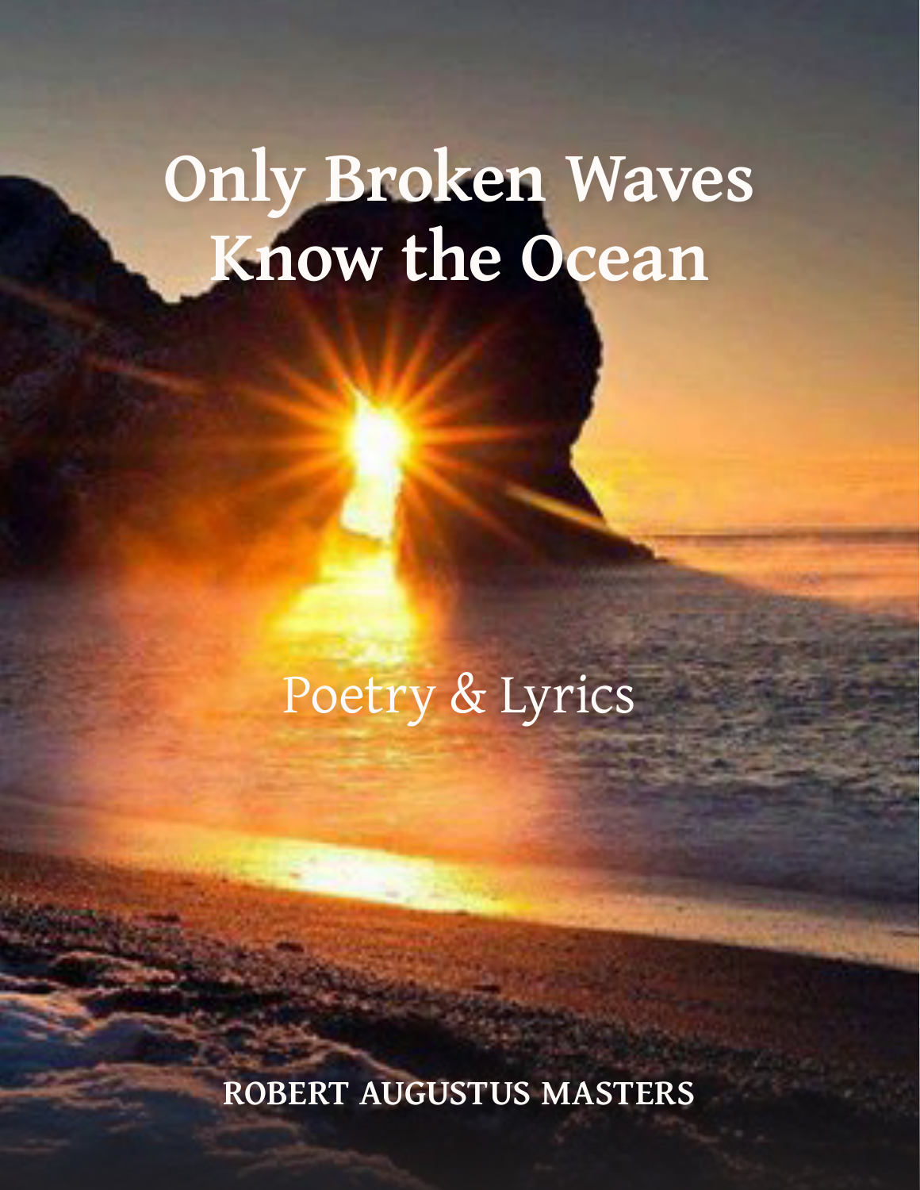# Only Broken Waves Know the Ocean

## Poetry & Lyrics

**ROBERT AUGUSTUS MASTERS**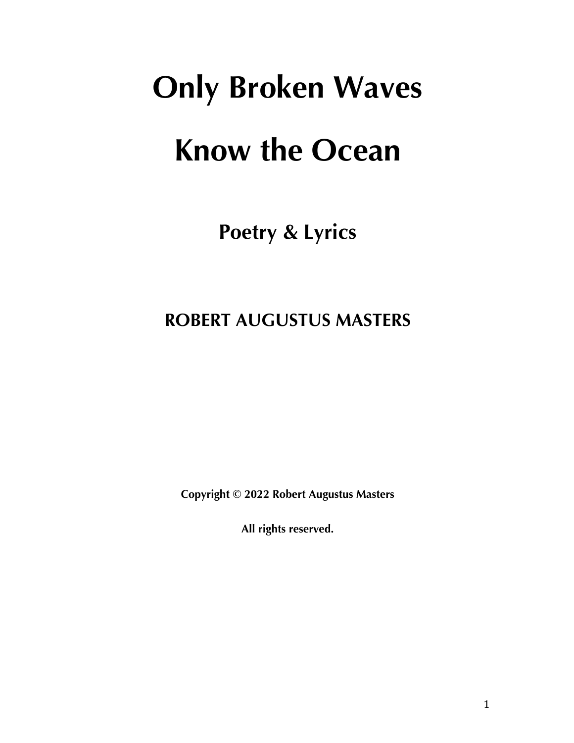# Only Broken Waves Know the Ocean

## Poetry & Lyrics

### ROBERT AUGUSTUS MASTERS

**Copyright © 2022 Robert Augustus Masters**

**All rights reserved.**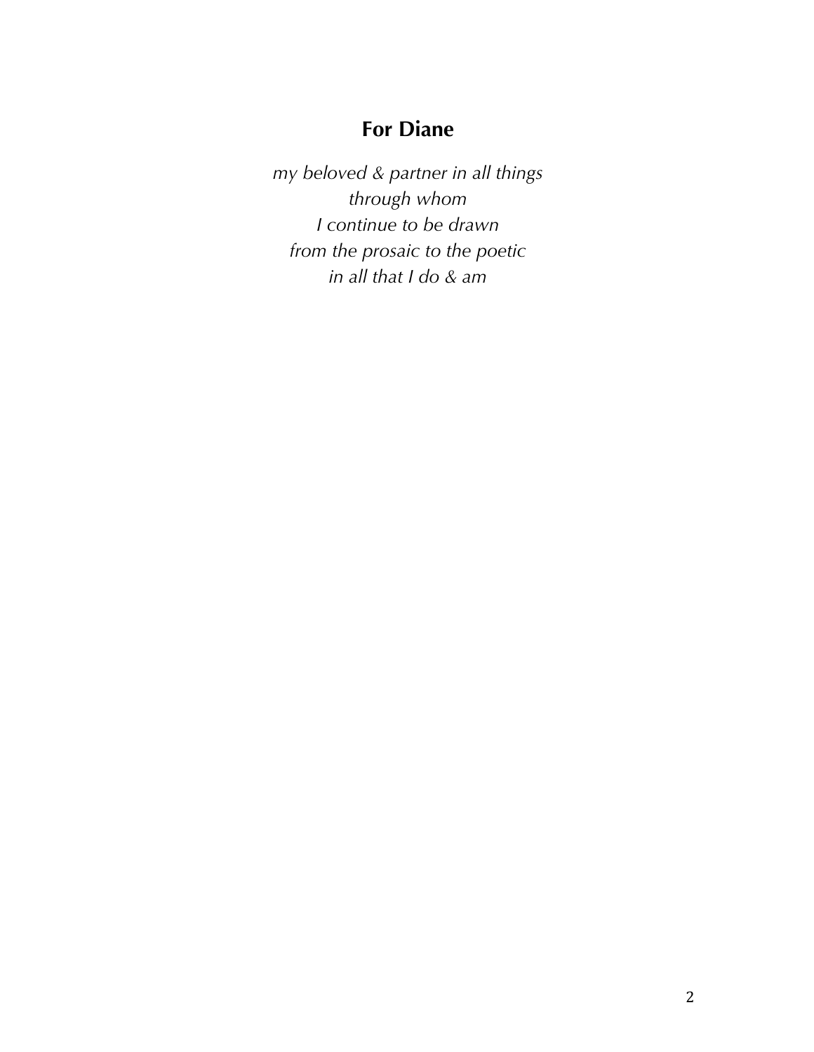## For Diane

*my beloved & partner in all things*
*through whom*
*I continue to be drawn*
*from the prosaic to the poetic*
*in all that I do & am*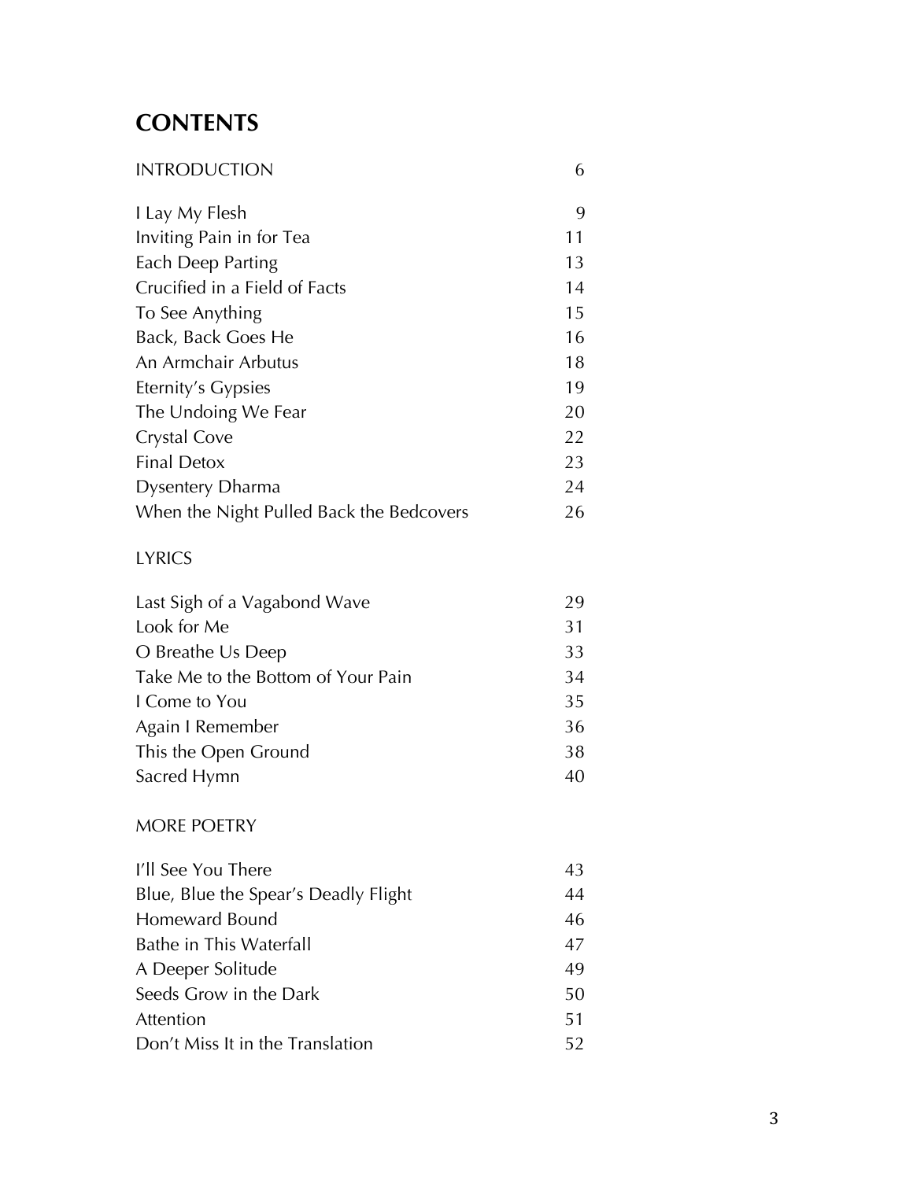# CONTENTS

| | |
|---|---|
| INTRODUCTION | 6 |
| | |
| I Lay My Flesh | 9 |
| Inviting Pain in for Tea | 11 |
| Each Deep Parting | 13 |
| Crucified in a Field of Facts | 14 |
| To See Anything | 15 |
| Back, Back Goes He | 16 |
| An Armchair Arbutus | 18 |
| Eternity's Gypsies | 19 |
| The Undoing We Fear | 20 |
| Crystal Cove | 22 |
| Final Detox | 23 |
| Dysentery Dharma | 24 |
| When the Night Pulled Back the Bedcovers | 26 |
| | |
| LYRICS | |
| | |
| Last Sigh of a Vagabond Wave | 29 |
| Look for Me | 31 |
| O Breathe Us Deep | 33 |
| Take Me to the Bottom of Your Pain | 34 |
| I Come to You | 35 |
| Again I Remember | 36 |
| This the Open Ground | 38 |
| Sacred Hymn | 40 |
| | |
| MORE POETRY | |
| | |
| I'll See You There | 43 |
| Blue, Blue the Spear's Deadly Flight | 44 |
| Homeward Bound | 46 |
| Bathe in This Waterfall | 47 |
| A Deeper Solitude | 49 |
| Seeds Grow in the Dark | 50 |
| Attention | 51 |
| Don't Miss It in the Translation | 52 |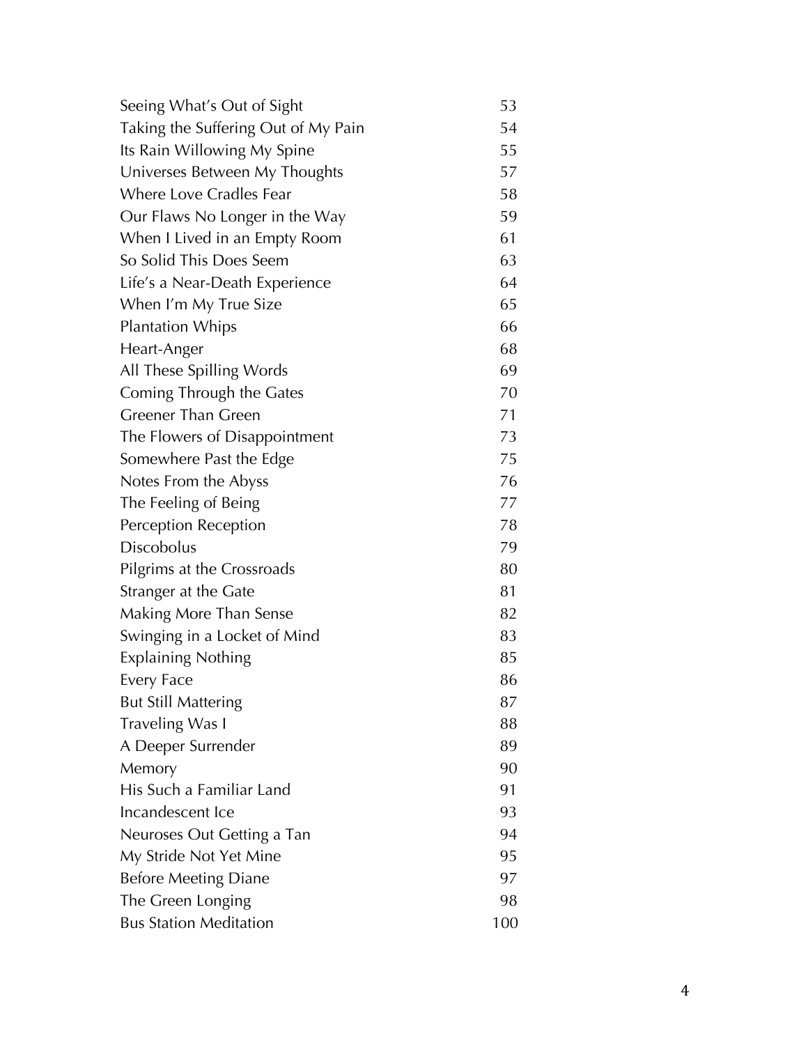| | |
|---|---|
| Seeing What's Out of Sight | 53 |
| Taking the Suffering Out of My Pain | 54 |
| Its Rain Willowing My Spine | 55 |
| Universes Between My Thoughts | 57 |
| Where Love Cradles Fear | 58 |
| Our Flaws No Longer in the Way | 59 |
| When I Lived in an Empty Room | 61 |
| So Solid This Does Seem | 63 |
| Life's a Near-Death Experience | 64 |
| When I'm My True Size | 65 |
| Plantation Whips | 66 |
| Heart-Anger | 68 |
| All These Spilling Words | 69 |
| Coming Through the Gates | 70 |
| Greener Than Green | 71 |
| The Flowers of Disappointment | 73 |
| Somewhere Past the Edge | 75 |
| Notes From the Abyss | 76 |
| The Feeling of Being | 77 |
| Perception Reception | 78 |
| Discobolus | 79 |
| Pilgrims at the Crossroads | 80 |
| Stranger at the Gate | 81 |
| Making More Than Sense | 82 |
| Swinging in a Locket of Mind | 83 |
| Explaining Nothing | 85 |
| Every Face | 86 |
| But Still Mattering | 87 |
| Traveling Was I | 88 |
| A Deeper Surrender | 89 |
| Memory | 90 |
| His Such a Familiar Land | 91 |
| Incandescent Ice | 93 |
| Neuroses Out Getting a Tan | 94 |
| My Stride Not Yet Mine | 95 |
| Before Meeting Diane | 97 |
| The Green Longing | 98 |
| Bus Station Meditation | 100 |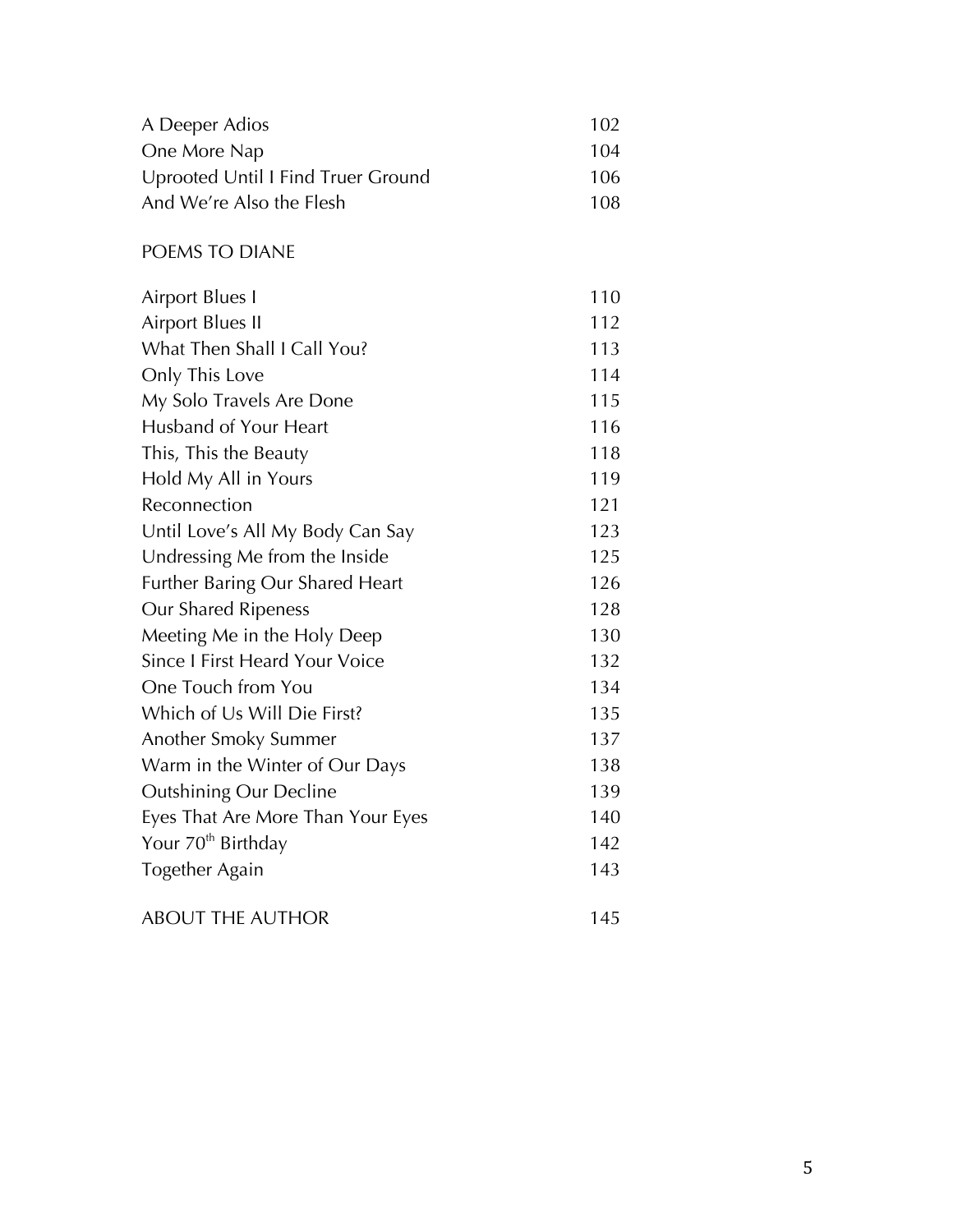| | |
|---|---|
| A Deeper Adios | 102 |
| One More Nap | 104 |
| Uprooted Until I Find Truer Ground | 106 |
| And We're Also the Flesh | 108 |

POEMS TO DIANE

| | |
|---|---|
| Airport Blues I | 110 |
| Airport Blues II | 112 |
| What Then Shall I Call You? | 113 |
| Only This Love | 114 |
| My Solo Travels Are Done | 115 |
| Husband of Your Heart | 116 |
| This, This the Beauty | 118 |
| Hold My All in Yours | 119 |
| Reconnection | 121 |
| Until Love's All My Body Can Say | 123 |
| Undressing Me from the Inside | 125 |
| Further Baring Our Shared Heart | 126 |
| Our Shared Ripeness | 128 |
| Meeting Me in the Holy Deep | 130 |
| Since I First Heard Your Voice | 132 |
| One Touch from You | 134 |
| Which of Us Will Die First? | 135 |
| Another Smoky Summer | 137 |
| Warm in the Winter of Our Days | 138 |
| Outshining Our Decline | 139 |
| Eyes That Are More Than Your Eyes | 140 |
| Your 70th Birthday | 142 |
| Together Again | 143 |

| | |
|---|---|
| ABOUT THE AUTHOR | 145 |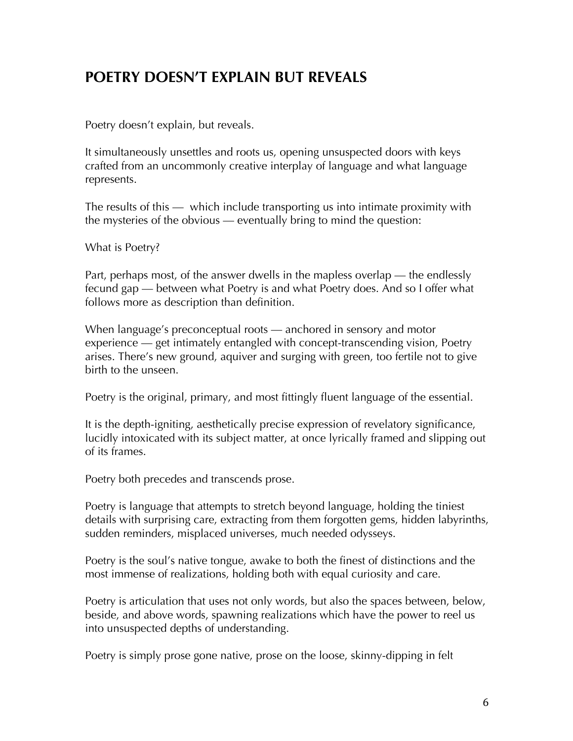# POETRY DOESN'T EXPLAIN BUT REVEALS

Poetry doesn't explain, but reveals.

It simultaneously unsettles and roots us, opening unsuspected doors with keys crafted from an uncommonly creative interplay of language and what language represents.

The results of this — which include transporting us into intimate proximity with the mysteries of the obvious — eventually bring to mind the question:

What is Poetry?

Part, perhaps most, of the answer dwells in the mapless overlap — the endlessly fecund gap — between what Poetry is and what Poetry does. And so I offer what follows more as description than definition.

When language's preconceptual roots — anchored in sensory and motor experience — get intimately entangled with concept-transcending vision, Poetry arises. There's new ground, aquiver and surging with green, too fertile not to give birth to the unseen.

Poetry is the original, primary, and most fittingly fluent language of the essential.

It is the depth-igniting, aesthetically precise expression of revelatory significance, lucidly intoxicated with its subject matter, at once lyrically framed and slipping out of its frames.

Poetry both precedes and transcends prose.

Poetry is language that attempts to stretch beyond language, holding the tiniest details with surprising care, extracting from them forgotten gems, hidden labyrinths, sudden reminders, misplaced universes, much needed odysseys.

Poetry is the soul's native tongue, awake to both the finest of distinctions and the most immense of realizations, holding both with equal curiosity and care.

Poetry is articulation that uses not only words, but also the spaces between, below, beside, and above words, spawning realizations which have the power to reel us into unsuspected depths of understanding.

Poetry is simply prose gone native, prose on the loose, skinny-dipping in felt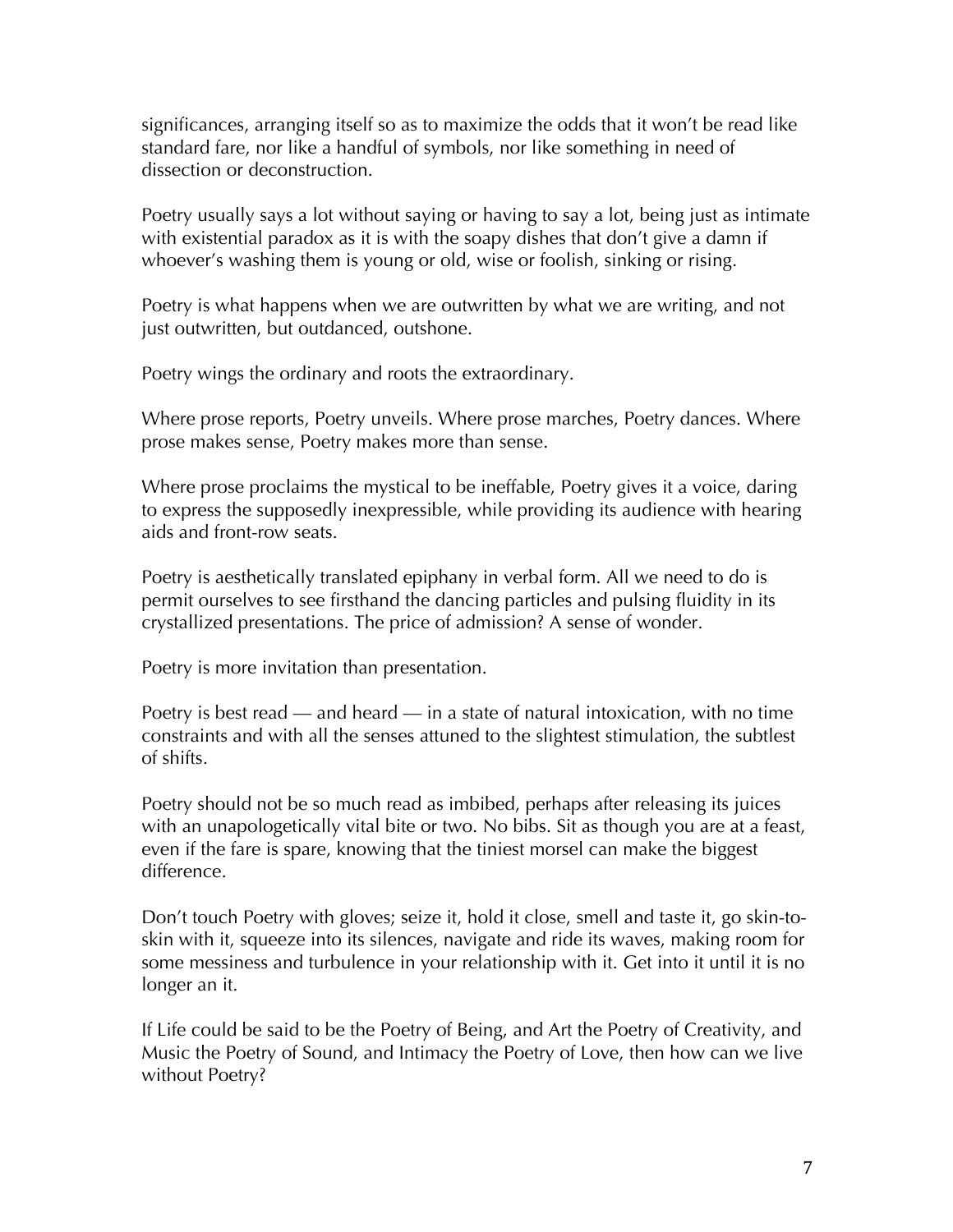significances, arranging itself so as to maximize the odds that it won't be read like standard fare, nor like a handful of symbols, nor like something in need of dissection or deconstruction.

Poetry usually says a lot without saying or having to say a lot, being just as intimate with existential paradox as it is with the soapy dishes that don't give a damn if whoever's washing them is young or old, wise or foolish, sinking or rising.

Poetry is what happens when we are outwritten by what we are writing, and not just outwritten, but outdanced, outshone.

Poetry wings the ordinary and roots the extraordinary.

Where prose reports, Poetry unveils. Where prose marches, Poetry dances. Where prose makes sense, Poetry makes more than sense.

Where prose proclaims the mystical to be ineffable, Poetry gives it a voice, daring to express the supposedly inexpressible, while providing its audience with hearing aids and front-row seats.

Poetry is aesthetically translated epiphany in verbal form. All we need to do is permit ourselves to see firsthand the dancing particles and pulsing fluidity in its crystallized presentations. The price of admission? A sense of wonder.

Poetry is more invitation than presentation.

Poetry is best read — and heard — in a state of natural intoxication, with no time constraints and with all the senses attuned to the slightest stimulation, the subtlest of shifts.

Poetry should not be so much read as imbibed, perhaps after releasing its juices with an unapologetically vital bite or two. No bibs. Sit as though you are at a feast, even if the fare is spare, knowing that the tiniest morsel can make the biggest difference.

Don't touch Poetry with gloves; seize it, hold it close, smell and taste it, go skin-to-skin with it, squeeze into its silences, navigate and ride its waves, making room for some messiness and turbulence in your relationship with it. Get into it until it is no longer an it.

If Life could be said to be the Poetry of Being, and Art the Poetry of Creativity, and Music the Poetry of Sound, and Intimacy the Poetry of Love, then how can we live without Poetry?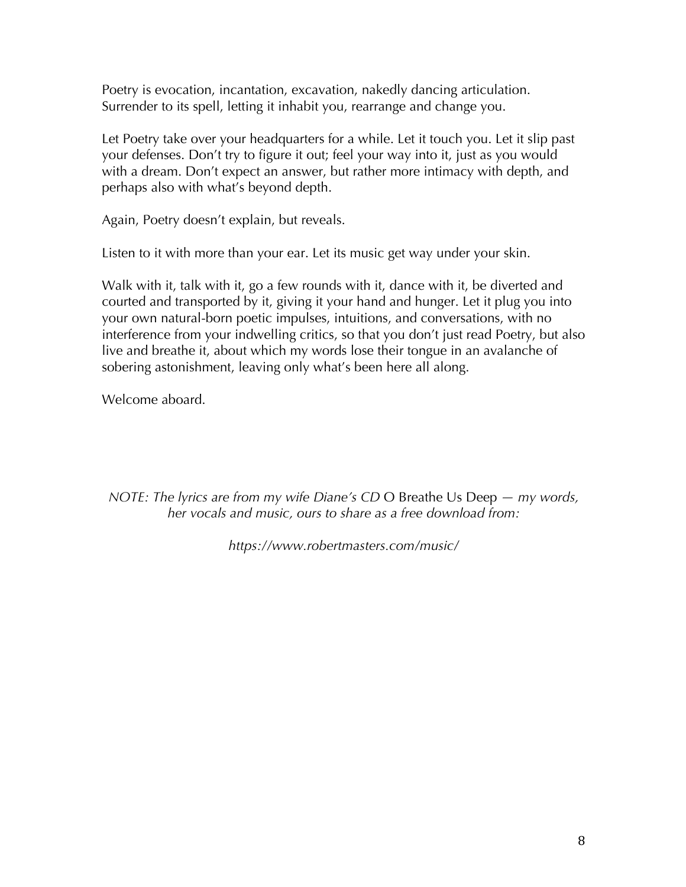Poetry is evocation, incantation, excavation, nakedly dancing articulation. Surrender to its spell, letting it inhabit you, rearrange and change you.

Let Poetry take over your headquarters for a while. Let it touch you. Let it slip past your defenses. Don't try to figure it out; feel your way into it, just as you would with a dream. Don't expect an answer, but rather more intimacy with depth, and perhaps also with what's beyond depth.

Again, Poetry doesn't explain, but reveals.

Listen to it with more than your ear. Let its music get way under your skin.

Walk with it, talk with it, go a few rounds with it, dance with it, be diverted and courted and transported by it, giving it your hand and hunger. Let it plug you into your own natural-born poetic impulses, intuitions, and conversations, with no interference from your indwelling critics, so that you don't just read Poetry, but also live and breathe it, about which my words lose their tongue in an avalanche of sobering astonishment, leaving only what's been here all along.

Welcome aboard.

*NOTE: The lyrics are from my wife Diane's CD* O Breathe Us Deep *— my words, her vocals and music, ours to share as a free download from:*

*https://www.robertmasters.com/music/*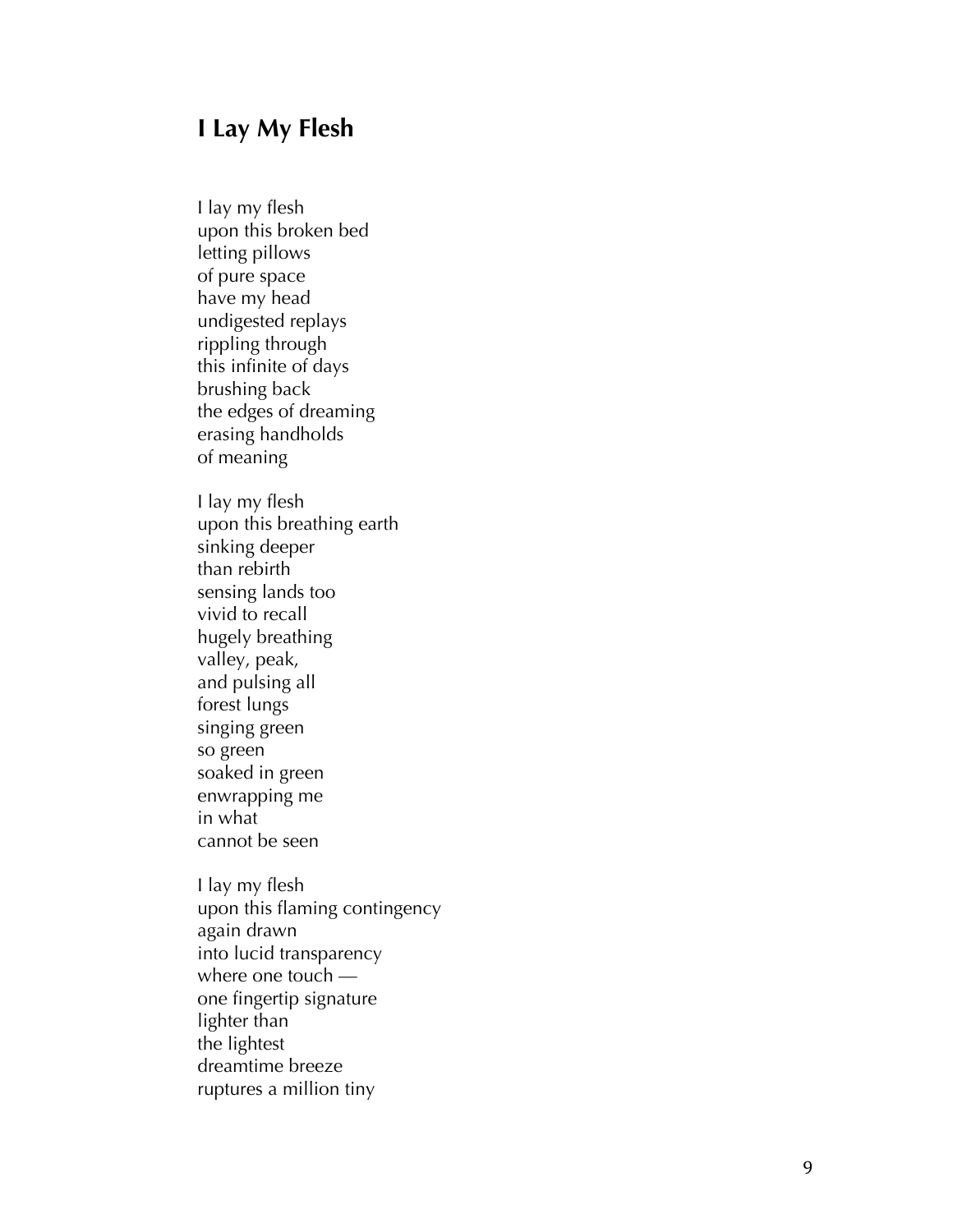## I Lay My Flesh

I lay my flesh
upon this broken bed
letting pillows
of pure space
have my head
undigested replays
rippling through
this infinite of days
brushing back
the edges of dreaming
erasing handholds
of meaning

I lay my flesh
upon this breathing earth
sinking deeper
than rebirth
sensing lands too
vivid to recall
hugely breathing
valley, peak,
and pulsing all
forest lungs
singing green
so green
soaked in green
enwrapping me
in what
cannot be seen

I lay my flesh
upon this flaming contingency
again drawn
into lucid transparency
where one touch —
one fingertip signature
lighter than
the lightest
dreamtime breeze
ruptures a million tiny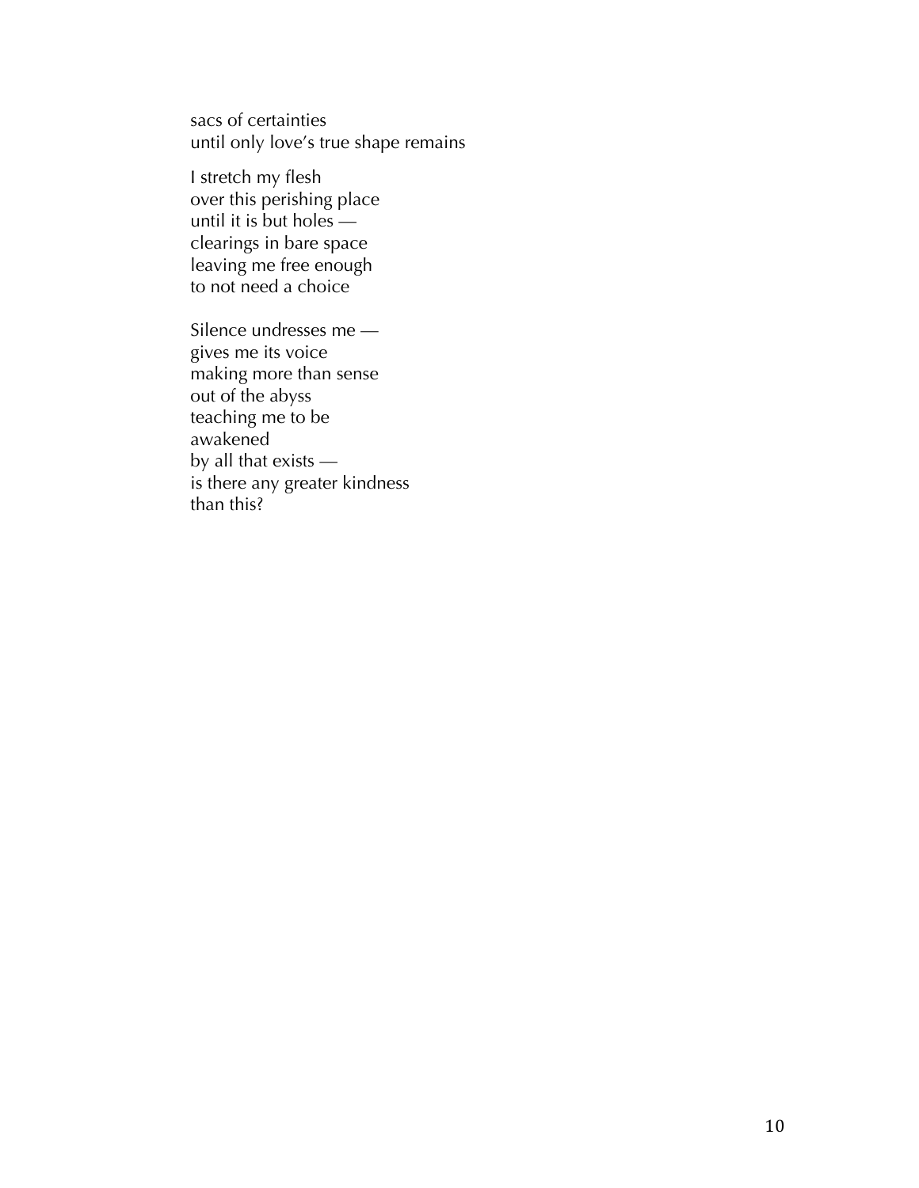sacs of certainties
until only love's true shape remains

I stretch my flesh
over this perishing place
until it is but holes —
clearings in bare space
leaving me free enough
to not need a choice

Silence undresses me —
gives me its voice
making more than sense
out of the abyss
teaching me to be
awakened
by all that exists —
is there any greater kindness
than this?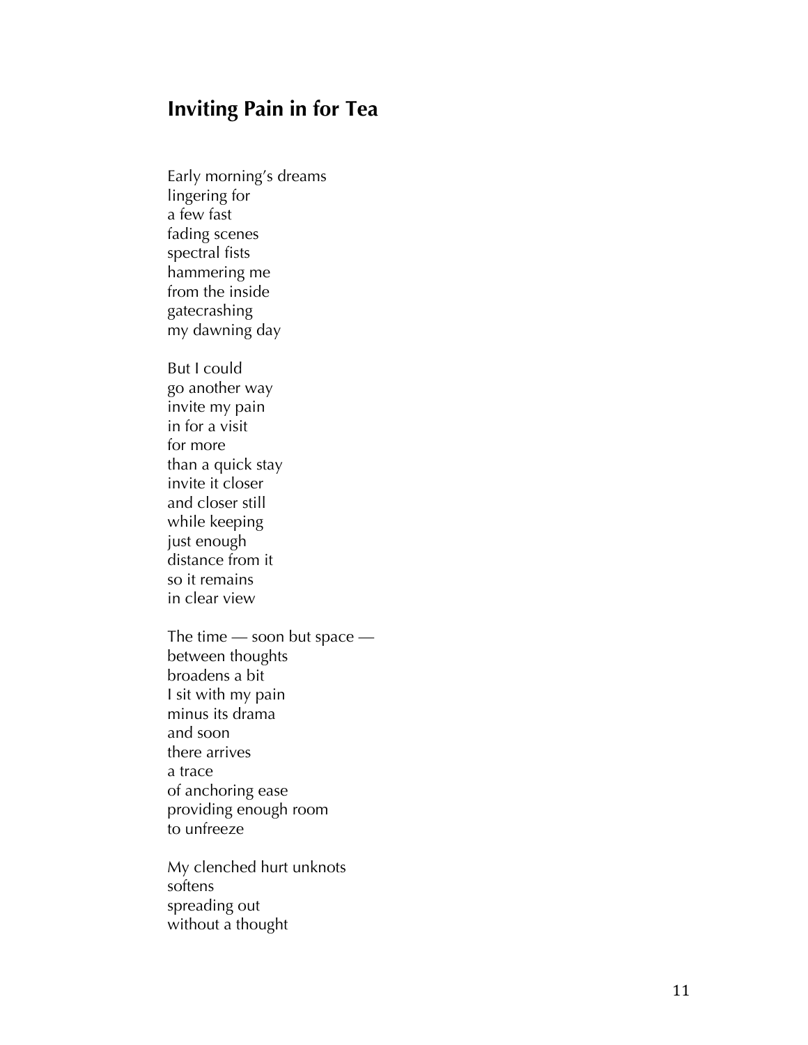## Inviting Pain in for Tea

Early morning's dreams  
lingering for  
a few fast  
fading scenes  
spectral fists  
hammering me  
from the inside  
gatecrashing  
my dawning day

But I could  
go another way  
invite my pain  
in for a visit  
for more  
than a quick stay  
invite it closer  
and closer still  
while keeping  
just enough  
distance from it  
so it remains  
in clear view

The time — soon but space —  
between thoughts  
broadens a bit  
I sit with my pain  
minus its drama  
and soon  
there arrives  
a trace  
of anchoring ease  
providing enough room  
to unfreeze

My clenched hurt unknots  
softens  
spreading out  
without a thought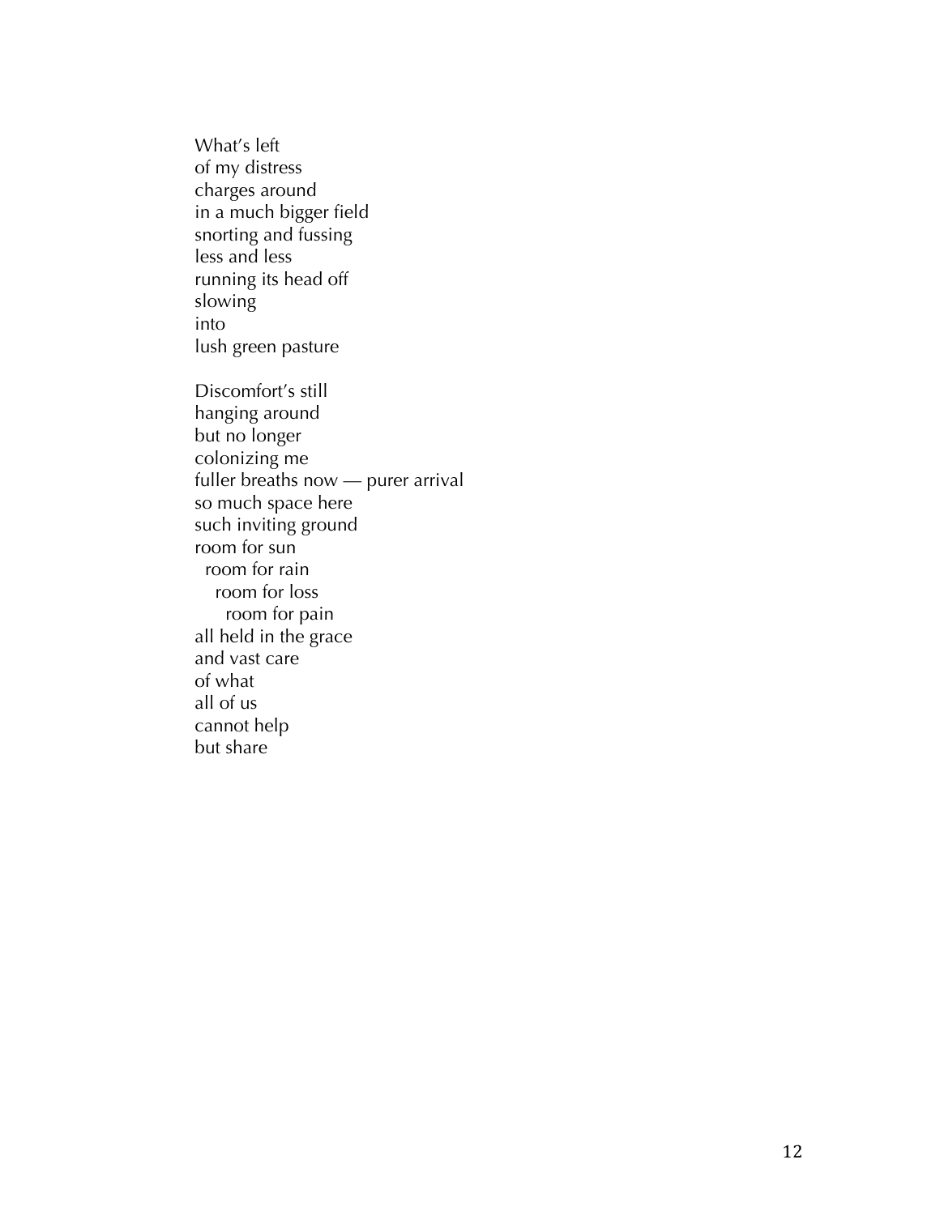What's left  
of my distress  
charges around  
in a much bigger field  
snorting and fussing  
less and less  
running its head off  
slowing  
into  
lush green pasture

Discomfort's still  
hanging around  
but no longer  
colonizing me  
fuller breaths now — purer arrival  
so much space here  
such inviting ground  
room for sun  
&nbsp;&nbsp;room for rain  
&nbsp;&nbsp;&nbsp;&nbsp;room for loss  
&nbsp;&nbsp;&nbsp;&nbsp;&nbsp;&nbsp;room for pain  
all held in the grace  
and vast care  
of what  
all of us  
cannot help  
but share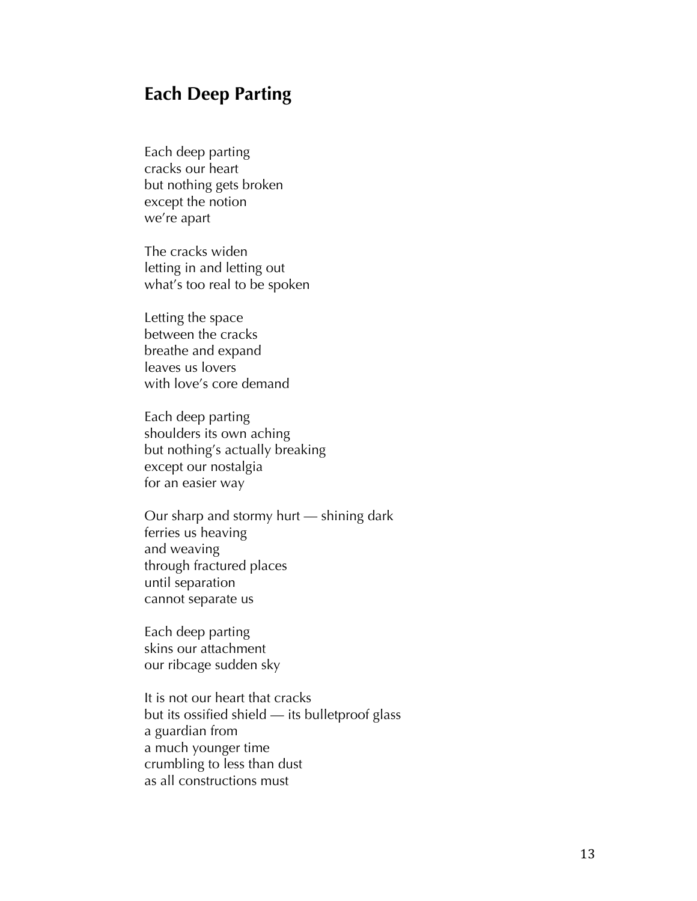## Each Deep Parting

Each deep parting
cracks our heart
but nothing gets broken
except the notion
we're apart

The cracks widen
letting in and letting out
what's too real to be spoken

Letting the space
between the cracks
breathe and expand
leaves us lovers
with love's core demand

Each deep parting
shoulders its own aching
but nothing's actually breaking
except our nostalgia
for an easier way

Our sharp and stormy hurt — shining dark
ferries us heaving
and weaving
through fractured places
until separation
cannot separate us

Each deep parting
skins our attachment
our ribcage sudden sky

It is not our heart that cracks
but its ossified shield — its bulletproof glass
a guardian from
a much younger time
crumbling to less than dust
as all constructions must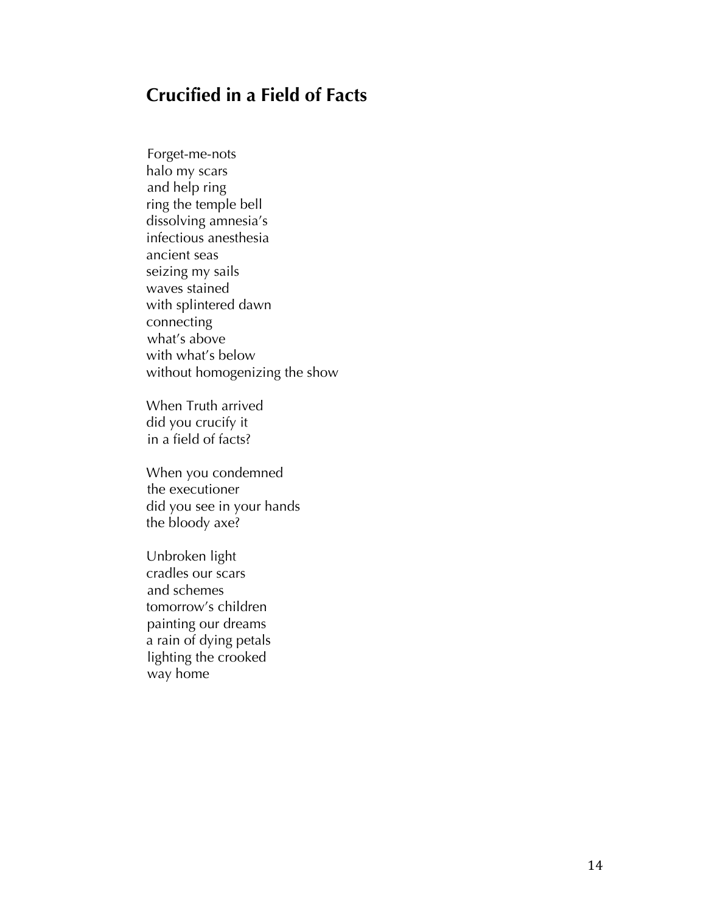## Crucified in a Field of Facts

Forget-me-nots  
halo my scars  
and help ring  
ring the temple bell  
dissolving amnesia's  
infectious anesthesia  
ancient seas  
seizing my sails  
waves stained  
with splintered dawn  
connecting  
what's above  
with what's below  
without homogenizing the show

When Truth arrived  
did you crucify it  
in a field of facts?

When you condemned  
the executioner  
did you see in your hands  
the bloody axe?

Unbroken light  
cradles our scars  
and schemes  
tomorrow's children  
painting our dreams  
a rain of dying petals  
lighting the crooked  
way home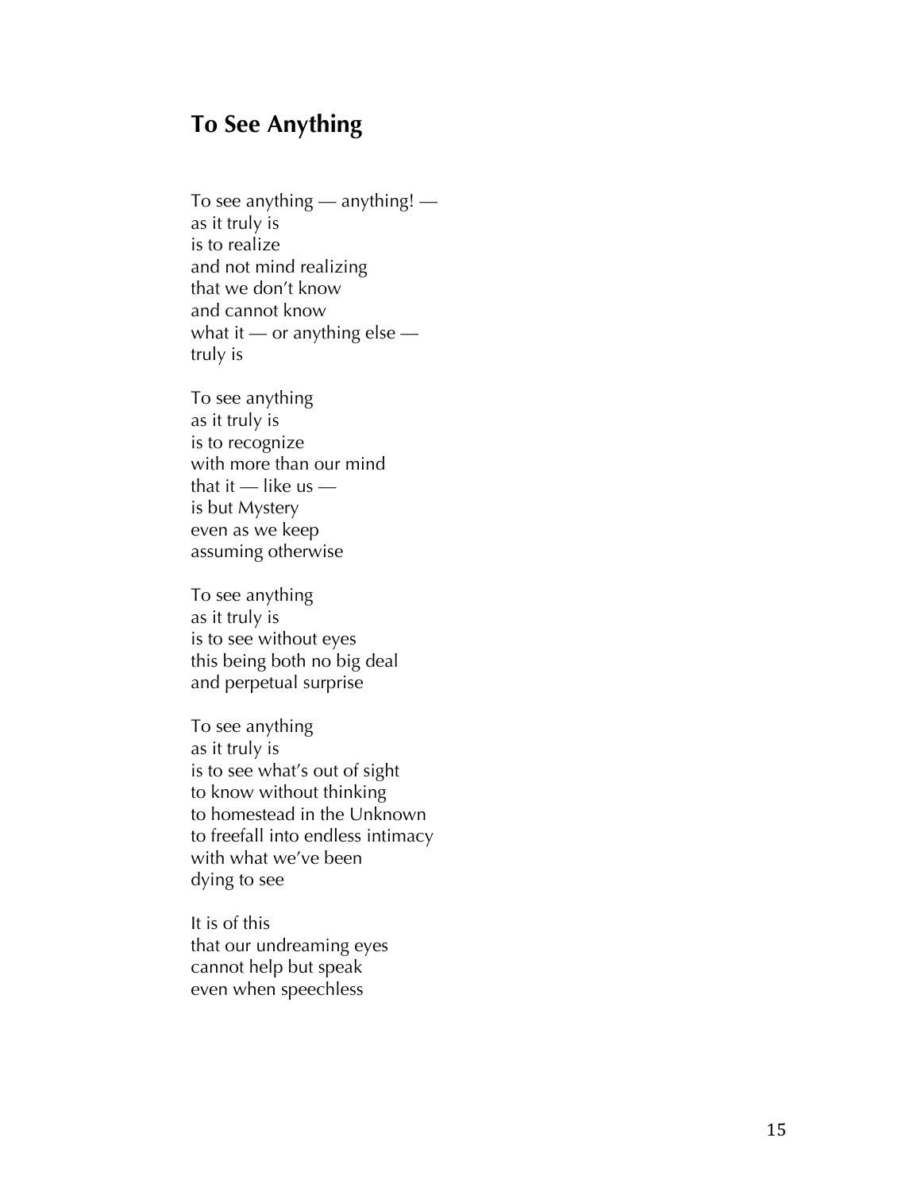## To See Anything

To see anything — anything! —
as it truly is
is to realize
and not mind realizing
that we don't know
and cannot know
what it — or anything else —
truly is

To see anything
as it truly is
is to recognize
with more than our mind
that it — like us —
is but Mystery
even as we keep
assuming otherwise

To see anything
as it truly is
is to see without eyes
this being both no big deal
and perpetual surprise

To see anything
as it truly is
is to see what's out of sight
to know without thinking
to homestead in the Unknown
to freefall into endless intimacy
with what we've been
dying to see

It is of this
that our undreaming eyes
cannot help but speak
even when speechless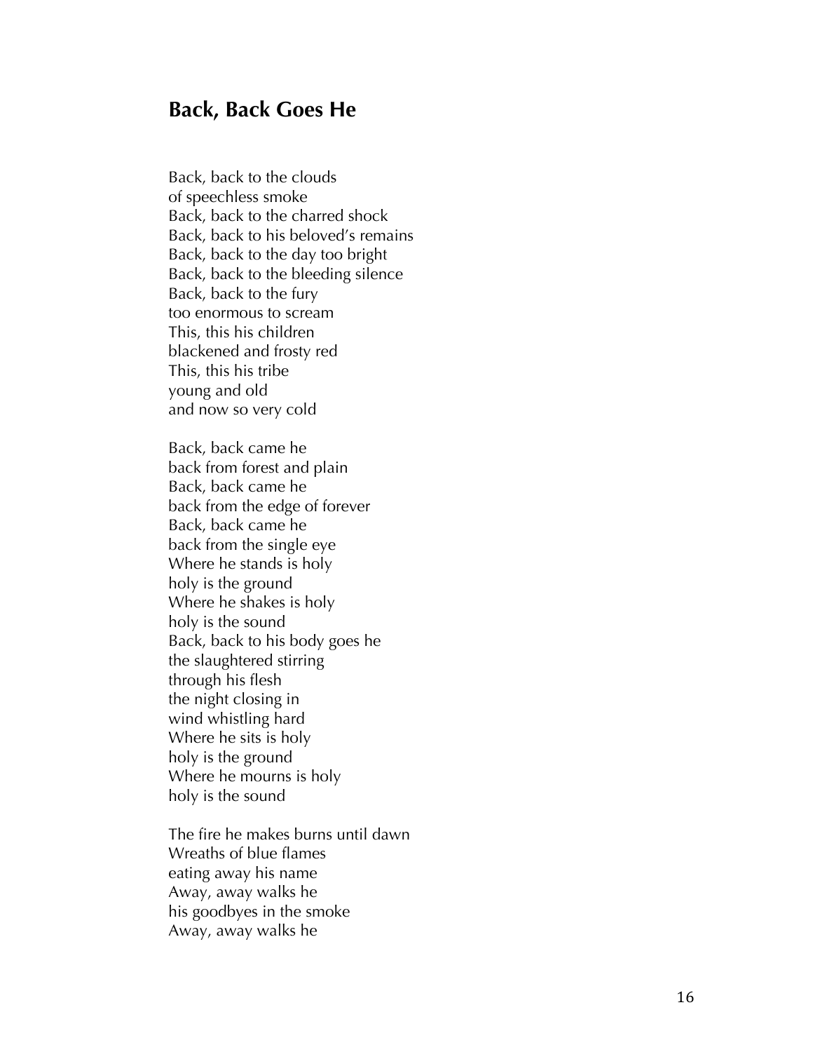## Back, Back Goes He

Back, back to the clouds  
of speechless smoke  
Back, back to the charred shock  
Back, back to his beloved's remains  
Back, back to the day too bright  
Back, back to the bleeding silence  
Back, back to the fury  
too enormous to scream  
This, this his children  
blackened and frosty red  
This, this his tribe  
young and old  
and now so very cold

Back, back came he  
back from forest and plain  
Back, back came he  
back from the edge of forever  
Back, back came he  
back from the single eye  
Where he stands is holy  
holy is the ground  
Where he shakes is holy  
holy is the sound  
Back, back to his body goes he  
the slaughtered stirring  
through his flesh  
the night closing in  
wind whistling hard  
Where he sits is holy  
holy is the ground  
Where he mourns is holy  
holy is the sound

The fire he makes burns until dawn  
Wreaths of blue flames  
eating away his name  
Away, away walks he  
his goodbyes in the smoke  
Away, away walks he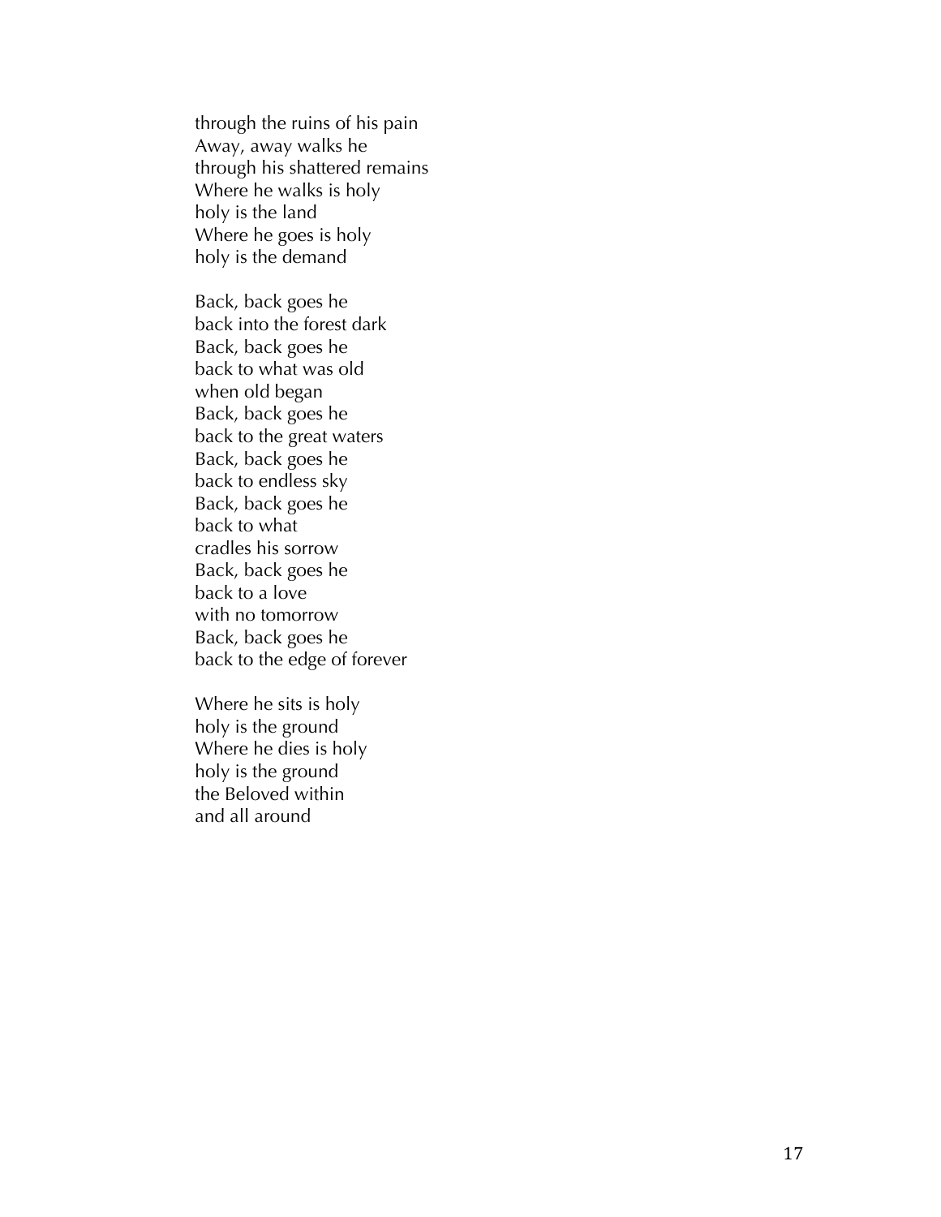through the ruins of his pain  
Away, away walks he  
through his shattered remains  
Where he walks is holy  
holy is the land  
Where he goes is holy  
holy is the demand

Back, back goes he  
back into the forest dark  
Back, back goes he  
back to what was old  
when old began  
Back, back goes he  
back to the great waters  
Back, back goes he  
back to endless sky  
Back, back goes he  
back to what  
cradles his sorrow  
Back, back goes he  
back to a love  
with no tomorrow  
Back, back goes he  
back to the edge of forever

Where he sits is holy  
holy is the ground  
Where he dies is holy  
holy is the ground  
the Beloved within  
and all around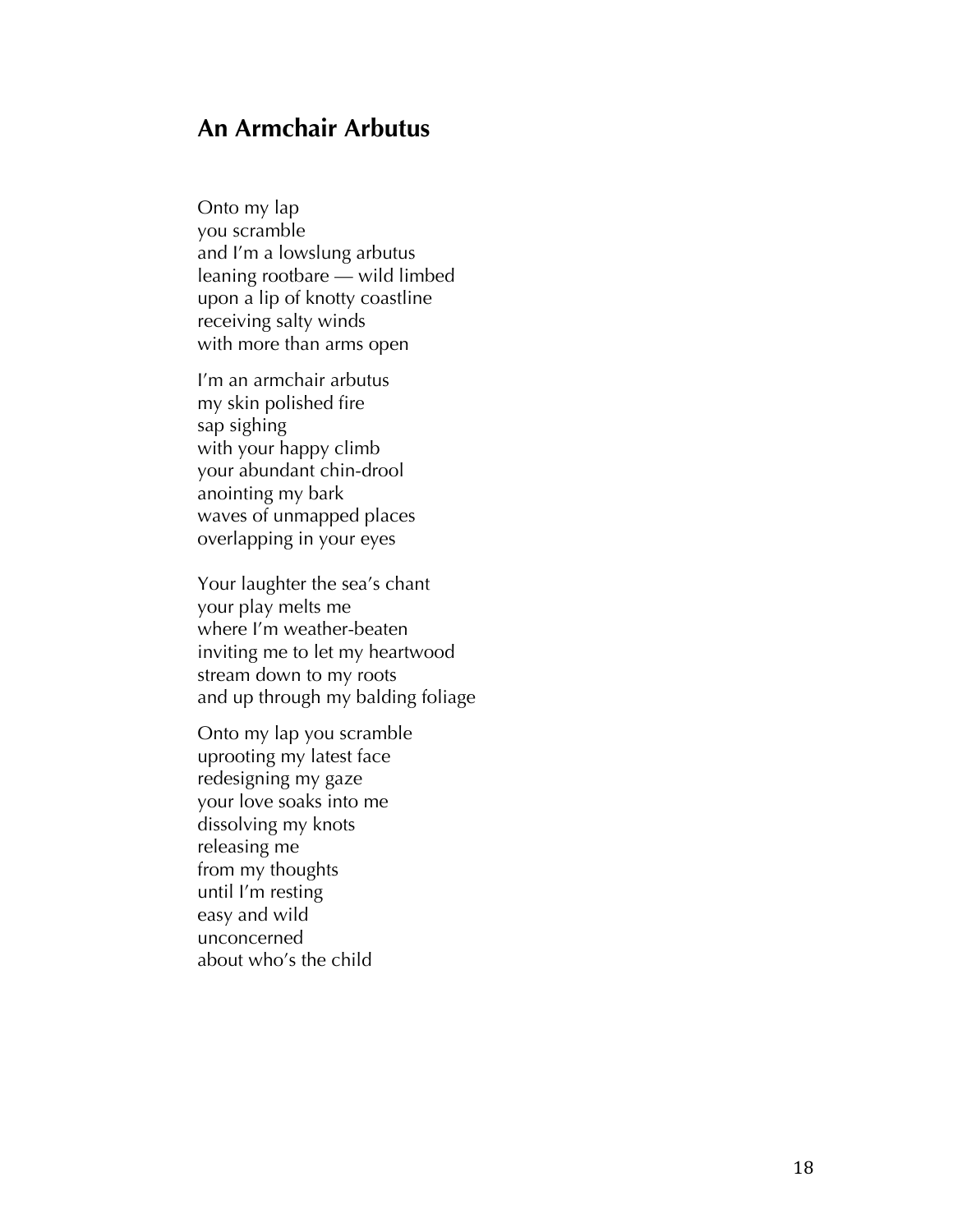## An Armchair Arbutus

Onto my lap  
you scramble  
and I'm a lowslung arbutus  
leaning rootbare — wild limbed  
upon a lip of knotty coastline  
receiving salty winds  
with more than arms open

I'm an armchair arbutus  
my skin polished fire  
sap sighing  
with your happy climb  
your abundant chin-drool  
anointing my bark  
waves of unmapped places  
overlapping in your eyes

Your laughter the sea's chant  
your play melts me  
where I'm weather-beaten  
inviting me to let my heartwood  
stream down to my roots  
and up through my balding foliage

Onto my lap you scramble  
uprooting my latest face  
redesigning my gaze  
your love soaks into me  
dissolving my knots  
releasing me  
from my thoughts  
until I'm resting  
easy and wild  
unconcerned  
about who's the child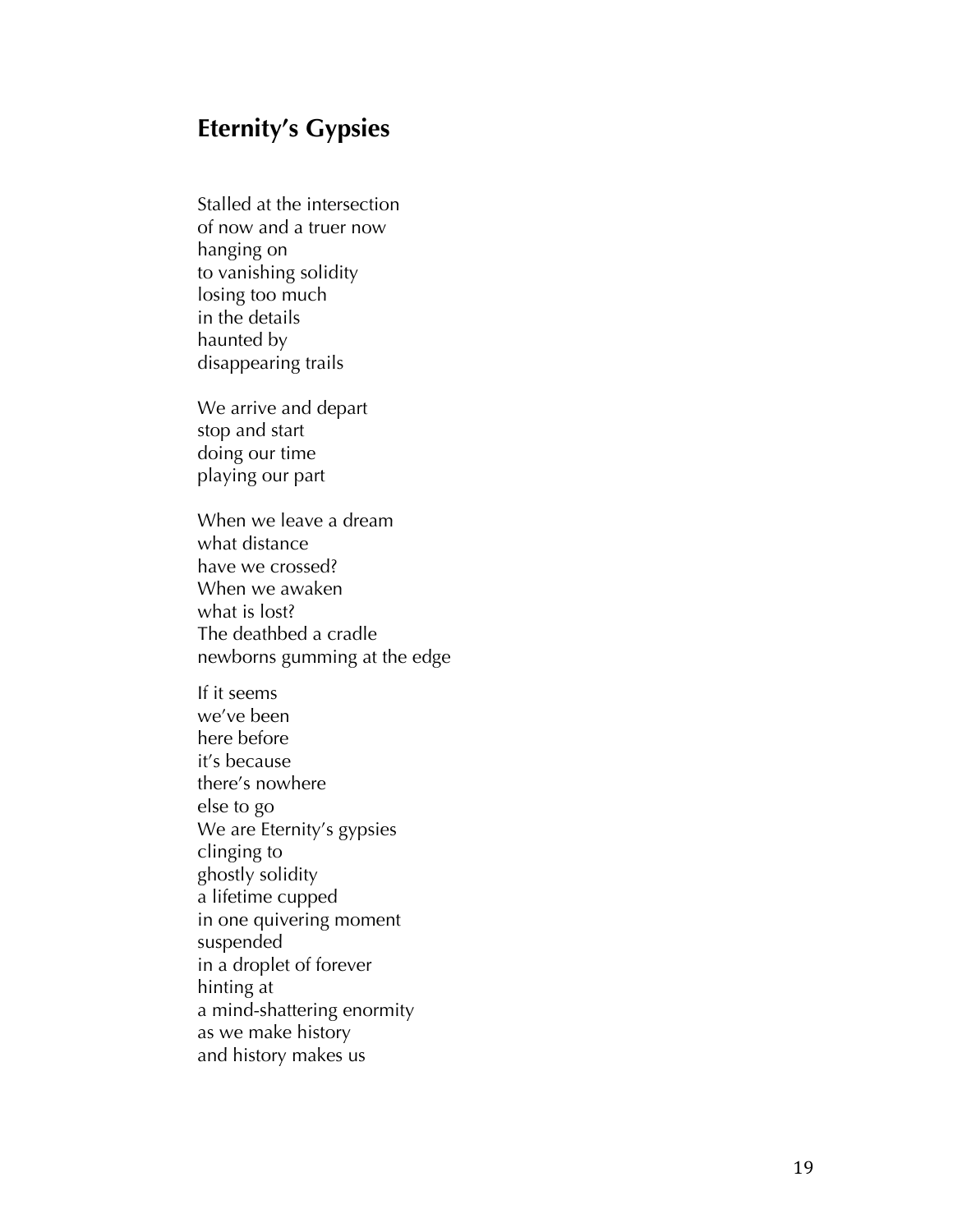## Eternity's Gypsies

Stalled at the intersection
of now and a truer now
hanging on
to vanishing solidity
losing too much
in the details
haunted by
disappearing trails

We arrive and depart
stop and start
doing our time
playing our part

When we leave a dream
what distance
have we crossed?
When we awaken
what is lost?
The deathbed a cradle
newborns gumming at the edge

If it seems
we've been
here before
it's because
there's nowhere
else to go
We are Eternity's gypsies
clinging to
ghostly solidity
a lifetime cupped
in one quivering moment
suspended
in a droplet of forever
hinting at
a mind-shattering enormity
as we make history
and history makes us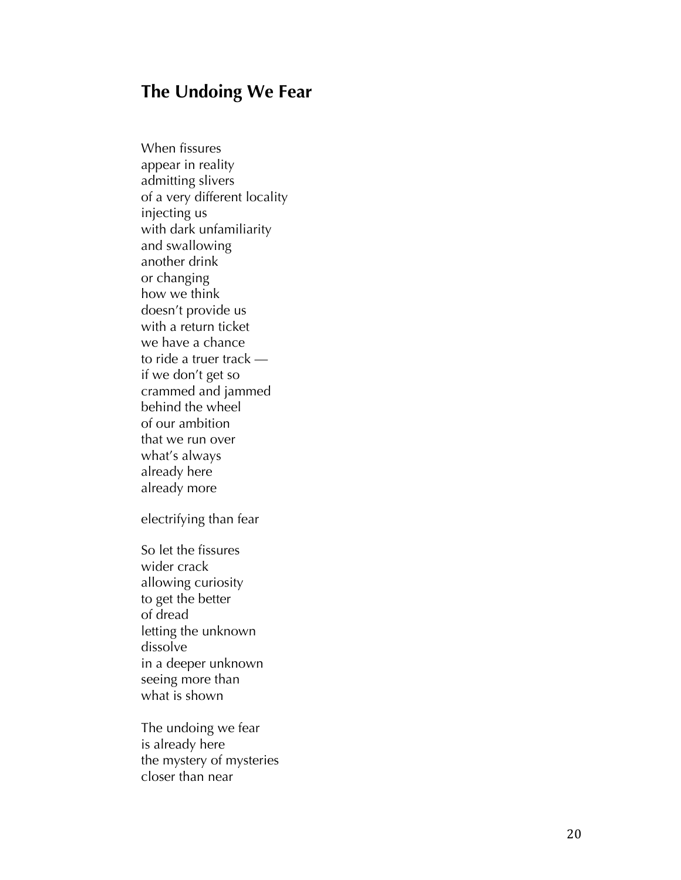## The Undoing We Fear

When fissures  
appear in reality  
admitting slivers  
of a very different locality  
injecting us  
with dark unfamiliarity  
and swallowing  
another drink  
or changing  
how we think  
doesn't provide us  
with a return ticket  
we have a chance  
to ride a truer track —  
if we don't get so  
crammed and jammed  
behind the wheel  
of our ambition  
that we run over  
what's always  
already here  
already more

electrifying than fear

So let the fissures  
wider crack  
allowing curiosity  
to get the better  
of dread  
letting the unknown  
dissolve  
in a deeper unknown  
seeing more than  
what is shown

The undoing we fear  
is already here  
the mystery of mysteries  
closer than near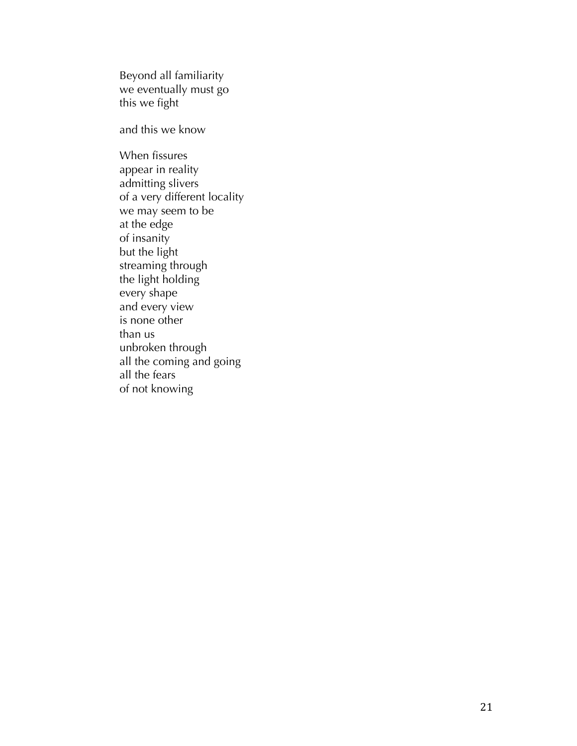Beyond all familiarity  
we eventually must go  
this we fight

and this we know

When fissures  
appear in reality  
admitting slivers  
of a very different locality  
we may seem to be  
at the edge  
of insanity  
but the light  
streaming through  
the light holding  
every shape  
and every view  
is none other  
than us  
unbroken through  
all the coming and going  
all the fears  
of not knowing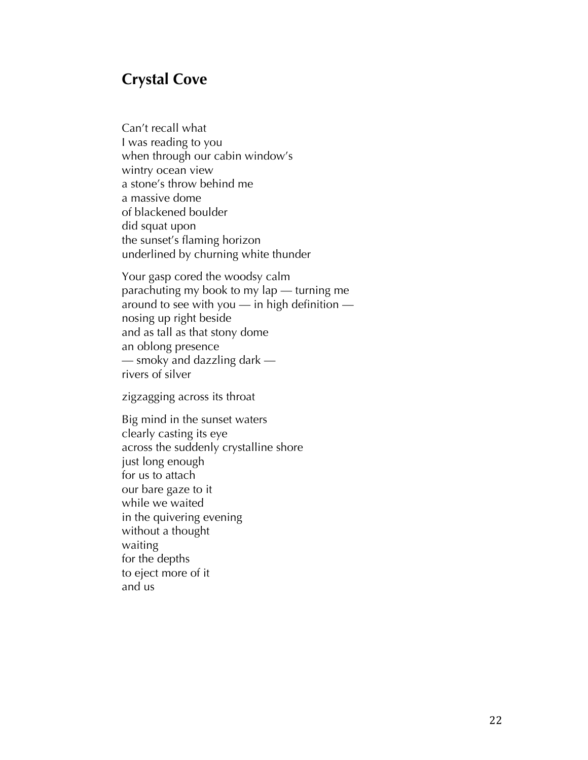## Crystal Cove

Can't recall what  
I was reading to you  
when through our cabin window's  
wintry ocean view  
a stone's throw behind me  
a massive dome  
of blackened boulder  
did squat upon  
the sunset's flaming horizon  
underlined by churning white thunder

Your gasp cored the woodsy calm  
parachuting my book to my lap — turning me  
around to see with you — in high definition —  
nosing up right beside  
and as tall as that stony dome  
an oblong presence  
— smoky and dazzling dark —  
rivers of silver

zigzagging across its throat

Big mind in the sunset waters  
clearly casting its eye  
across the suddenly crystalline shore  
just long enough  
for us to attach  
our bare gaze to it  
while we waited  
in the quivering evening  
without a thought  
waiting  
for the depths  
to eject more of it  
and us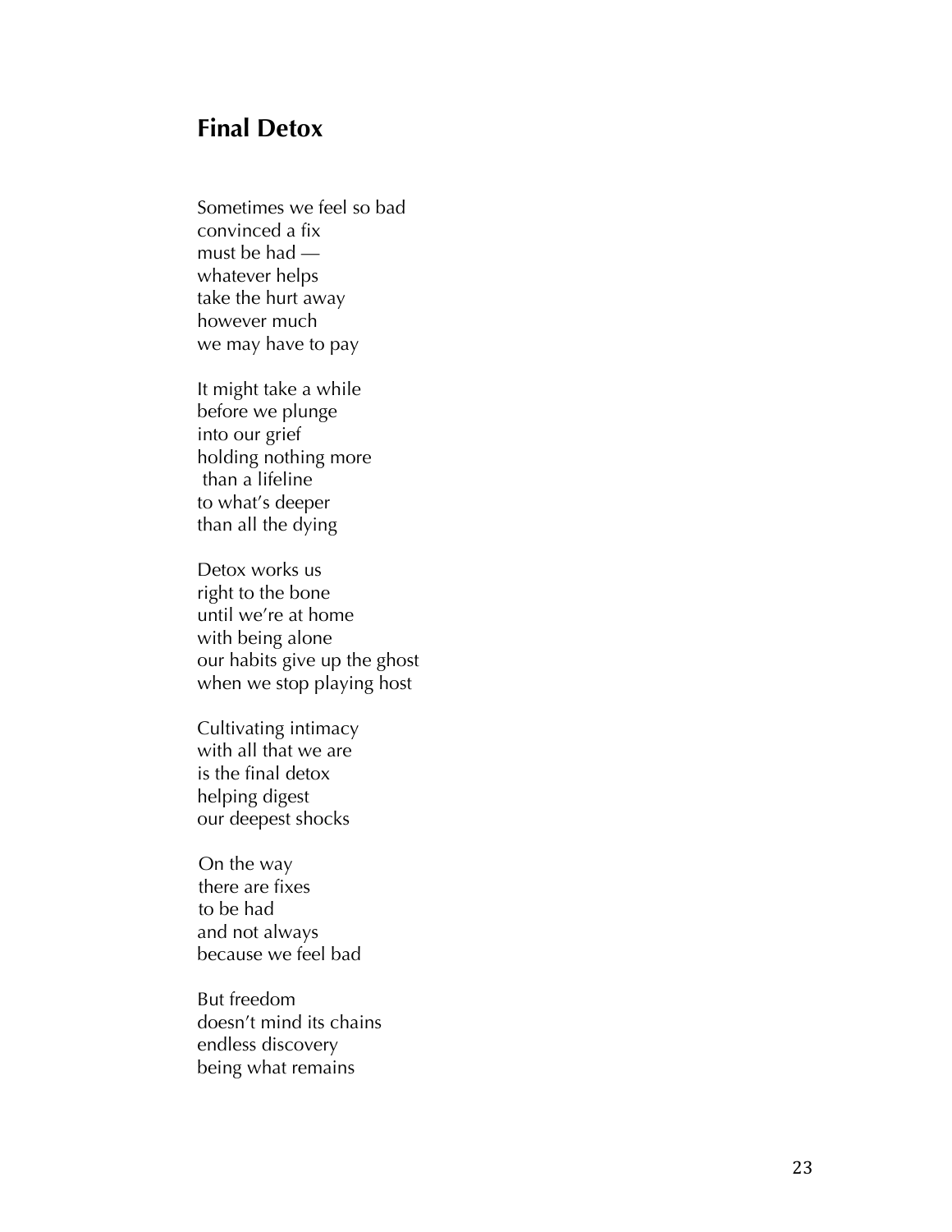## Final Detox

Sometimes we feel so bad  
convinced a fix  
must be had —  
whatever helps  
take the hurt away  
however much  
we may have to pay

It might take a while  
before we plunge  
into our grief  
holding nothing more  
than a lifeline  
to what's deeper  
than all the dying

Detox works us  
right to the bone  
until we're at home  
with being alone  
our habits give up the ghost  
when we stop playing host

Cultivating intimacy  
with all that we are  
is the final detox  
helping digest  
our deepest shocks

On the way  
there are fixes  
to be had  
and not always  
because we feel bad

But freedom  
doesn't mind its chains  
endless discovery  
being what remains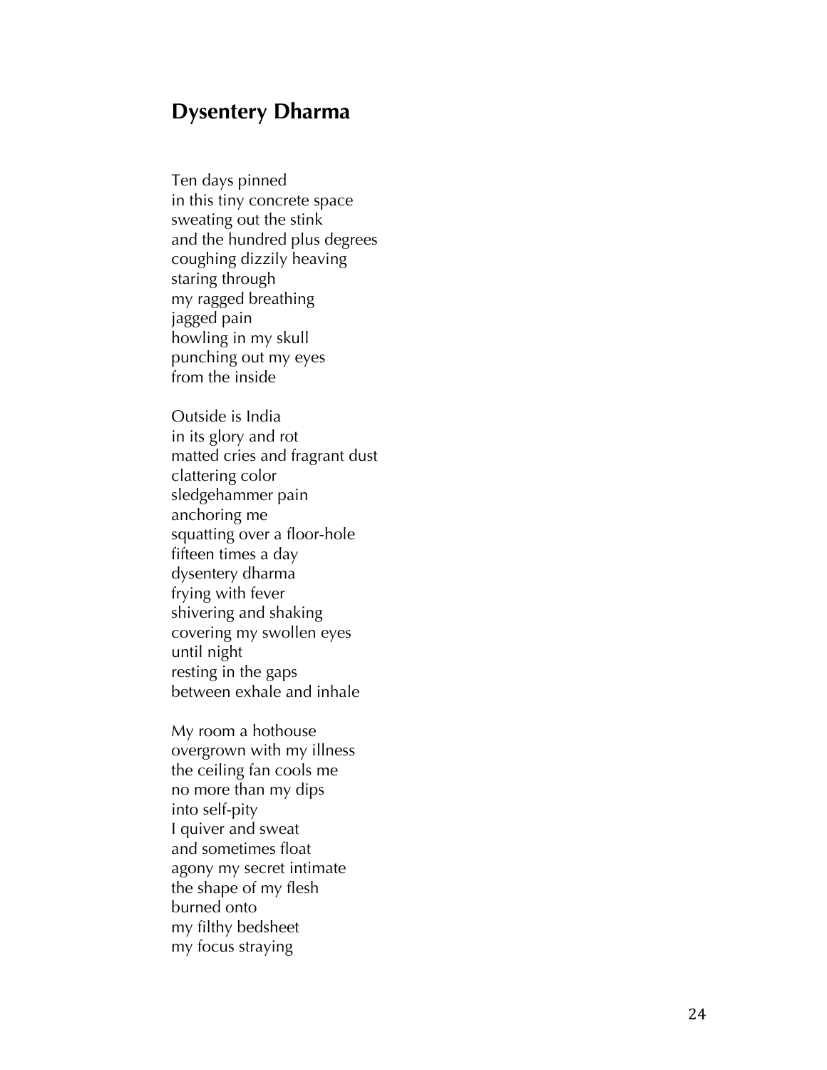## Dysentery Dharma

Ten days pinned  
in this tiny concrete space  
sweating out the stink  
and the hundred plus degrees  
coughing dizzily heaving  
staring through  
my ragged breathing  
jagged pain  
howling in my skull  
punching out my eyes  
from the inside

Outside is India  
in its glory and rot  
matted cries and fragrant dust  
clattering color  
sledgehammer pain  
anchoring me  
squatting over a floor-hole  
fifteen times a day  
dysentery dharma  
frying with fever  
shivering and shaking  
covering my swollen eyes  
until night  
resting in the gaps  
between exhale and inhale

My room a hothouse  
overgrown with my illness  
the ceiling fan cools me  
no more than my dips  
into self-pity  
I quiver and sweat  
and sometimes float  
agony my secret intimate  
the shape of my flesh  
burned onto  
my filthy bedsheet  
my focus straying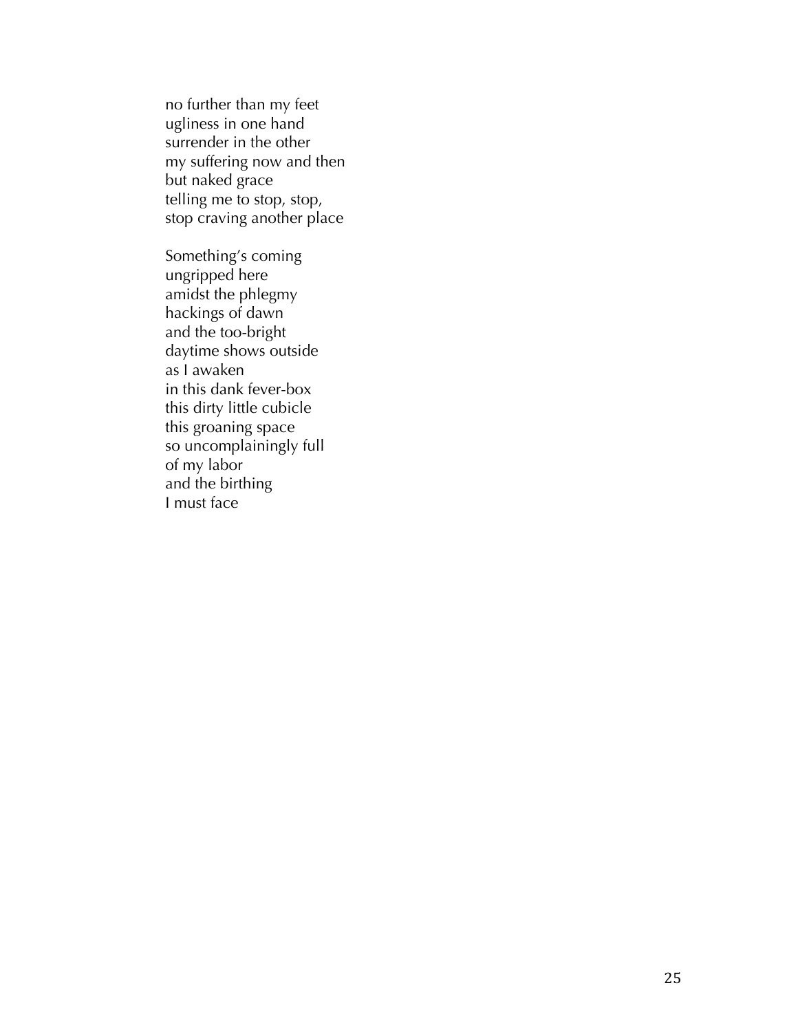no further than my feet  
ugliness in one hand  
surrender in the other  
my suffering now and then  
but naked grace  
telling me to stop, stop,  
stop craving another place

Something's coming  
ungripped here  
amidst the phlegmy  
hackings of dawn  
and the too-bright  
daytime shows outside  
as I awaken  
in this dank fever-box  
this dirty little cubicle  
this groaning space  
so uncomplainingly full  
of my labor  
and the birthing  
I must face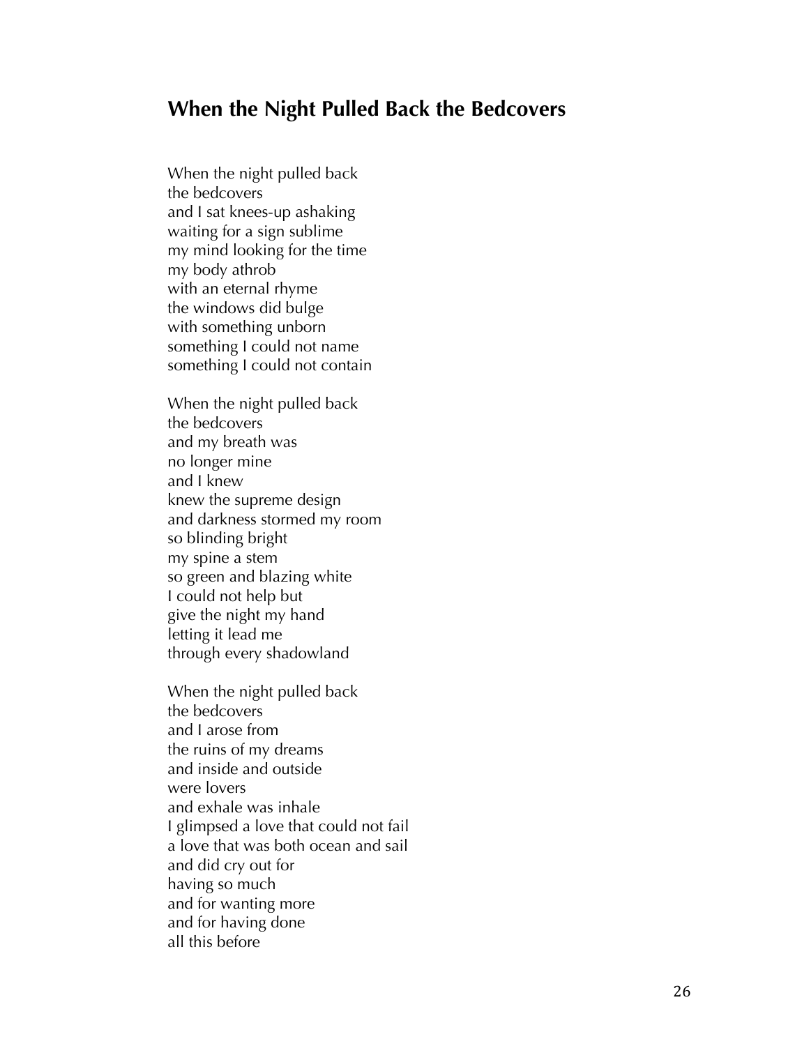## When the Night Pulled Back the Bedcovers

When the night pulled back  
the bedcovers  
and I sat knees-up ashaking  
waiting for a sign sublime  
my mind looking for the time  
my body athrob  
with an eternal rhyme  
the windows did bulge  
with something unborn  
something I could not name  
something I could not contain

When the night pulled back  
the bedcovers  
and my breath was  
no longer mine  
and I knew  
knew the supreme design  
and darkness stormed my room  
so blinding bright  
my spine a stem  
so green and blazing white  
I could not help but  
give the night my hand  
letting it lead me  
through every shadowland

When the night pulled back  
the bedcovers  
and I arose from  
the ruins of my dreams  
and inside and outside  
were lovers  
and exhale was inhale  
I glimpsed a love that could not fail  
a love that was both ocean and sail  
and did cry out for  
having so much  
and for wanting more  
and for having done  
all this before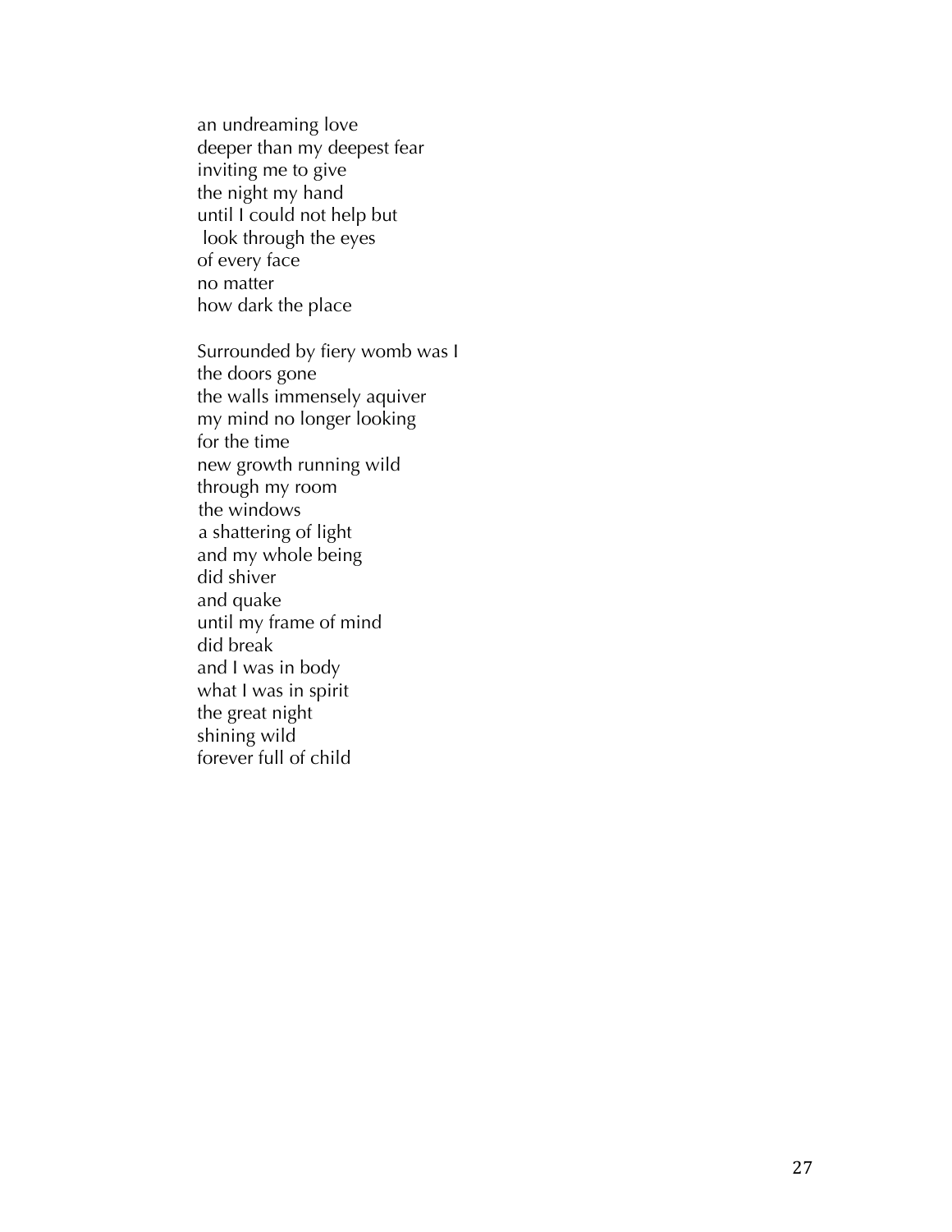an undreaming love  
deeper than my deepest fear  
inviting me to give  
the night my hand  
until I could not help but  
look through the eyes  
of every face  
no matter  
how dark the place

Surrounded by fiery womb was I  
the doors gone  
the walls immensely aquiver  
my mind no longer looking  
for the time  
new growth running wild  
through my room  
the windows  
a shattering of light  
and my whole being  
did shiver  
and quake  
until my frame of mind  
did break  
and I was in body  
what I was in spirit  
the great night  
shining wild  
forever full of child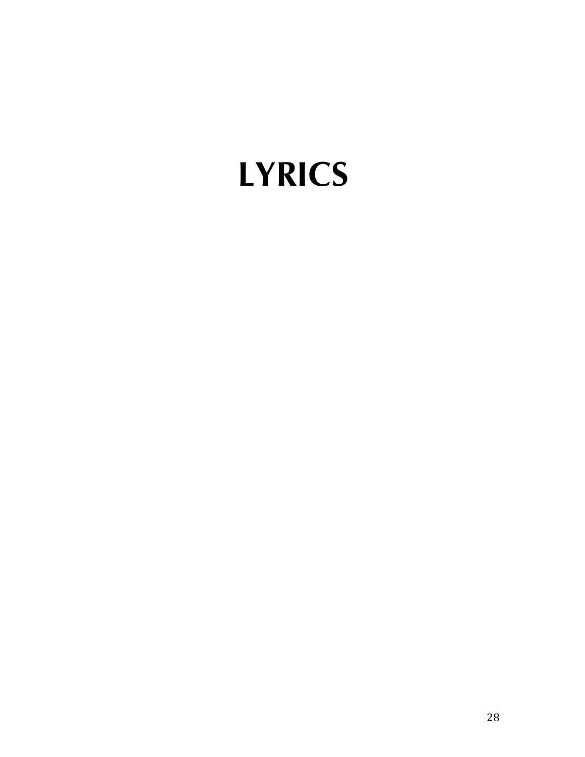# LYRICS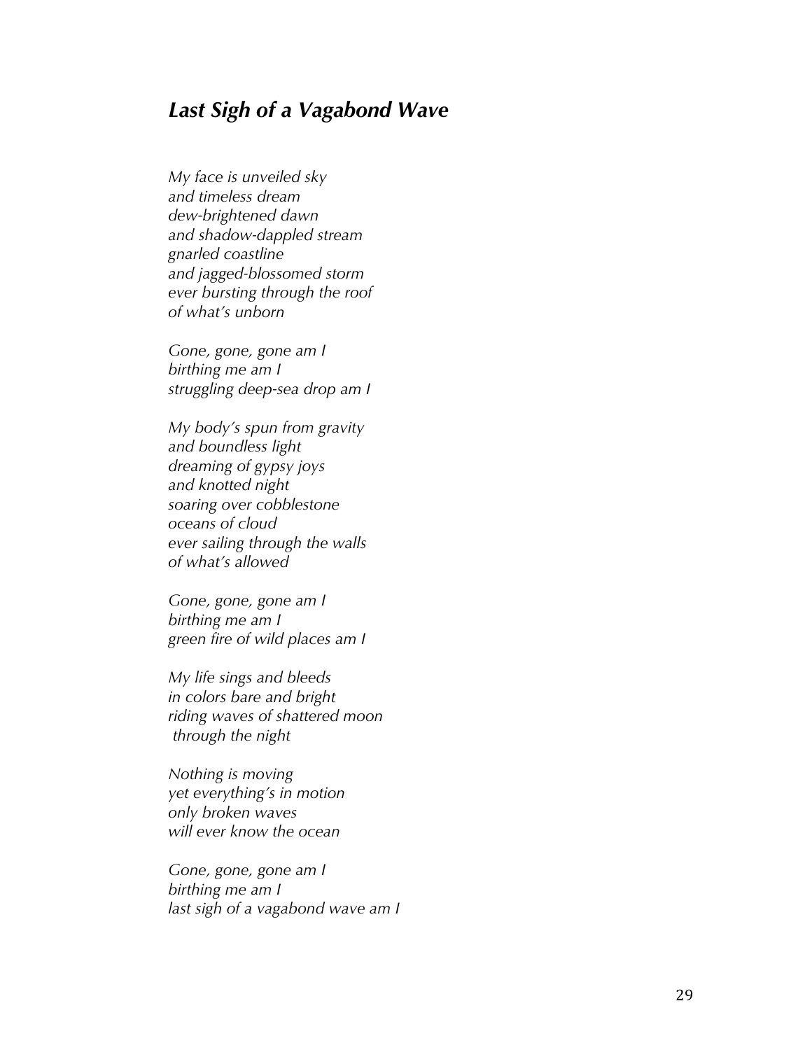## *Last Sigh of a Vagabond Wave*

*My face is unveiled sky*
*and timeless dream*
*dew-brightened dawn*
*and shadow-dappled stream*
*gnarled coastline*
*and jagged-blossomed storm*
*ever bursting through the roof*
*of what's unborn*

*Gone, gone, gone am I*
*birthing me am I*
*struggling deep-sea drop am I*

*My body's spun from gravity*
*and boundless light*
*dreaming of gypsy joys*
*and knotted night*
*soaring over cobblestone*
*oceans of cloud*
*ever sailing through the walls*
*of what's allowed*

*Gone, gone, gone am I*
*birthing me am I*
*green fire of wild places am I*

*My life sings and bleeds*
*in colors bare and bright*
*riding waves of shattered moon*
*through the night*

*Nothing is moving*
*yet everything's in motion*
*only broken waves*
*will ever know the ocean*

*Gone, gone, gone am I*
*birthing me am I*
*last sigh of a vagabond wave am I*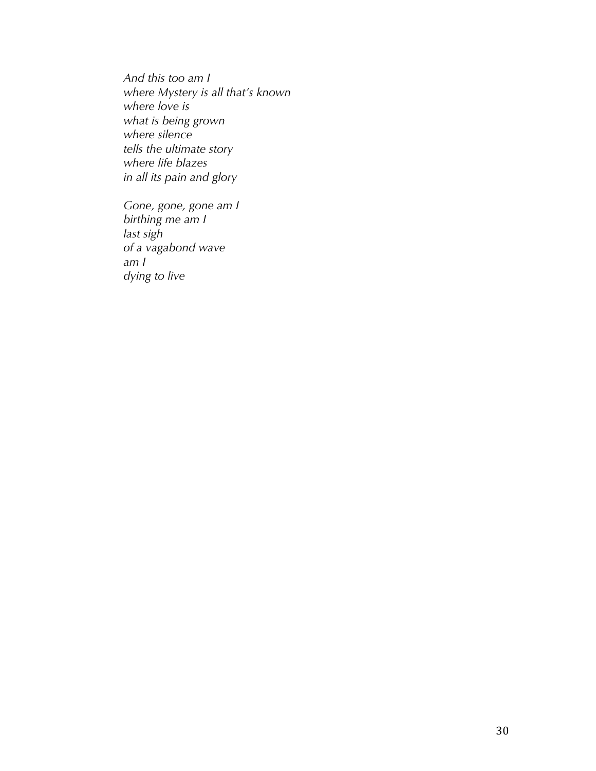*And this too am I*
*where Mystery is all that's known*
*where love is*
*what is being grown*
*where silence*
*tells the ultimate story*
*where life blazes*
*in all its pain and glory*

*Gone, gone, gone am I*
*birthing me am I*
*last sigh*
*of a vagabond wave*
*am I*
*dying to live*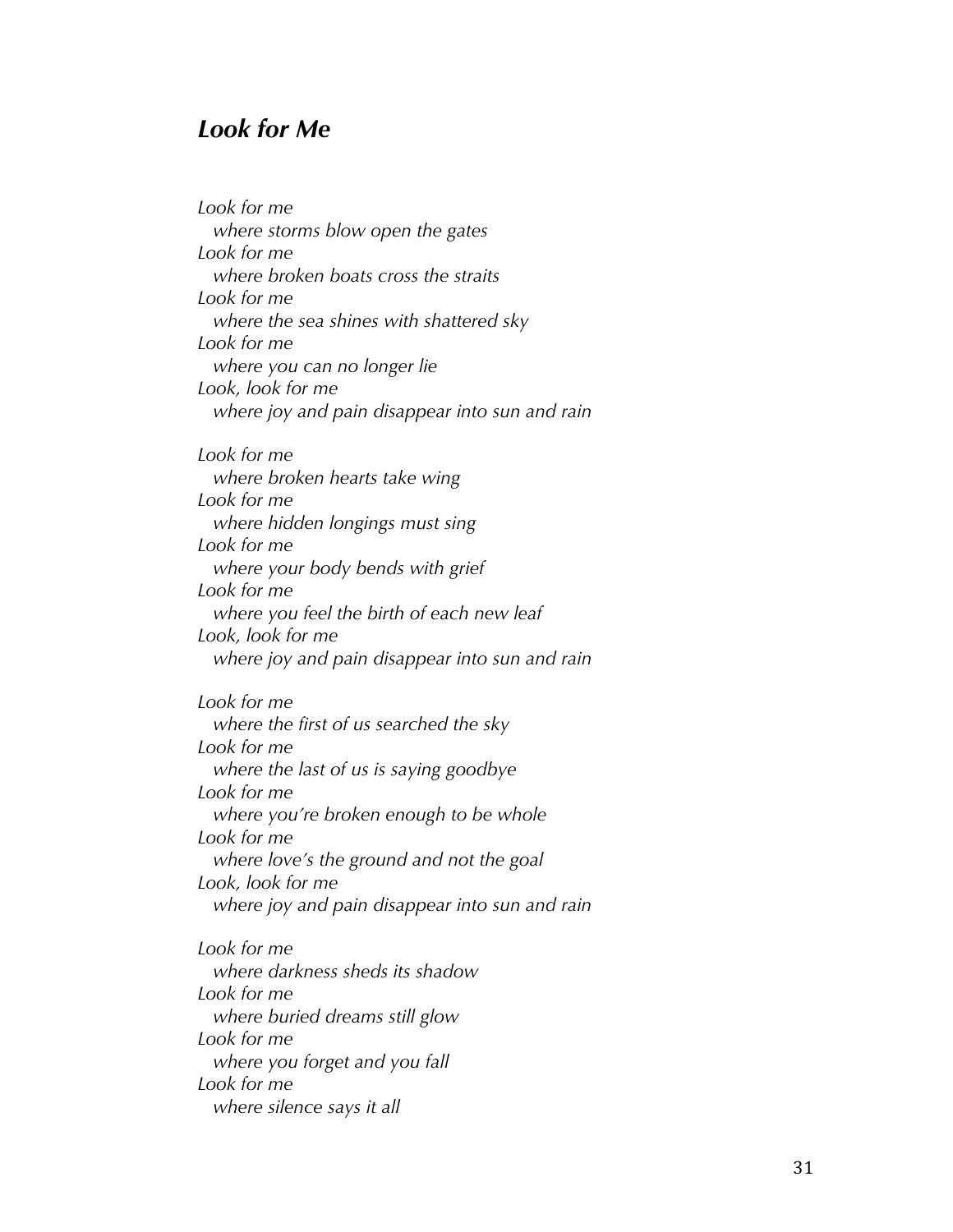## *Look for Me*

*Look for me*  
*where storms blow open the gates*  
*Look for me*  
*where broken boats cross the straits*  
*Look for me*  
*where the sea shines with shattered sky*  
*Look for me*  
*where you can no longer lie*  
*Look, look for me*  
*where joy and pain disappear into sun and rain*

*Look for me*  
*where broken hearts take wing*  
*Look for me*  
*where hidden longings must sing*  
*Look for me*  
*where your body bends with grief*  
*Look for me*  
*where you feel the birth of each new leaf*  
*Look, look for me*  
*where joy and pain disappear into sun and rain*

*Look for me*  
*where the first of us searched the sky*  
*Look for me*  
*where the last of us is saying goodbye*  
*Look for me*  
*where you're broken enough to be whole*  
*Look for me*  
*where love's the ground and not the goal*  
*Look, look for me*  
*where joy and pain disappear into sun and rain*

*Look for me*  
*where darkness sheds its shadow*  
*Look for me*  
*where buried dreams still glow*  
*Look for me*  
*where you forget and you fall*  
*Look for me*  
*where silence says it all*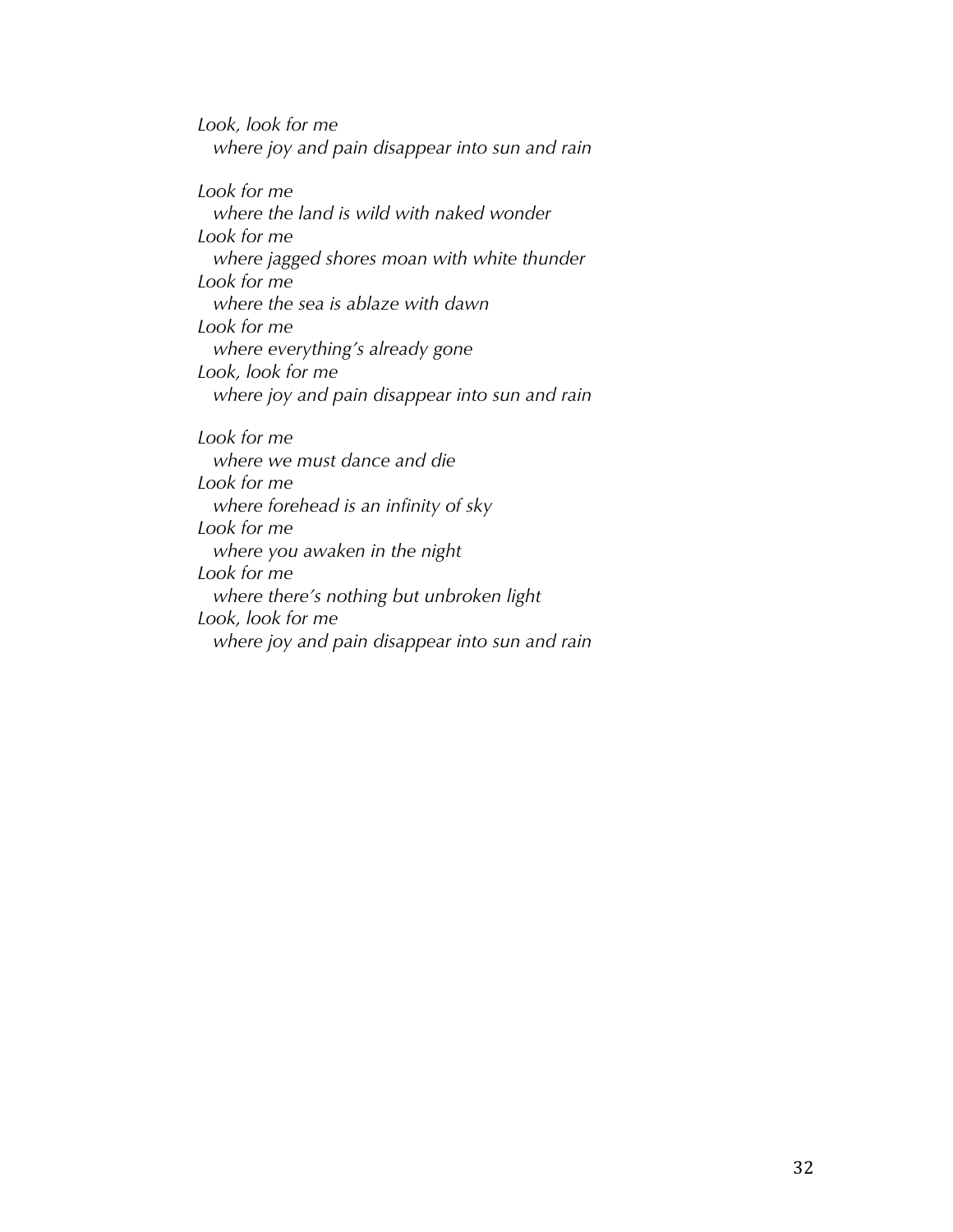*Look, look for me*
  *where joy and pain disappear into sun and rain*

*Look for me*
  *where the land is wild with naked wonder*
*Look for me*
  *where jagged shores moan with white thunder*
*Look for me*
  *where the sea is ablaze with dawn*
*Look for me*
  *where everything's already gone*
*Look, look for me*
  *where joy and pain disappear into sun and rain*

*Look for me*
  *where we must dance and die*
*Look for me*
  *where forehead is an infinity of sky*
*Look for me*
  *where you awaken in the night*
*Look for me*
  *where there's nothing but unbroken light*
*Look, look for me*
  *where joy and pain disappear into sun and rain*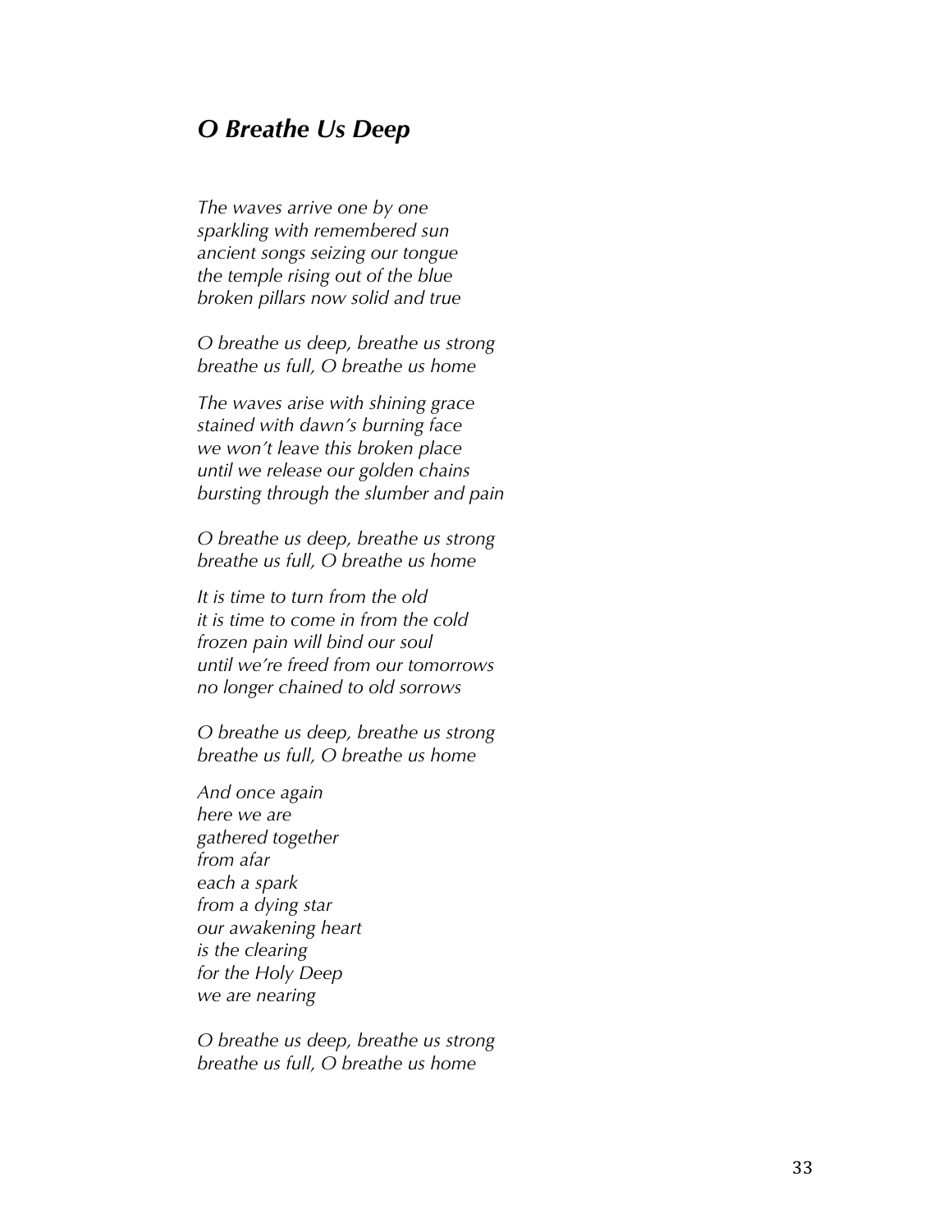## *O Breathe Us Deep*

*The waves arrive one by one*
*sparkling with remembered sun*
*ancient songs seizing our tongue*
*the temple rising out of the blue*
*broken pillars now solid and true*

*O breathe us deep, breathe us strong*
*breathe us full, O breathe us home*

*The waves arise with shining grace*
*stained with dawn's burning face*
*we won't leave this broken place*
*until we release our golden chains*
*bursting through the slumber and pain*

*O breathe us deep, breathe us strong*
*breathe us full, O breathe us home*

*It is time to turn from the old*
*it is time to come in from the cold*
*frozen pain will bind our soul*
*until we're freed from our tomorrows*
*no longer chained to old sorrows*

*O breathe us deep, breathe us strong*
*breathe us full, O breathe us home*

*And once again*
*here we are*
*gathered together*
*from afar*
*each a spark*
*from a dying star*
*our awakening heart*
*is the clearing*
*for the Holy Deep*
*we are nearing*

*O breathe us deep, breathe us strong*
*breathe us full, O breathe us home*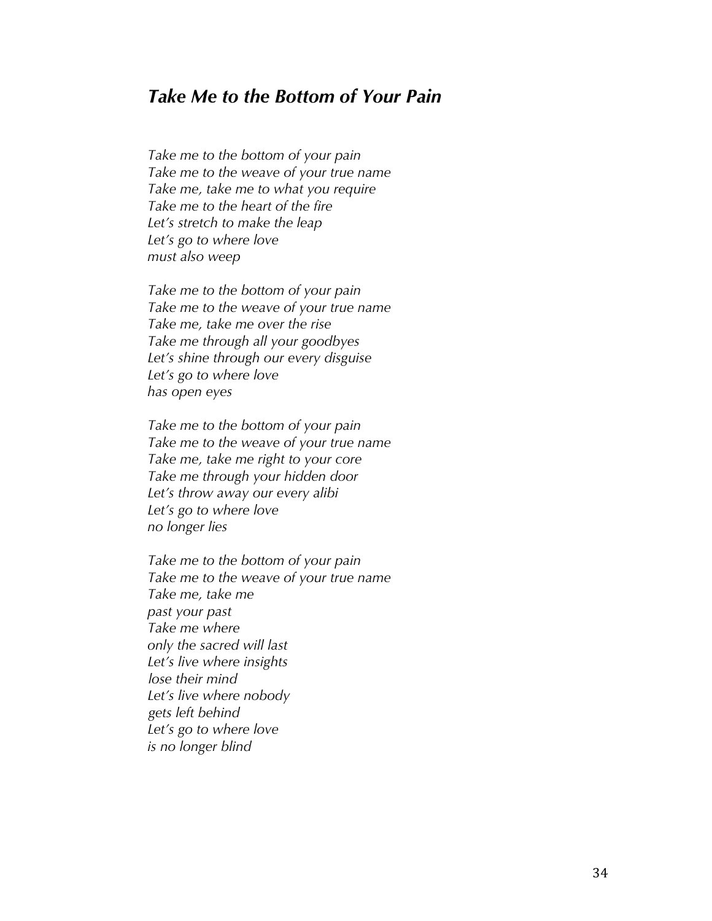## *Take Me to the Bottom of Your Pain*

*Take me to the bottom of your pain*
*Take me to the weave of your true name*
*Take me, take me to what you require*
*Take me to the heart of the fire*
*Let's stretch to make the leap*
*Let's go to where love*
*must also weep*

*Take me to the bottom of your pain*
*Take me to the weave of your true name*
*Take me, take me over the rise*
*Take me through all your goodbyes*
*Let's shine through our every disguise*
*Let's go to where love*
*has open eyes*

*Take me to the bottom of your pain*
*Take me to the weave of your true name*
*Take me, take me right to your core*
*Take me through your hidden door*
*Let's throw away our every alibi*
*Let's go to where love*
*no longer lies*

*Take me to the bottom of your pain*
*Take me to the weave of your true name*
*Take me, take me*
*past your past*
*Take me where*
*only the sacred will last*
*Let's live where insights*
*lose their mind*
*Let's live where nobody*
*gets left behind*
*Let's go to where love*
*is no longer blind*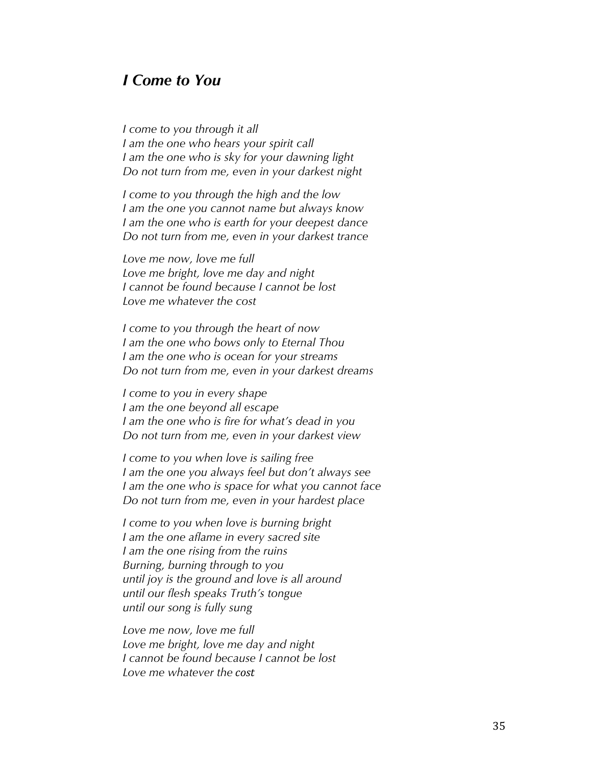## *I Come to You*

*I come to you through it all*
*I am the one who hears your spirit call*
*I am the one who is sky for your dawning light*
*Do not turn from me, even in your darkest night*

*I come to you through the high and the low*
*I am the one you cannot name but always know*
*I am the one who is earth for your deepest dance*
*Do not turn from me, even in your darkest trance*

*Love me now, love me full*
*Love me bright, love me day and night*
*I cannot be found because I cannot be lost*
*Love me whatever the cost*

*I come to you through the heart of now*
*I am the one who bows only to Eternal Thou*
*I am the one who is ocean for your streams*
*Do not turn from me, even in your darkest dreams*

*I come to you in every shape*
*I am the one beyond all escape*
*I am the one who is fire for what's dead in you*
*Do not turn from me, even in your darkest view*

*I come to you when love is sailing free*
*I am the one you always feel but don't always see*
*I am the one who is space for what you cannot face*
*Do not turn from me, even in your hardest place*

*I come to you when love is burning bright*
*I am the one aflame in every sacred site*
*I am the one rising from the ruins*
*Burning, burning through to you*
*until joy is the ground and love is all around*
*until our flesh speaks Truth's tongue*
*until our song is fully sung*

*Love me now, love me full*
*Love me bright, love me day and night*
*I cannot be found because I cannot be lost*
*Love me whatever the cost*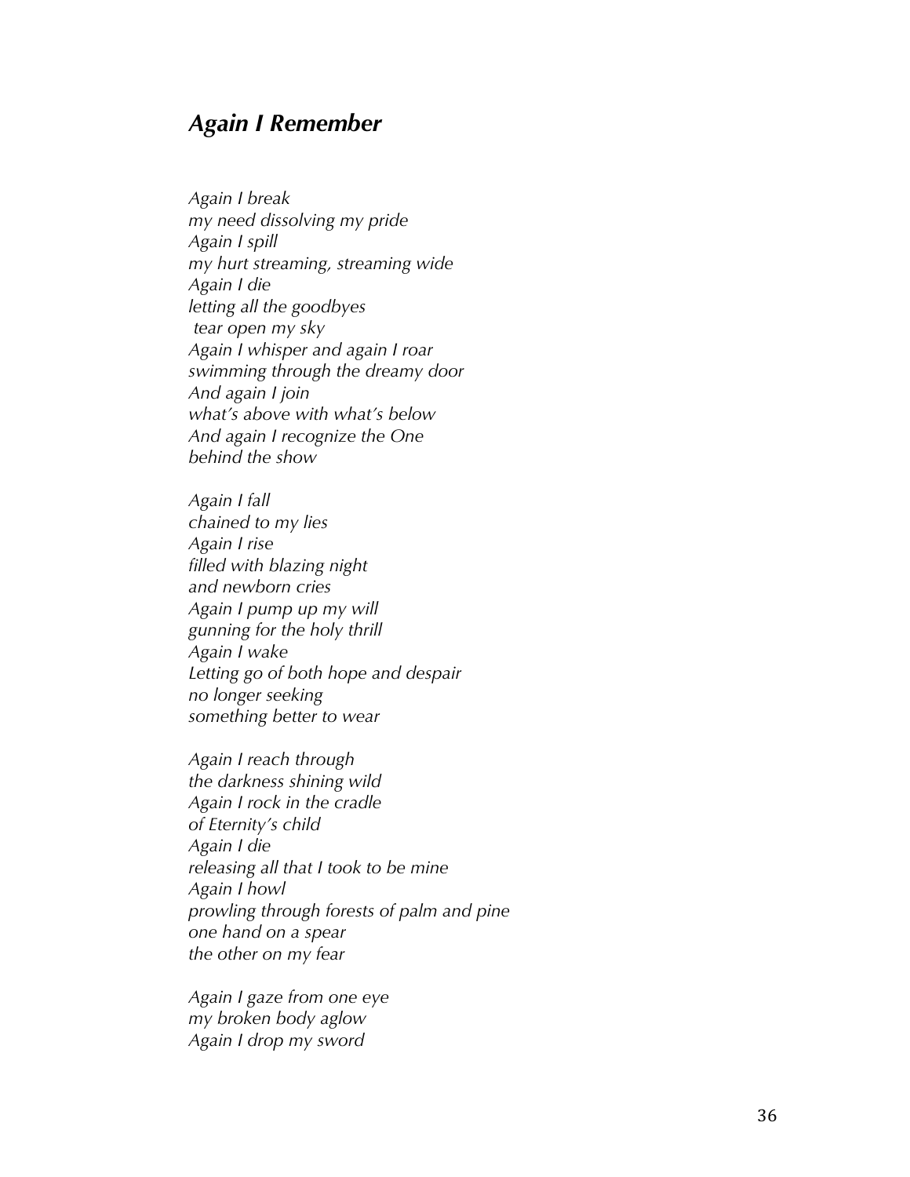## *Again I Remember*

*Again I break*
*my need dissolving my pride*
*Again I spill*
*my hurt streaming, streaming wide*
*Again I die*
*letting all the goodbyes*
*tear open my sky*
*Again I whisper and again I roar*
*swimming through the dreamy door*
*And again I join*
*what's above with what's below*
*And again I recognize the One*
*behind the show*

*Again I fall*
*chained to my lies*
*Again I rise*
*filled with blazing night*
*and newborn cries*
*Again I pump up my will*
*gunning for the holy thrill*
*Again I wake*
*Letting go of both hope and despair*
*no longer seeking*
*something better to wear*

*Again I reach through*
*the darkness shining wild*
*Again I rock in the cradle*
*of Eternity's child*
*Again I die*
*releasing all that I took to be mine*
*Again I howl*
*prowling through forests of palm and pine*
*one hand on a spear*
*the other on my fear*

*Again I gaze from one eye*
*my broken body aglow*
*Again I drop my sword*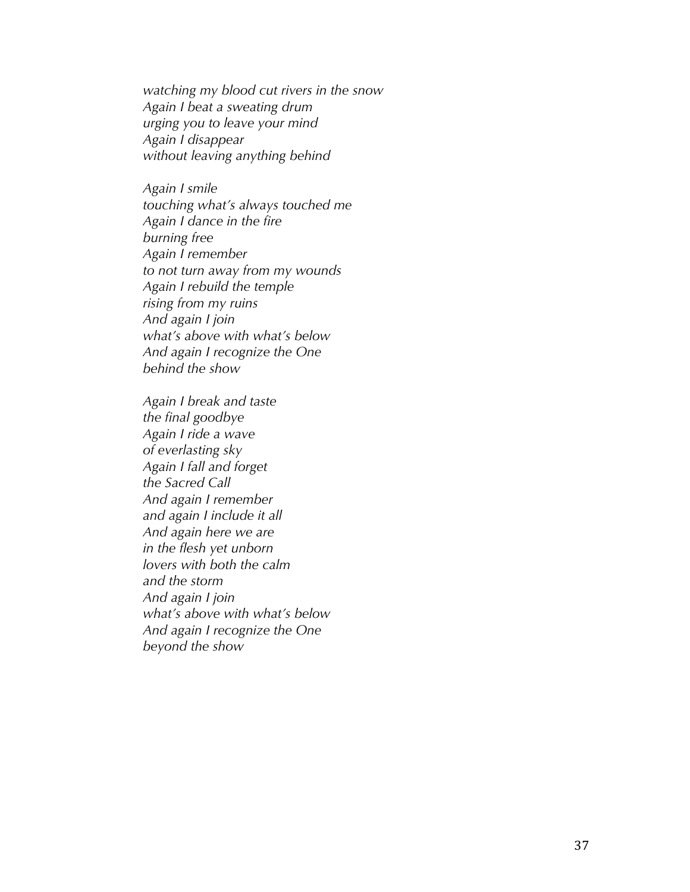*watching my blood cut rivers in the snow*
*Again I beat a sweating drum*
*urging you to leave your mind*
*Again I disappear*
*without leaving anything behind*

*Again I smile*
*touching what's always touched me*
*Again I dance in the fire*
*burning free*
*Again I remember*
*to not turn away from my wounds*
*Again I rebuild the temple*
*rising from my ruins*
*And again I join*
*what's above with what's below*
*And again I recognize the One*
*behind the show*

*Again I break and taste*
*the final goodbye*
*Again I ride a wave*
*of everlasting sky*
*Again I fall and forget*
*the Sacred Call*
*And again I remember*
*and again I include it all*
*And again here we are*
*in the flesh yet unborn*
*lovers with both the calm*
*and the storm*
*And again I join*
*what's above with what's below*
*And again I recognize the One*
*beyond the show*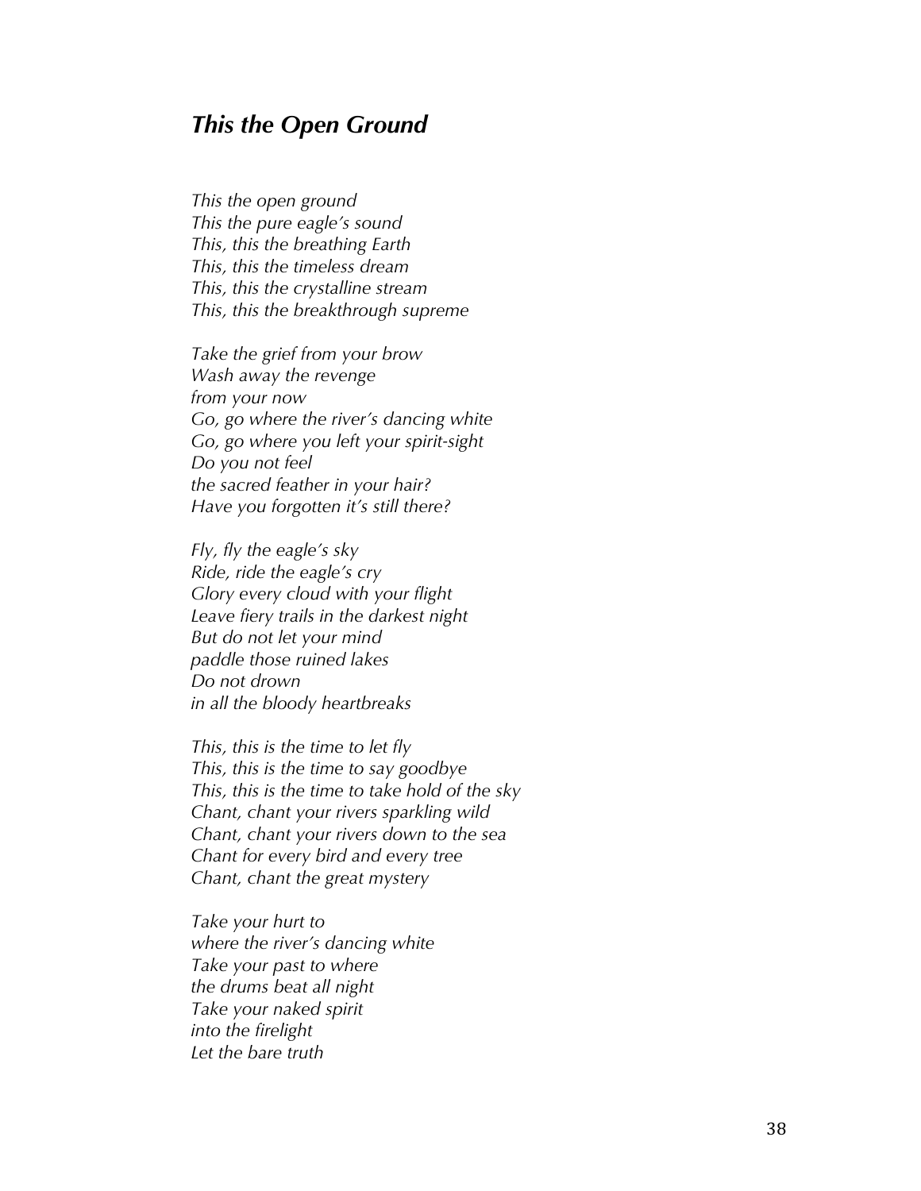## *This the Open Ground*

*This the open ground*
*This the pure eagle's sound*
*This, this the breathing Earth*
*This, this the timeless dream*
*This, this the crystalline stream*
*This, this the breakthrough supreme*

*Take the grief from your brow*
*Wash away the revenge*
*from your now*
*Go, go where the river's dancing white*
*Go, go where you left your spirit-sight*
*Do you not feel*
*the sacred feather in your hair?*
*Have you forgotten it's still there?*

*Fly, fly the eagle's sky*
*Ride, ride the eagle's cry*
*Glory every cloud with your flight*
*Leave fiery trails in the darkest night*
*But do not let your mind*
*paddle those ruined lakes*
*Do not drown*
*in all the bloody heartbreaks*

*This, this is the time to let fly*
*This, this is the time to say goodbye*
*This, this is the time to take hold of the sky*
*Chant, chant your rivers sparkling wild*
*Chant, chant your rivers down to the sea*
*Chant for every bird and every tree*
*Chant, chant the great mystery*

*Take your hurt to*
*where the river's dancing white*
*Take your past to where*
*the drums beat all night*
*Take your naked spirit*
*into the firelight*
*Let the bare truth*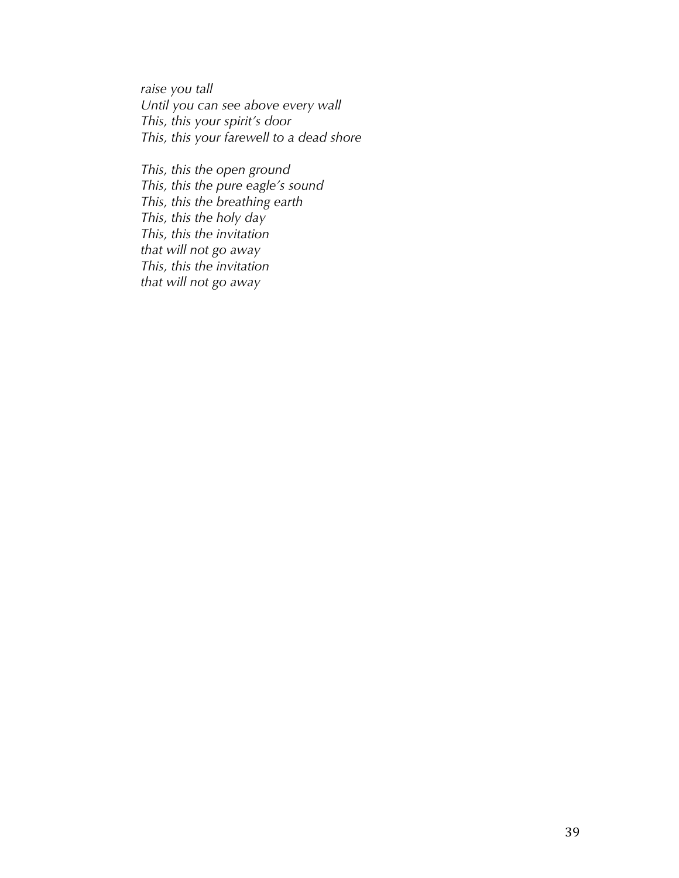*raise you tall*  
*Until you can see above every wall*  
*This, this your spirit's door*  
*This, this your farewell to a dead shore*

*This, this the open ground*  
*This, this the pure eagle's sound*  
*This, this the breathing earth*  
*This, this the holy day*  
*This, this the invitation*  
*that will not go away*  
*This, this the invitation*  
*that will not go away*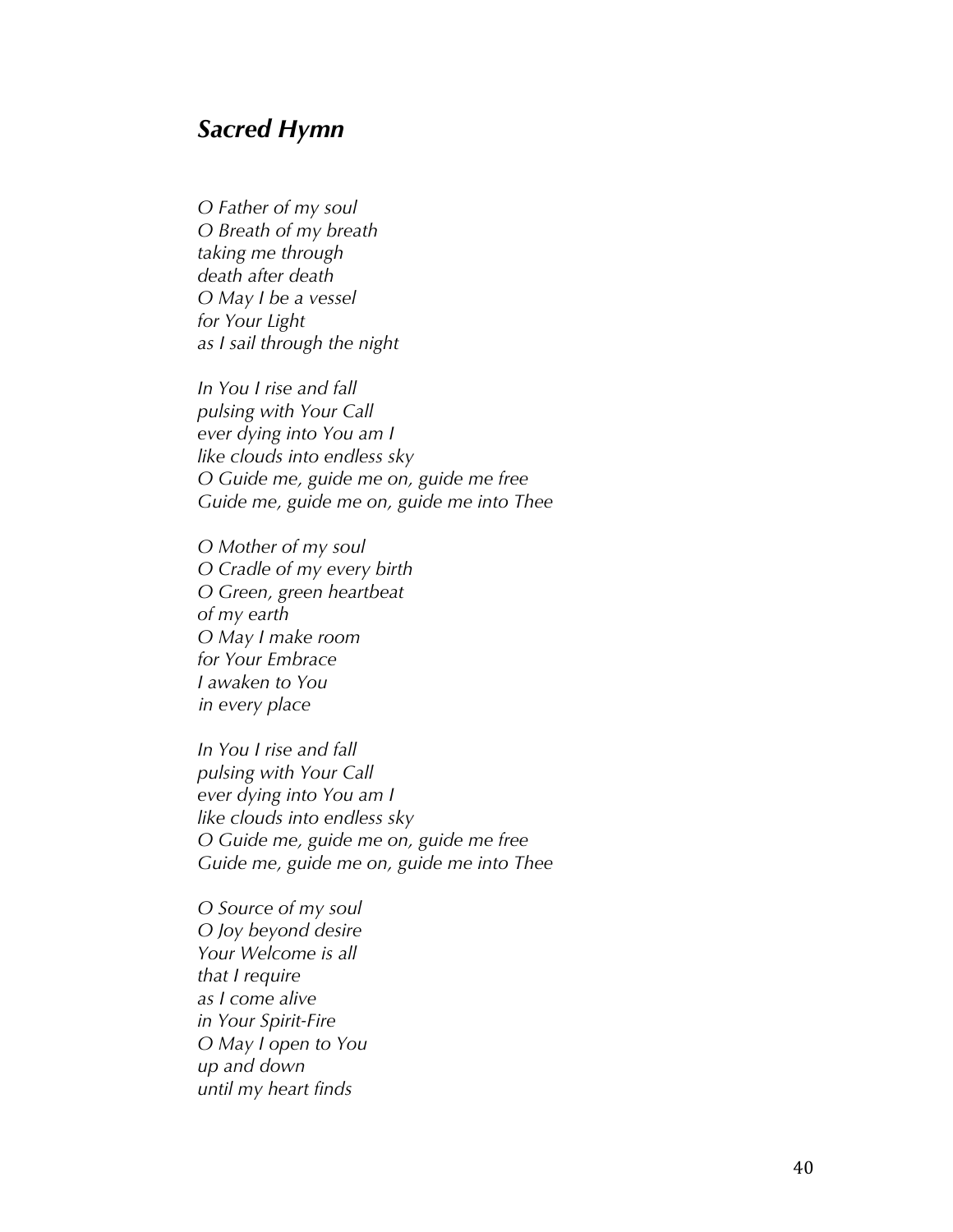## *Sacred Hymn*

*O Father of my soul*
*O Breath of my breath*
*taking me through*
*death after death*
*O May I be a vessel*
*for Your Light*
*as I sail through the night*

*In You I rise and fall*
*pulsing with Your Call*
*ever dying into You am I*
*like clouds into endless sky*
*O Guide me, guide me on, guide me free*
*Guide me, guide me on, guide me into Thee*

*O Mother of my soul*
*O Cradle of my every birth*
*O Green, green heartbeat*
*of my earth*
*O May I make room*
*for Your Embrace*
*I awaken to You*
*in every place*

*In You I rise and fall*
*pulsing with Your Call*
*ever dying into You am I*
*like clouds into endless sky*
*O Guide me, guide me on, guide me free*
*Guide me, guide me on, guide me into Thee*

*O Source of my soul*
*O Joy beyond desire*
*Your Welcome is all*
*that I require*
*as I come alive*
*in Your Spirit-Fire*
*O May I open to You*
*up and down*
*until my heart finds*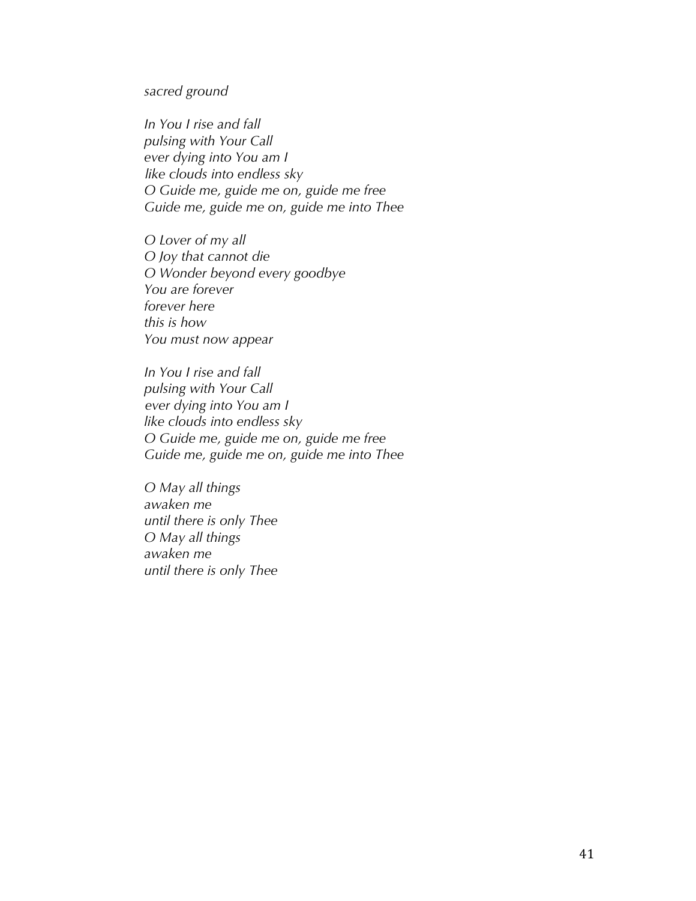*sacred ground*

*In You I rise and fall*
*pulsing with Your Call*
*ever dying into You am I*
*like clouds into endless sky*
*O Guide me, guide me on, guide me free*
*Guide me, guide me on, guide me into Thee*

*O Lover of my all*
*O Joy that cannot die*
*O Wonder beyond every goodbye*
*You are forever*
*forever here*
*this is how*
*You must now appear*

*In You I rise and fall*
*pulsing with Your Call*
*ever dying into You am I*
*like clouds into endless sky*
*O Guide me, guide me on, guide me free*
*Guide me, guide me on, guide me into Thee*

*O May all things*
*awaken me*
*until there is only Thee*
*O May all things*
*awaken me*
*until there is only Thee*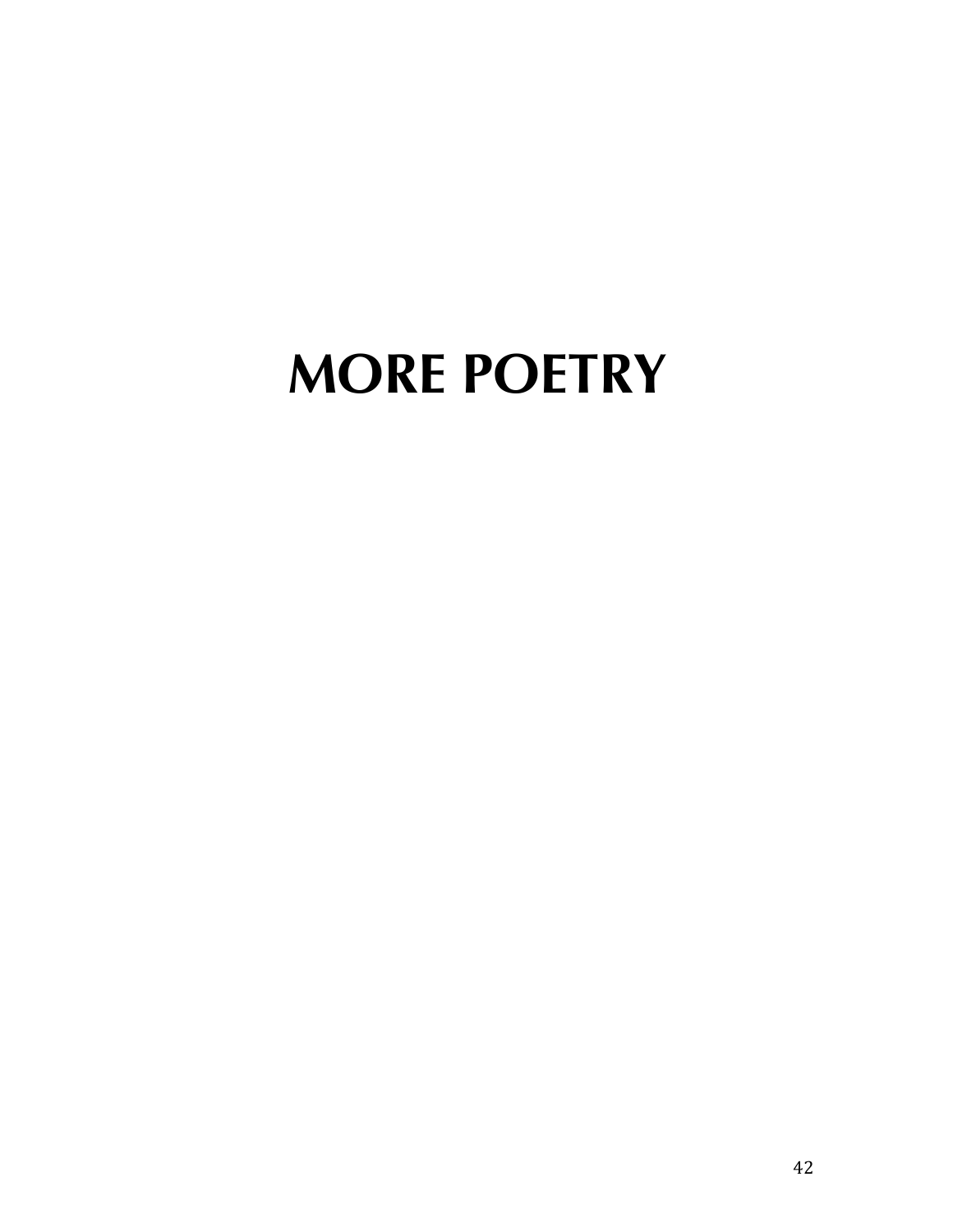# MORE POETRY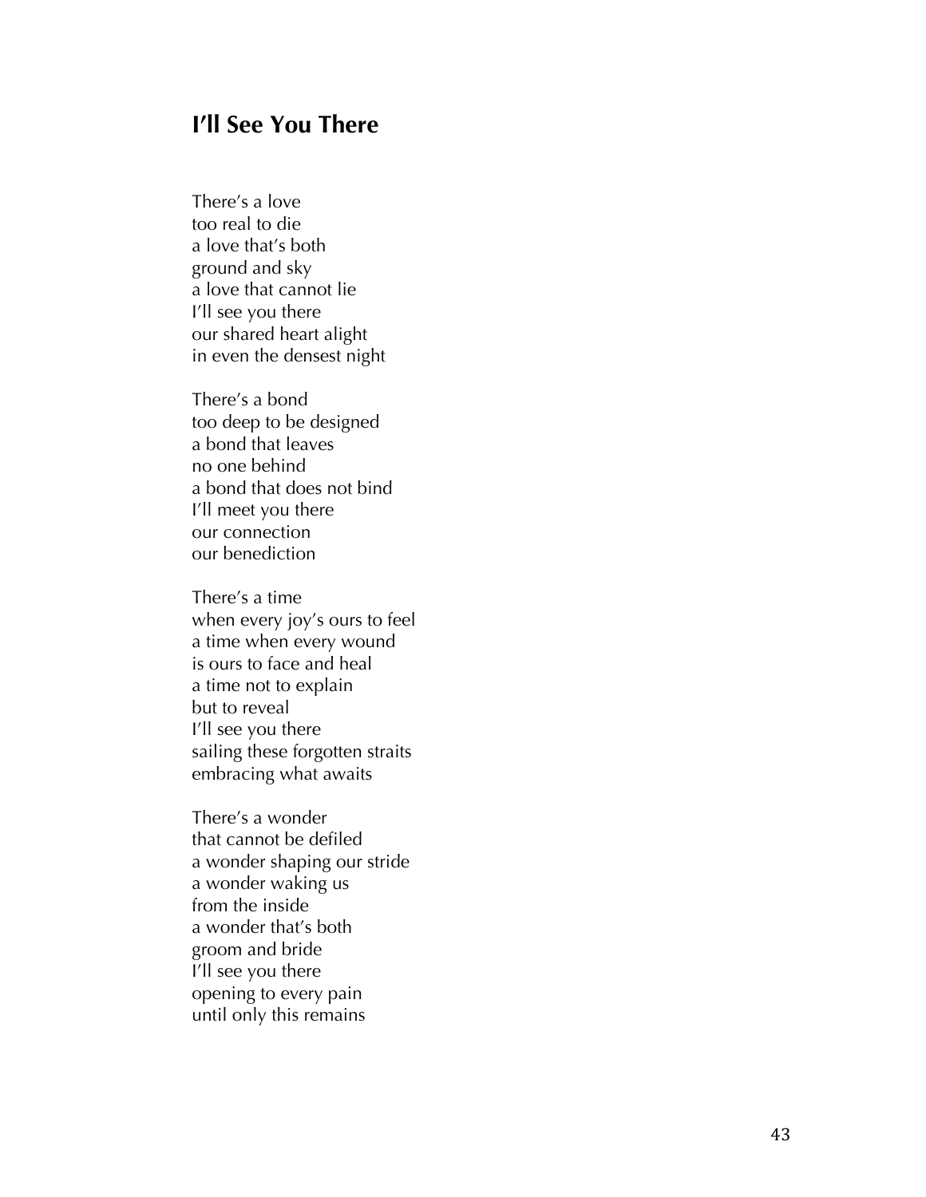## I'll See You There

There's a love  
too real to die  
a love that's both  
ground and sky  
a love that cannot lie  
I'll see you there  
our shared heart alight  
in even the densest night

There's a bond  
too deep to be designed  
a bond that leaves  
no one behind  
a bond that does not bind  
I'll meet you there  
our connection  
our benediction

There's a time  
when every joy's ours to feel  
a time when every wound  
is ours to face and heal  
a time not to explain  
but to reveal  
I'll see you there  
sailing these forgotten straits  
embracing what awaits

There's a wonder  
that cannot be defiled  
a wonder shaping our stride  
a wonder waking us  
from the inside  
a wonder that's both  
groom and bride  
I'll see you there  
opening to every pain  
until only this remains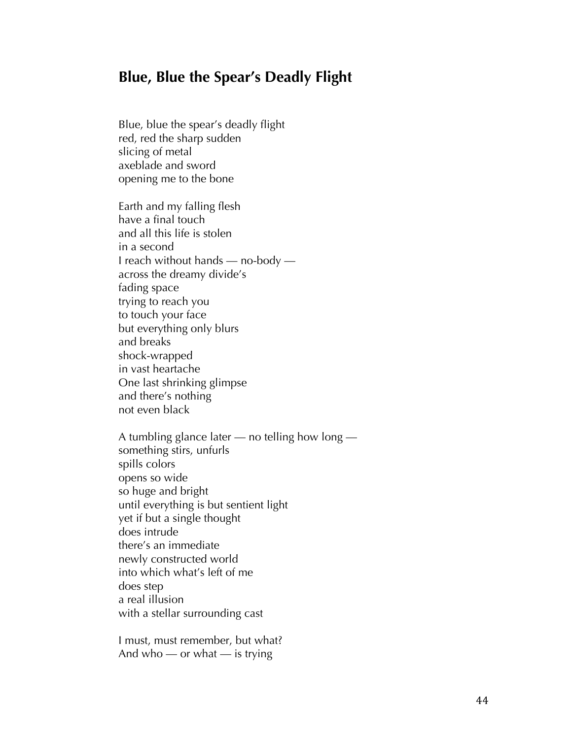## Blue, Blue the Spear's Deadly Flight

Blue, blue the spear's deadly flight  
red, red the sharp sudden  
slicing of metal  
axeblade and sword  
opening me to the bone

Earth and my falling flesh  
have a final touch  
and all this life is stolen  
in a second  
I reach without hands — no-body —  
across the dreamy divide's  
fading space  
trying to reach you  
to touch your face  
but everything only blurs  
and breaks  
shock-wrapped  
in vast heartache  
One last shrinking glimpse  
and there's nothing  
not even black

A tumbling glance later — no telling how long —  
something stirs, unfurls  
spills colors  
opens so wide  
so huge and bright  
until everything is but sentient light  
yet if but a single thought  
does intrude  
there's an immediate  
newly constructed world  
into which what's left of me  
does step  
a real illusion  
with a stellar surrounding cast

I must, must remember, but what?  
And who — or what — is trying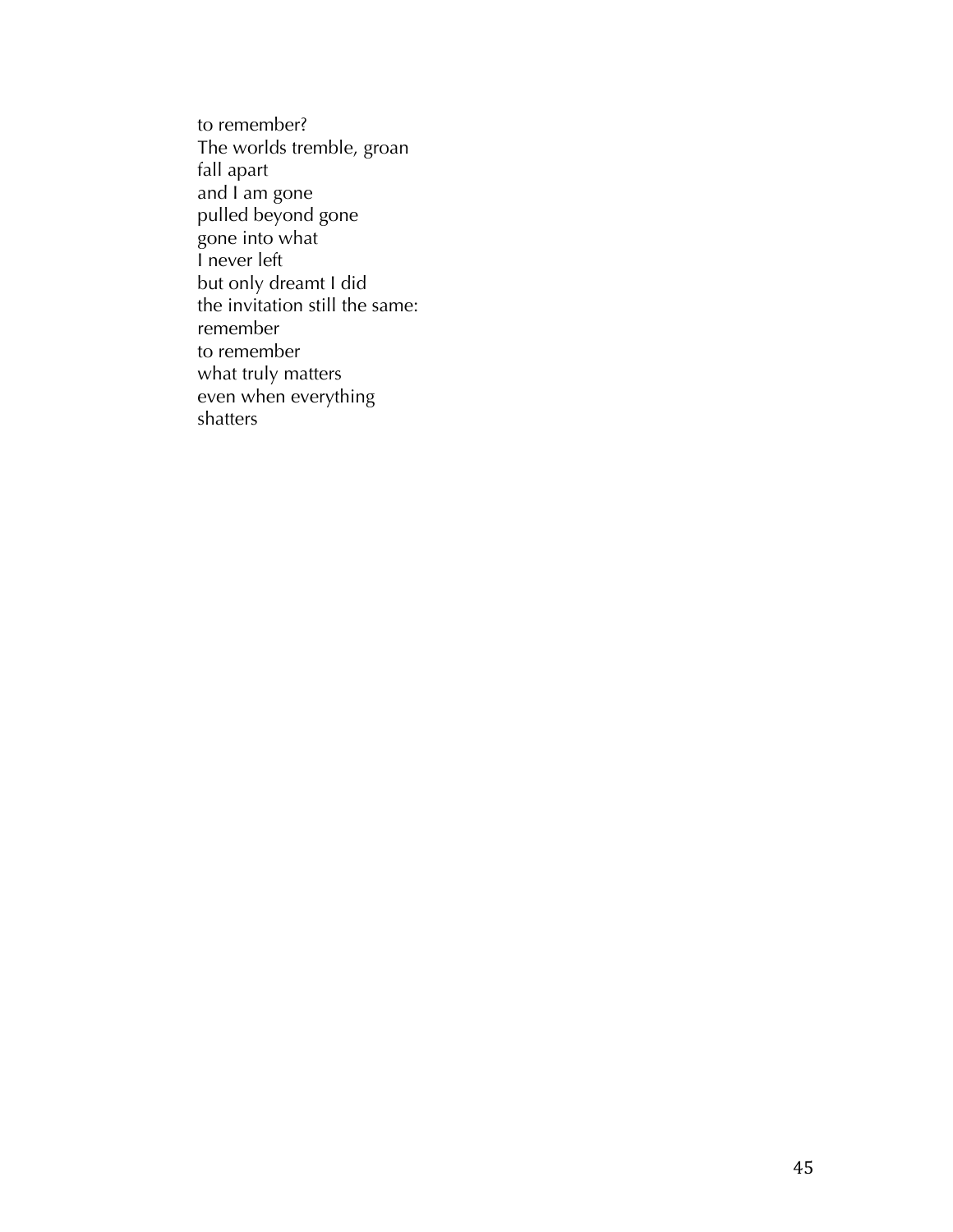to remember?  
The worlds tremble, groan  
fall apart  
and I am gone  
pulled beyond gone  
gone into what  
I never left  
but only dreamt I did  
the invitation still the same:  
remember  
to remember  
what truly matters  
even when everything  
shatters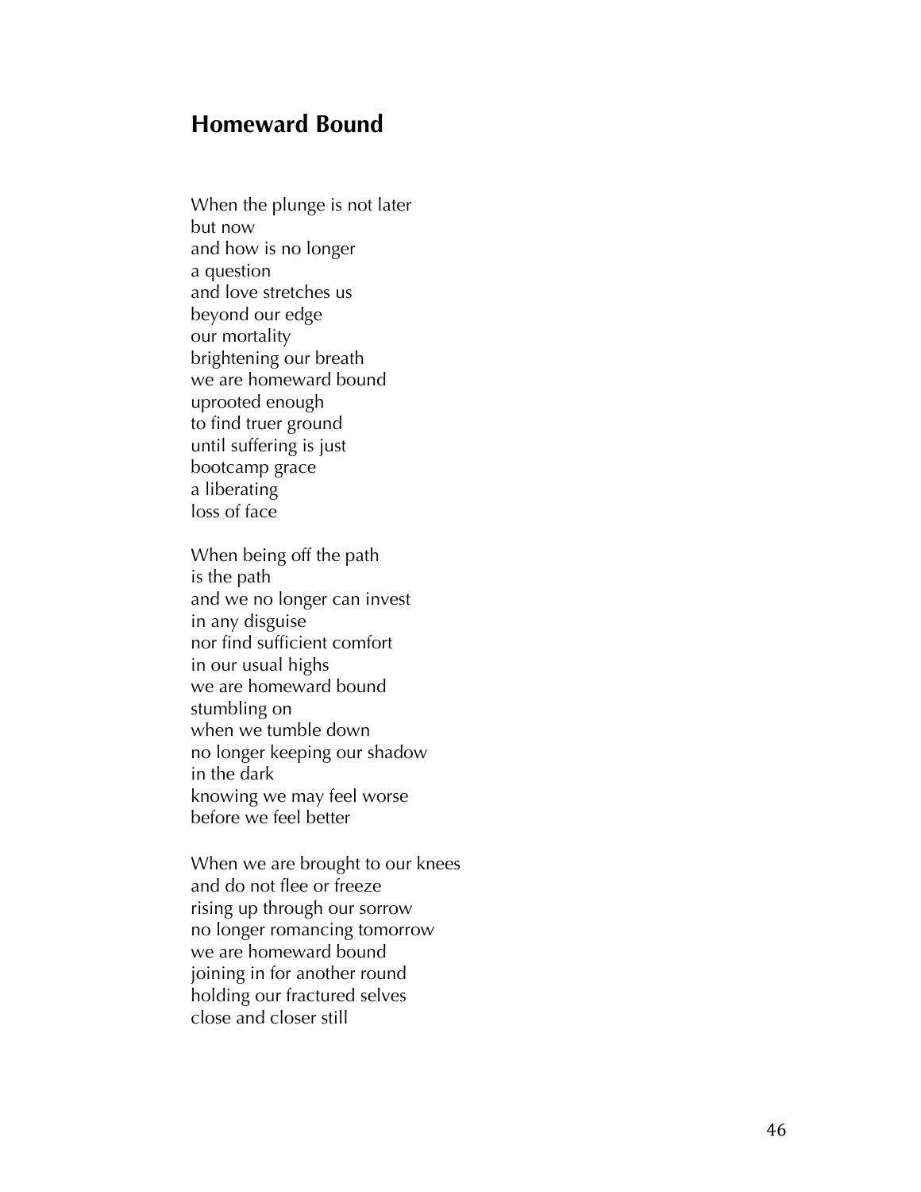## Homeward Bound

When the plunge is not later  
but now  
and how is no longer  
a question  
and love stretches us  
beyond our edge  
our mortality  
brightening our breath  
we are homeward bound  
uprooted enough  
to find truer ground  
until suffering is just  
bootcamp grace  
a liberating  
loss of face

When being off the path  
is the path  
and we no longer can invest  
in any disguise  
nor find sufficient comfort  
in our usual highs  
we are homeward bound  
stumbling on  
when we tumble down  
no longer keeping our shadow  
in the dark  
knowing we may feel worse  
before we feel better

When we are brought to our knees  
and do not flee or freeze  
rising up through our sorrow  
no longer romancing tomorrow  
we are homeward bound  
joining in for another round  
holding our fractured selves  
close and closer still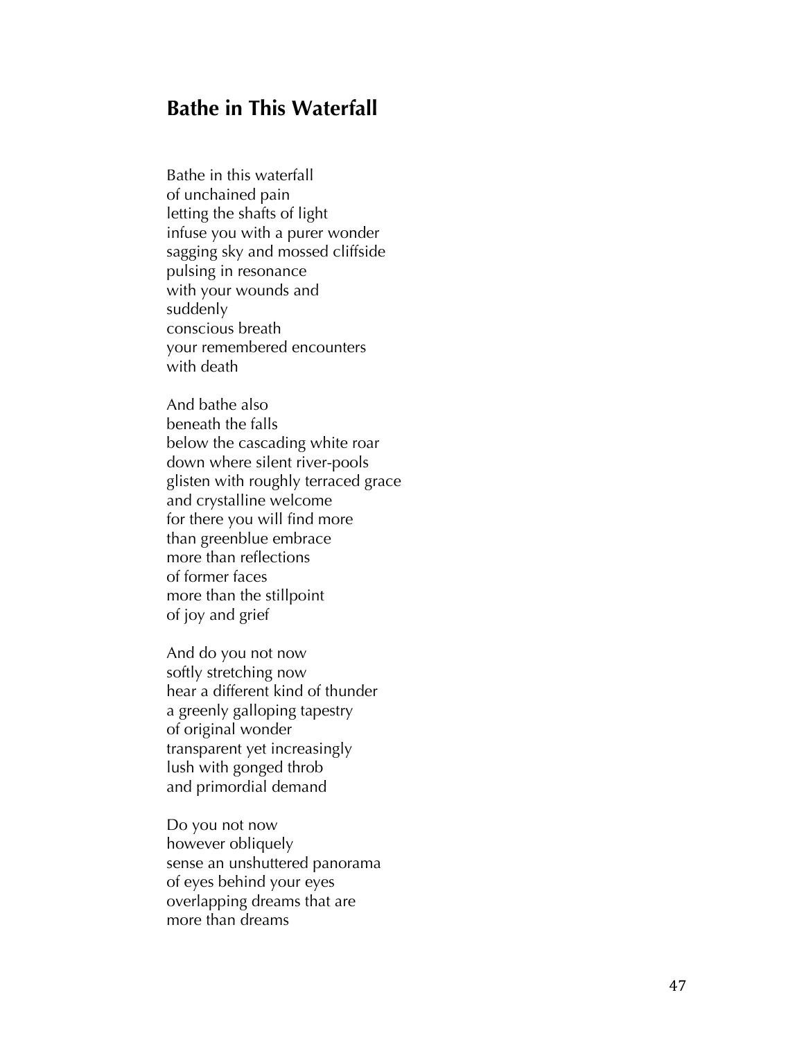## Bathe in This Waterfall

Bathe in this waterfall
of unchained pain
letting the shafts of light
infuse you with a purer wonder
sagging sky and mossed cliffside
pulsing in resonance
with your wounds and
suddenly
conscious breath
your remembered encounters
with death

And bathe also
beneath the falls
below the cascading white roar
down where silent river-pools
glisten with roughly terraced grace
and crystalline welcome
for there you will find more
than greenblue embrace
more than reflections
of former faces
more than the stillpoint
of joy and grief

And do you not now
softly stretching now
hear a different kind of thunder
a greenly galloping tapestry
of original wonder
transparent yet increasingly
lush with gonged throb
and primordial demand

Do you not now
however obliquely
sense an unshuttered panorama
of eyes behind your eyes
overlapping dreams that are
more than dreams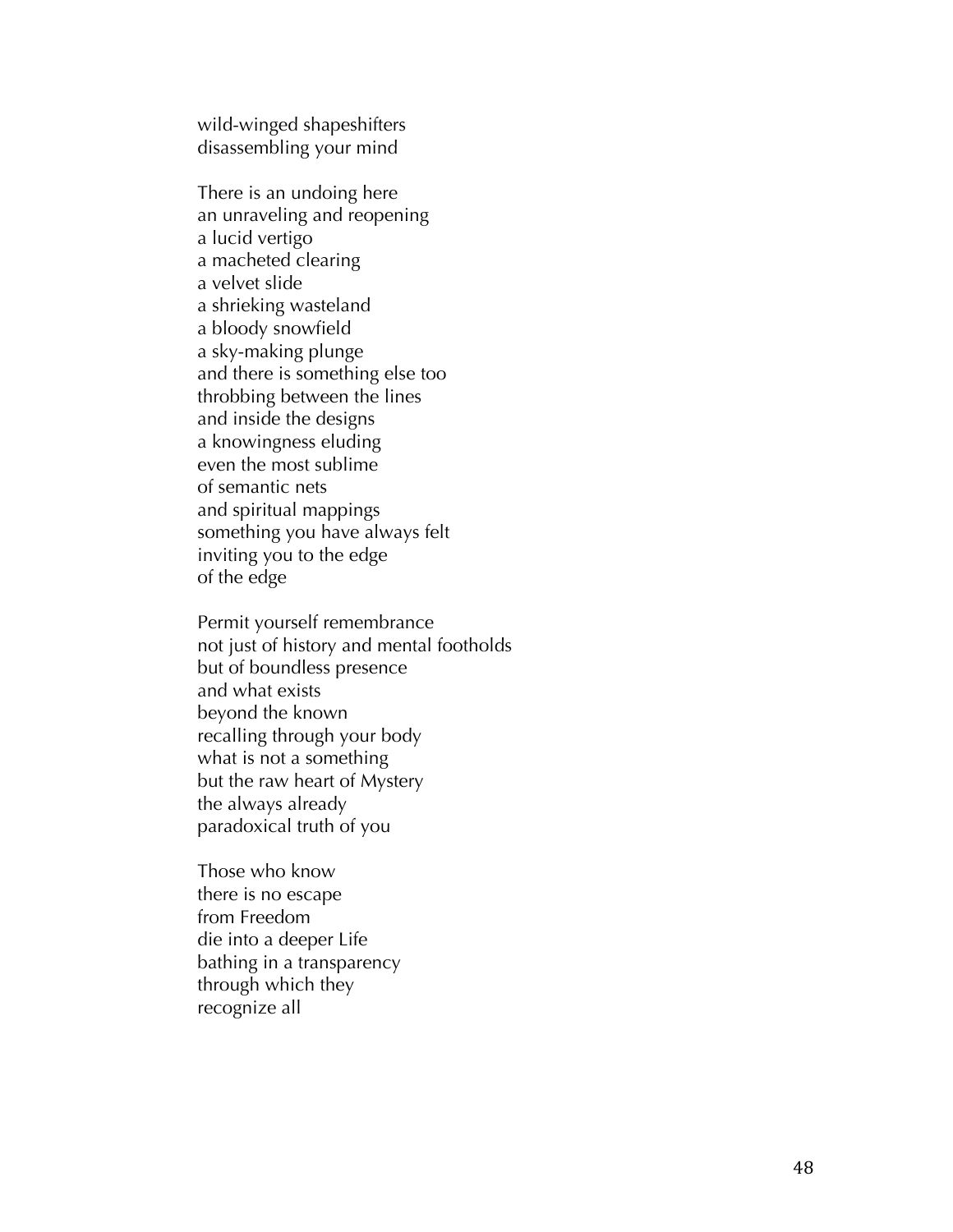wild-winged shapeshifters  
disassembling your mind

There is an undoing here  
an unraveling and reopening  
a lucid vertigo  
a macheted clearing  
a velvet slide  
a shrieking wasteland  
a bloody snowfield  
a sky-making plunge  
and there is something else too  
throbbing between the lines  
and inside the designs  
a knowingness eluding  
even the most sublime  
of semantic nets  
and spiritual mappings  
something you have always felt  
inviting you to the edge  
of the edge

Permit yourself remembrance  
not just of history and mental footholds  
but of boundless presence  
and what exists  
beyond the known  
recalling through your body  
what is not a something  
but the raw heart of Mystery  
the always already  
paradoxical truth of you

Those who know  
there is no escape  
from Freedom  
die into a deeper Life  
bathing in a transparency  
through which they  
recognize all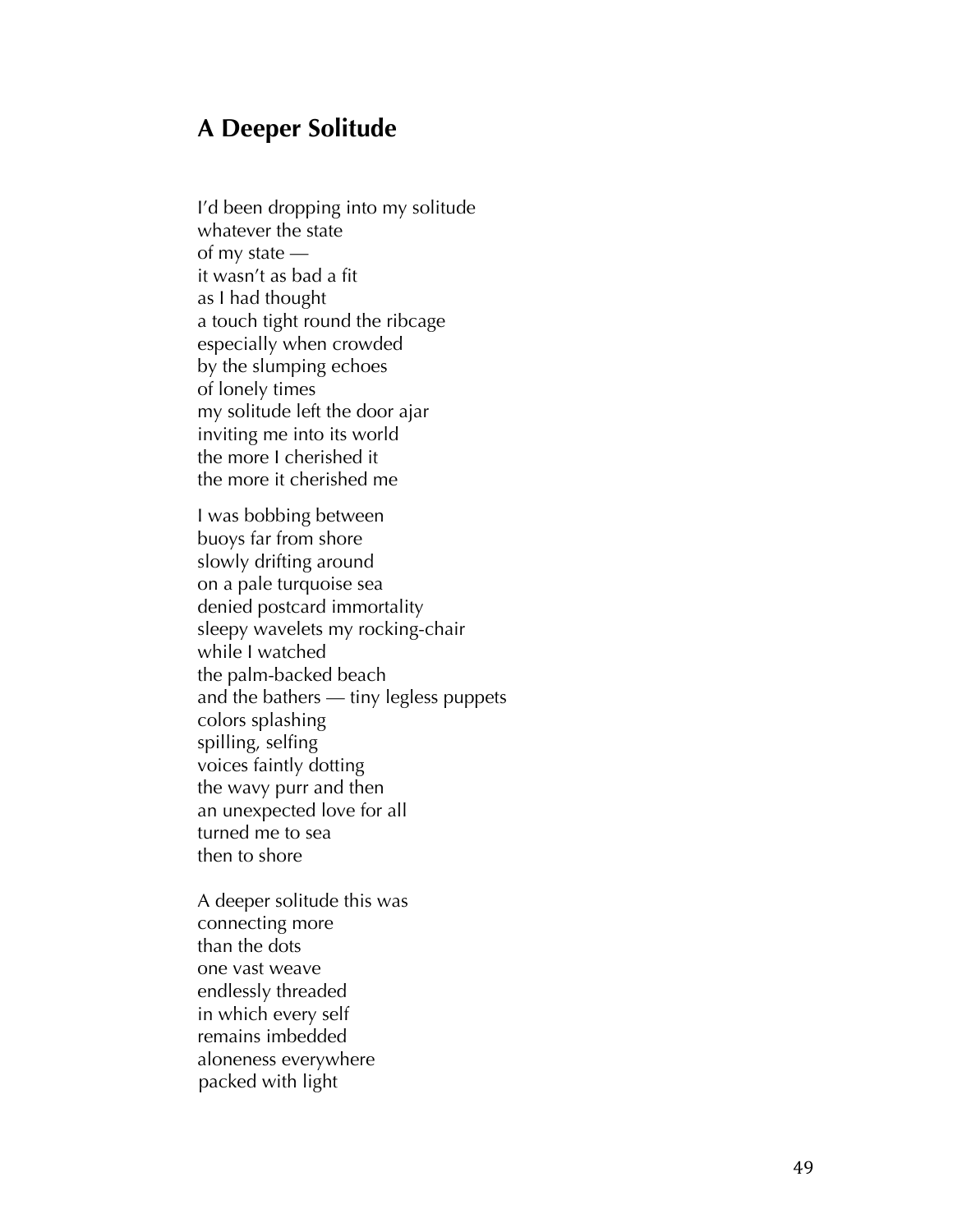## A Deeper Solitude

I'd been dropping into my solitude
whatever the state
of my state —
it wasn't as bad a fit
as I had thought
a touch tight round the ribcage
especially when crowded
by the slumping echoes
of lonely times
my solitude left the door ajar
inviting me into its world
the more I cherished it
the more it cherished me

I was bobbing between
buoys far from shore
slowly drifting around
on a pale turquoise sea
denied postcard immortality
sleepy wavelets my rocking-chair
while I watched
the palm-backed beach
and the bathers — tiny legless puppets
colors splashing
spilling, selfing
voices faintly dotting
the wavy purr and then
an unexpected love for all
turned me to sea
then to shore

A deeper solitude this was
connecting more
than the dots
one vast weave
endlessly threaded
in which every self
remains imbedded
aloneness everywhere
packed with light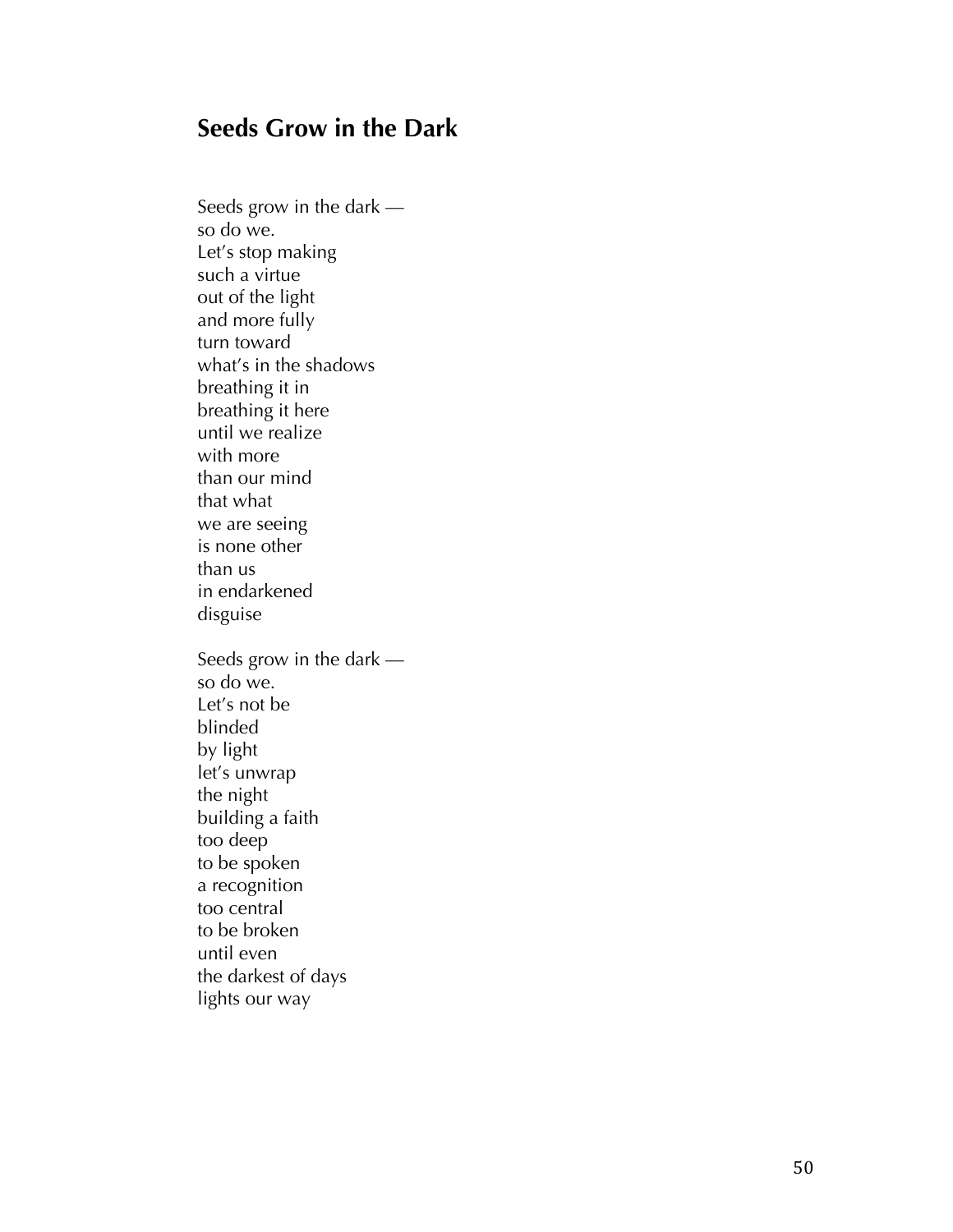## Seeds Grow in the Dark

Seeds grow in the dark —  
so do we.  
Let's stop making  
such a virtue  
out of the light  
and more fully  
turn toward  
what's in the shadows  
breathing it in  
breathing it here  
until we realize  
with more  
than our mind  
that what  
we are seeing  
is none other  
than us  
in endarkened  
disguise

Seeds grow in the dark —  
so do we.  
Let's not be  
blinded  
by light  
let's unwrap  
the night  
building a faith  
too deep  
to be spoken  
a recognition  
too central  
to be broken  
until even  
the darkest of days  
lights our way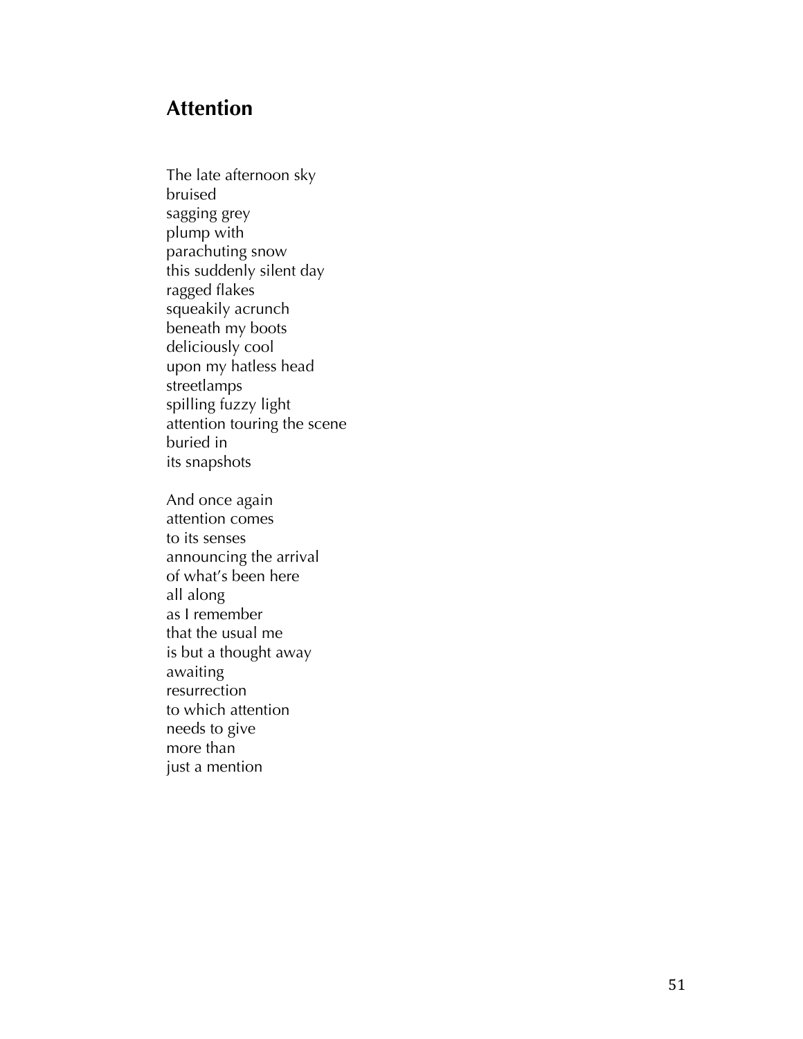## Attention

The late afternoon sky
bruised
sagging grey
plump with
parachuting snow
this suddenly silent day
ragged flakes
squeakily acrunch
beneath my boots
deliciously cool
upon my hatless head
streetlamps
spilling fuzzy light
attention touring the scene
buried in
its snapshots

And once again
attention comes
to its senses
announcing the arrival
of what's been here
all along
as I remember
that the usual me
is but a thought away
awaiting
resurrection
to which attention
needs to give
more than
just a mention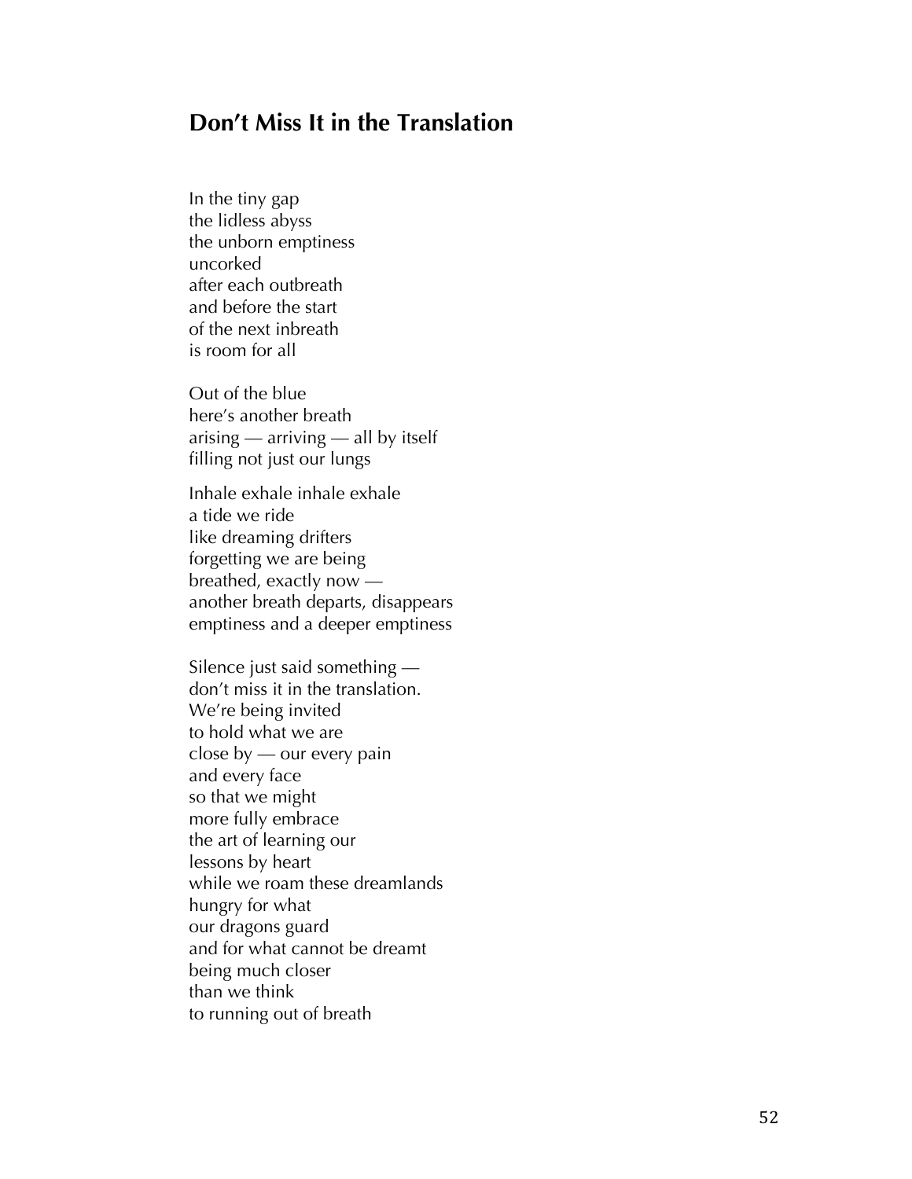## Don't Miss It in the Translation

In the tiny gap  
the lidless abyss  
the unborn emptiness  
uncorked  
after each outbreath  
and before the start  
of the next inbreath  
is room for all

Out of the blue  
here's another breath  
arising — arriving — all by itself  
filling not just our lungs

Inhale exhale inhale exhale  
a tide we ride  
like dreaming drifters  
forgetting we are being  
breathed, exactly now —  
another breath departs, disappears  
emptiness and a deeper emptiness

Silence just said something —  
don't miss it in the translation.  
We're being invited  
to hold what we are  
close by — our every pain  
and every face  
so that we might  
more fully embrace  
the art of learning our  
lessons by heart  
while we roam these dreamlands  
hungry for what  
our dragons guard  
and for what cannot be dreamt  
being much closer  
than we think  
to running out of breath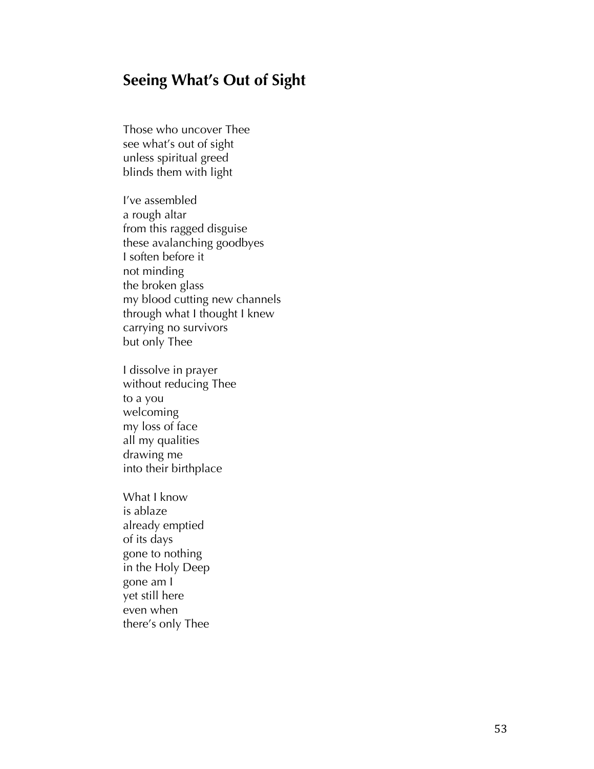## Seeing What's Out of Sight

Those who uncover Thee
see what's out of sight
unless spiritual greed
blinds them with light

I've assembled
a rough altar
from this ragged disguise
these avalanching goodbyes
I soften before it
not minding
the broken glass
my blood cutting new channels
through what I thought I knew
carrying no survivors
but only Thee

I dissolve in prayer
without reducing Thee
to a you
welcoming
my loss of face
all my qualities
drawing me
into their birthplace

What I know
is ablaze
already emptied
of its days
gone to nothing
in the Holy Deep
gone am I
yet still here
even when
there's only Thee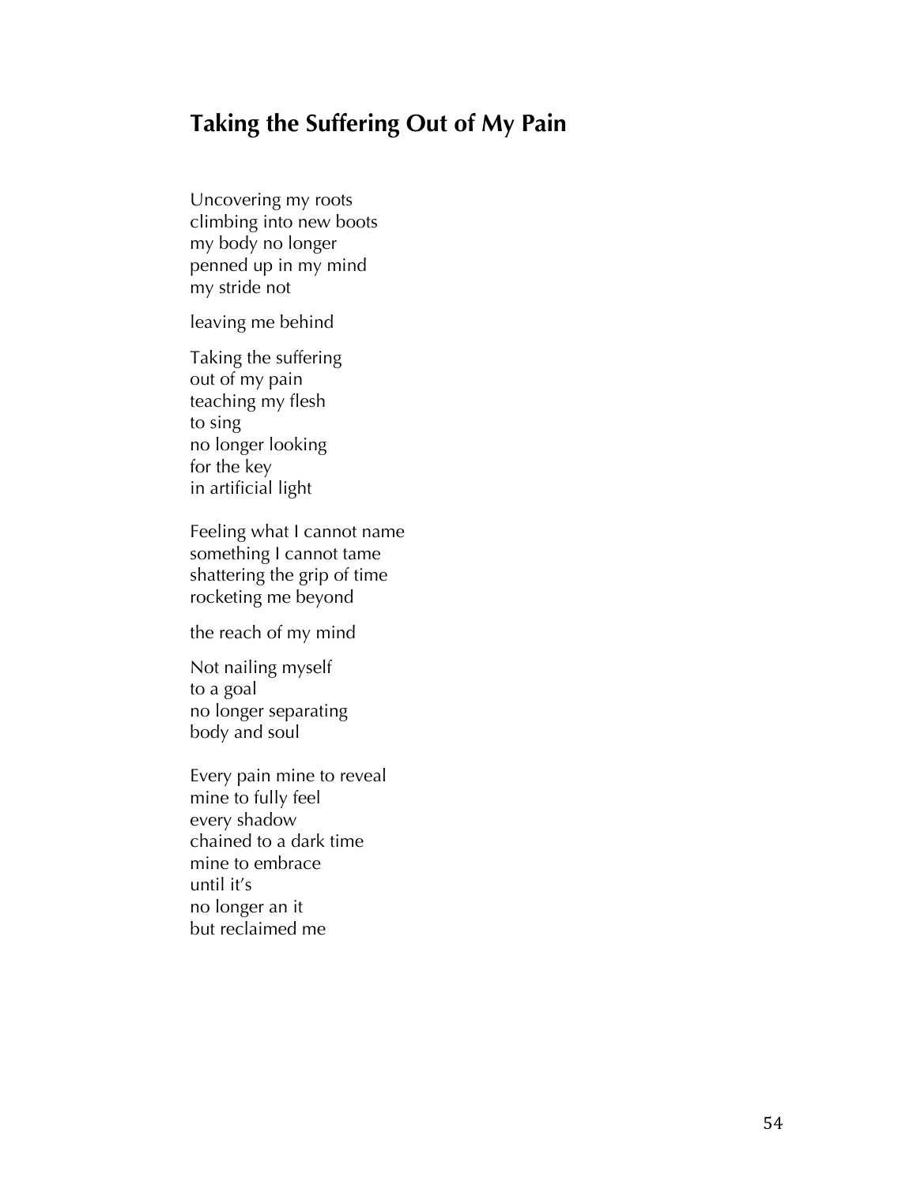## Taking the Suffering Out of My Pain

Uncovering my roots  
climbing into new boots  
my body no longer  
penned up in my mind  
my stride not

leaving me behind

Taking the suffering  
out of my pain  
teaching my flesh  
to sing  
no longer looking  
for the key  
in artificial light

Feeling what I cannot name  
something I cannot tame  
shattering the grip of time  
rocketing me beyond

the reach of my mind

Not nailing myself  
to a goal  
no longer separating  
body and soul

Every pain mine to reveal  
mine to fully feel  
every shadow  
chained to a dark time  
mine to embrace  
until it's  
no longer an it  
but reclaimed me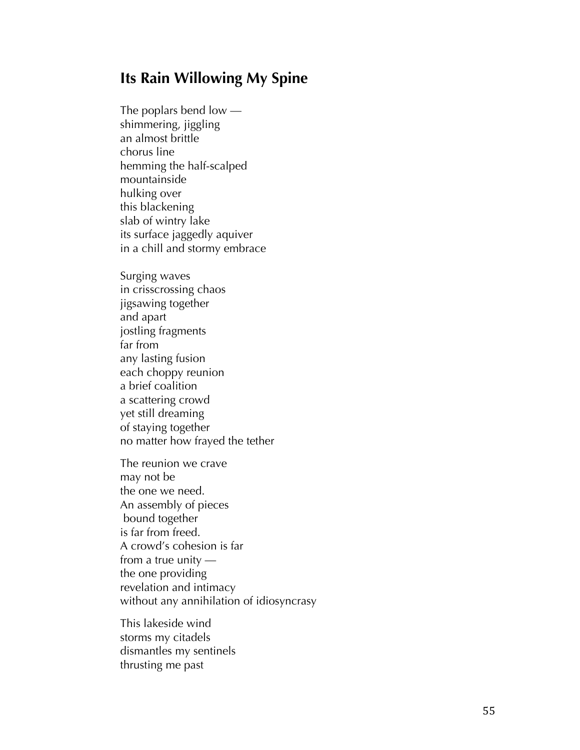## Its Rain Willowing My Spine

The poplars bend low —  
shimmering, jiggling  
an almost brittle  
chorus line  
hemming the half-scalped  
mountainside  
hulking over  
this blackening  
slab of wintry lake  
its surface jaggedly aquiver  
in a chill and stormy embrace

Surging waves  
in crisscrossing chaos  
jigsawing together  
and apart  
jostling fragments  
far from  
any lasting fusion  
each choppy reunion  
a brief coalition  
a scattering crowd  
yet still dreaming  
of staying together  
no matter how frayed the tether

The reunion we crave  
may not be  
the one we need.  
An assembly of pieces  
 bound together  
is far from freed.  
A crowd's cohesion is far  
from a true unity —  
the one providing  
revelation and intimacy  
without any annihilation of idiosyncrasy

This lakeside wind  
storms my citadels  
dismantles my sentinels  
thrusting me past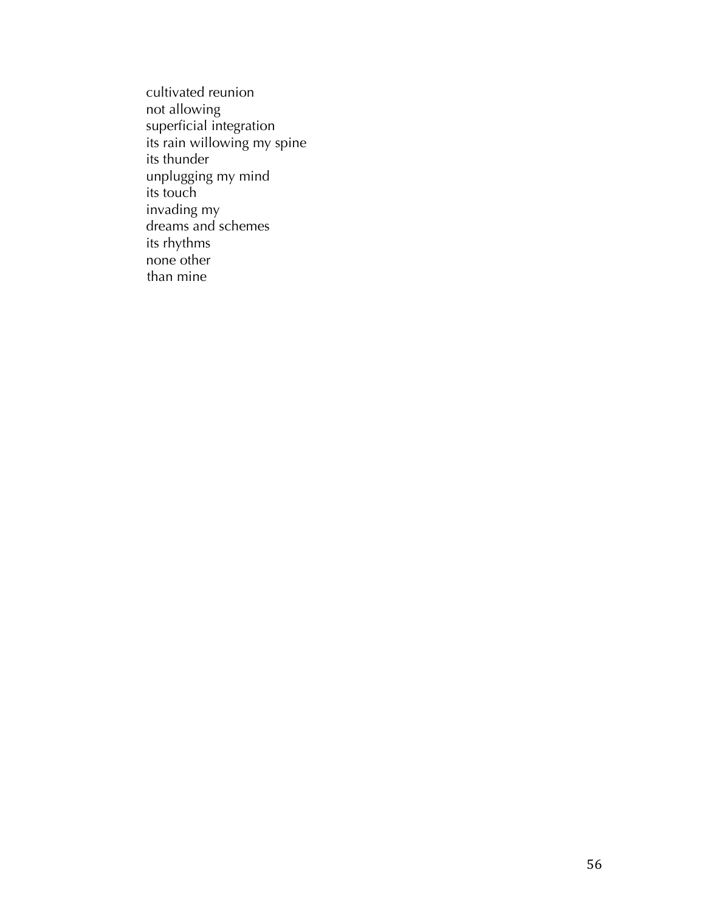cultivated reunion  
not allowing  
superficial integration  
its rain willowing my spine  
its thunder  
unplugging my mind  
its touch  
invading my  
dreams and schemes  
its rhythms  
none other  
than mine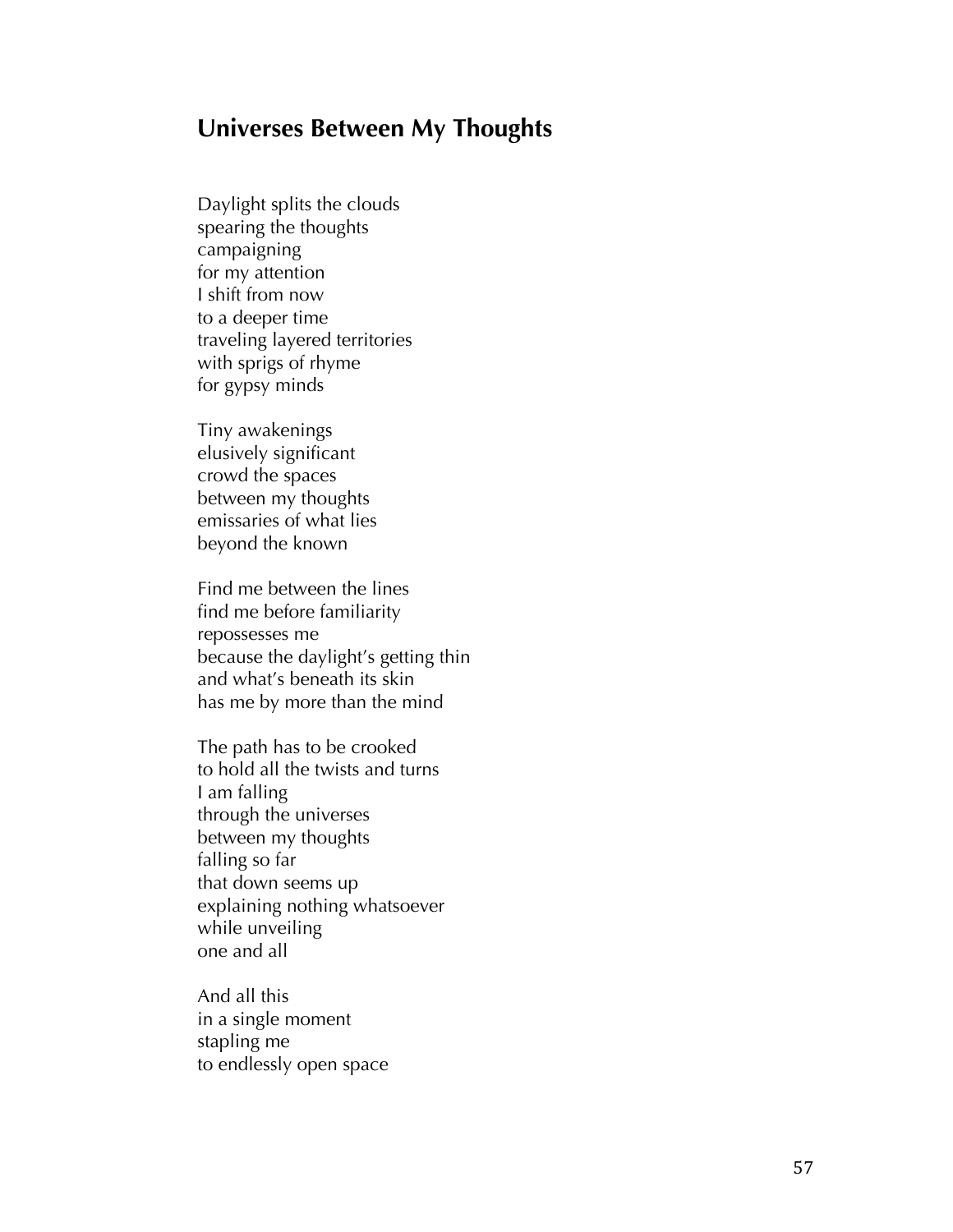## Universes Between My Thoughts

Daylight splits the clouds  
spearing the thoughts  
campaigning  
for my attention  
I shift from now  
to a deeper time  
traveling layered territories  
with sprigs of rhyme  
for gypsy minds

Tiny awakenings  
elusively significant  
crowd the spaces  
between my thoughts  
emissaries of what lies  
beyond the known

Find me between the lines  
find me before familiarity  
repossesses me  
because the daylight's getting thin  
and what's beneath its skin  
has me by more than the mind

The path has to be crooked  
to hold all the twists and turns  
I am falling  
through the universes  
between my thoughts  
falling so far  
that down seems up  
explaining nothing whatsoever  
while unveiling  
one and all

And all this  
in a single moment  
stapling me  
to endlessly open space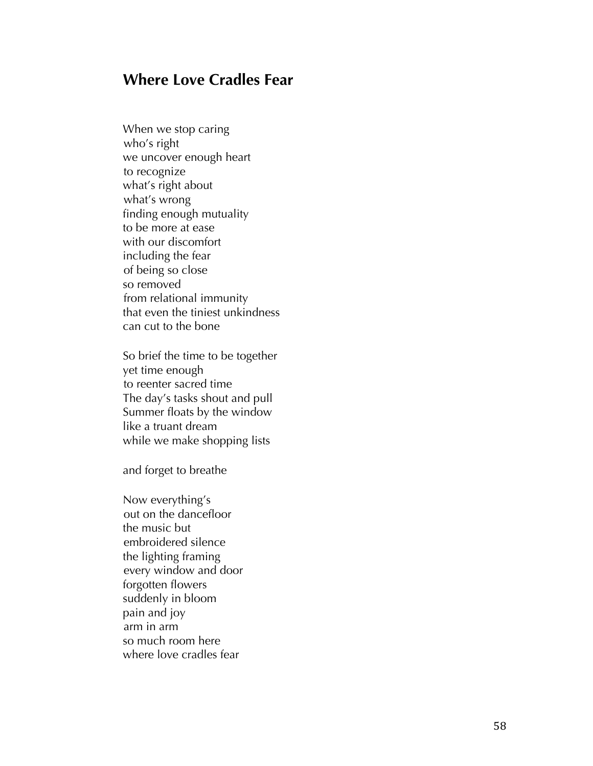## Where Love Cradles Fear

When we stop caring  
who's right  
we uncover enough heart  
to recognize  
what's right about  
what's wrong  
finding enough mutuality  
to be more at ease  
with our discomfort  
including the fear  
of being so close  
so removed  
from relational immunity  
that even the tiniest unkindness  
can cut to the bone

So brief the time to be together  
yet time enough  
to reenter sacred time  
The day's tasks shout and pull  
Summer floats by the window  
like a truant dream  
while we make shopping lists

and forget to breathe

Now everything's  
out on the dancefloor  
the music but  
embroidered silence  
the lighting framing  
every window and door  
forgotten flowers  
suddenly in bloom  
pain and joy  
arm in arm  
so much room here  
where love cradles fear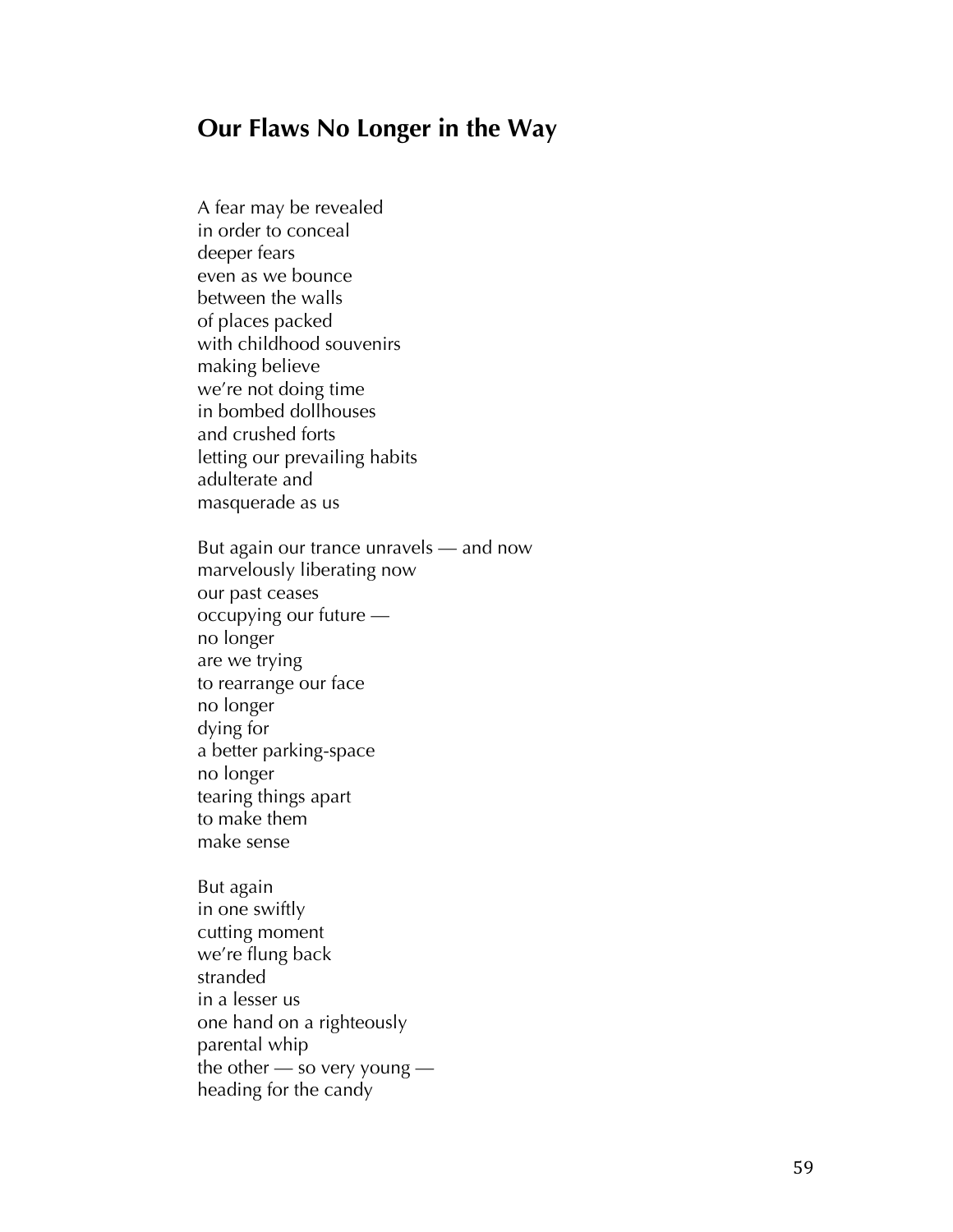## Our Flaws No Longer in the Way

A fear may be revealed  
in order to conceal  
deeper fears  
even as we bounce  
between the walls  
of places packed  
with childhood souvenirs  
making believe  
we're not doing time  
in bombed dollhouses  
and crushed forts  
letting our prevailing habits  
adulterate and  
masquerade as us

But again our trance unravels — and now  
marvelously liberating now  
our past ceases  
occupying our future —  
no longer  
are we trying  
to rearrange our face  
no longer  
dying for  
a better parking-space  
no longer  
tearing things apart  
to make them  
make sense

But again  
in one swiftly  
cutting moment  
we're flung back  
stranded  
in a lesser us  
one hand on a righteously  
parental whip  
the other — so very young —  
heading for the candy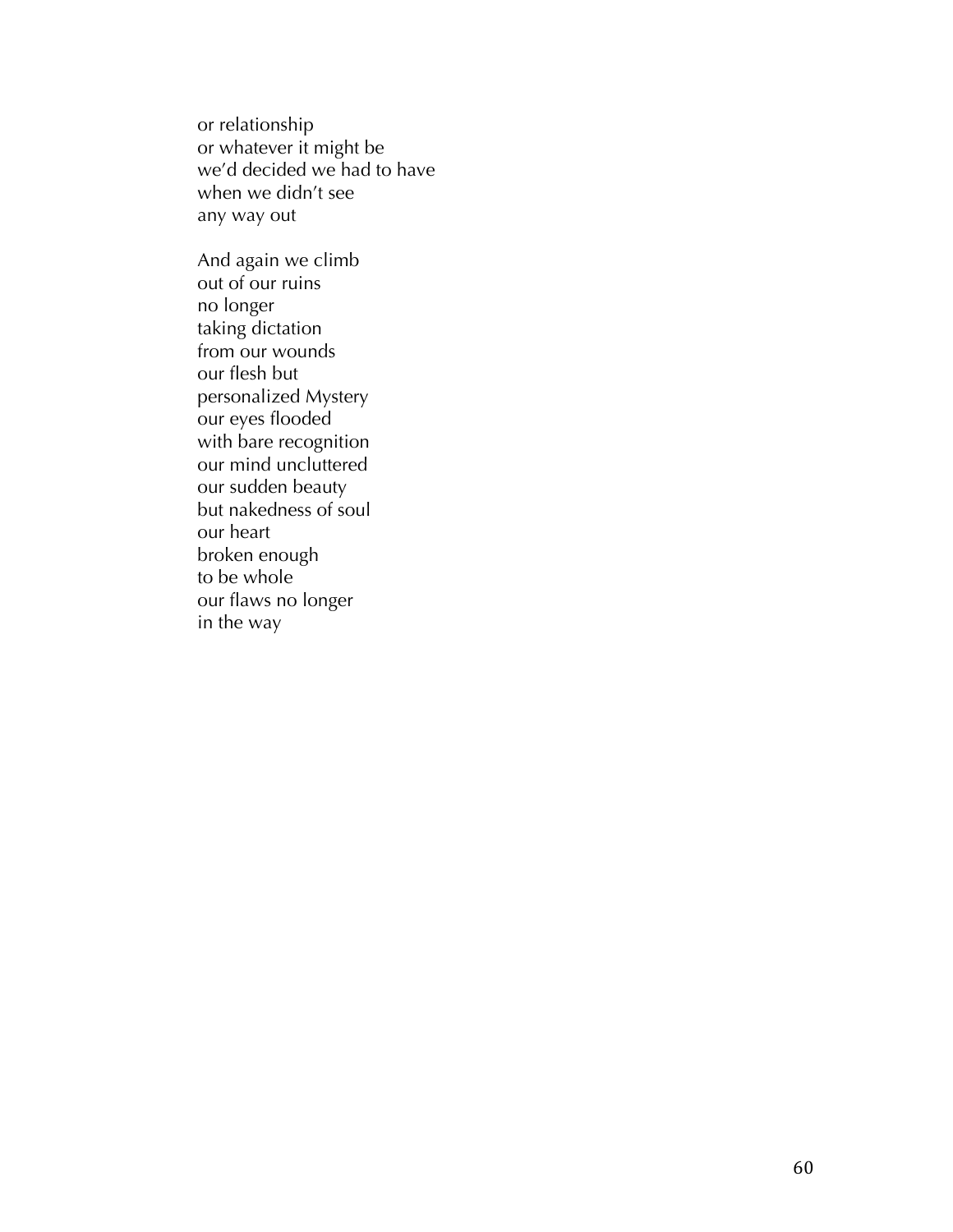or relationship
or whatever it might be
we'd decided we had to have
when we didn't see
any way out

And again we climb
out of our ruins
no longer
taking dictation
from our wounds
our flesh but
personalized Mystery
our eyes flooded
with bare recognition
our mind uncluttered
our sudden beauty
but nakedness of soul
our heart
broken enough
to be whole
our flaws no longer
in the way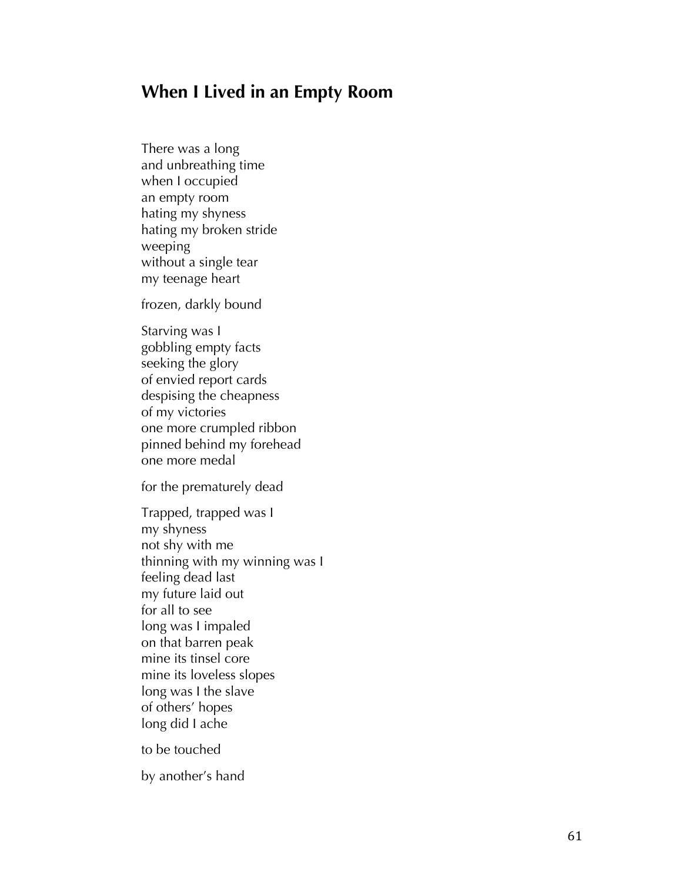## When I Lived in an Empty Room

There was a long  
and unbreathing time  
when I occupied  
an empty room  
hating my shyness  
hating my broken stride  
weeping  
without a single tear  
my teenage heart

frozen, darkly bound

Starving was I  
gobbling empty facts  
seeking the glory  
of envied report cards  
despising the cheapness  
of my victories  
one more crumpled ribbon  
pinned behind my forehead  
one more medal

for the prematurely dead

Trapped, trapped was I  
my shyness  
not shy with me  
thinning with my winning was I  
feeling dead last  
my future laid out  
for all to see  
long was I impaled  
on that barren peak  
mine its tinsel core  
mine its loveless slopes  
long was I the slave  
of others' hopes  
long did I ache

to be touched

by another's hand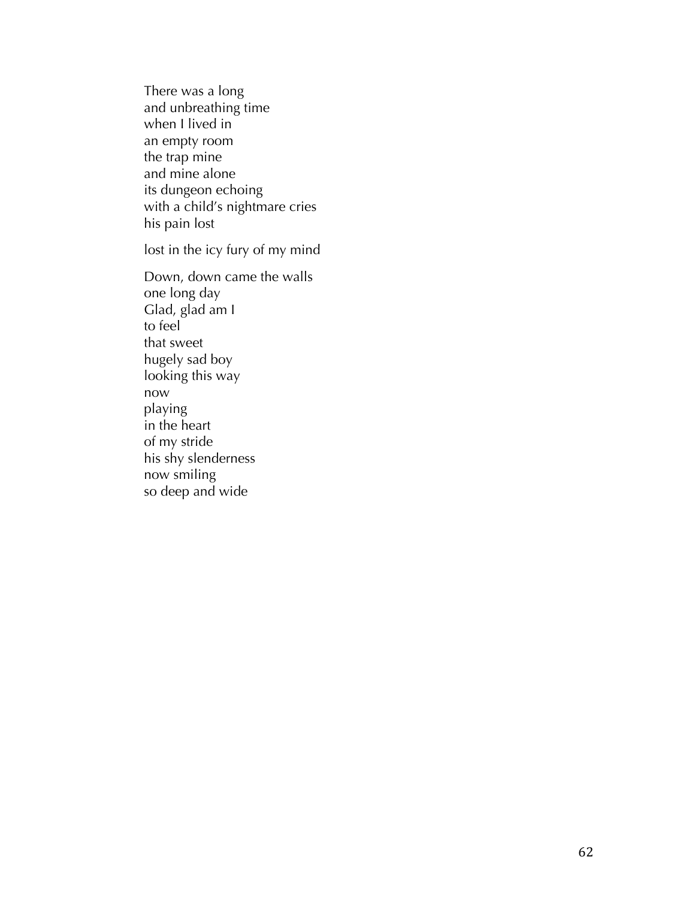There was a long  
and unbreathing time  
when I lived in  
an empty room  
the trap mine  
and mine alone  
its dungeon echoing  
with a child's nightmare cries  
his pain lost

lost in the icy fury of my mind

Down, down came the walls  
one long day  
Glad, glad am I  
to feel  
that sweet  
hugely sad boy  
looking this way  
now  
playing  
in the heart  
of my stride  
his shy slenderness  
now smiling  
so deep and wide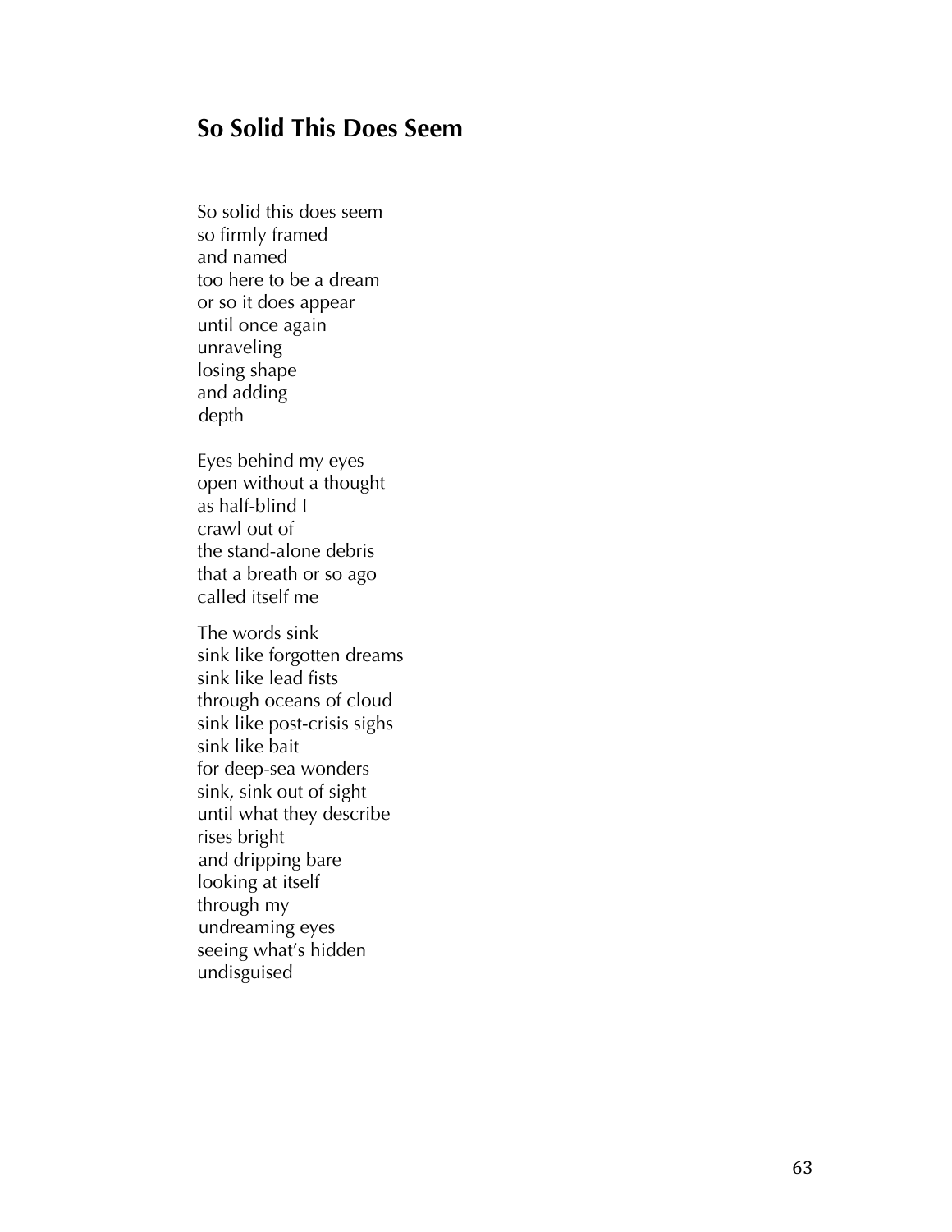## So Solid This Does Seem

So solid this does seem  
so firmly framed  
and named  
too here to be a dream  
or so it does appear  
until once again  
unraveling  
losing shape  
and adding  
depth

Eyes behind my eyes  
open without a thought  
as half-blind I  
crawl out of  
the stand-alone debris  
that a breath or so ago  
called itself me

The words sink  
sink like forgotten dreams  
sink like lead fists  
through oceans of cloud  
sink like post-crisis sighs  
sink like bait  
for deep-sea wonders  
sink, sink out of sight  
until what they describe  
rises bright  
and dripping bare  
looking at itself  
through my  
undreaming eyes  
seeing what's hidden  
undisguised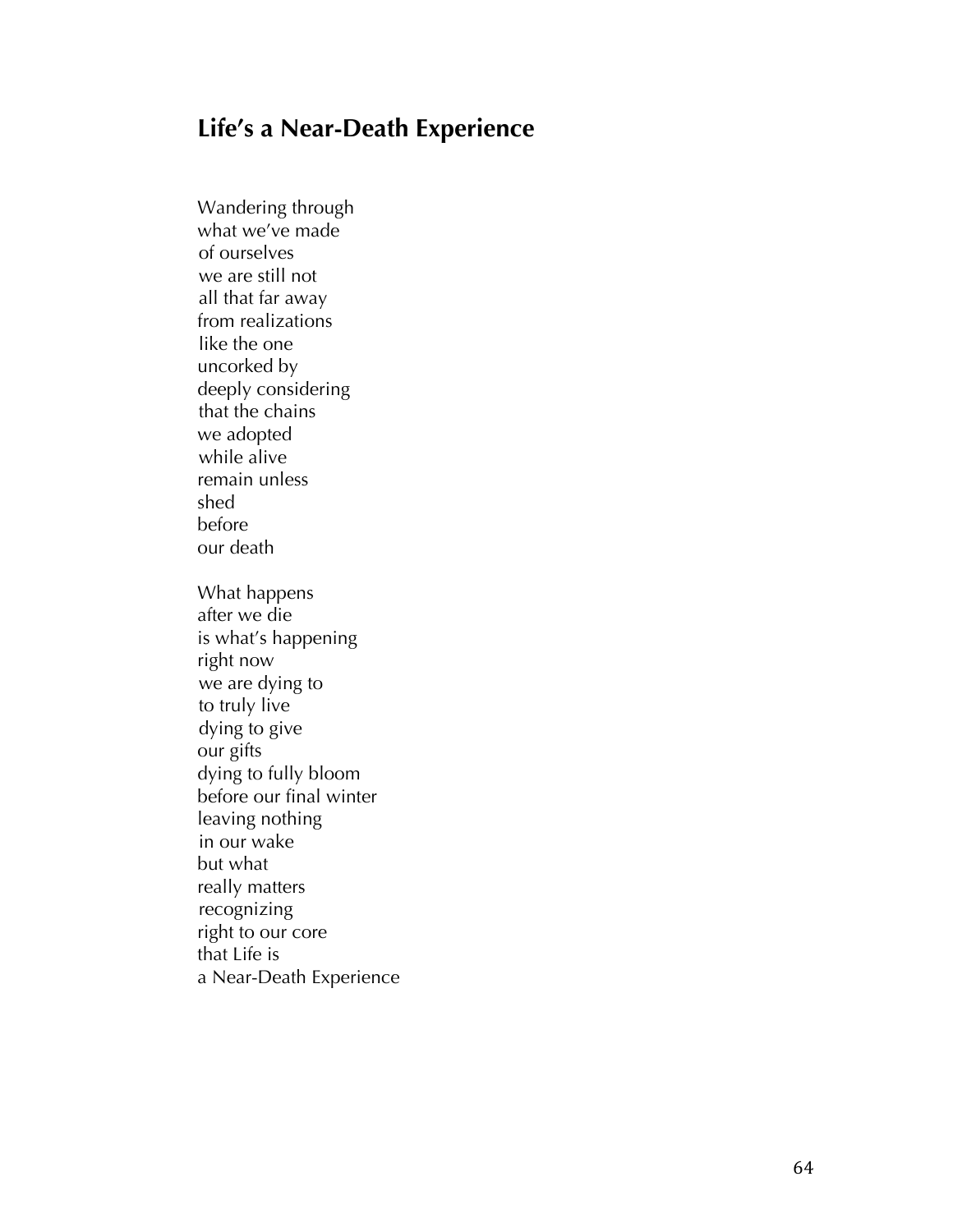## Life's a Near-Death Experience

Wandering through  
what we've made  
of ourselves  
we are still not  
all that far away  
from realizations  
like the one  
uncorked by  
deeply considering  
that the chains  
we adopted  
while alive  
remain unless  
shed  
before  
our death

What happens  
after we die  
is what's happening  
right now  
we are dying to  
to truly live  
dying to give  
our gifts  
dying to fully bloom  
before our final winter  
leaving nothing  
in our wake  
but what  
really matters  
recognizing  
right to our core  
that Life is  
a Near-Death Experience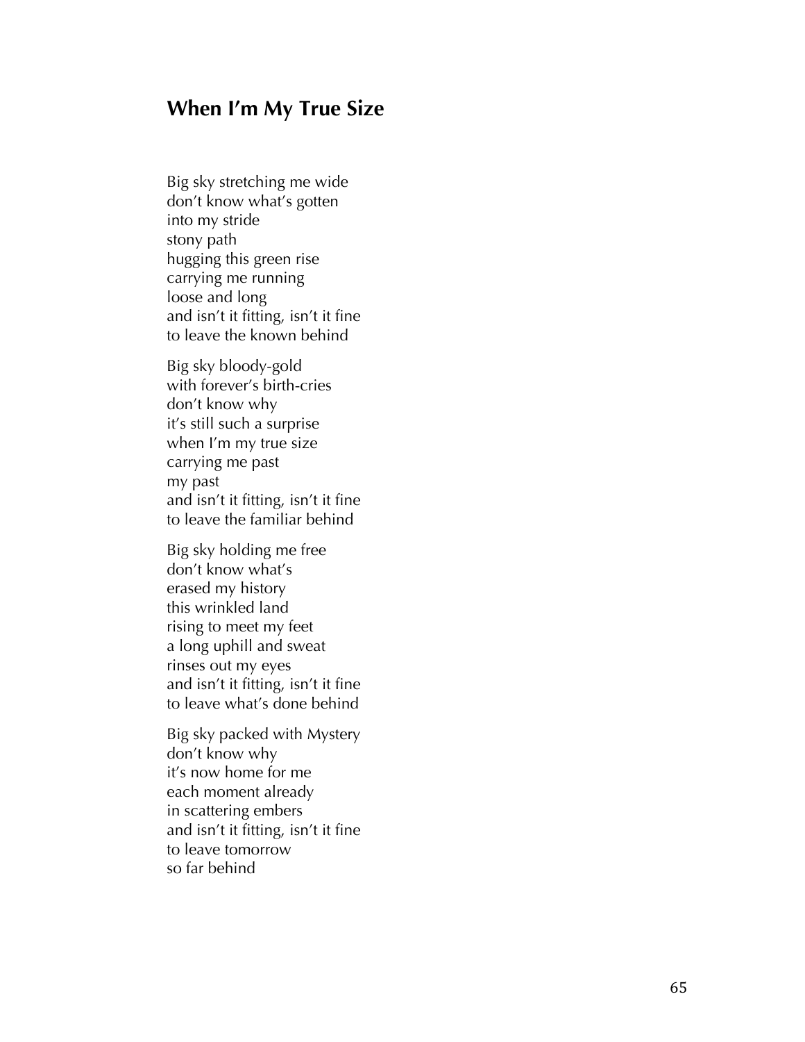## When I'm My True Size

Big sky stretching me wide
don't know what's gotten
into my stride
stony path
hugging this green rise
carrying me running
loose and long
and isn't it fitting, isn't it fine
to leave the known behind

Big sky bloody-gold
with forever's birth-cries
don't know why
it's still such a surprise
when I'm my true size
carrying me past
my past
and isn't it fitting, isn't it fine
to leave the familiar behind

Big sky holding me free
don't know what's
erased my history
this wrinkled land
rising to meet my feet
a long uphill and sweat
rinses out my eyes
and isn't it fitting, isn't it fine
to leave what's done behind

Big sky packed with Mystery
don't know why
it's now home for me
each moment already
in scattering embers
and isn't it fitting, isn't it fine
to leave tomorrow
so far behind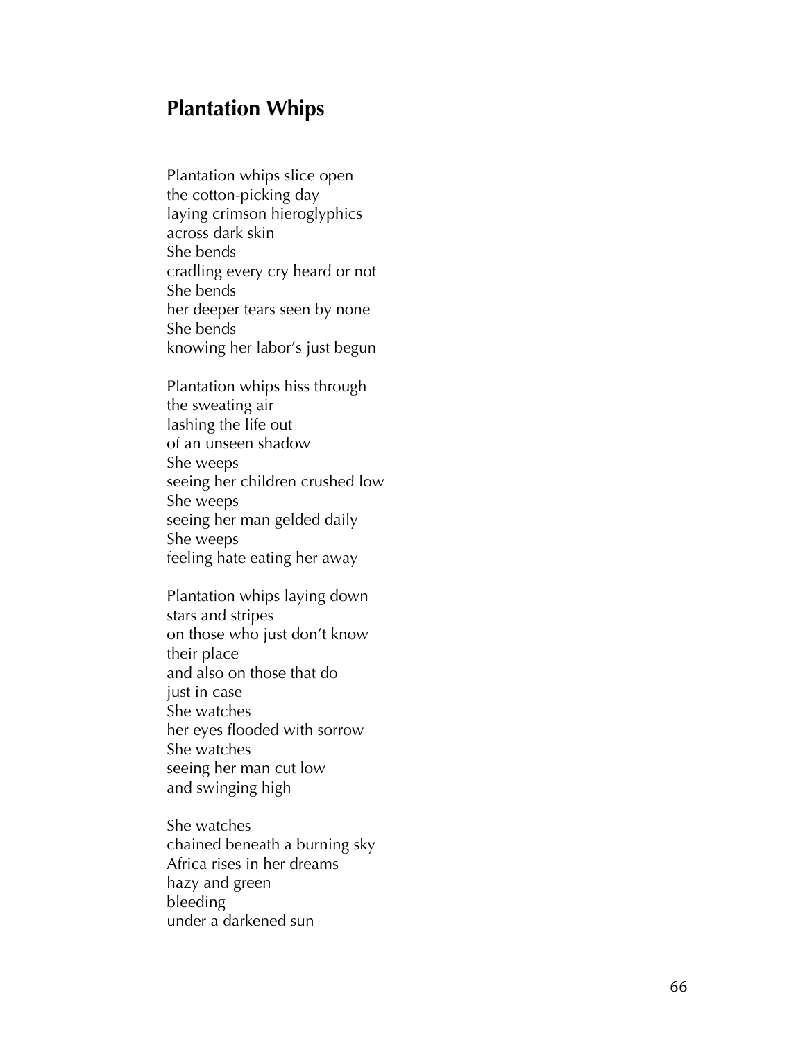## Plantation Whips

Plantation whips slice open  
the cotton-picking day  
laying crimson hieroglyphics  
across dark skin  
She bends  
cradling every cry heard or not  
She bends  
her deeper tears seen by none  
She bends  
knowing her labor's just begun

Plantation whips hiss through  
the sweating air  
lashing the life out  
of an unseen shadow  
She weeps  
seeing her children crushed low  
She weeps  
seeing her man gelded daily  
She weeps  
feeling hate eating her away

Plantation whips laying down  
stars and stripes  
on those who just don't know  
their place  
and also on those that do  
just in case  
She watches  
her eyes flooded with sorrow  
She watches  
seeing her man cut low  
and swinging high

She watches  
chained beneath a burning sky  
Africa rises in her dreams  
hazy and green  
bleeding  
under a darkened sun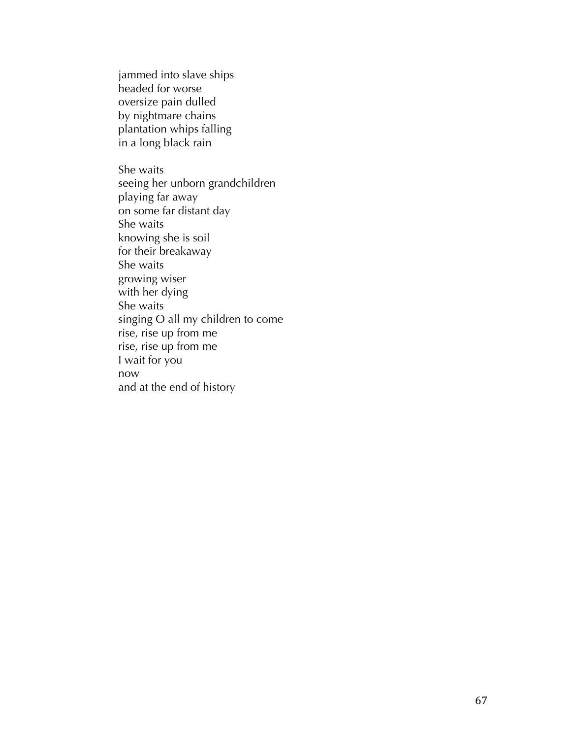jammed into slave ships  
headed for worse  
oversize pain dulled  
by nightmare chains  
plantation whips falling  
in a long black rain

She waits  
seeing her unborn grandchildren  
playing far away  
on some far distant day  
She waits  
knowing she is soil  
for their breakaway  
She waits  
growing wiser  
with her dying  
She waits  
singing O all my children to come  
rise, rise up from me  
rise, rise up from me  
I wait for you  
now  
and at the end of history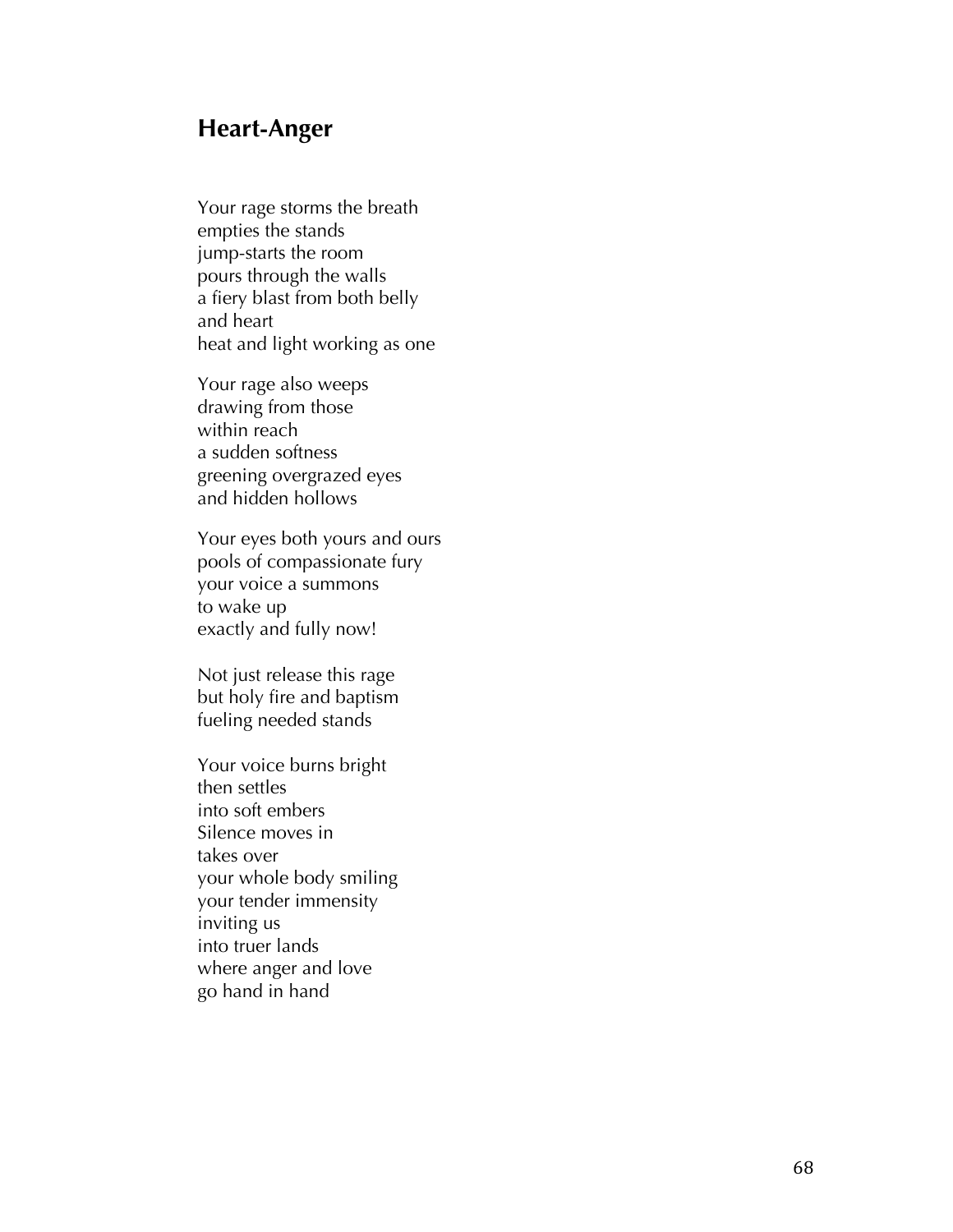## Heart-Anger

Your rage storms the breath  
empties the stands  
jump-starts the room  
pours through the walls  
a fiery blast from both belly  
and heart  
heat and light working as one

Your rage also weeps  
drawing from those  
within reach  
a sudden softness  
greening overgrazed eyes  
and hidden hollows

Your eyes both yours and ours  
pools of compassionate fury  
your voice a summons  
to wake up  
exactly and fully now!

Not just release this rage  
but holy fire and baptism  
fueling needed stands

Your voice burns bright  
then settles  
into soft embers  
Silence moves in  
takes over  
your whole body smiling  
your tender immensity  
inviting us  
into truer lands  
where anger and love  
go hand in hand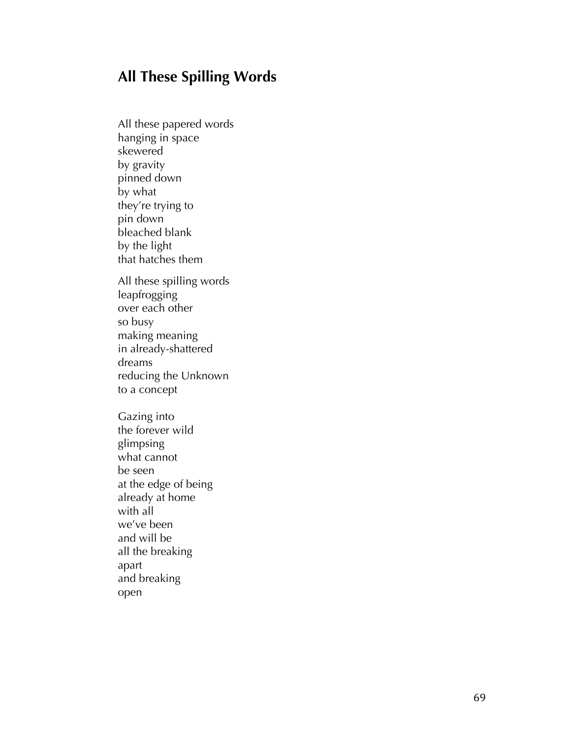## All These Spilling Words

All these papered words  
hanging in space  
skewered  
by gravity  
pinned down  
by what  
they're trying to  
pin down  
bleached blank  
by the light  
that hatches them

All these spilling words  
leapfrogging  
over each other  
so busy  
making meaning  
in already-shattered  
dreams  
reducing the Unknown  
to a concept

Gazing into  
the forever wild  
glimpsing  
what cannot  
be seen  
at the edge of being  
already at home  
with all  
we've been  
and will be  
all the breaking  
apart  
and breaking  
open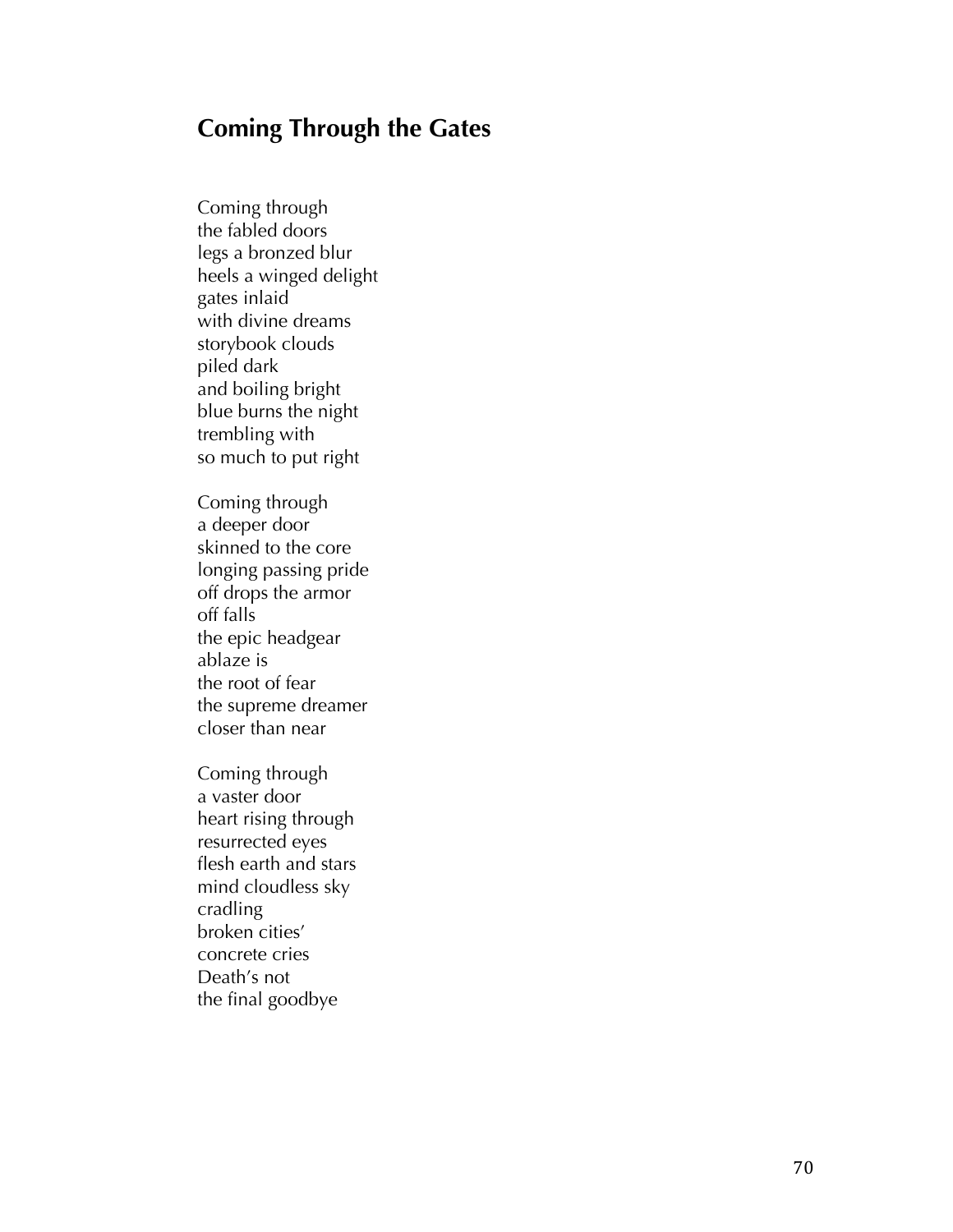## Coming Through the Gates

Coming through  
the fabled doors  
legs a bronzed blur  
heels a winged delight  
gates inlaid  
with divine dreams  
storybook clouds  
piled dark  
and boiling bright  
blue burns the night  
trembling with  
so much to put right

Coming through  
a deeper door  
skinned to the core  
longing passing pride  
off drops the armor  
off falls  
the epic headgear  
ablaze is  
the root of fear  
the supreme dreamer  
closer than near

Coming through  
a vaster door  
heart rising through  
resurrected eyes  
flesh earth and stars  
mind cloudless sky  
cradling  
broken cities'  
concrete cries  
Death's not  
the final goodbye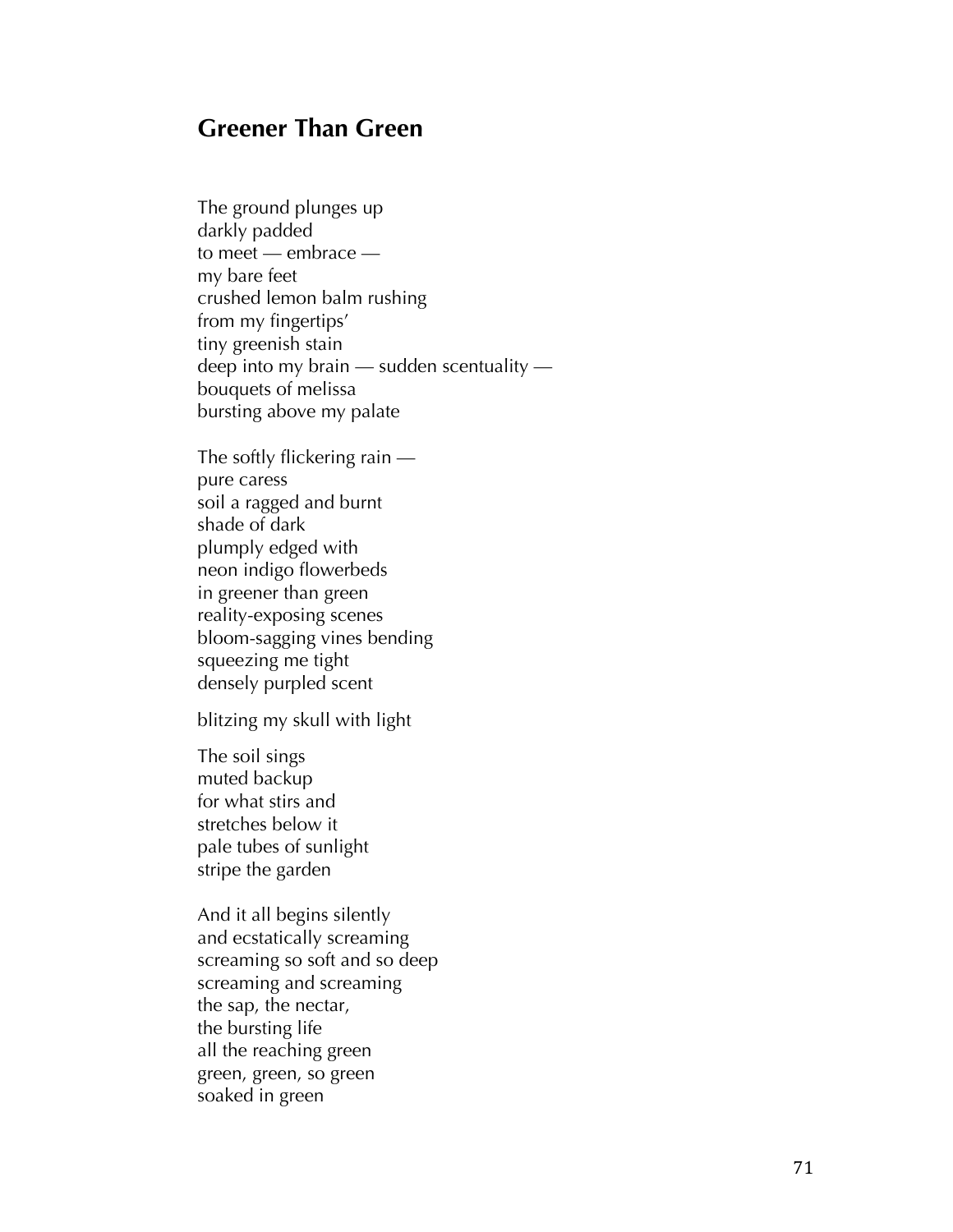## Greener Than Green

The ground plunges up  
darkly padded  
to meet — embrace —  
my bare feet  
crushed lemon balm rushing  
from my fingertips'  
tiny greenish stain  
deep into my brain — sudden scentuality —  
bouquets of melissa  
bursting above my palate

The softly flickering rain —  
pure caress  
soil a ragged and burnt  
shade of dark  
plumply edged with  
neon indigo flowerbeds  
in greener than green  
reality-exposing scenes  
bloom-sagging vines bending  
squeezing me tight  
densely purpled scent

blitzing my skull with light

The soil sings  
muted backup  
for what stirs and  
stretches below it  
pale tubes of sunlight  
stripe the garden

And it all begins silently  
and ecstatically screaming  
screaming so soft and so deep  
screaming and screaming  
the sap, the nectar,  
the bursting life  
all the reaching green  
green, green, so green  
soaked in green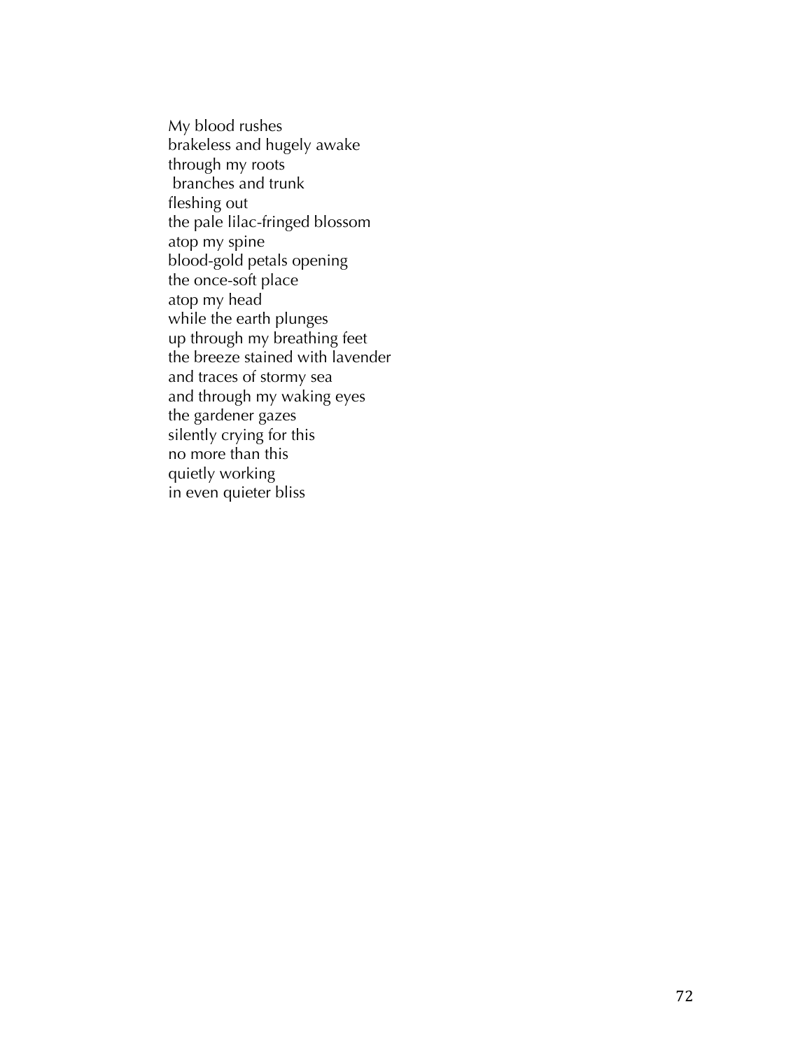My blood rushes  
brakeless and hugely awake  
through my roots  
branches and trunk  
fleshing out  
the pale lilac-fringed blossom  
atop my spine  
blood-gold petals opening  
the once-soft place  
atop my head  
while the earth plunges  
up through my breathing feet  
the breeze stained with lavender  
and traces of stormy sea  
and through my waking eyes  
the gardener gazes  
silently crying for this  
no more than this  
quietly working  
in even quieter bliss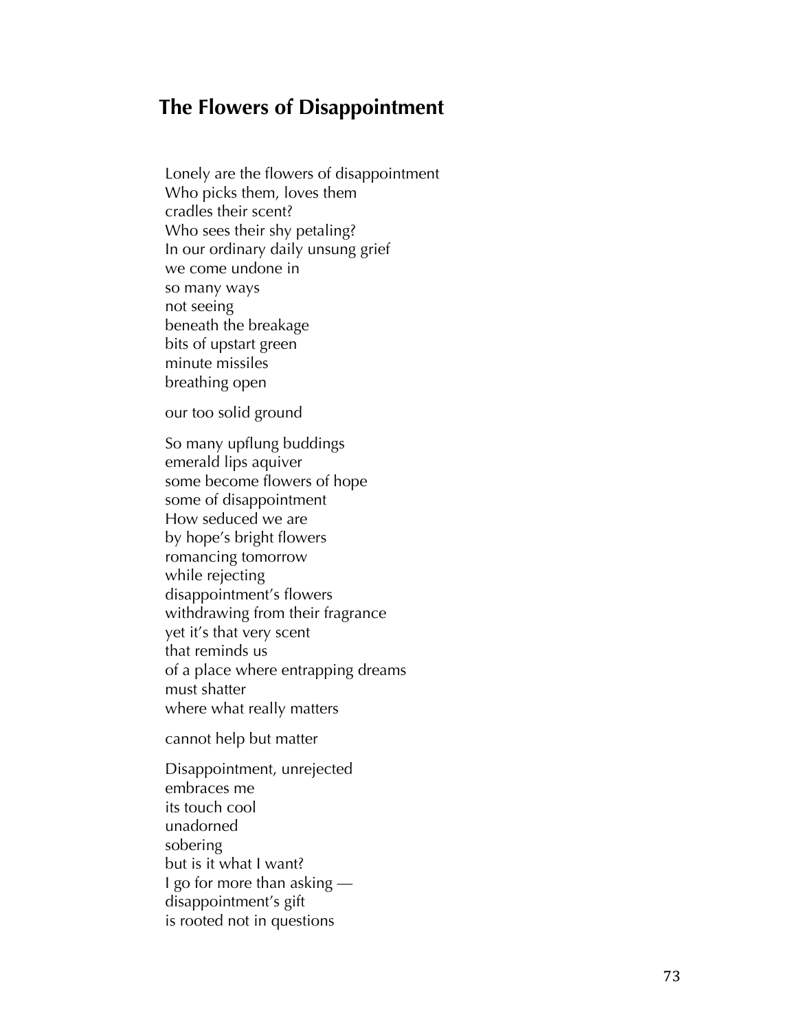## The Flowers of Disappointment

Lonely are the flowers of disappointment  
Who picks them, loves them  
cradles their scent?  
Who sees their shy petaling?  
In our ordinary daily unsung grief  
we come undone in  
so many ways  
not seeing  
beneath the breakage  
bits of upstart green  
minute missiles  
breathing open

our too solid ground

So many upflung buddings  
emerald lips aquiver  
some become flowers of hope  
some of disappointment  
How seduced we are  
by hope's bright flowers  
romancing tomorrow  
while rejecting  
disappointment's flowers  
withdrawing from their fragrance  
yet it's that very scent  
that reminds us  
of a place where entrapping dreams  
must shatter  
where what really matters

cannot help but matter

Disappointment, unrejected  
embraces me  
its touch cool  
unadorned  
sobering  
but is it what I want?  
I go for more than asking —  
disappointment's gift  
is rooted not in questions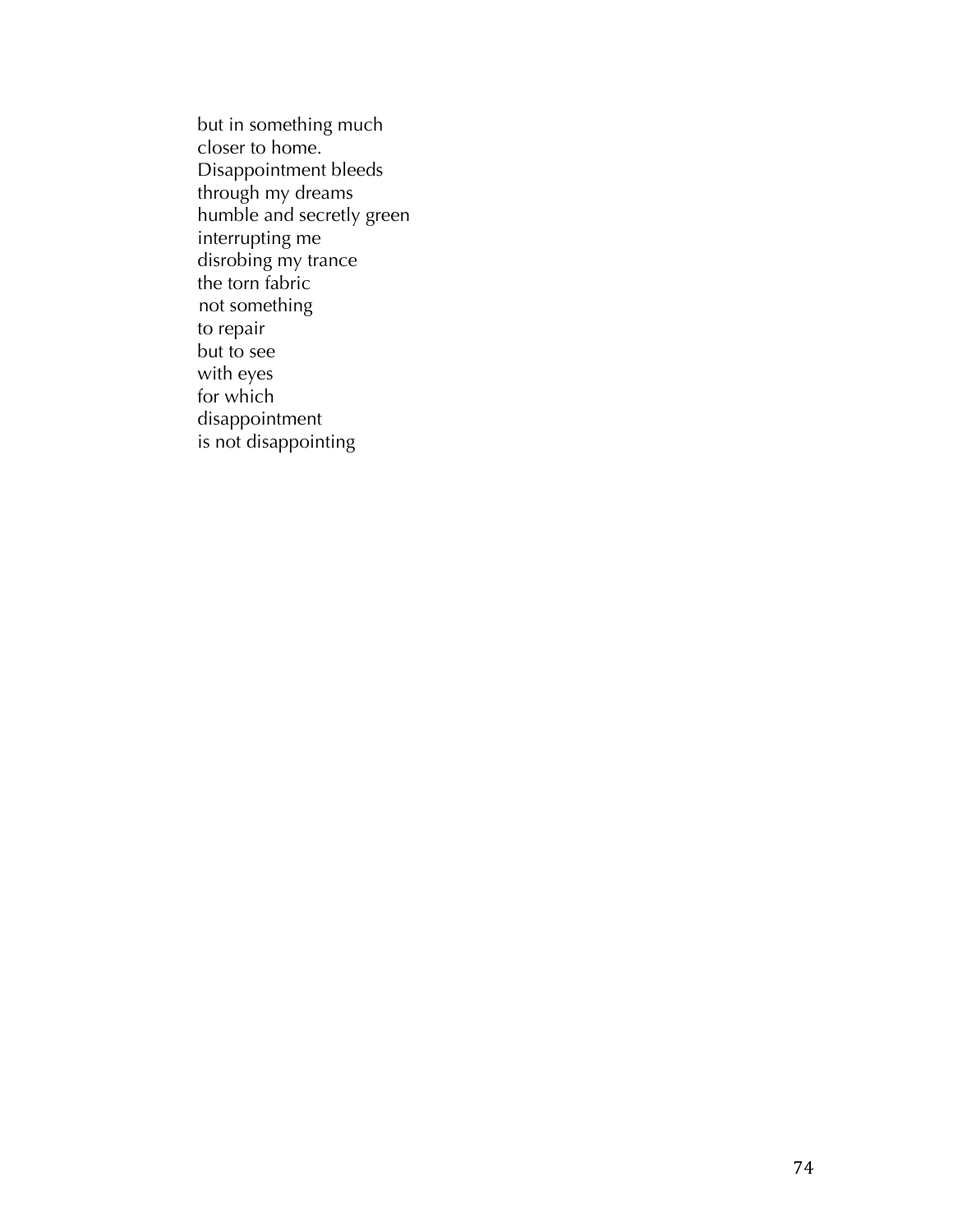but in something much  
closer to home.  
Disappointment bleeds  
through my dreams  
humble and secretly green  
interrupting me  
disrobing my trance  
the torn fabric  
not something  
to repair  
but to see  
with eyes  
for which  
disappointment  
is not disappointing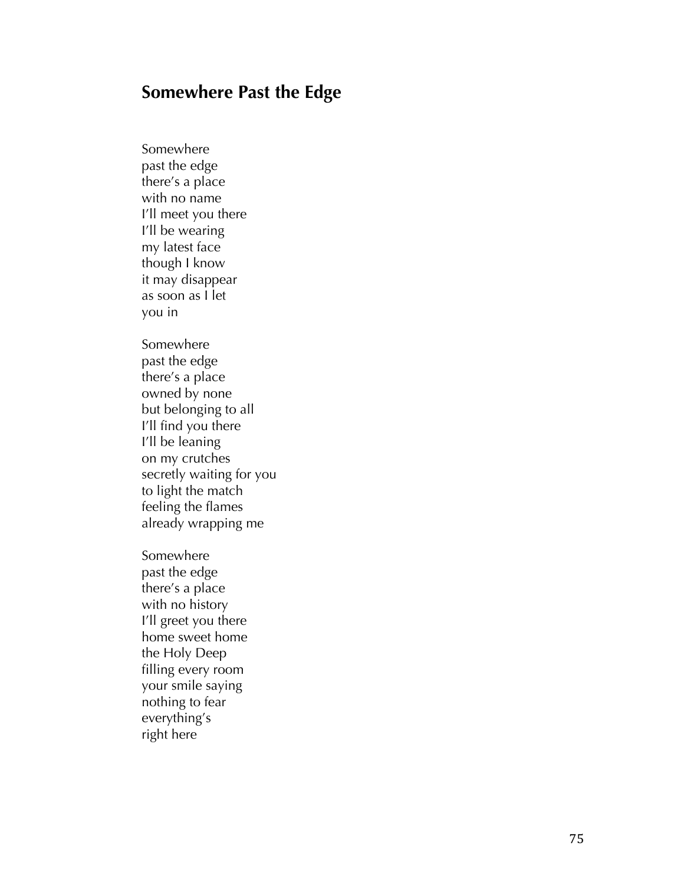## Somewhere Past the Edge

Somewhere  
past the edge  
there's a place  
with no name  
I'll meet you there  
I'll be wearing  
my latest face  
though I know  
it may disappear  
as soon as I let  
you in

Somewhere  
past the edge  
there's a place  
owned by none  
but belonging to all  
I'll find you there  
I'll be leaning  
on my crutches  
secretly waiting for you  
to light the match  
feeling the flames  
already wrapping me

Somewhere  
past the edge  
there's a place  
with no history  
I'll greet you there  
home sweet home  
the Holy Deep  
filling every room  
your smile saying  
nothing to fear  
everything's  
right here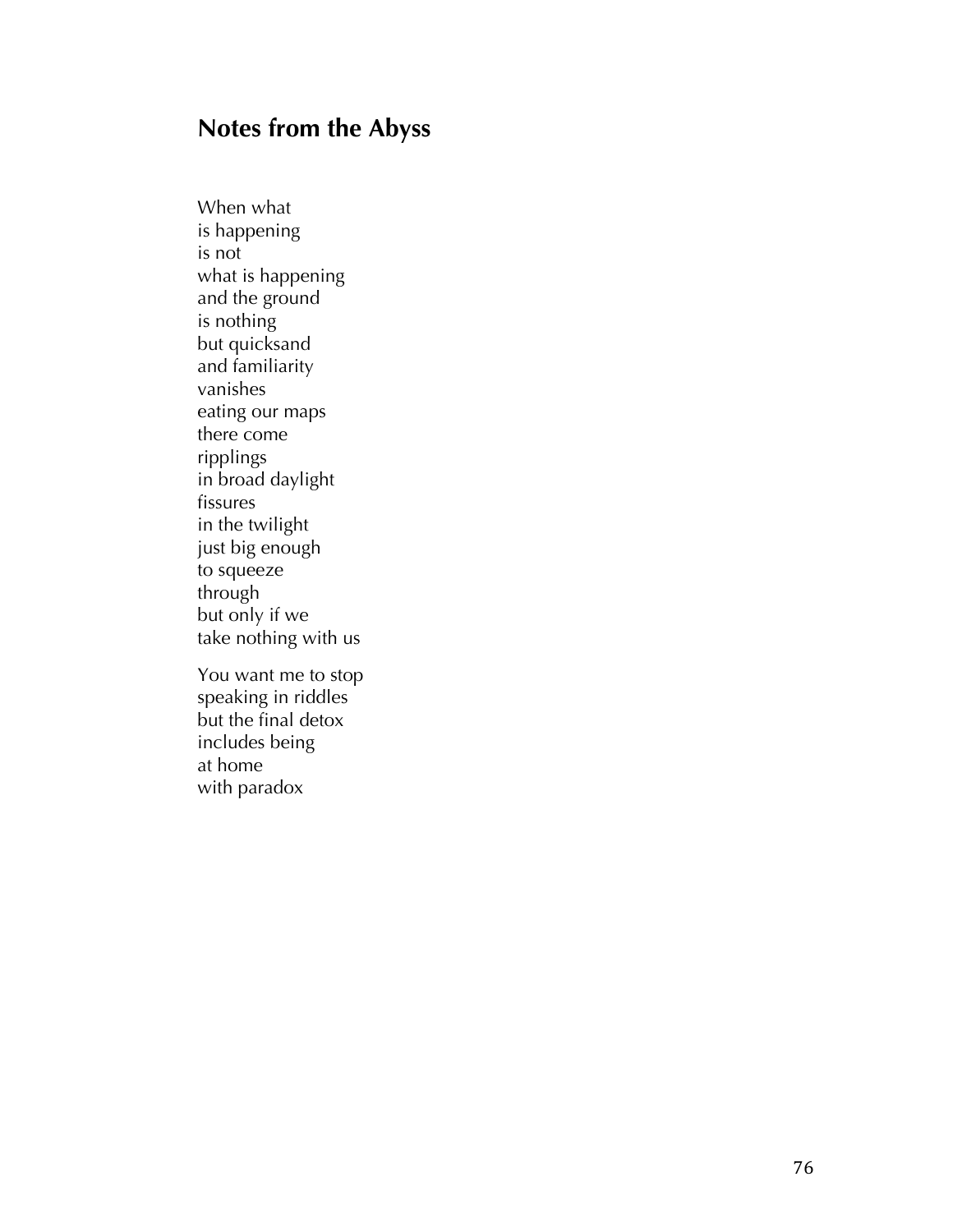## Notes from the Abyss

When what  
is happening  
is not  
what is happening  
and the ground  
is nothing  
but quicksand  
and familiarity  
vanishes  
eating our maps  
there come  
ripplings  
in broad daylight  
fissures  
in the twilight  
just big enough  
to squeeze  
through  
but only if we  
take nothing with us

You want me to stop  
speaking in riddles  
but the final detox  
includes being  
at home  
with paradox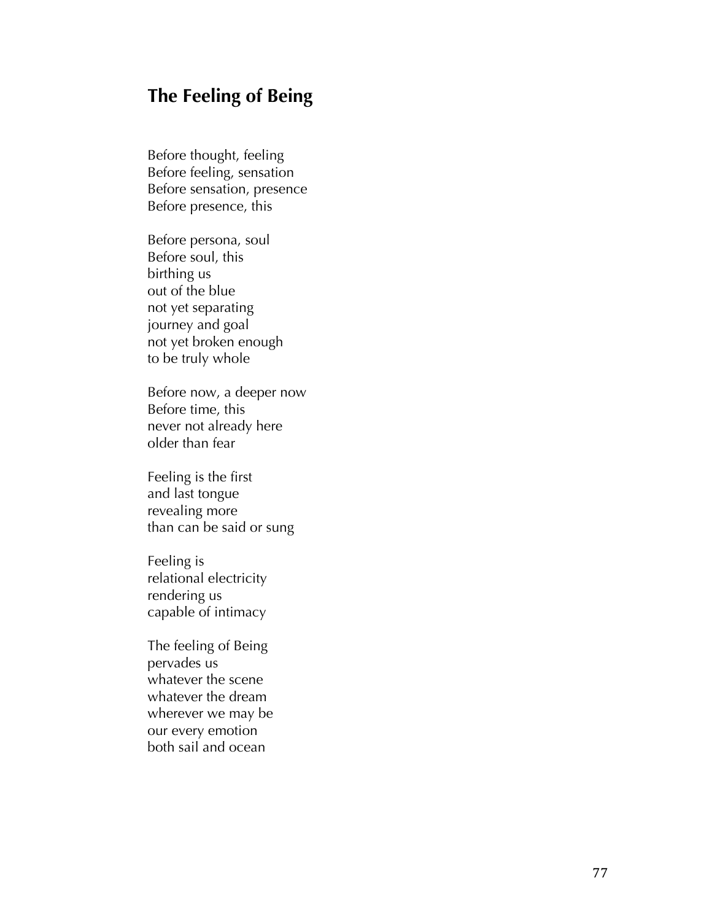## The Feeling of Being

Before thought, feeling  
Before feeling, sensation  
Before sensation, presence  
Before presence, this

Before persona, soul  
Before soul, this  
birthing us  
out of the blue  
not yet separating  
journey and goal  
not yet broken enough  
to be truly whole

Before now, a deeper now  
Before time, this  
never not already here  
older than fear

Feeling is the first  
and last tongue  
revealing more  
than can be said or sung

Feeling is  
relational electricity  
rendering us  
capable of intimacy

The feeling of Being  
pervades us  
whatever the scene  
whatever the dream  
wherever we may be  
our every emotion  
both sail and ocean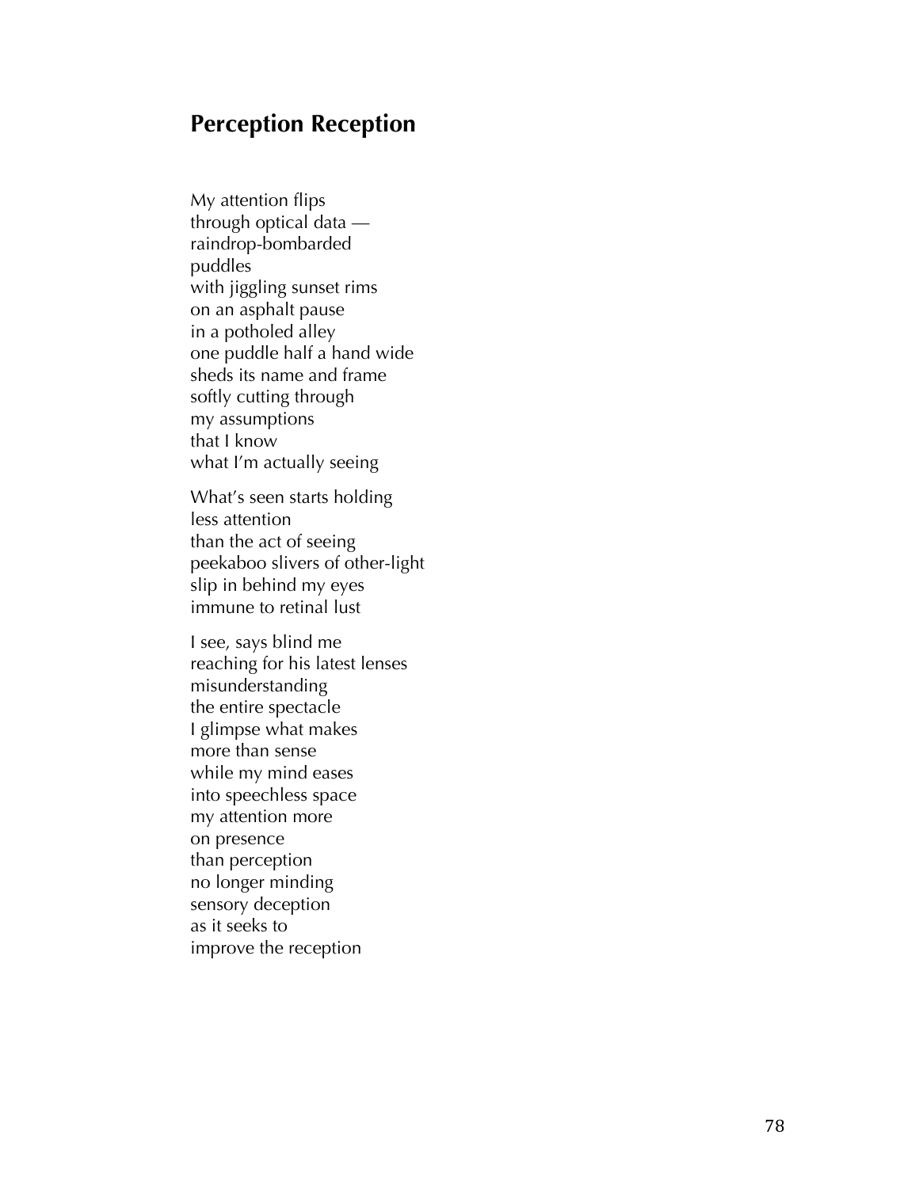## Perception Reception

My attention flips  
through optical data —  
raindrop-bombarded  
puddles  
with jiggling sunset rims  
on an asphalt pause  
in a potholed alley  
one puddle half a hand wide  
sheds its name and frame  
softly cutting through  
my assumptions  
that I know  
what I'm actually seeing

What's seen starts holding  
less attention  
than the act of seeing  
peekaboo slivers of other-light  
slip in behind my eyes  
immune to retinal lust

I see, says blind me  
reaching for his latest lenses  
misunderstanding  
the entire spectacle  
I glimpse what makes  
more than sense  
while my mind eases  
into speechless space  
my attention more  
on presence  
than perception  
no longer minding  
sensory deception  
as it seeks to  
improve the reception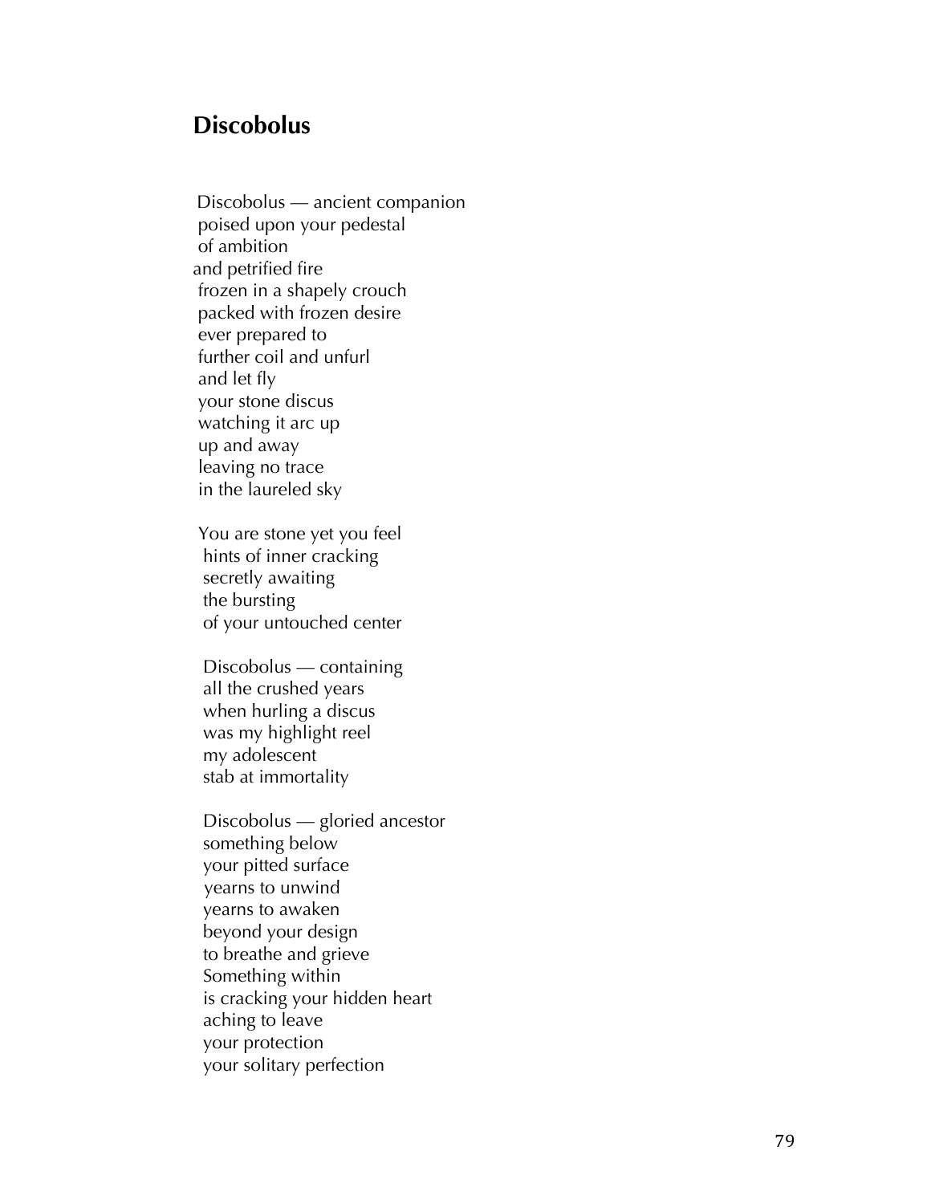## Discobolus

Discobolus — ancient companion  
poised upon your pedestal  
of ambition  
and petrified fire  
frozen in a shapely crouch  
packed with frozen desire  
ever prepared to  
further coil and unfurl  
and let fly  
your stone discus  
watching it arc up  
up and away  
leaving no trace  
in the laureled sky

You are stone yet you feel  
hints of inner cracking  
secretly awaiting  
the bursting  
of your untouched center

Discobolus — containing  
all the crushed years  
when hurling a discus  
was my highlight reel  
my adolescent  
stab at immortality

Discobolus — gloried ancestor  
something below  
your pitted surface  
yearns to unwind  
yearns to awaken  
beyond your design  
to breathe and grieve  
Something within  
is cracking your hidden heart  
aching to leave  
your protection  
your solitary perfection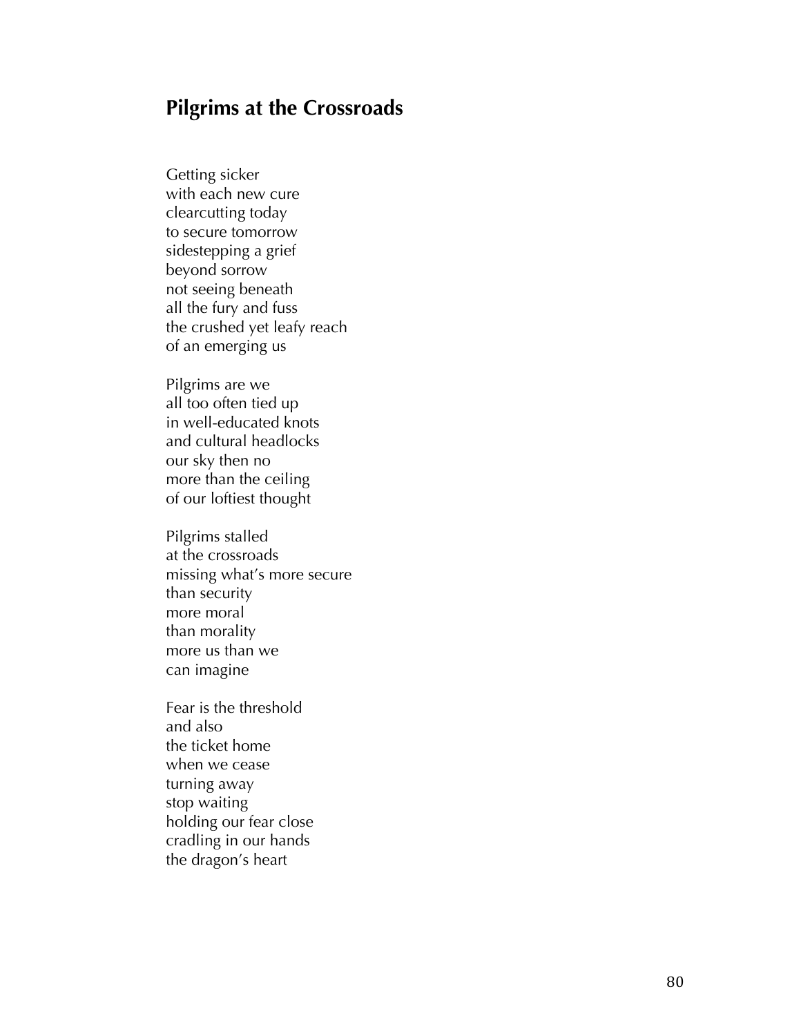## Pilgrims at the Crossroads

Getting sicker  
with each new cure  
clearcutting today  
to secure tomorrow  
sidestepping a grief  
beyond sorrow  
not seeing beneath  
all the fury and fuss  
the crushed yet leafy reach  
of an emerging us

Pilgrims are we  
all too often tied up  
in well-educated knots  
and cultural headlocks  
our sky then no  
more than the ceiling  
of our loftiest thought

Pilgrims stalled  
at the crossroads  
missing what's more secure  
than security  
more moral  
than morality  
more us than we  
can imagine

Fear is the threshold  
and also  
the ticket home  
when we cease  
turning away  
stop waiting  
holding our fear close  
cradling in our hands  
the dragon's heart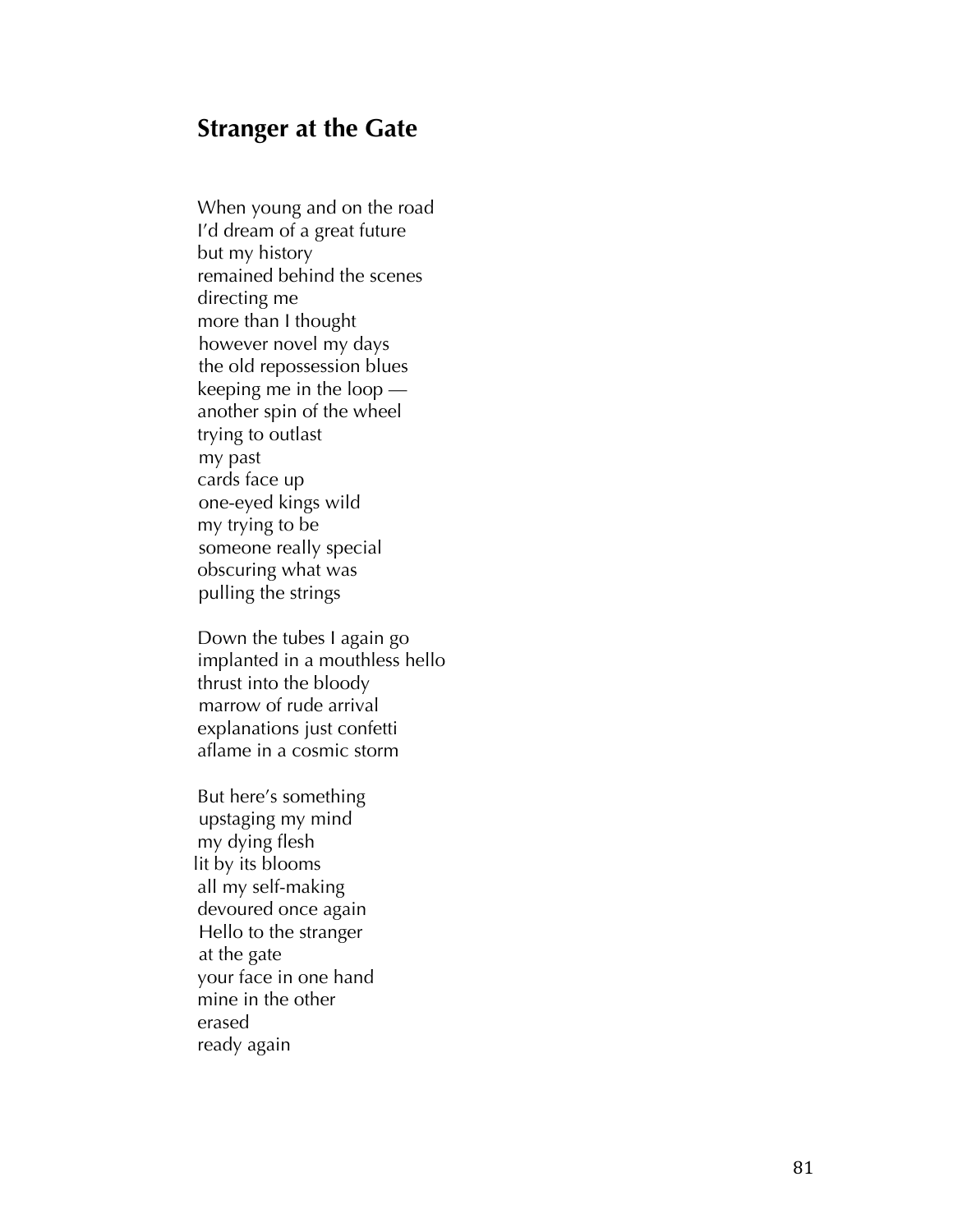## Stranger at the Gate

When young and on the road
I'd dream of a great future
but my history
remained behind the scenes
directing me
more than I thought
however novel my days
the old repossession blues
keeping me in the loop —
another spin of the wheel
trying to outlast
my past
cards face up
one-eyed kings wild
my trying to be
someone really special
obscuring what was
pulling the strings

Down the tubes I again go
implanted in a mouthless hello
thrust into the bloody
marrow of rude arrival
explanations just confetti
aflame in a cosmic storm

But here's something
upstaging my mind
my dying flesh
lit by its blooms
all my self-making
devoured once again
Hello to the stranger
at the gate
your face in one hand
mine in the other
erased
ready again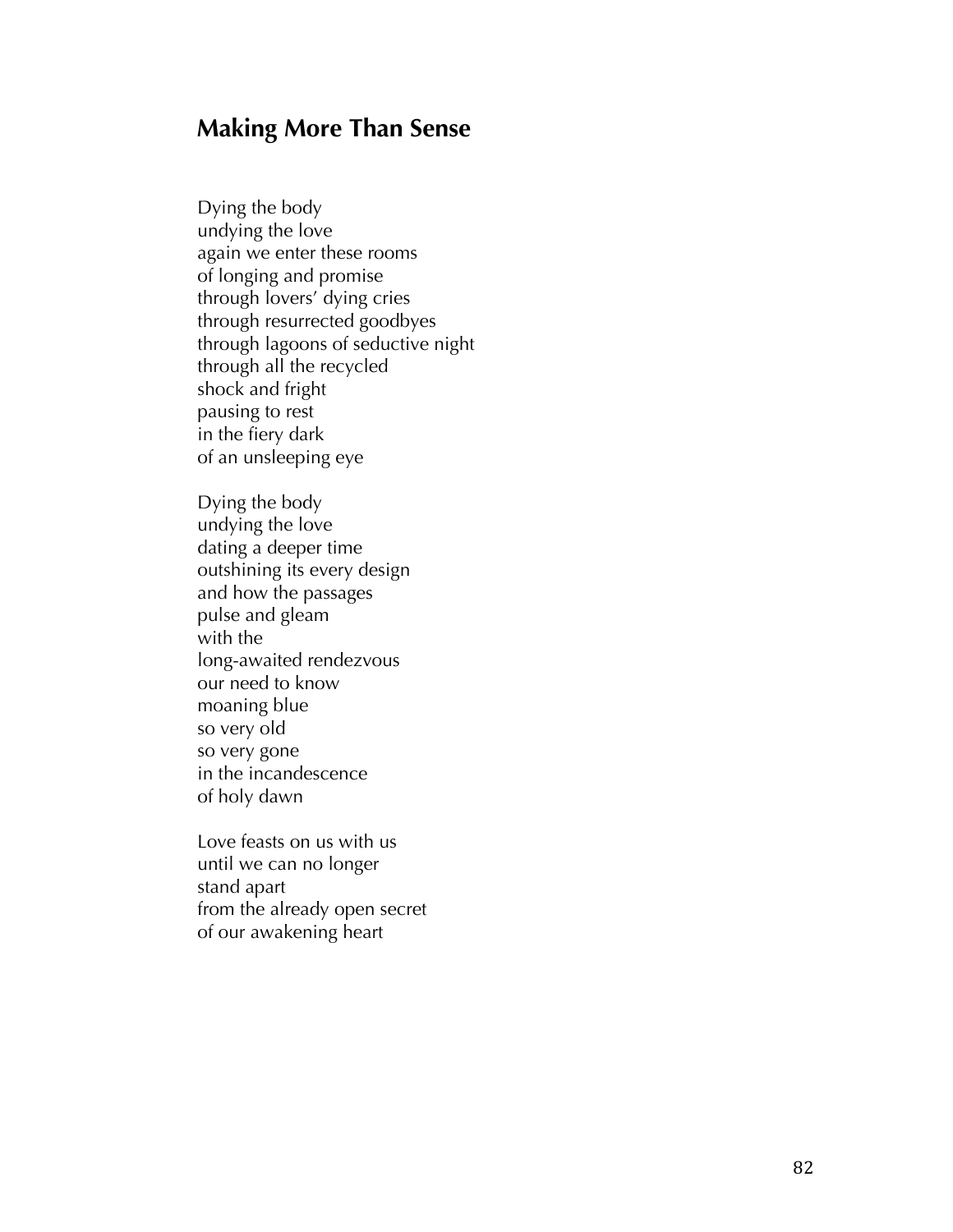## Making More Than Sense

Dying the body  
undying the love  
again we enter these rooms  
of longing and promise  
through lovers' dying cries  
through resurrected goodbyes  
through lagoons of seductive night  
through all the recycled  
shock and fright  
pausing to rest  
in the fiery dark  
of an unsleeping eye

Dying the body  
undying the love  
dating a deeper time  
outshining its every design  
and how the passages  
pulse and gleam  
with the  
long-awaited rendezvous  
our need to know  
moaning blue  
so very old  
so very gone  
in the incandescence  
of holy dawn

Love feasts on us with us  
until we can no longer  
stand apart  
from the already open secret  
of our awakening heart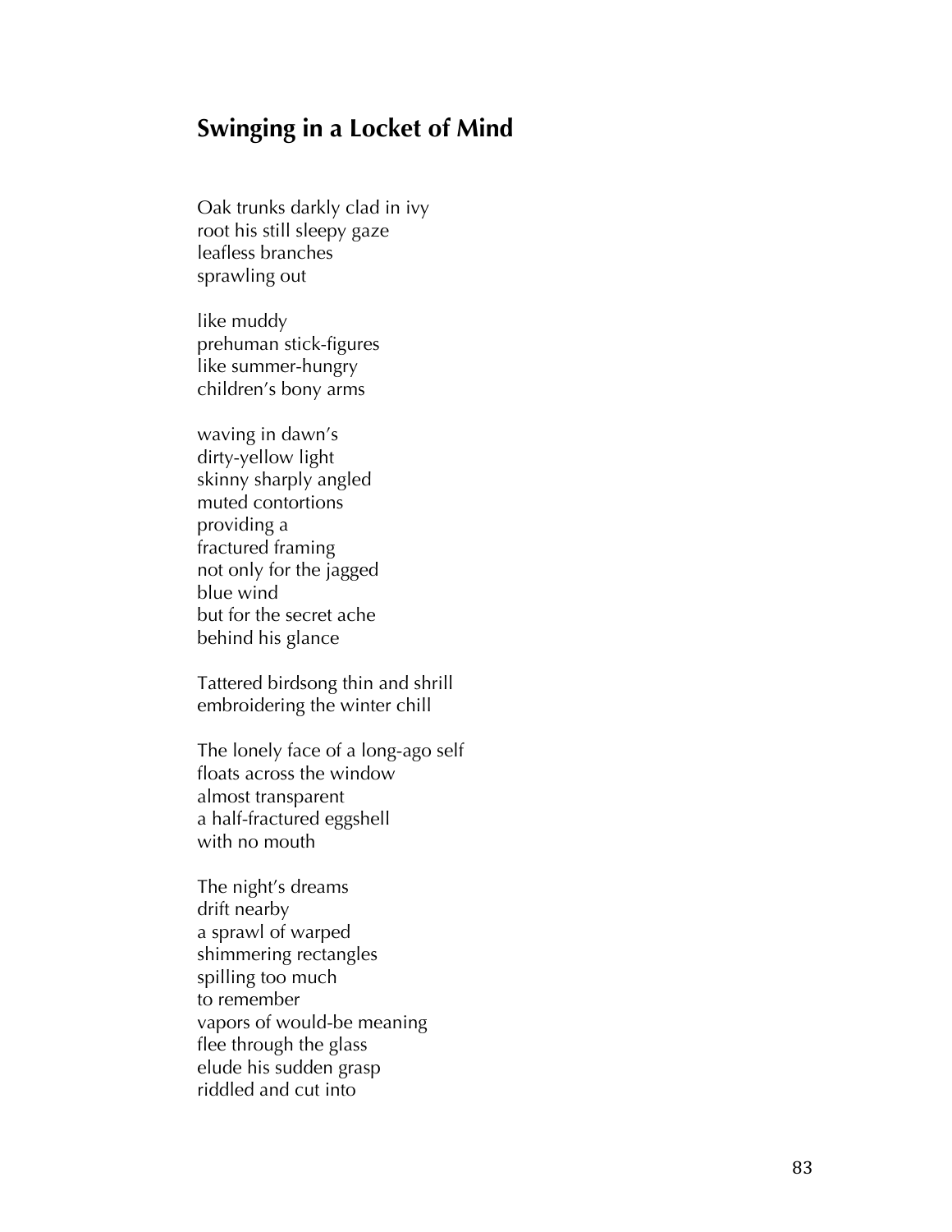## Swinging in a Locket of Mind

Oak trunks darkly clad in ivy
root his still sleepy gaze
leafless branches
sprawling out

like muddy
prehuman stick-figures
like summer-hungry
children's bony arms

waving in dawn's
dirty-yellow light
skinny sharply angled
muted contortions
providing a
fractured framing
not only for the jagged
blue wind
but for the secret ache
behind his glance

Tattered birdsong thin and shrill
embroidering the winter chill

The lonely face of a long-ago self
floats across the window
almost transparent
a half-fractured eggshell
with no mouth

The night's dreams
drift nearby
a sprawl of warped
shimmering rectangles
spilling too much
to remember
vapors of would-be meaning
flee through the glass
elude his sudden grasp
riddled and cut into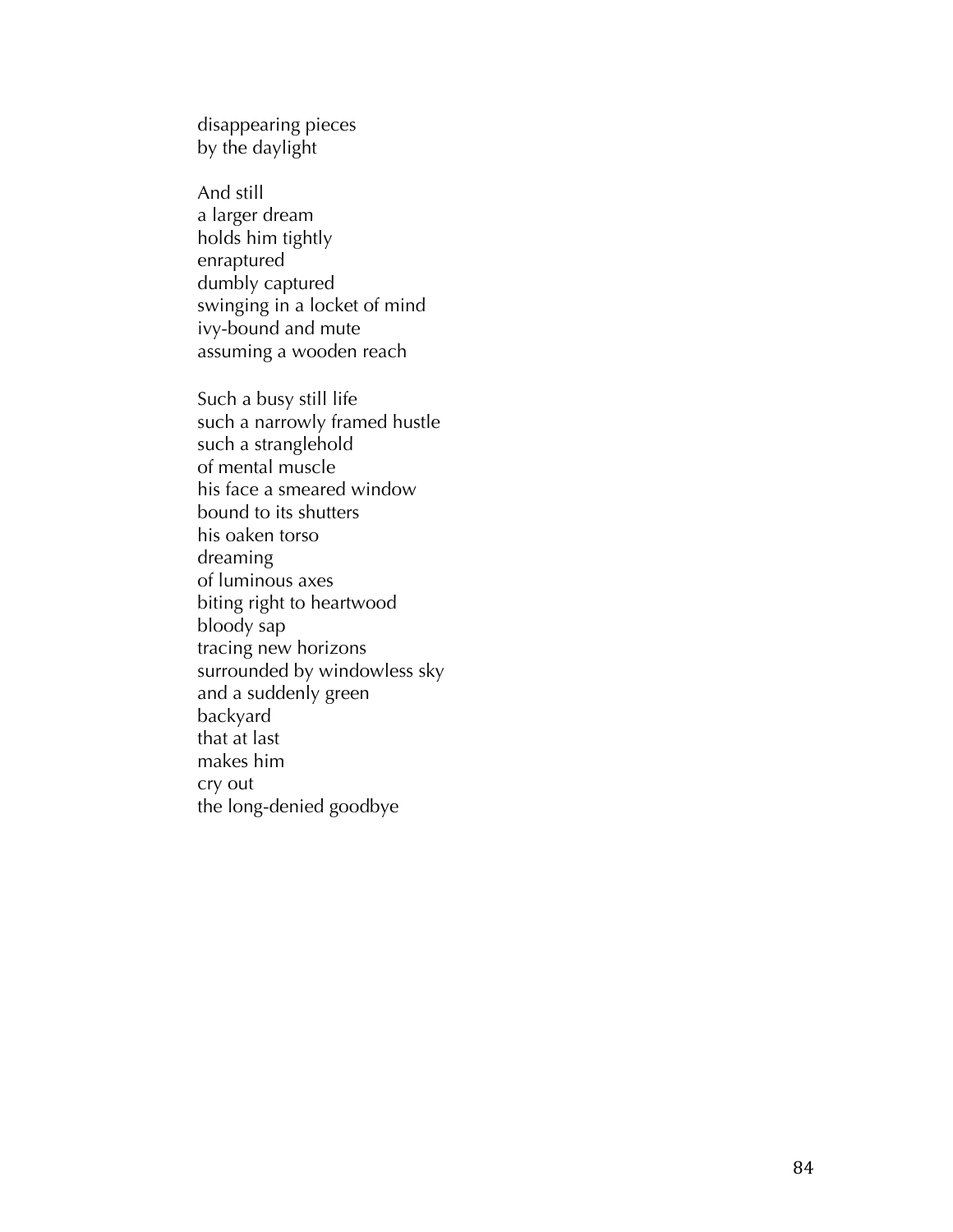disappearing pieces
by the daylight

And still
a larger dream
holds him tightly
enraptured
dumbly captured
swinging in a locket of mind
ivy-bound and mute
assuming a wooden reach

Such a busy still life
such a narrowly framed hustle
such a stranglehold
of mental muscle
his face a smeared window
bound to its shutters
his oaken torso
dreaming
of luminous axes
biting right to heartwood
bloody sap
tracing new horizons
surrounded by windowless sky
and a suddenly green
backyard
that at last
makes him
cry out
the long-denied goodbye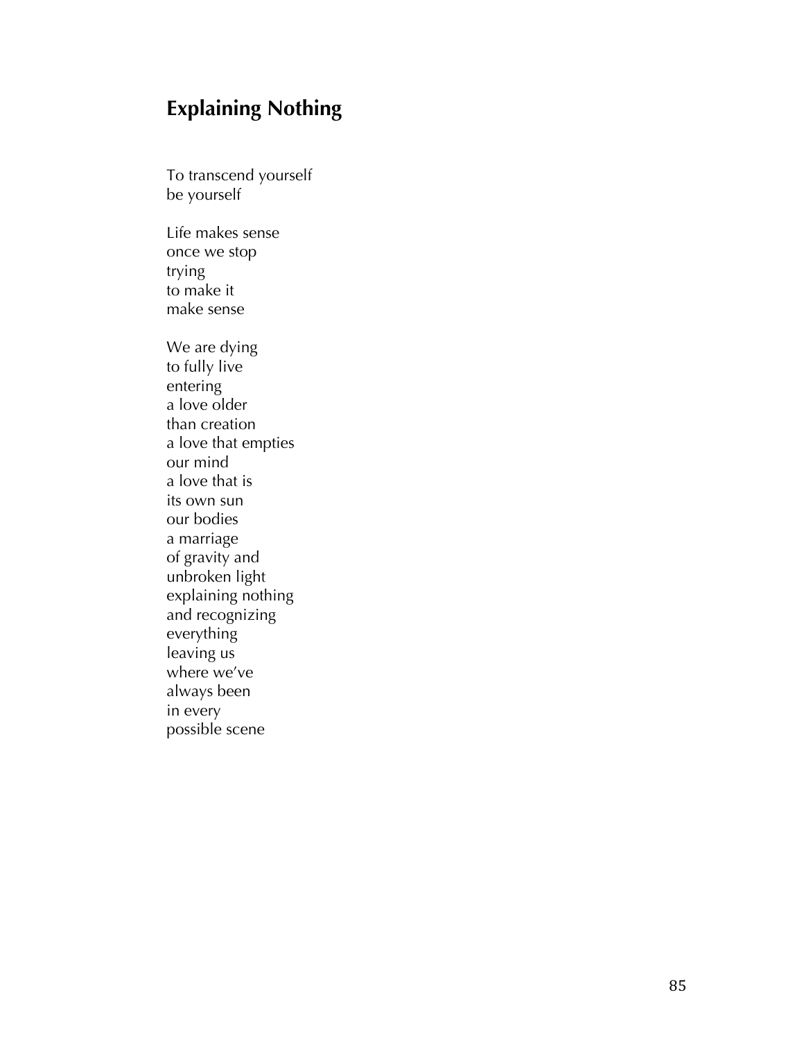## Explaining Nothing

To transcend yourself
be yourself

Life makes sense
once we stop
trying
to make it
make sense

We are dying
to fully live
entering
a love older
than creation
a love that empties
our mind
a love that is
its own sun
our bodies
a marriage
of gravity and
unbroken light
explaining nothing
and recognizing
everything
leaving us
where we've
always been
in every
possible scene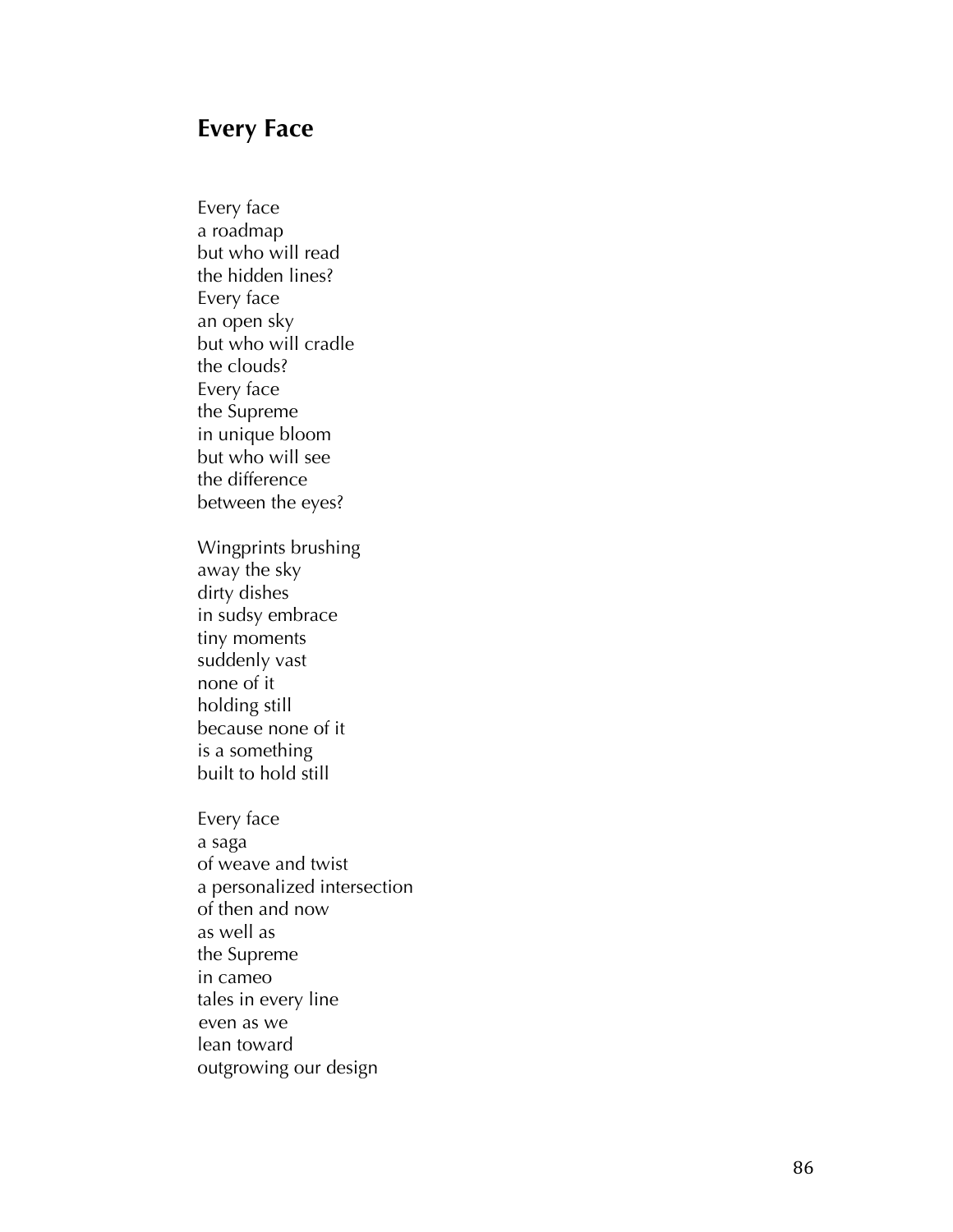## Every Face

Every face  
a roadmap  
but who will read  
the hidden lines?  
Every face  
an open sky  
but who will cradle  
the clouds?  
Every face  
the Supreme  
in unique bloom  
but who will see  
the difference  
between the eyes?

Wingprints brushing  
away the sky  
dirty dishes  
in sudsy embrace  
tiny moments  
suddenly vast  
none of it  
holding still  
because none of it  
is a something  
built to hold still

Every face  
a saga  
of weave and twist  
a personalized intersection  
of then and now  
as well as  
the Supreme  
in cameo  
tales in every line  
even as we  
lean toward  
outgrowing our design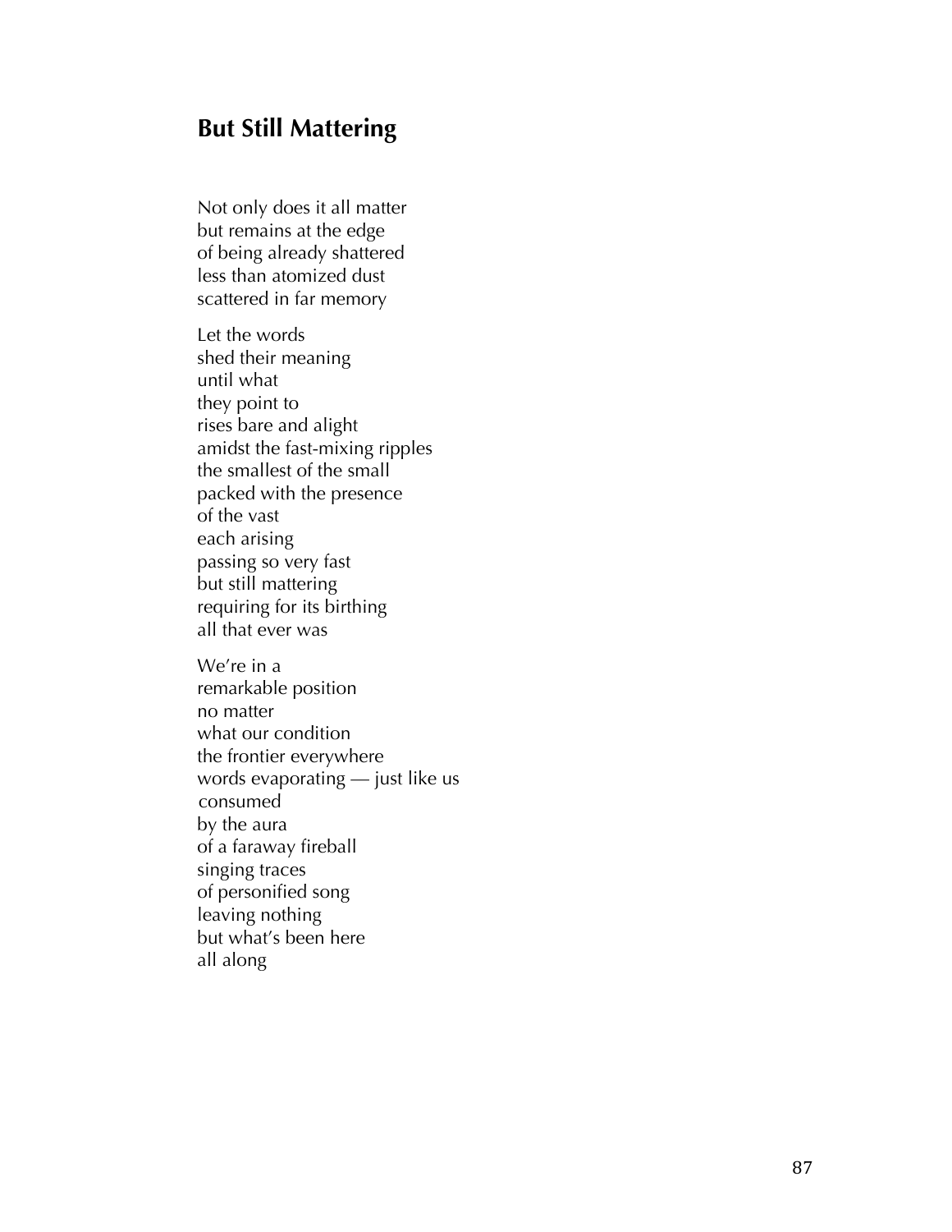## But Still Mattering

Not only does it all matter  
but remains at the edge  
of being already shattered  
less than atomized dust  
scattered in far memory

Let the words  
shed their meaning  
until what  
they point to  
rises bare and alight  
amidst the fast-mixing ripples  
the smallest of the small  
packed with the presence  
of the vast  
each arising  
passing so very fast  
but still mattering  
requiring for its birthing  
all that ever was

We're in a  
remarkable position  
no matter  
what our condition  
the frontier everywhere  
words evaporating — just like us  
consumed  
by the aura  
of a faraway fireball  
singing traces  
of personified song  
leaving nothing  
but what's been here  
all along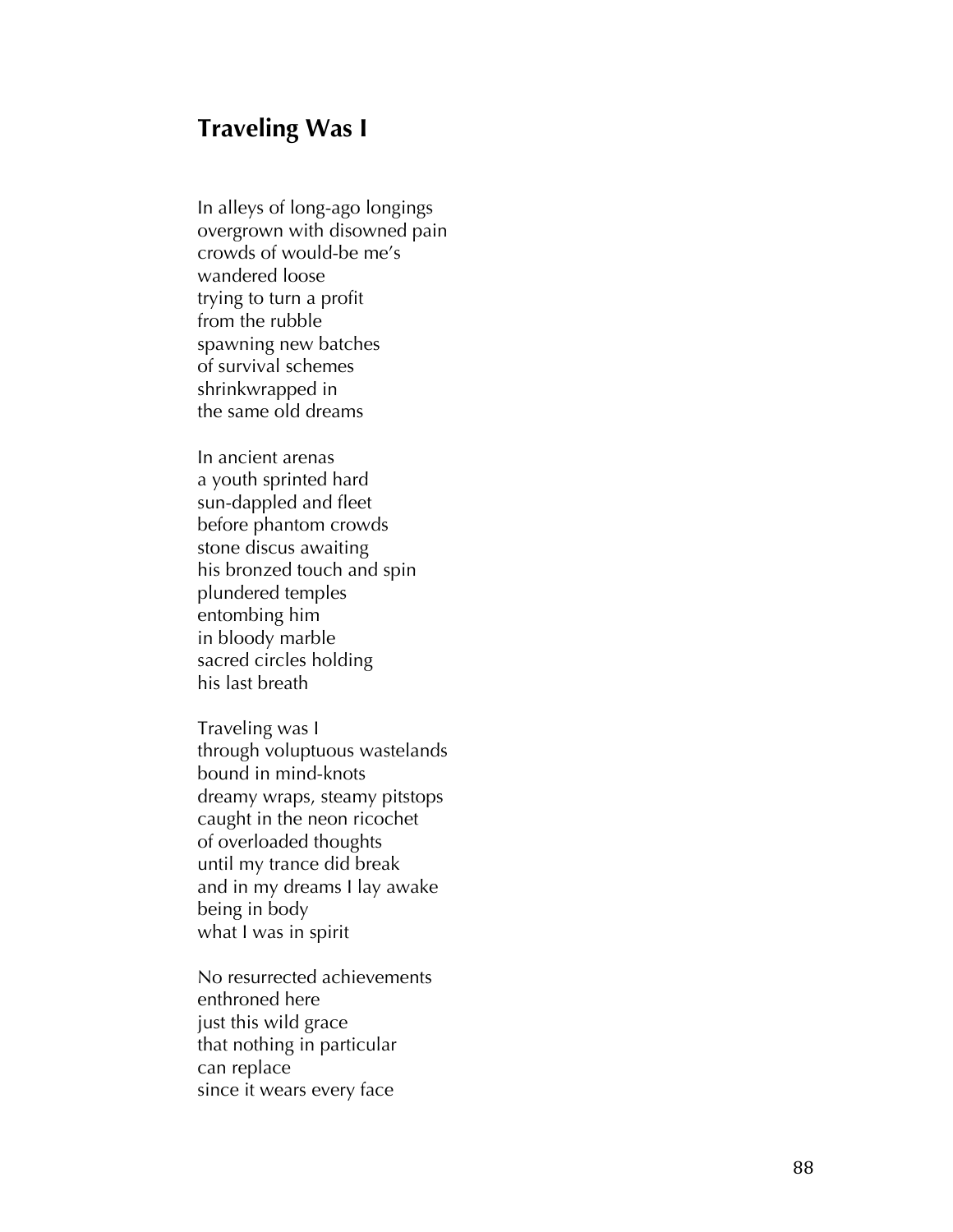## Traveling Was I

In alleys of long-ago longings
overgrown with disowned pain
crowds of would-be me's
wandered loose
trying to turn a profit
from the rubble
spawning new batches
of survival schemes
shrinkwrapped in
the same old dreams

In ancient arenas
a youth sprinted hard
sun-dappled and fleet
before phantom crowds
stone discus awaiting
his bronzed touch and spin
plundered temples
entombing him
in bloody marble
sacred circles holding
his last breath

Traveling was I
through voluptuous wastelands
bound in mind-knots
dreamy wraps, steamy pitstops
caught in the neon ricochet
of overloaded thoughts
until my trance did break
and in my dreams I lay awake
being in body
what I was in spirit

No resurrected achievements
enthroned here
just this wild grace
that nothing in particular
can replace
since it wears every face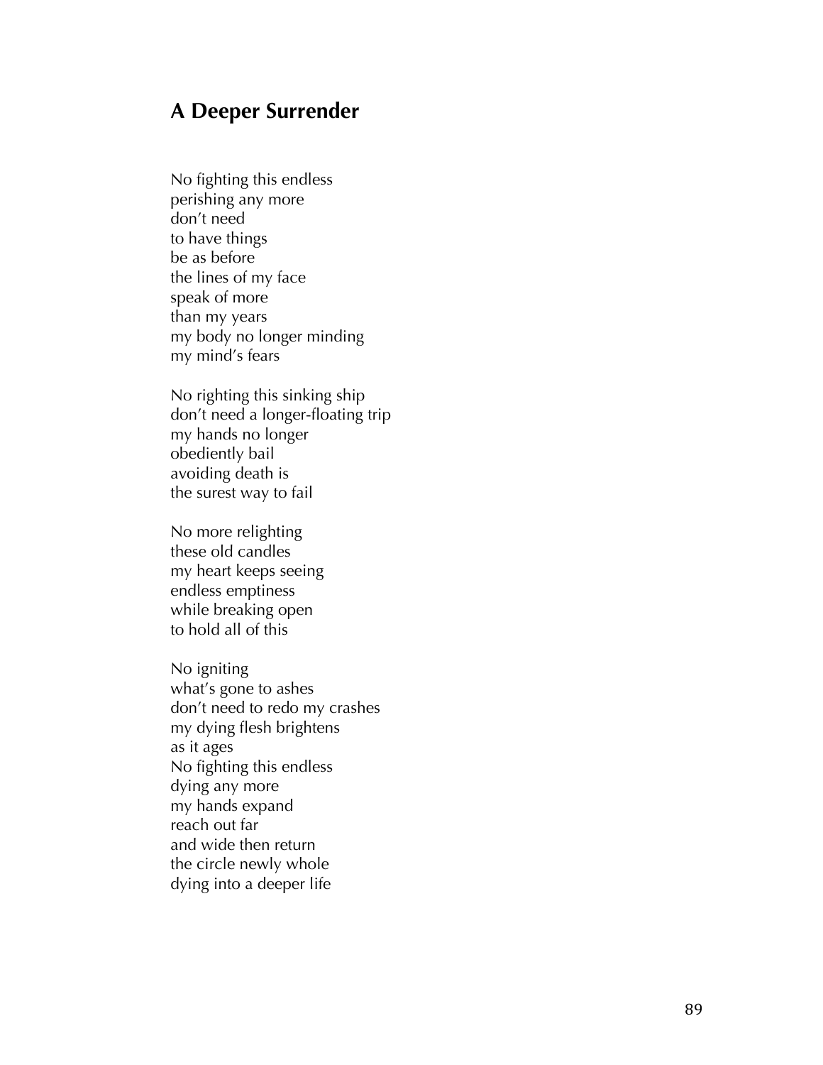## A Deeper Surrender

No fighting this endless  
perishing any more  
don't need  
to have things  
be as before  
the lines of my face  
speak of more  
than my years  
my body no longer minding  
my mind's fears

No righting this sinking ship  
don't need a longer-floating trip  
my hands no longer  
obediently bail  
avoiding death is  
the surest way to fail

No more relighting  
these old candles  
my heart keeps seeing  
endless emptiness  
while breaking open  
to hold all of this

No igniting  
what's gone to ashes  
don't need to redo my crashes  
my dying flesh brightens  
as it ages  
No fighting this endless  
dying any more  
my hands expand  
reach out far  
and wide then return  
the circle newly whole  
dying into a deeper life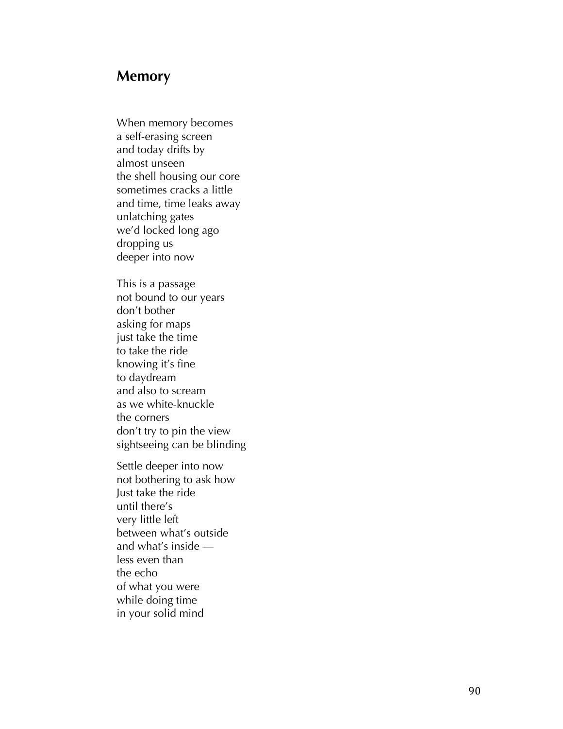## Memory

When memory becomes  
a self-erasing screen  
and today drifts by  
almost unseen  
the shell housing our core  
sometimes cracks a little  
and time, time leaks away  
unlatching gates  
we'd locked long ago  
dropping us  
deeper into now

This is a passage  
not bound to our years  
don't bother  
asking for maps  
just take the time  
to take the ride  
knowing it's fine  
to daydream  
and also to scream  
as we white-knuckle  
the corners  
don't try to pin the view  
sightseeing can be blinding

Settle deeper into now  
not bothering to ask how  
Just take the ride  
until there's  
very little left  
between what's outside  
and what's inside —  
less even than  
the echo  
of what you were  
while doing time  
in your solid mind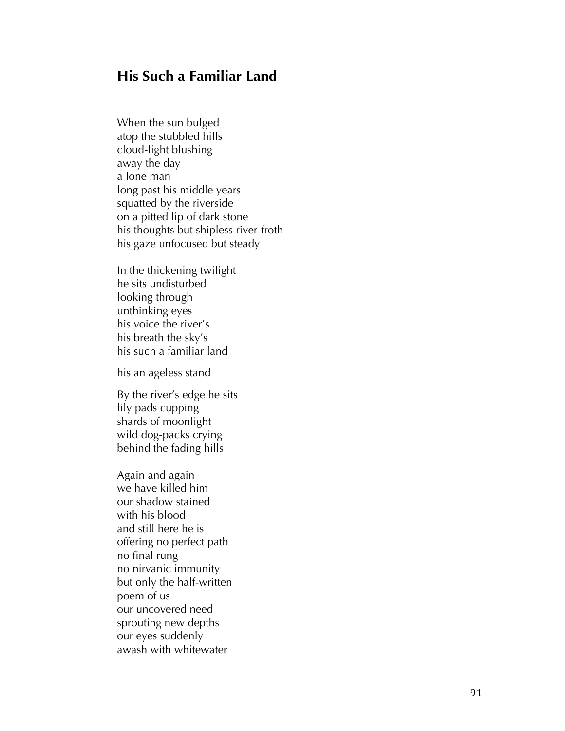## His Such a Familiar Land

When the sun bulged  
atop the stubbled hills  
cloud-light blushing  
away the day  
a lone man  
long past his middle years  
squatted by the riverside  
on a pitted lip of dark stone  
his thoughts but shipless river-froth  
his gaze unfocused but steady

In the thickening twilight  
he sits undisturbed  
looking through  
unthinking eyes  
his voice the river's  
his breath the sky's  
his such a familiar land

his an ageless stand

By the river's edge he sits  
lily pads cupping  
shards of moonlight  
wild dog-packs crying  
behind the fading hills

Again and again  
we have killed him  
our shadow stained  
with his blood  
and still here he is  
offering no perfect path  
no final rung  
no nirvanic immunity  
but only the half-written  
poem of us  
our uncovered need  
sprouting new depths  
our eyes suddenly  
awash with whitewater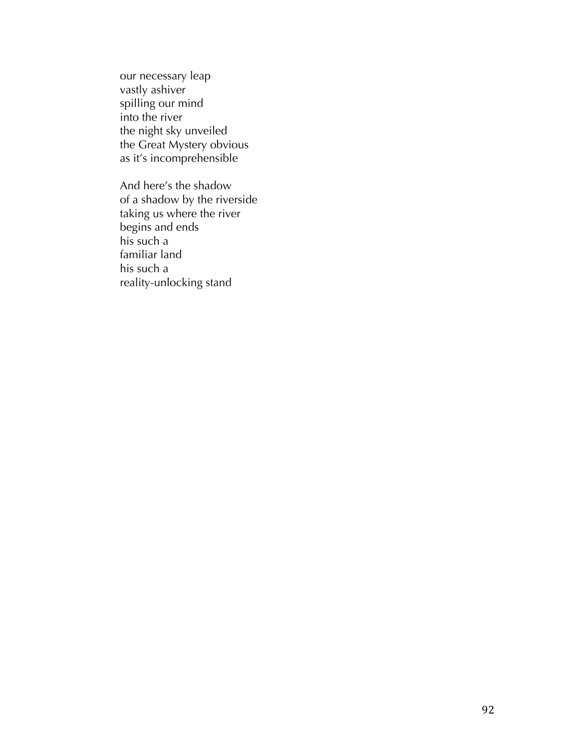our necessary leap  
vastly ashiver  
spilling our mind  
into the river  
the night sky unveiled  
the Great Mystery obvious  
as it's incomprehensible

And here's the shadow  
of a shadow by the riverside  
taking us where the river  
begins and ends  
his such a  
familiar land  
his such a  
reality-unlocking stand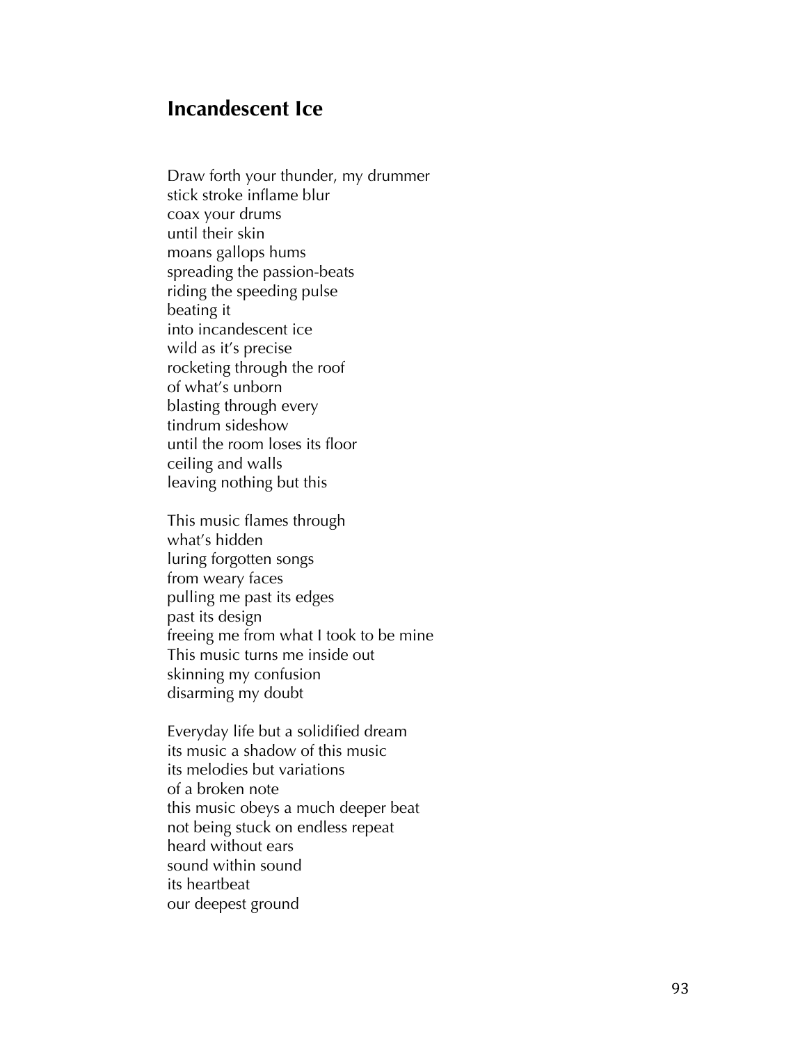## Incandescent Ice

Draw forth your thunder, my drummer
stick stroke inflame blur
coax your drums
until their skin
moans gallops hums
spreading the passion-beats
riding the speeding pulse
beating it
into incandescent ice
wild as it's precise
rocketing through the roof
of what's unborn
blasting through every
tindrum sideshow
until the room loses its floor
ceiling and walls
leaving nothing but this

This music flames through
what's hidden
luring forgotten songs
from weary faces
pulling me past its edges
past its design
freeing me from what I took to be mine
This music turns me inside out
skinning my confusion
disarming my doubt

Everyday life but a solidified dream
its music a shadow of this music
its melodies but variations
of a broken note
this music obeys a much deeper beat
not being stuck on endless repeat
heard without ears
sound within sound
its heartbeat
our deepest ground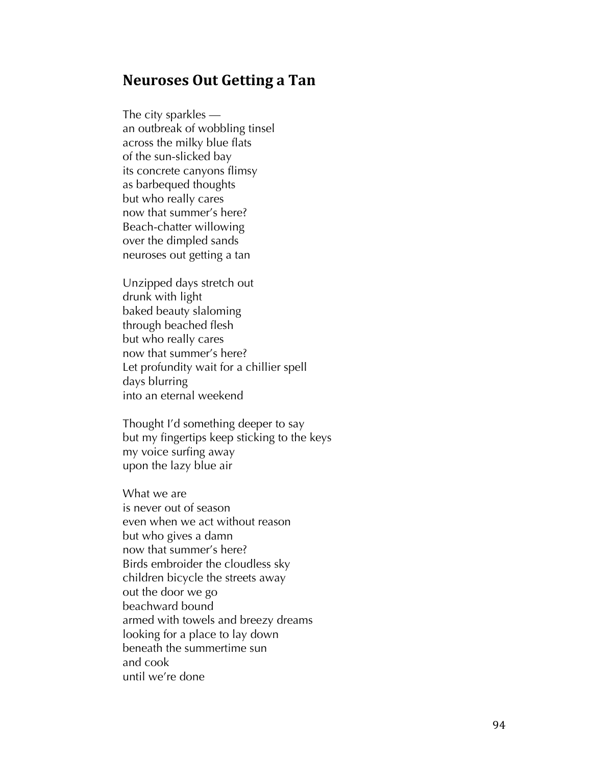## Neuroses Out Getting a Tan

The city sparkles —  
an outbreak of wobbling tinsel  
across the milky blue flats  
of the sun-slicked bay  
its concrete canyons flimsy  
as barbequed thoughts  
but who really cares  
now that summer's here?  
Beach-chatter willowing  
over the dimpled sands  
neuroses out getting a tan

Unzipped days stretch out  
drunk with light  
baked beauty slaloming  
through beached flesh  
but who really cares  
now that summer's here?  
Let profundity wait for a chillier spell  
days blurring  
into an eternal weekend

Thought I'd something deeper to say  
but my fingertips keep sticking to the keys  
my voice surfing away  
upon the lazy blue air

What we are  
is never out of season  
even when we act without reason  
but who gives a damn  
now that summer's here?  
Birds embroider the cloudless sky  
children bicycle the streets away  
out the door we go  
beachward bound  
armed with towels and breezy dreams  
looking for a place to lay down  
beneath the summertime sun  
and cook  
until we're done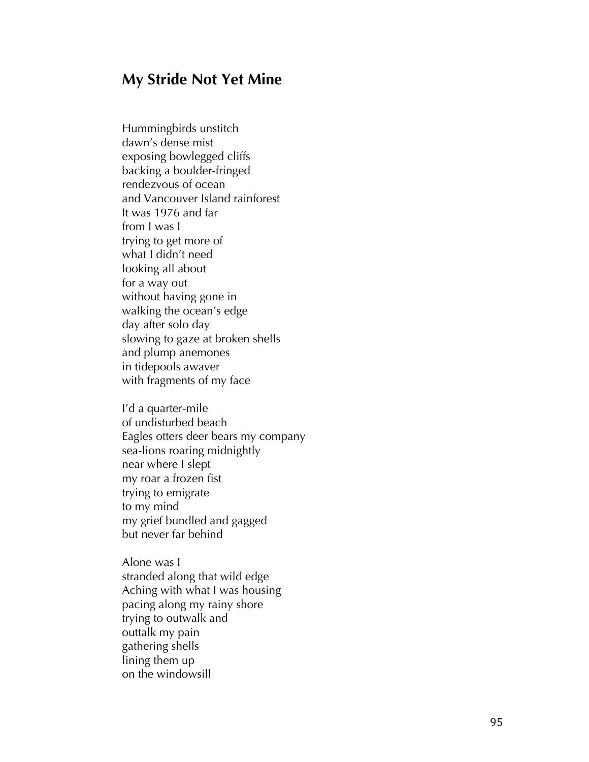## My Stride Not Yet Mine

Hummingbirds unstitch  
dawn's dense mist  
exposing bowlegged cliffs  
backing a boulder-fringed  
rendezvous of ocean  
and Vancouver Island rainforest  
It was 1976 and far  
from I was I  
trying to get more of  
what I didn't need  
looking all about  
for a way out  
without having gone in  
walking the ocean's edge  
day after solo day  
slowing to gaze at broken shells  
and plump anemones  
in tidepools awaver  
with fragments of my face

I'd a quarter-mile  
of undisturbed beach  
Eagles otters deer bears my company  
sea-lions roaring midnightly  
near where I slept  
my roar a frozen fist  
trying to emigrate  
to my mind  
my grief bundled and gagged  
but never far behind

Alone was I  
stranded along that wild edge  
Aching with what I was housing  
pacing along my rainy shore  
trying to outwalk and  
outtalk my pain  
gathering shells  
lining them up  
on the windowsill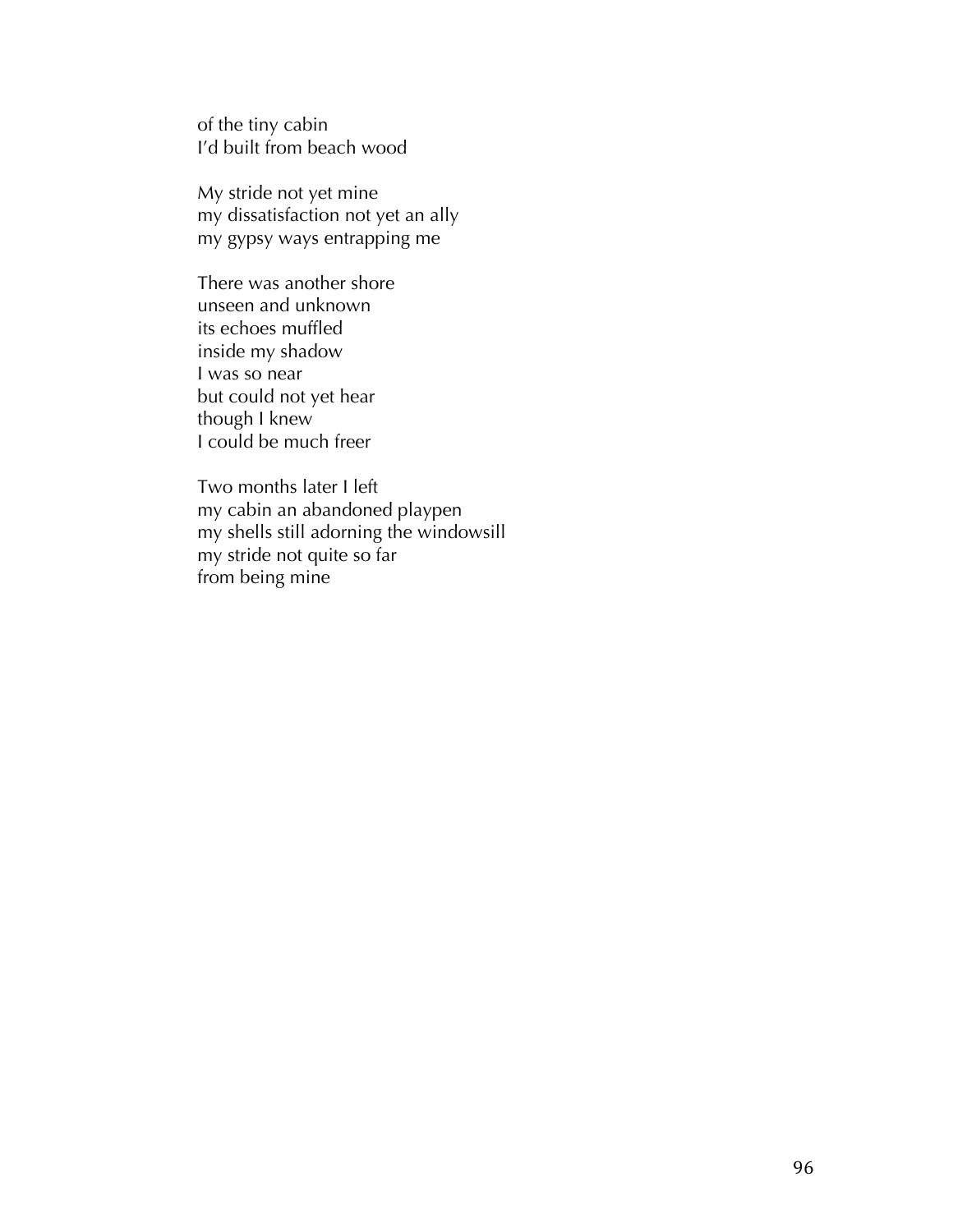of the tiny cabin  
I'd built from beach wood

My stride not yet mine  
my dissatisfaction not yet an ally  
my gypsy ways entrapping me

There was another shore  
unseen and unknown  
its echoes muffled  
inside my shadow  
I was so near  
but could not yet hear  
though I knew  
I could be much freer

Two months later I left  
my cabin an abandoned playpen  
my shells still adorning the windowsill  
my stride not quite so far  
from being mine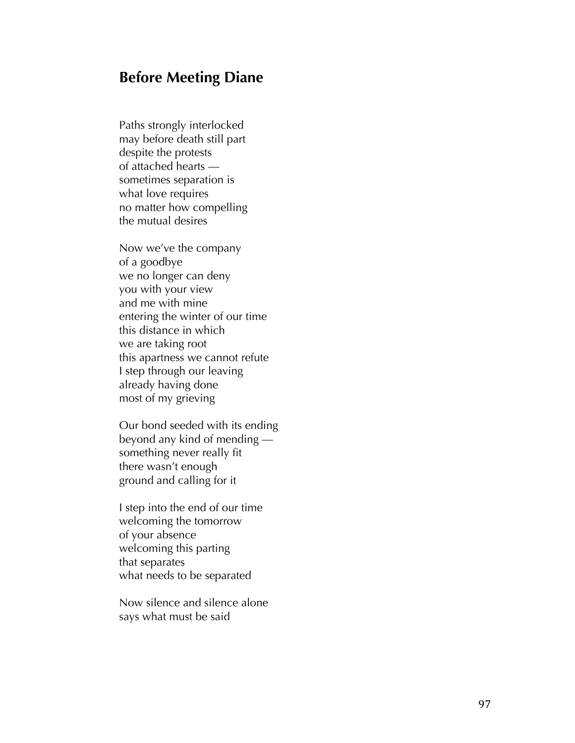## Before Meeting Diane

Paths strongly interlocked
may before death still part
despite the protests
of attached hearts —
sometimes separation is
what love requires
no matter how compelling
the mutual desires

Now we've the company
of a goodbye
we no longer can deny
you with your view
and me with mine
entering the winter of our time
this distance in which
we are taking root
this apartness we cannot refute
I step through our leaving
already having done
most of my grieving

Our bond seeded with its ending
beyond any kind of mending —
something never really fit
there wasn't enough
ground and calling for it

I step into the end of our time
welcoming the tomorrow
of your absence
welcoming this parting
that separates
what needs to be separated

Now silence and silence alone
says what must be said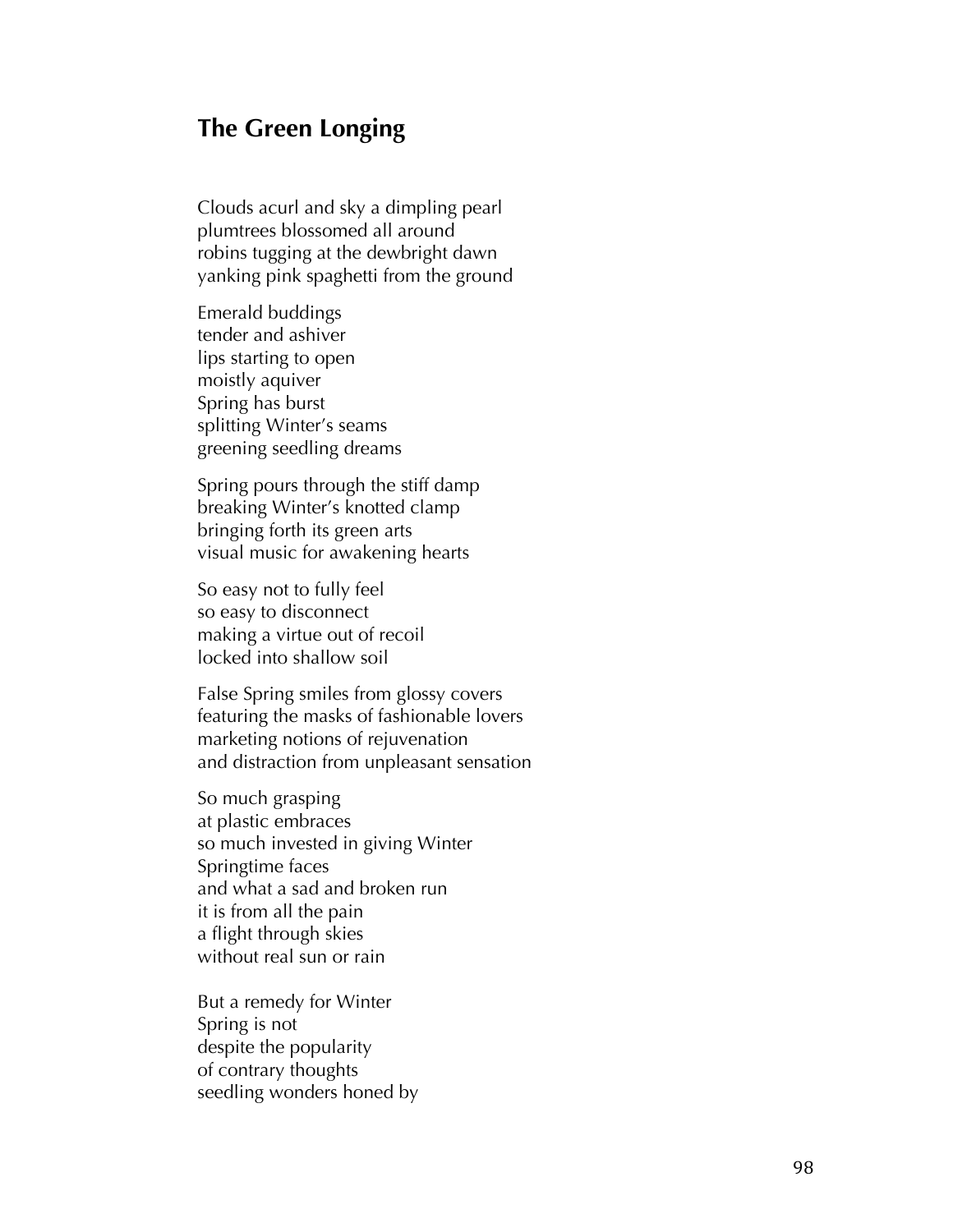## The Green Longing

Clouds acurl and sky a dimpling pearl
plumtrees blossomed all around
robins tugging at the dewbright dawn
yanking pink spaghetti from the ground

Emerald buddings
tender and ashiver
lips starting to open
moistly aquiver
Spring has burst
splitting Winter's seams
greening seedling dreams

Spring pours through the stiff damp
breaking Winter's knotted clamp
bringing forth its green arts
visual music for awakening hearts

So easy not to fully feel
so easy to disconnect
making a virtue out of recoil
locked into shallow soil

False Spring smiles from glossy covers
featuring the masks of fashionable lovers
marketing notions of rejuvenation
and distraction from unpleasant sensation

So much grasping
at plastic embraces
so much invested in giving Winter
Springtime faces
and what a sad and broken run
it is from all the pain
a flight through skies
without real sun or rain

But a remedy for Winter
Spring is not
despite the popularity
of contrary thoughts
seedling wonders honed by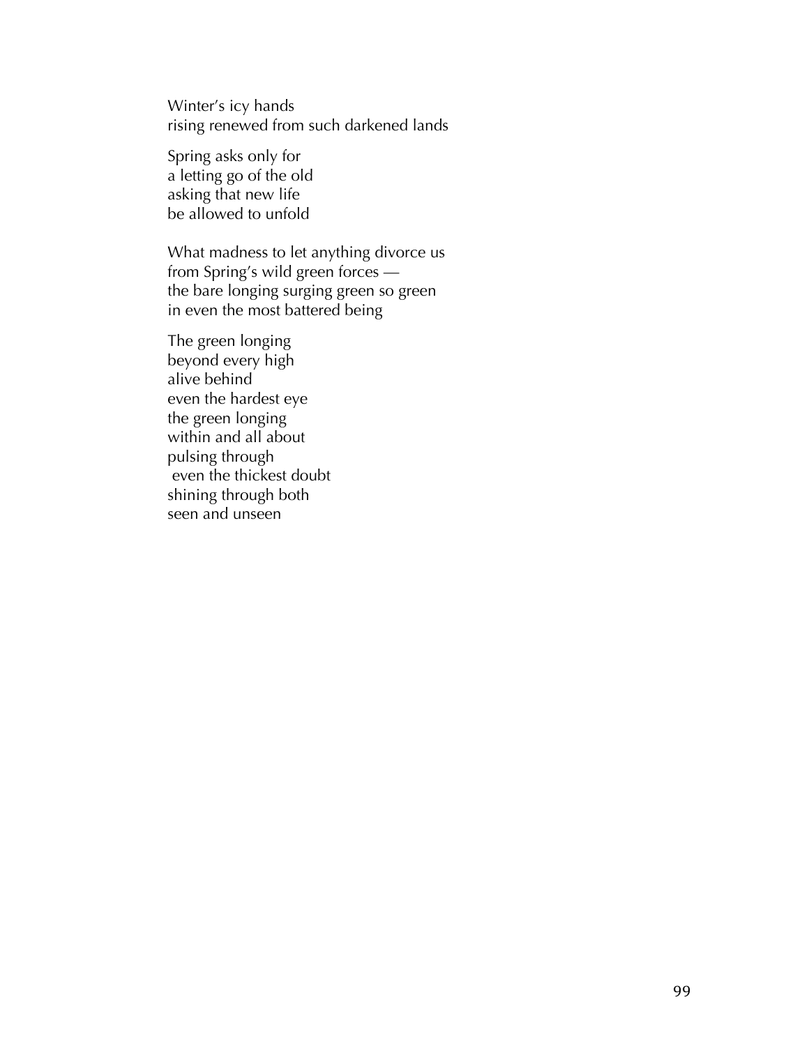Winter's icy hands  
rising renewed from such darkened lands

Spring asks only for  
a letting go of the old  
asking that new life  
be allowed to unfold

What madness to let anything divorce us  
from Spring's wild green forces —  
the bare longing surging green so green  
in even the most battered being

The green longing  
beyond every high  
alive behind  
even the hardest eye  
the green longing  
within and all about  
pulsing through  
even the thickest doubt  
shining through both  
seen and unseen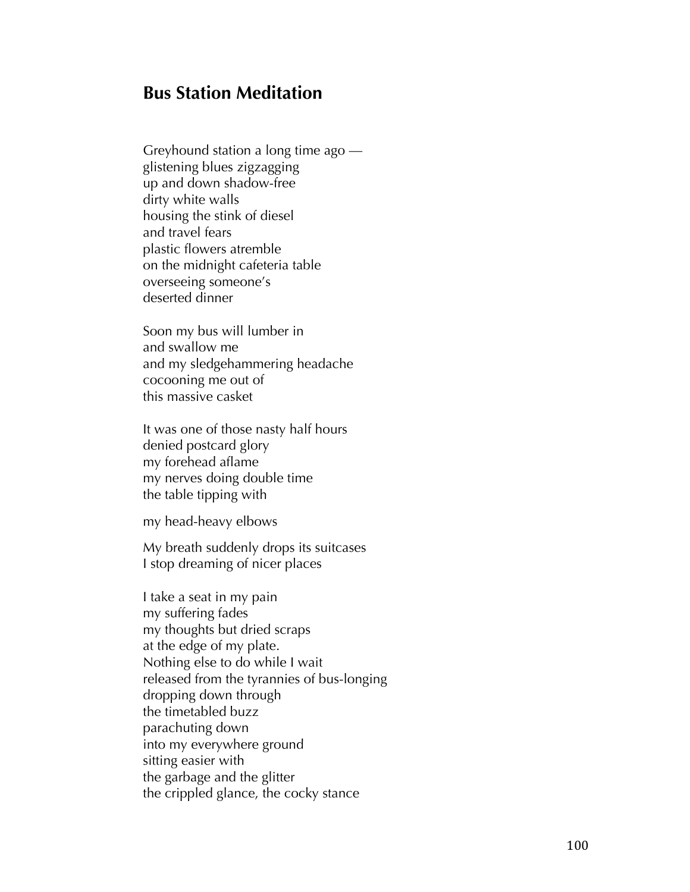## Bus Station Meditation

Greyhound station a long time ago —
glistening blues zigzagging
up and down shadow-free
dirty white walls
housing the stink of diesel
and travel fears
plastic flowers atremble
on the midnight cafeteria table
overseeing someone's
deserted dinner

Soon my bus will lumber in
and swallow me
and my sledgehammering headache
cocooning me out of
this massive casket

It was one of those nasty half hours
denied postcard glory
my forehead aflame
my nerves doing double time
the table tipping with

my head-heavy elbows

My breath suddenly drops its suitcases
I stop dreaming of nicer places

I take a seat in my pain
my suffering fades
my thoughts but dried scraps
at the edge of my plate.
Nothing else to do while I wait
released from the tyrannies of bus-longing
dropping down through
the timetabled buzz
parachuting down
into my everywhere ground
sitting easier with
the garbage and the glitter
the crippled glance, the cocky stance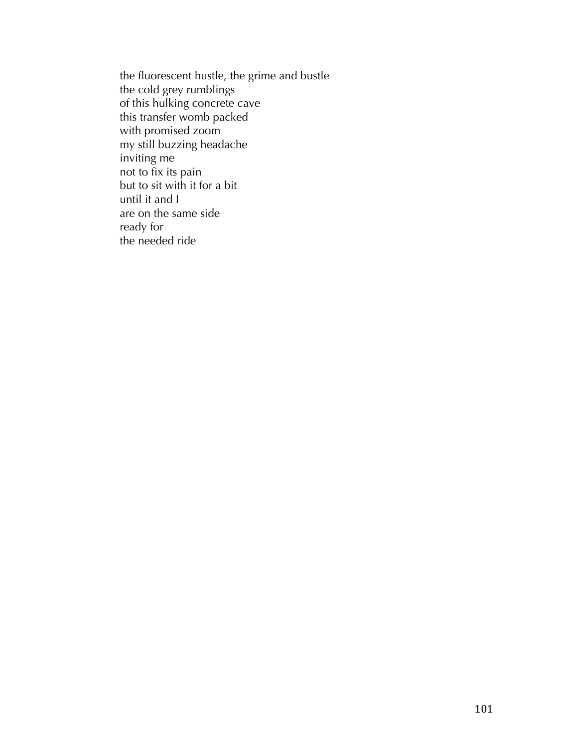the fluorescent hustle, the grime and bustle  
the cold grey rumblings  
of this hulking concrete cave  
this transfer womb packed  
with promised zoom  
my still buzzing headache  
inviting me  
not to fix its pain  
but to sit with it for a bit  
until it and I  
are on the same side  
ready for  
the needed ride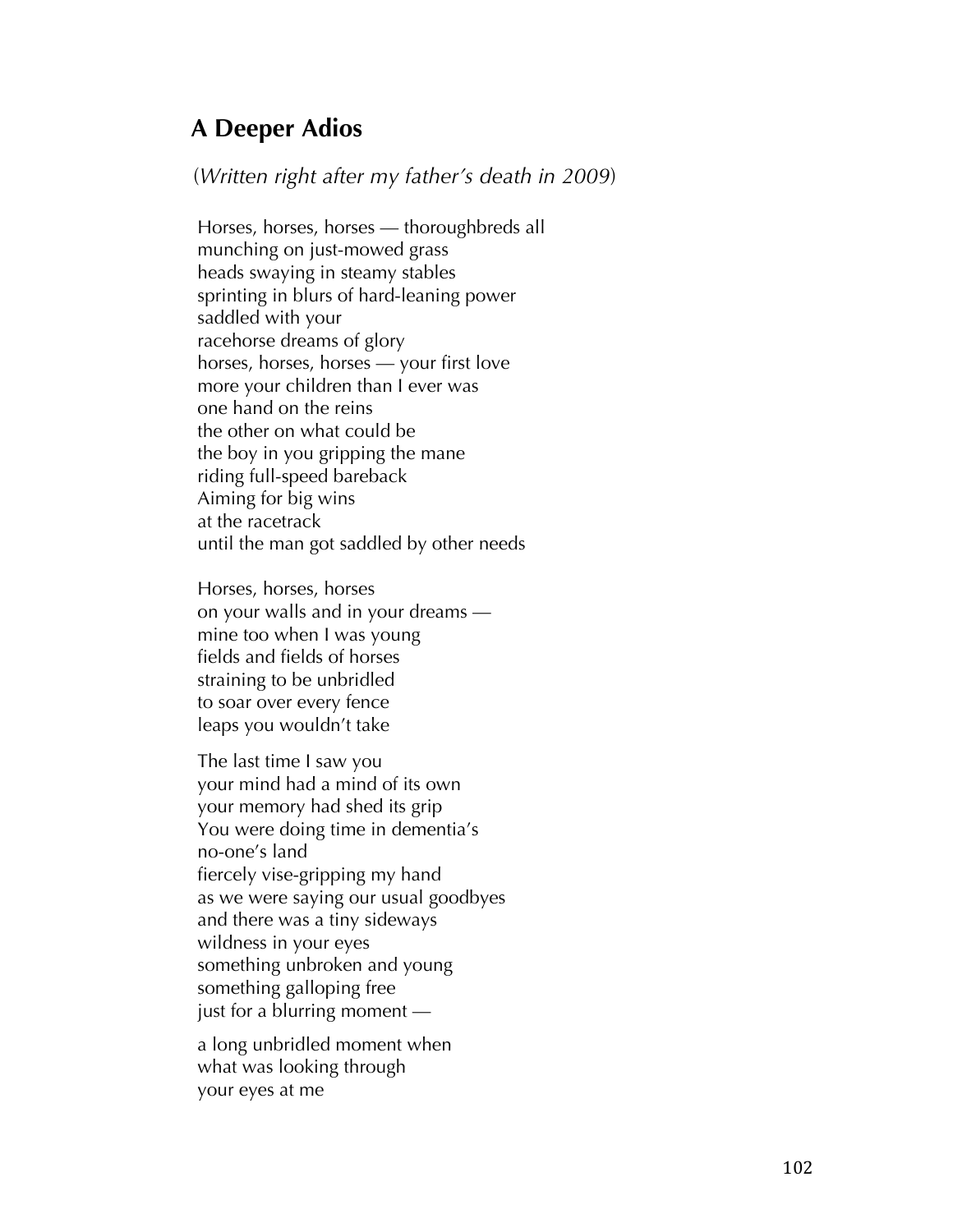## A Deeper Adios

(*Written right after my father's death in 2009*)

Horses, horses, horses — thoroughbreds all
munching on just-mowed grass
heads swaying in steamy stables
sprinting in blurs of hard-leaning power
saddled with your
racehorse dreams of glory
horses, horses, horses — your first love
more your children than I ever was
one hand on the reins
the other on what could be
the boy in you gripping the mane
riding full-speed bareback
Aiming for big wins
at the racetrack
until the man got saddled by other needs

Horses, horses, horses
on your walls and in your dreams —
mine too when I was young
fields and fields of horses
straining to be unbridled
to soar over every fence
leaps you wouldn't take

The last time I saw you
your mind had a mind of its own
your memory had shed its grip
You were doing time in dementia's
no-one's land
fiercely vise-gripping my hand
as we were saying our usual goodbyes
and there was a tiny sideways
wildness in your eyes
something unbroken and young
something galloping free
just for a blurring moment —

a long unbridled moment when
what was looking through
your eyes at me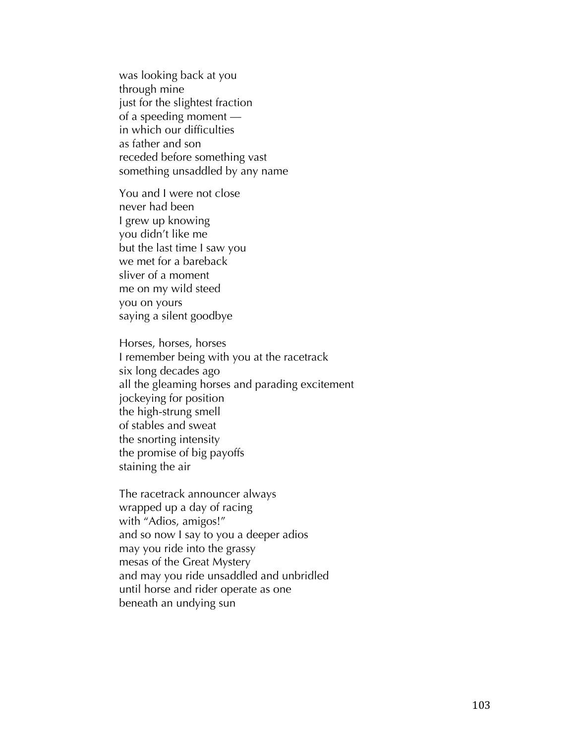was looking back at you  
through mine  
just for the slightest fraction  
of a speeding moment —  
in which our difficulties  
as father and son  
receded before something vast  
something unsaddled by any name

You and I were not close  
never had been  
I grew up knowing  
you didn't like me  
but the last time I saw you  
we met for a bareback  
sliver of a moment  
me on my wild steed  
you on yours  
saying a silent goodbye

Horses, horses, horses  
I remember being with you at the racetrack  
six long decades ago  
all the gleaming horses and parading excitement  
jockeying for position  
the high-strung smell  
of stables and sweat  
the snorting intensity  
the promise of big payoffs  
staining the air

The racetrack announcer always  
wrapped up a day of racing  
with "Adios, amigos!"  
and so now I say to you a deeper adios  
may you ride into the grassy  
mesas of the Great Mystery  
and may you ride unsaddled and unbridled  
until horse and rider operate as one  
beneath an undying sun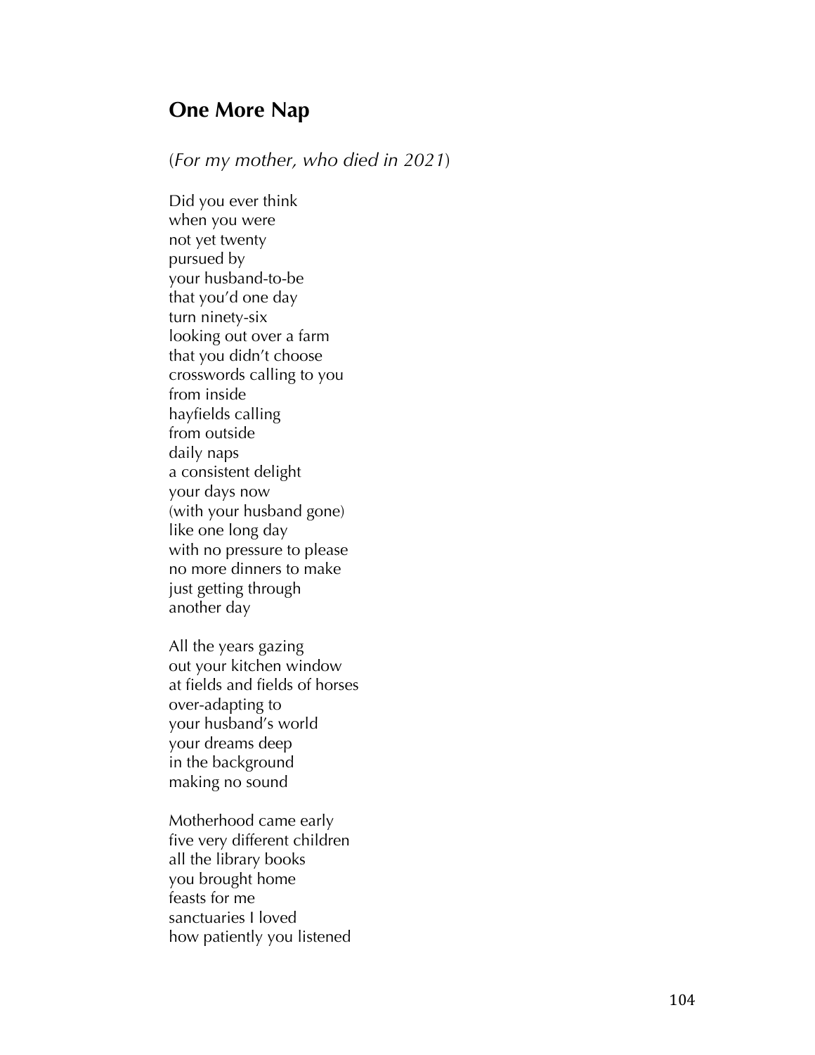## One More Nap

(*For my mother, who died in 2021*)

Did you ever think
when you were
not yet twenty
pursued by
your husband-to-be
that you'd one day
turn ninety-six
looking out over a farm
that you didn't choose
crosswords calling to you
from inside
hayfields calling
from outside
daily naps
a consistent delight
your days now
(with your husband gone)
like one long day
with no pressure to please
no more dinners to make
just getting through
another day

All the years gazing
out your kitchen window
at fields and fields of horses
over-adapting to
your husband's world
your dreams deep
in the background
making no sound

Motherhood came early
five very different children
all the library books
you brought home
feasts for me
sanctuaries I loved
how patiently you listened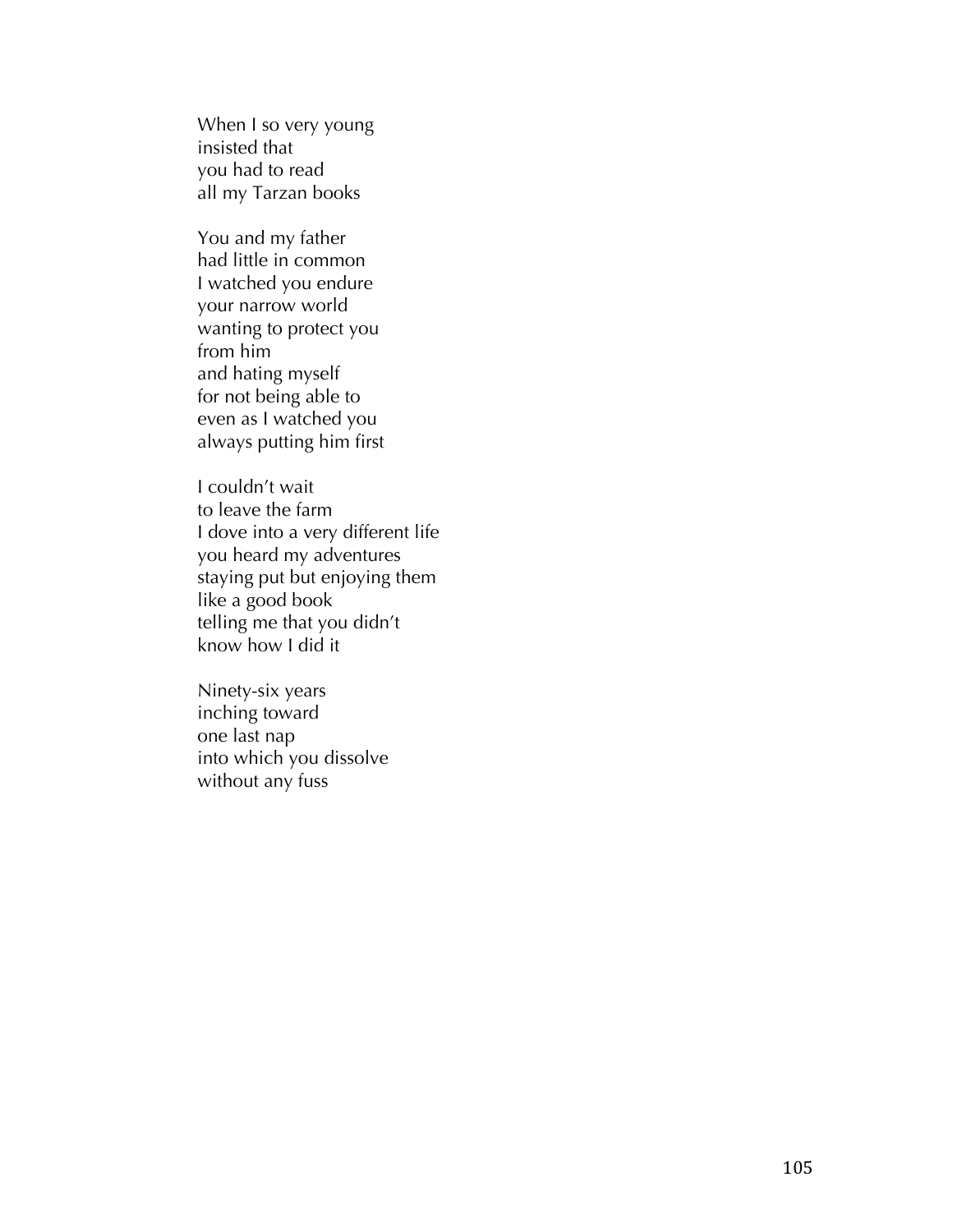When I so very young  
insisted that  
you had to read  
all my Tarzan books

You and my father  
had little in common  
I watched you endure  
your narrow world  
wanting to protect you  
from him  
and hating myself  
for not being able to  
even as I watched you  
always putting him first

I couldn't wait  
to leave the farm  
I dove into a very different life  
you heard my adventures  
staying put but enjoying them  
like a good book  
telling me that you didn't  
know how I did it

Ninety-six years  
inching toward  
one last nap  
into which you dissolve  
without any fuss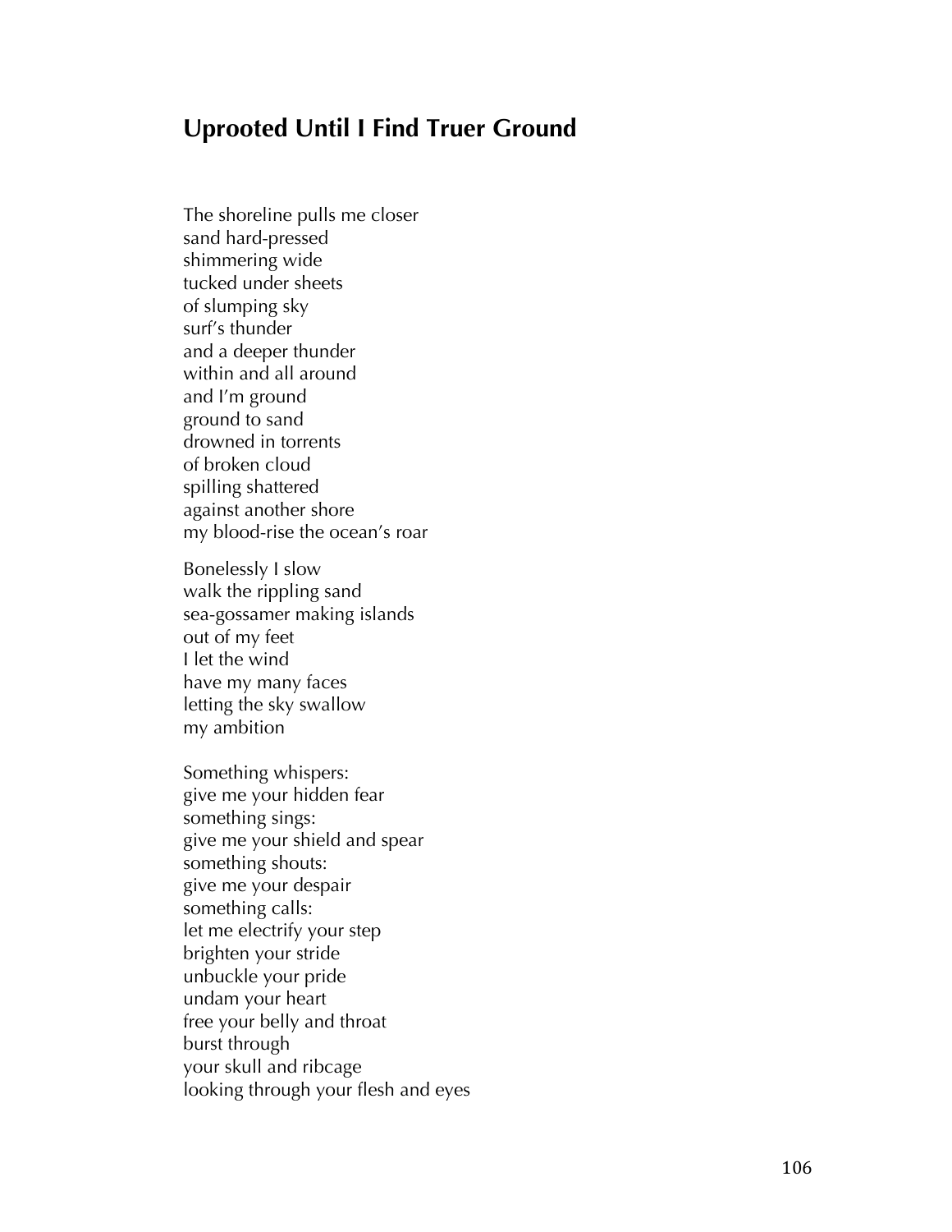## Uprooted Until I Find Truer Ground

The shoreline pulls me closer  
sand hard-pressed  
shimmering wide  
tucked under sheets  
of slumping sky  
surf's thunder  
and a deeper thunder  
within and all around  
and I'm ground  
ground to sand  
drowned in torrents  
of broken cloud  
spilling shattered  
against another shore  
my blood-rise the ocean's roar

Bonelessly I slow  
walk the rippling sand  
sea-gossamer making islands  
out of my feet  
I let the wind  
have my many faces  
letting the sky swallow  
my ambition

Something whispers:  
give me your hidden fear  
something sings:  
give me your shield and spear  
something shouts:  
give me your despair  
something calls:  
let me electrify your step  
brighten your stride  
unbuckle your pride  
undam your heart  
free your belly and throat  
burst through  
your skull and ribcage  
looking through your flesh and eyes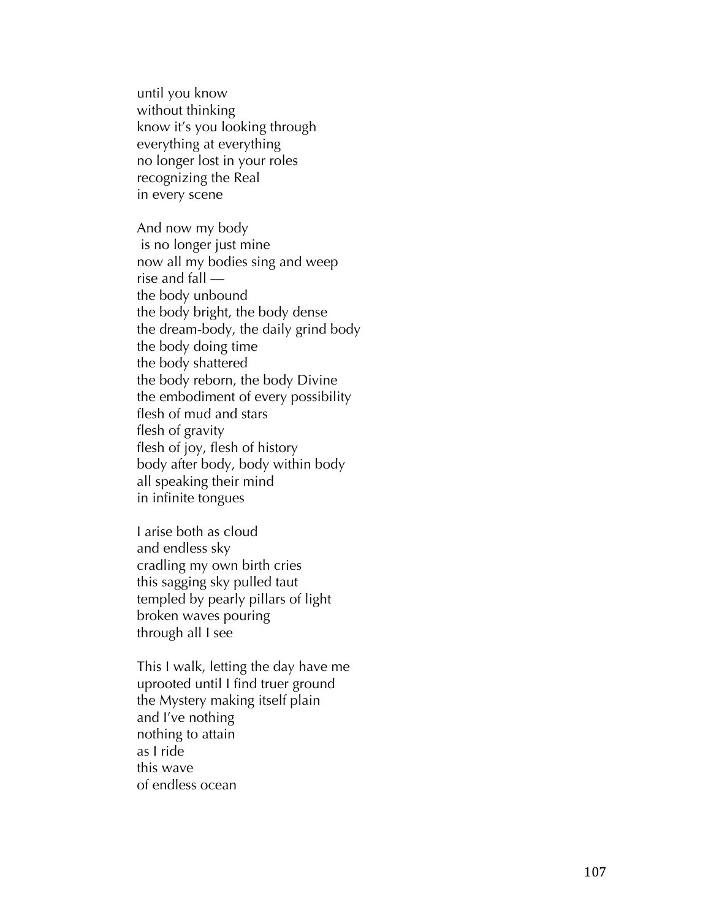until you know  
without thinking  
know it's you looking through  
everything at everything  
no longer lost in your roles  
recognizing the Real  
in every scene

And now my body  
is no longer just mine  
now all my bodies sing and weep  
rise and fall —  
the body unbound  
the body bright, the body dense  
the dream-body, the daily grind body  
the body doing time  
the body shattered  
the body reborn, the body Divine  
the embodiment of every possibility  
flesh of mud and stars  
flesh of gravity  
flesh of joy, flesh of history  
body after body, body within body  
all speaking their mind  
in infinite tongues

I arise both as cloud  
and endless sky  
cradling my own birth cries  
this sagging sky pulled taut  
templed by pearly pillars of light  
broken waves pouring  
through all I see

This I walk, letting the day have me  
uprooted until I find truer ground  
the Mystery making itself plain  
and I've nothing  
nothing to attain  
as I ride  
this wave  
of endless ocean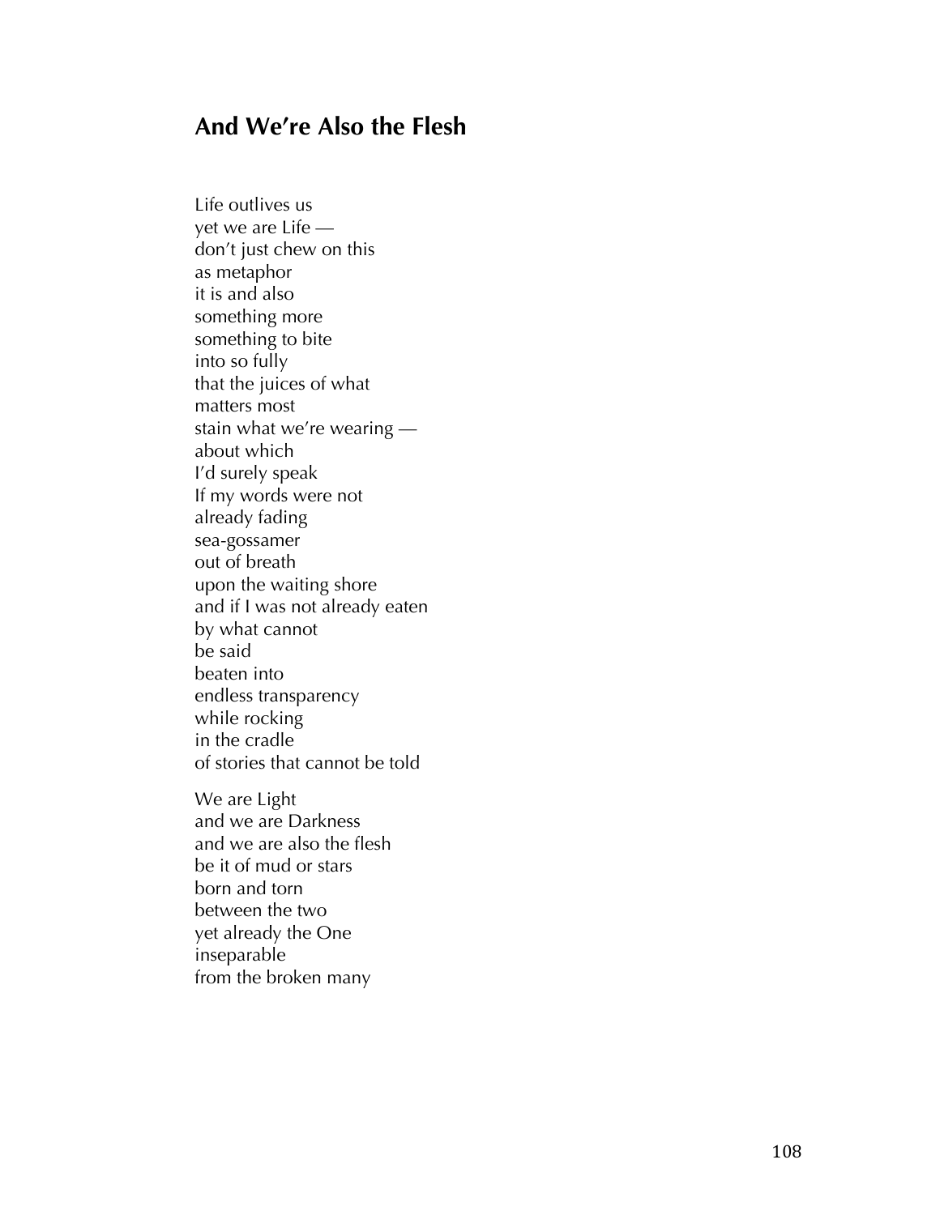## And We're Also the Flesh

Life outlives us
yet we are Life —
don't just chew on this
as metaphor
it is and also
something more
something to bite
into so fully
that the juices of what
matters most
stain what we're wearing —
about which
I'd surely speak
If my words were not
already fading
sea-gossamer
out of breath
upon the waiting shore
and if I was not already eaten
by what cannot
be said
beaten into
endless transparency
while rocking
in the cradle
of stories that cannot be told

We are Light
and we are Darkness
and we are also the flesh
be it of mud or stars
born and torn
between the two
yet already the One
inseparable
from the broken many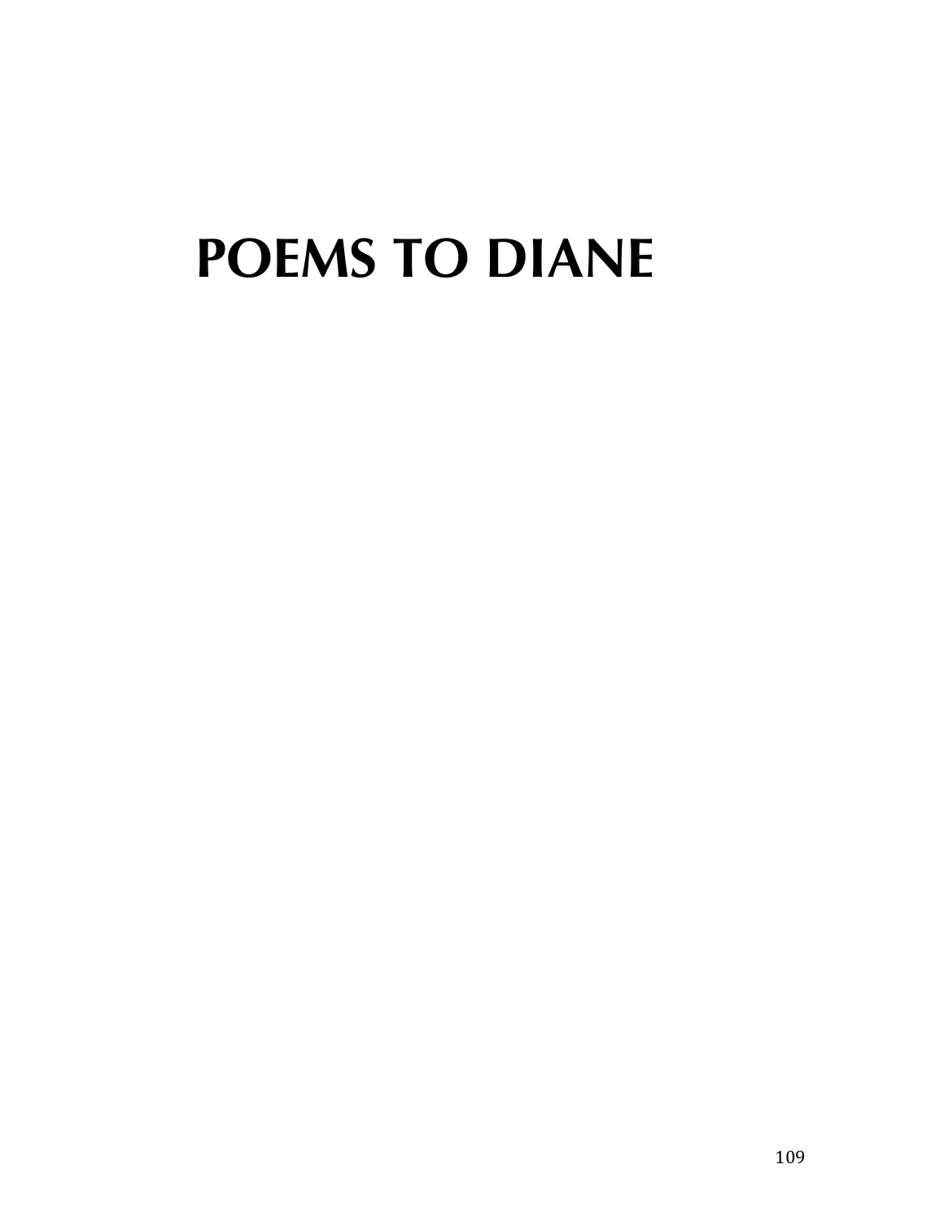# POEMS TO DIANE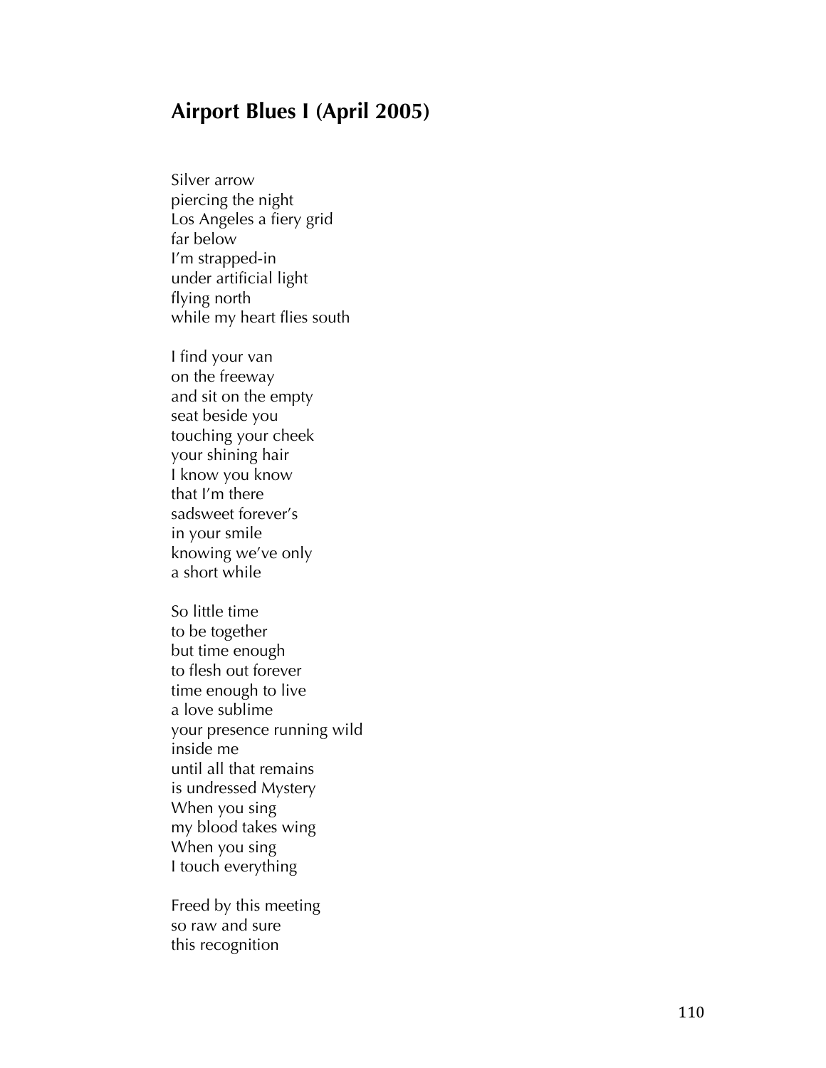## Airport Blues I (April 2005)

Silver arrow
piercing the night
Los Angeles a fiery grid
far below
I'm strapped-in
under artificial light
flying north
while my heart flies south

I find your van
on the freeway
and sit on the empty
seat beside you
touching your cheek
your shining hair
I know you know
that I'm there
sadsweet forever's
in your smile
knowing we've only
a short while

So little time
to be together
but time enough
to flesh out forever
time enough to live
a love sublime
your presence running wild
inside me
until all that remains
is undressed Mystery
When you sing
my blood takes wing
When you sing
I touch everything

Freed by this meeting
so raw and sure
this recognition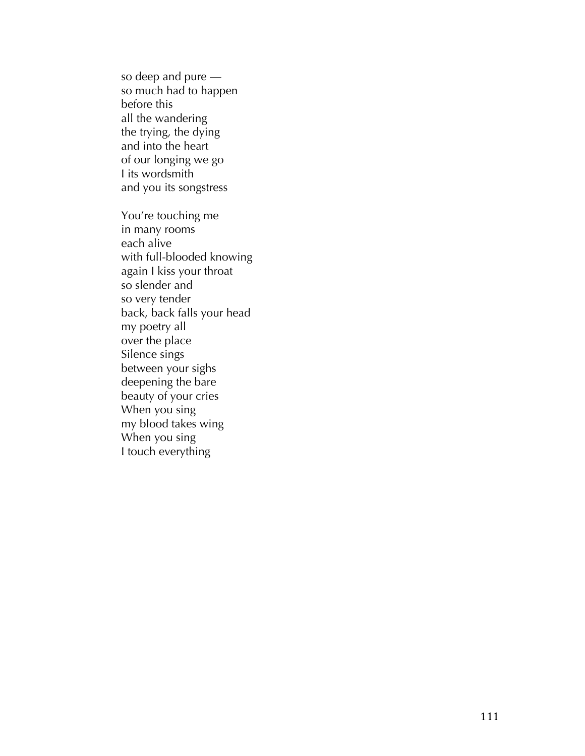so deep and pure —  
so much had to happen  
before this  
all the wandering  
the trying, the dying  
and into the heart  
of our longing we go  
I its wordsmith  
and you its songstress

You're touching me  
in many rooms  
each alive  
with full-blooded knowing  
again I kiss your throat  
so slender and  
so very tender  
back, back falls your head  
my poetry all  
over the place  
Silence sings  
between your sighs  
deepening the bare  
beauty of your cries  
When you sing  
my blood takes wing  
When you sing  
I touch everything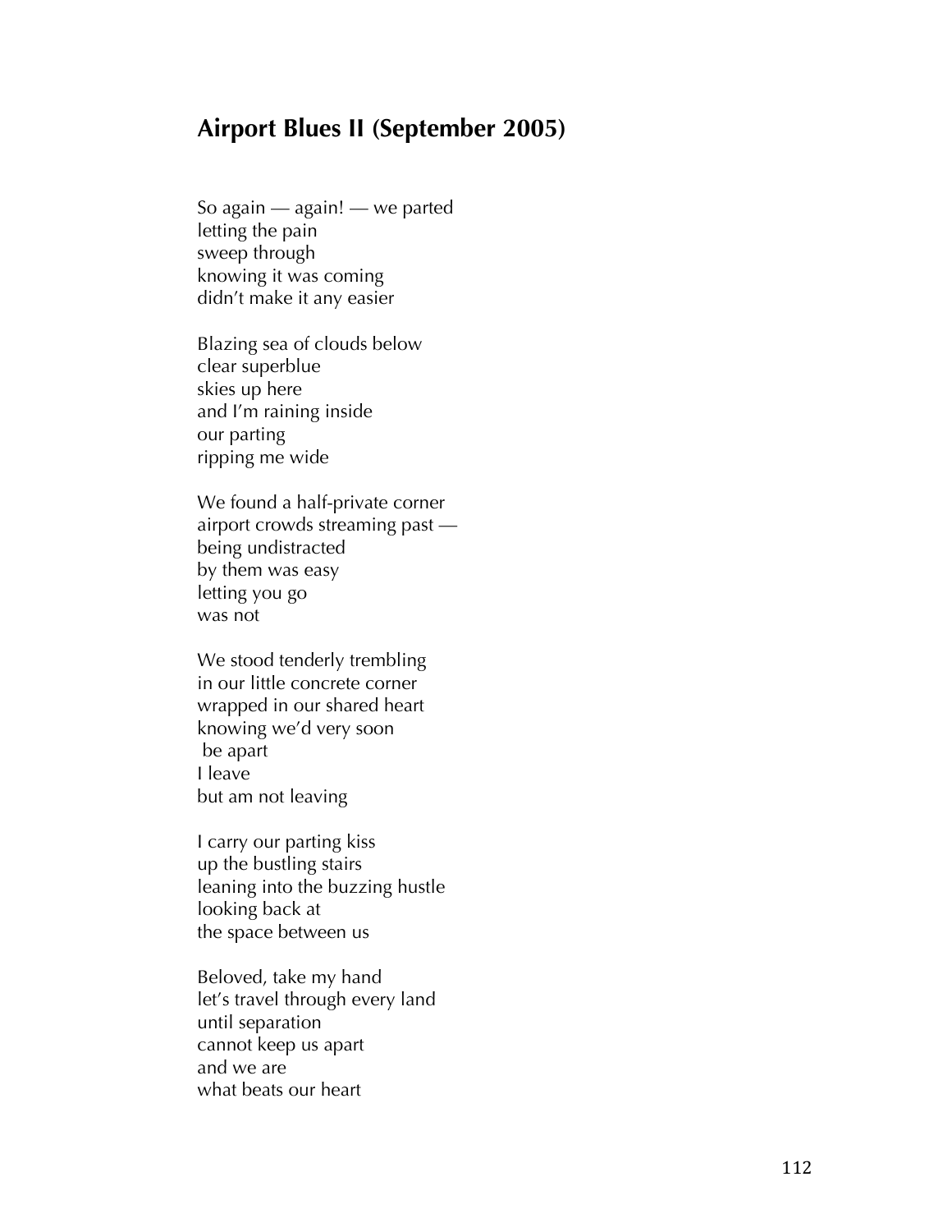## Airport Blues II (September 2005)

So again — again! — we parted  
letting the pain  
sweep through  
knowing it was coming  
didn't make it any easier

Blazing sea of clouds below  
clear superblue  
skies up here  
and I'm raining inside  
our parting  
ripping me wide

We found a half-private corner  
airport crowds streaming past —  
being undistracted  
by them was easy  
letting you go  
was not

We stood tenderly trembling  
in our little concrete corner  
wrapped in our shared heart  
knowing we'd very soon  
 be apart  
I leave  
but am not leaving

I carry our parting kiss  
up the bustling stairs  
leaning into the buzzing hustle  
looking back at  
the space between us

Beloved, take my hand  
let's travel through every land  
until separation  
cannot keep us apart  
and we are  
what beats our heart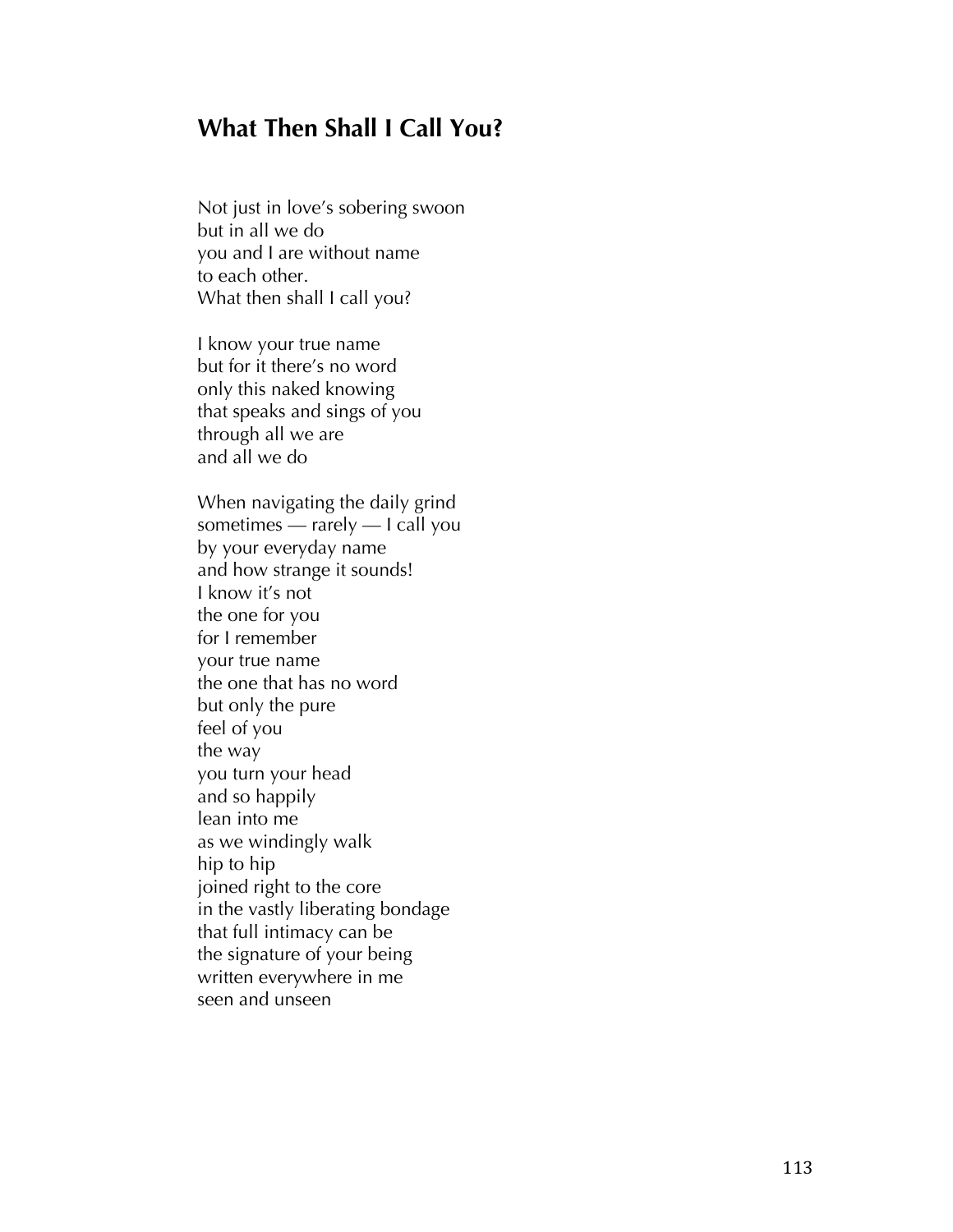## What Then Shall I Call You?

Not just in love's sobering swoon  
but in all we do  
you and I are without name  
to each other.  
What then shall I call you?

I know your true name  
but for it there's no word  
only this naked knowing  
that speaks and sings of you  
through all we are  
and all we do

When navigating the daily grind  
sometimes — rarely — I call you  
by your everyday name  
and how strange it sounds!  
I know it's not  
the one for you  
for I remember  
your true name  
the one that has no word  
but only the pure  
feel of you  
the way  
you turn your head  
and so happily  
lean into me  
as we windingly walk  
hip to hip  
joined right to the core  
in the vastly liberating bondage  
that full intimacy can be  
the signature of your being  
written everywhere in me  
seen and unseen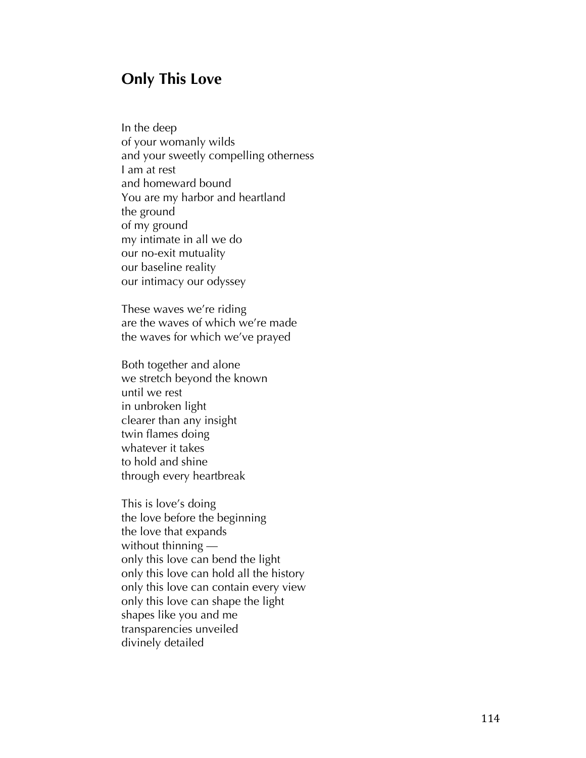## Only This Love

In the deep  
of your womanly wilds  
and your sweetly compelling otherness  
I am at rest  
and homeward bound  
You are my harbor and heartland  
the ground  
of my ground  
my intimate in all we do  
our no-exit mutuality  
our baseline reality  
our intimacy our odyssey

These waves we're riding  
are the waves of which we're made  
the waves for which we've prayed

Both together and alone  
we stretch beyond the known  
until we rest  
in unbroken light  
clearer than any insight  
twin flames doing  
whatever it takes  
to hold and shine  
through every heartbreak

This is love's doing  
the love before the beginning  
the love that expands  
without thinning —  
only this love can bend the light  
only this love can hold all the history  
only this love can contain every view  
only this love can shape the light  
shapes like you and me  
transparencies unveiled  
divinely detailed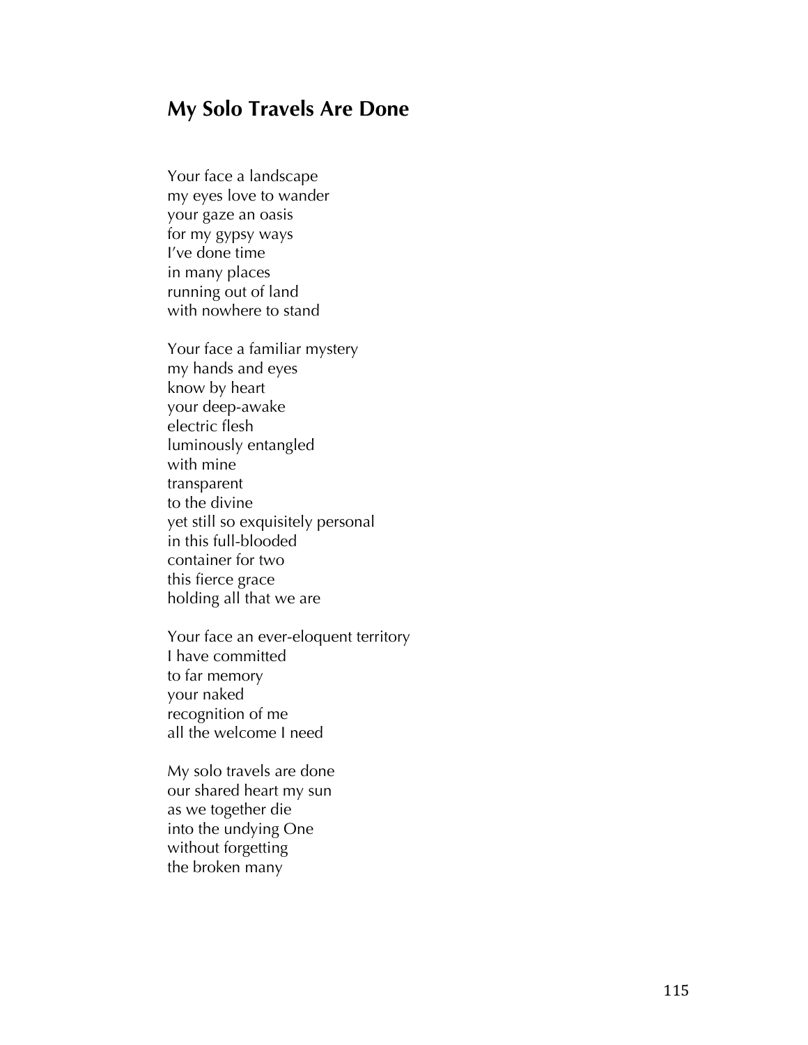## My Solo Travels Are Done

Your face a landscape  
my eyes love to wander  
your gaze an oasis  
for my gypsy ways  
I've done time  
in many places  
running out of land  
with nowhere to stand

Your face a familiar mystery  
my hands and eyes  
know by heart  
your deep-awake  
electric flesh  
luminously entangled  
with mine  
transparent  
to the divine  
yet still so exquisitely personal  
in this full-blooded  
container for two  
this fierce grace  
holding all that we are

Your face an ever-eloquent territory  
I have committed  
to far memory  
your naked  
recognition of me  
all the welcome I need

My solo travels are done  
our shared heart my sun  
as we together die  
into the undying One  
without forgetting  
the broken many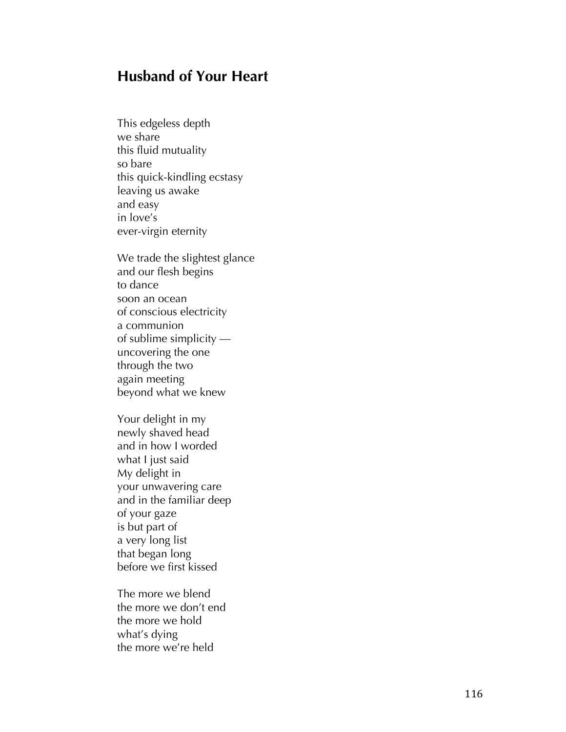## Husband of Your Heart

This edgeless depth  
we share  
this fluid mutuality  
so bare  
this quick-kindling ecstasy  
leaving us awake  
and easy  
in love's  
ever-virgin eternity

We trade the slightest glance  
and our flesh begins  
to dance  
soon an ocean  
of conscious electricity  
a communion  
of sublime simplicity —  
uncovering the one  
through the two  
again meeting  
beyond what we knew

Your delight in my  
newly shaved head  
and in how I worded  
what I just said  
My delight in  
your unwavering care  
and in the familiar deep  
of your gaze  
is but part of  
a very long list  
that began long  
before we first kissed

The more we blend  
the more we don't end  
the more we hold  
what's dying  
the more we're held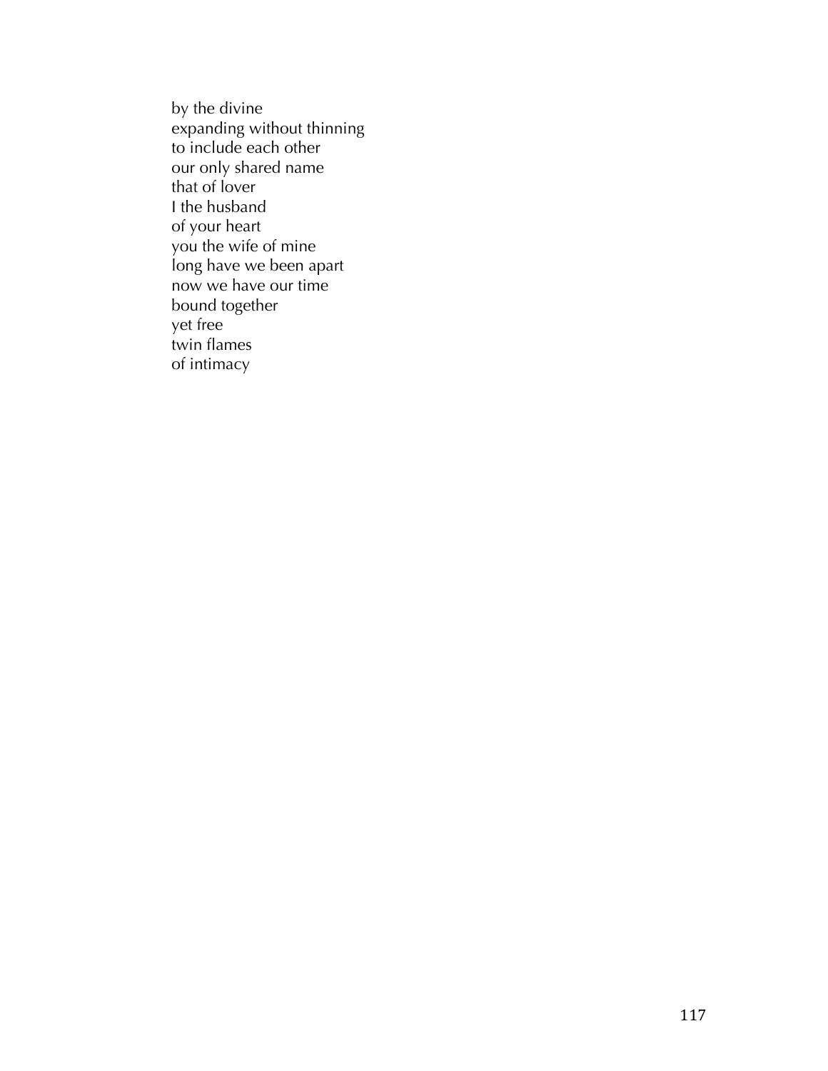by the divine  
expanding without thinning  
to include each other  
our only shared name  
that of lover  
I the husband  
of your heart  
you the wife of mine  
long have we been apart  
now we have our time  
bound together  
yet free  
twin flames  
of intimacy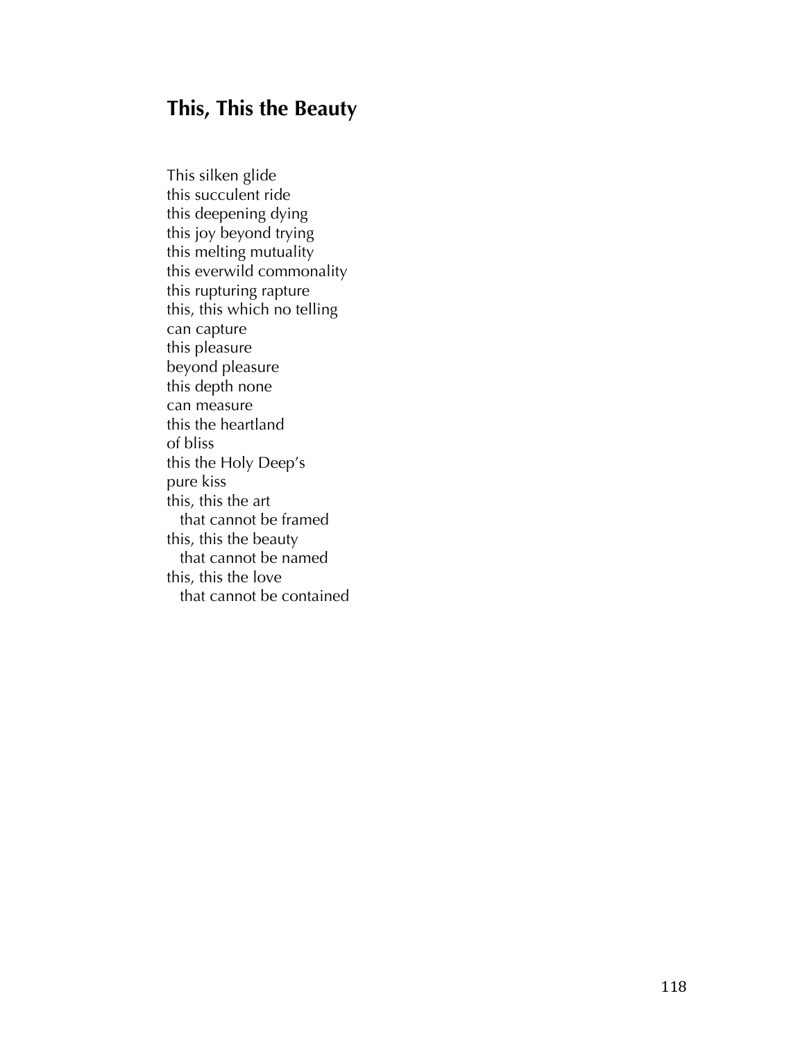## This, This the Beauty

This silken glide  
this succulent ride  
this deepening dying  
this joy beyond trying  
this melting mutuality  
this everwild commonality  
this rupturing rapture  
this, this which no telling  
can capture  
this pleasure  
beyond pleasure  
this depth none  
can measure  
this the heartland  
of bliss  
this the Holy Deep's  
pure kiss  
this, this the art  
&nbsp;&nbsp;&nbsp;that cannot be framed  
this, this the beauty  
&nbsp;&nbsp;&nbsp;that cannot be named  
this, this the love  
&nbsp;&nbsp;&nbsp;that cannot be contained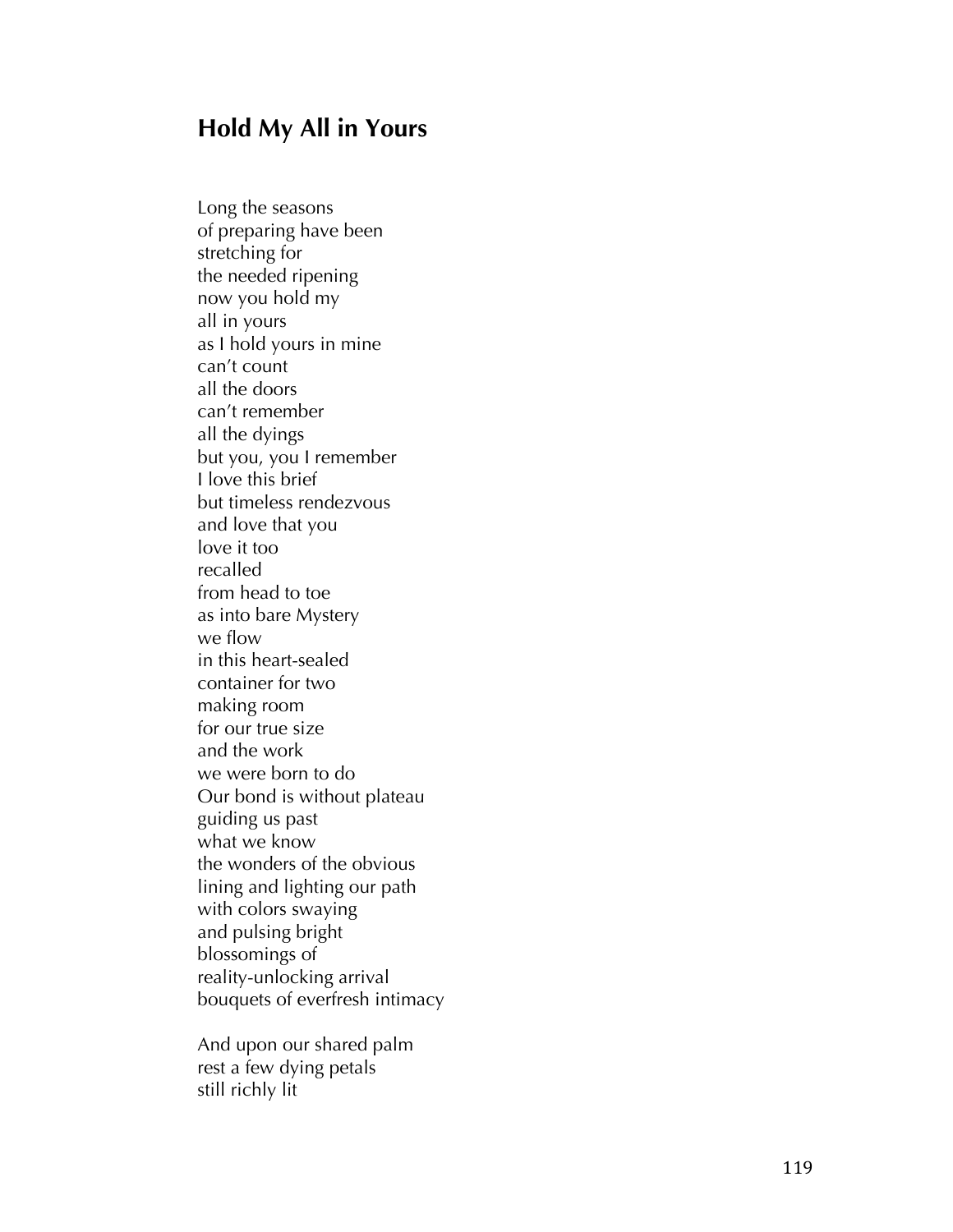## Hold My All in Yours

Long the seasons  
of preparing have been  
stretching for  
the needed ripening  
now you hold my  
all in yours  
as I hold yours in mine  
can't count  
all the doors  
can't remember  
all the dyings  
but you, you I remember  
I love this brief  
but timeless rendezvous  
and love that you  
love it too  
recalled  
from head to toe  
as into bare Mystery  
we flow  
in this heart-sealed  
container for two  
making room  
for our true size  
and the work  
we were born to do  
Our bond is without plateau  
guiding us past  
what we know  
the wonders of the obvious  
lining and lighting our path  
with colors swaying  
and pulsing bright  
blossomings of  
reality-unlocking arrival  
bouquets of everfresh intimacy

And upon our shared palm  
rest a few dying petals  
still richly lit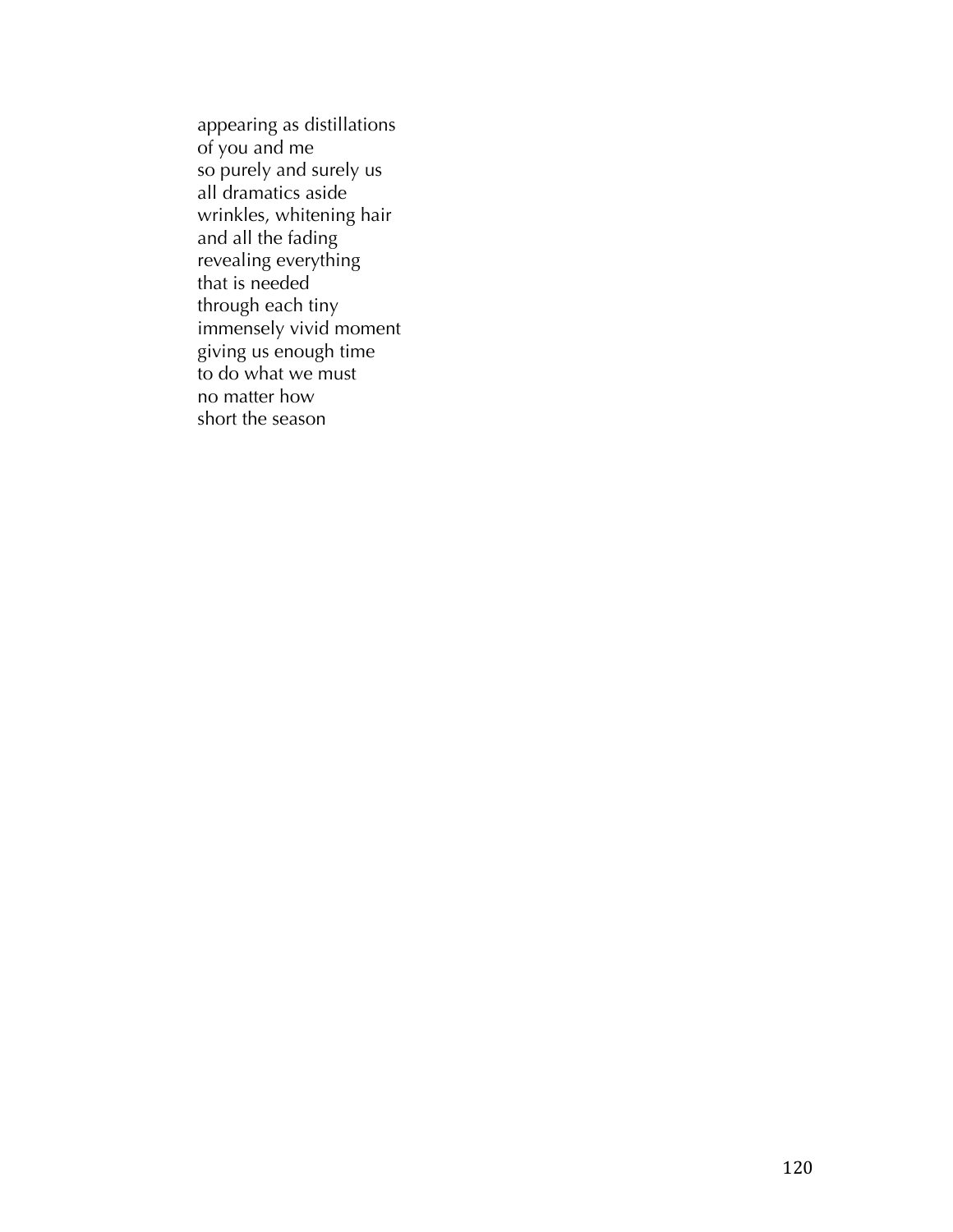appearing as distillations  
of you and me  
so purely and surely us  
all dramatics aside  
wrinkles, whitening hair  
and all the fading  
revealing everything  
that is needed  
through each tiny  
immensely vivid moment  
giving us enough time  
to do what we must  
no matter how  
short the season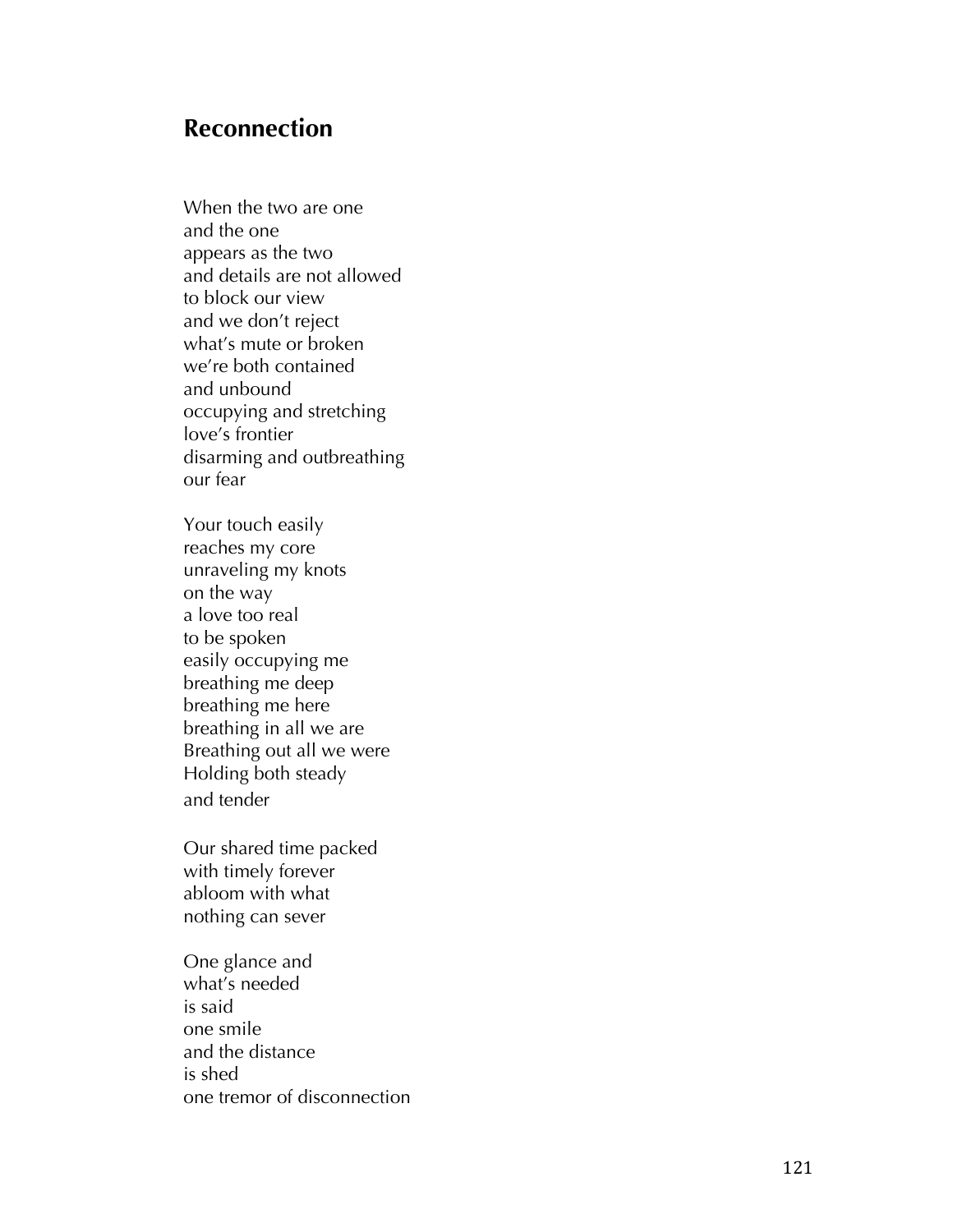## Reconnection

When the two are one  
and the one  
appears as the two  
and details are not allowed  
to block our view  
and we don't reject  
what's mute or broken  
we're both contained  
and unbound  
occupying and stretching  
love's frontier  
disarming and outbreathing  
our fear

Your touch easily  
reaches my core  
unraveling my knots  
on the way  
a love too real  
to be spoken  
easily occupying me  
breathing me deep  
breathing me here  
breathing in all we are  
Breathing out all we were  
Holding both steady  
and tender

Our shared time packed  
with timely forever  
abloom with what  
nothing can sever

One glance and  
what's needed  
is said  
one smile  
and the distance  
is shed  
one tremor of disconnection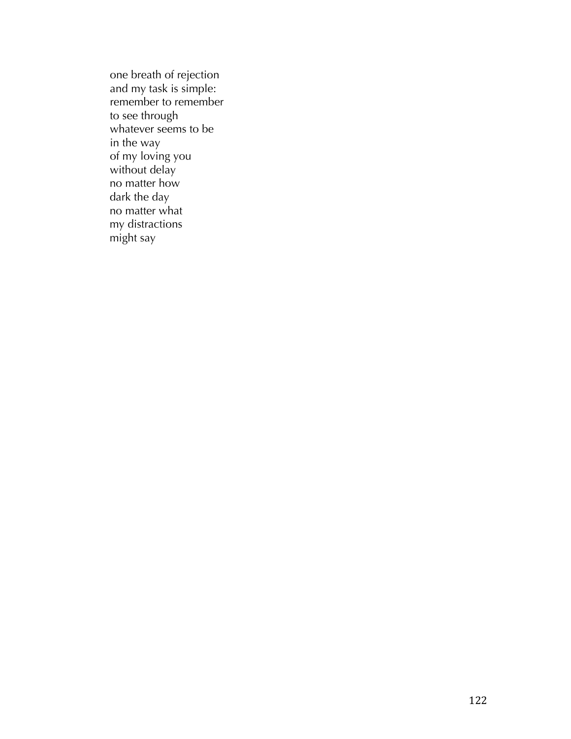one breath of rejection  
and my task is simple:  
remember to remember  
to see through  
whatever seems to be  
in the way  
of my loving you  
without delay  
no matter how  
dark the day  
no matter what  
my distractions  
might say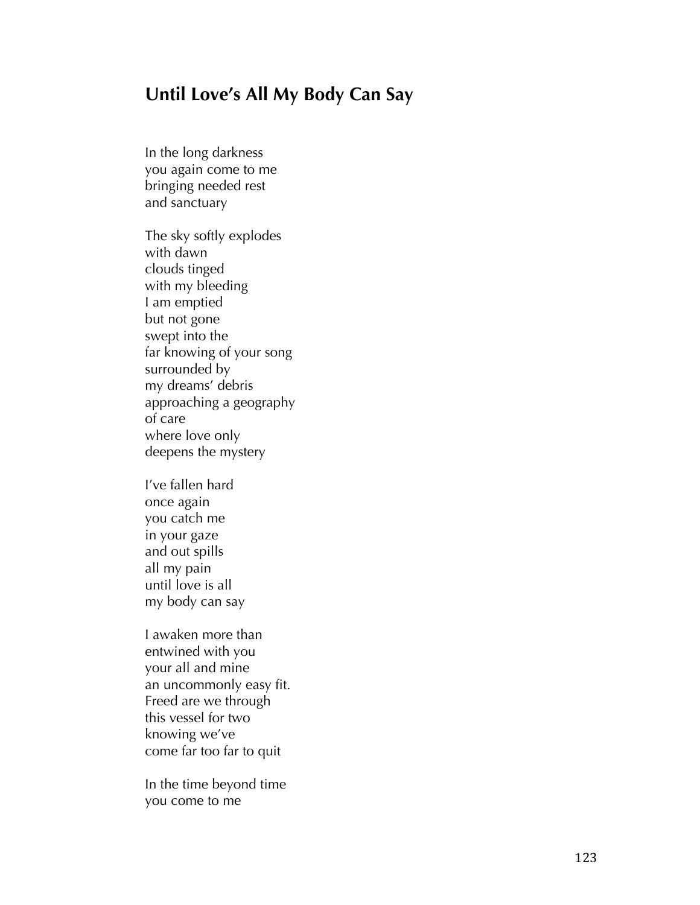## Until Love's All My Body Can Say

In the long darkness  
you again come to me  
bringing needed rest  
and sanctuary

The sky softly explodes  
with dawn  
clouds tinged  
with my bleeding  
I am emptied  
but not gone  
swept into the  
far knowing of your song  
surrounded by  
my dreams' debris  
approaching a geography  
of care  
where love only  
deepens the mystery

I've fallen hard  
once again  
you catch me  
in your gaze  
and out spills  
all my pain  
until love is all  
my body can say

I awaken more than  
entwined with you  
your all and mine  
an uncommonly easy fit.  
Freed are we through  
this vessel for two  
knowing we've  
come far too far to quit

In the time beyond time  
you come to me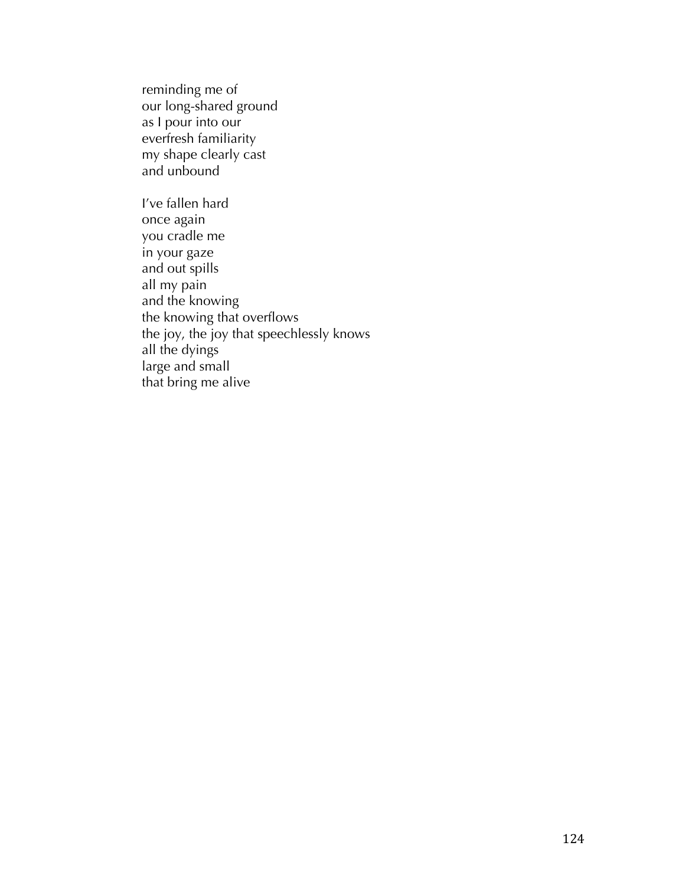reminding me of  
our long-shared ground  
as I pour into our  
everfresh familiarity  
my shape clearly cast  
and unbound

I've fallen hard  
once again  
you cradle me  
in your gaze  
and out spills  
all my pain  
and the knowing  
the knowing that overflows  
the joy, the joy that speechlessly knows  
all the dyings  
large and small  
that bring me alive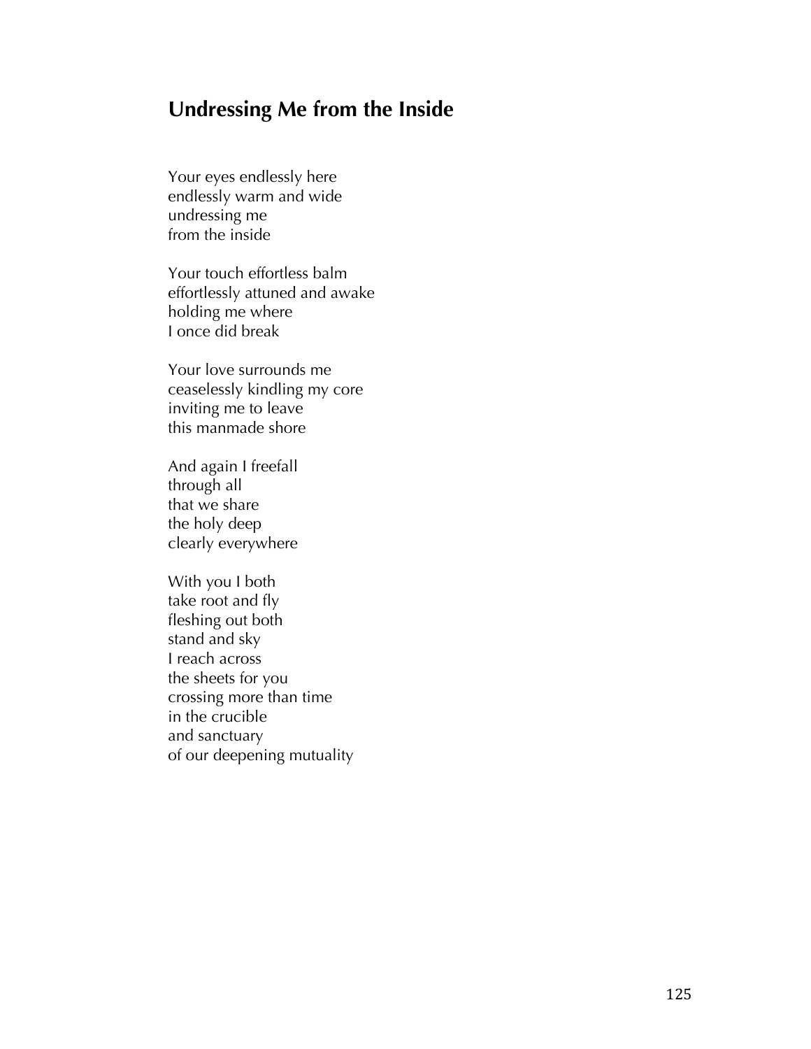## Undressing Me from the Inside

Your eyes endlessly here
endlessly warm and wide
undressing me
from the inside

Your touch effortless balm
effortlessly attuned and awake
holding me where
I once did break

Your love surrounds me
ceaselessly kindling my core
inviting me to leave
this manmade shore

And again I freefall
through all
that we share
the holy deep
clearly everywhere

With you I both
take root and fly
fleshing out both
stand and sky
I reach across
the sheets for you
crossing more than time
in the crucible
and sanctuary
of our deepening mutuality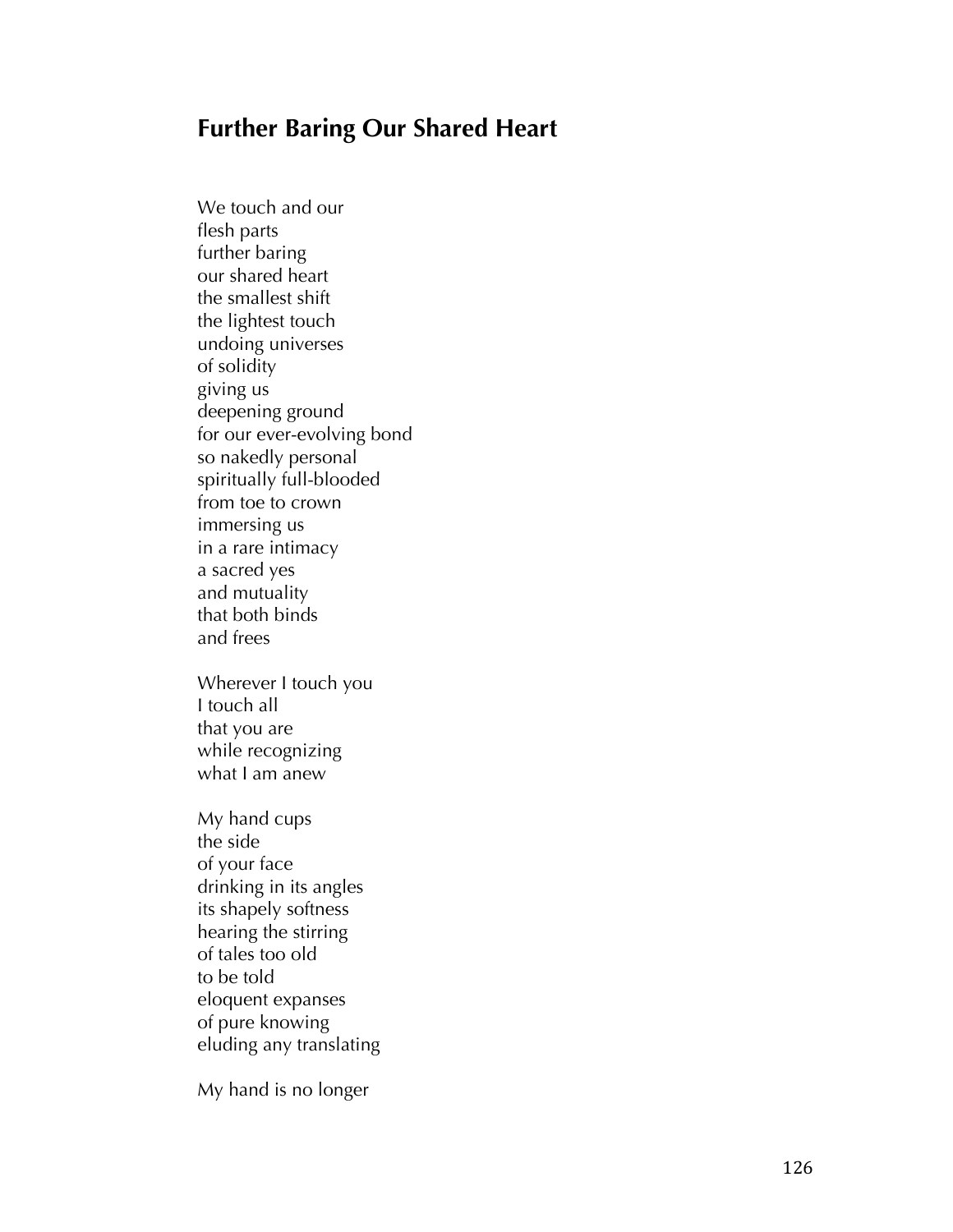## Further Baring Our Shared Heart

We touch and our  
flesh parts  
further baring  
our shared heart  
the smallest shift  
the lightest touch  
undoing universes  
of solidity  
giving us  
deepening ground  
for our ever-evolving bond  
so nakedly personal  
spiritually full-blooded  
from toe to crown  
immersing us  
in a rare intimacy  
a sacred yes  
and mutuality  
that both binds  
and frees

Wherever I touch you  
I touch all  
that you are  
while recognizing  
what I am anew

My hand cups  
the side  
of your face  
drinking in its angles  
its shapely softness  
hearing the stirring  
of tales too old  
to be told  
eloquent expanses  
of pure knowing  
eluding any translating

My hand is no longer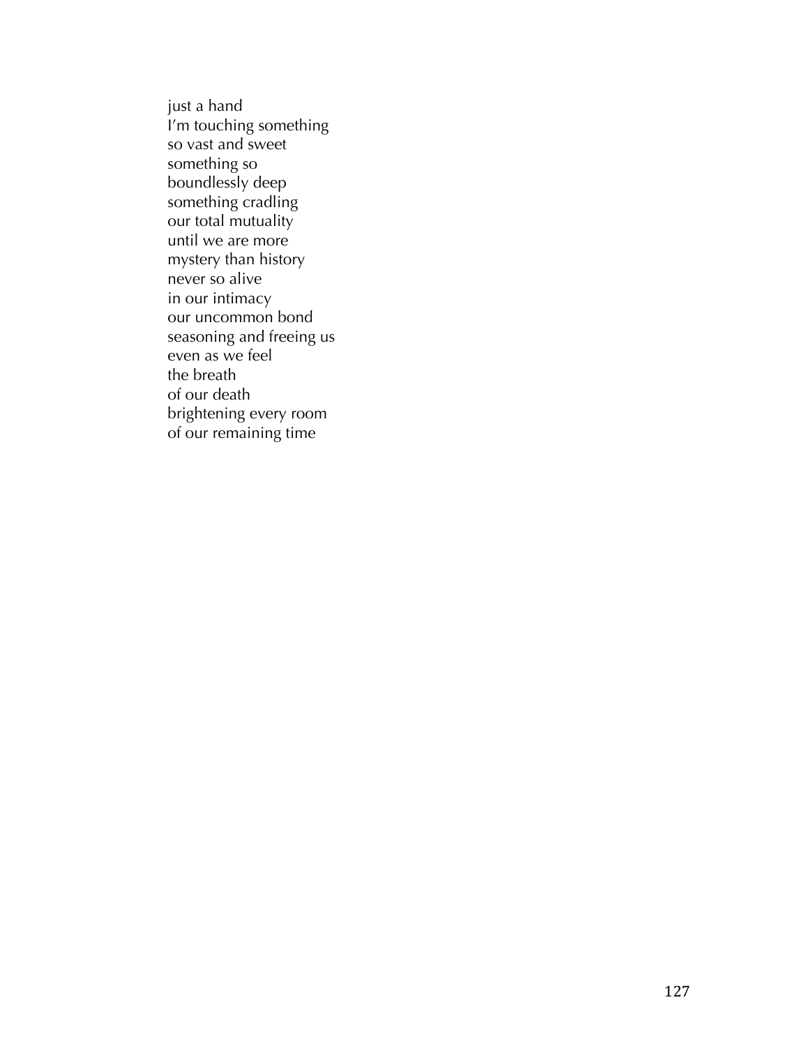just a hand  
I'm touching something  
so vast and sweet  
something so  
boundlessly deep  
something cradling  
our total mutuality  
until we are more  
mystery than history  
never so alive  
in our intimacy  
our uncommon bond  
seasoning and freeing us  
even as we feel  
the breath  
of our death  
brightening every room  
of our remaining time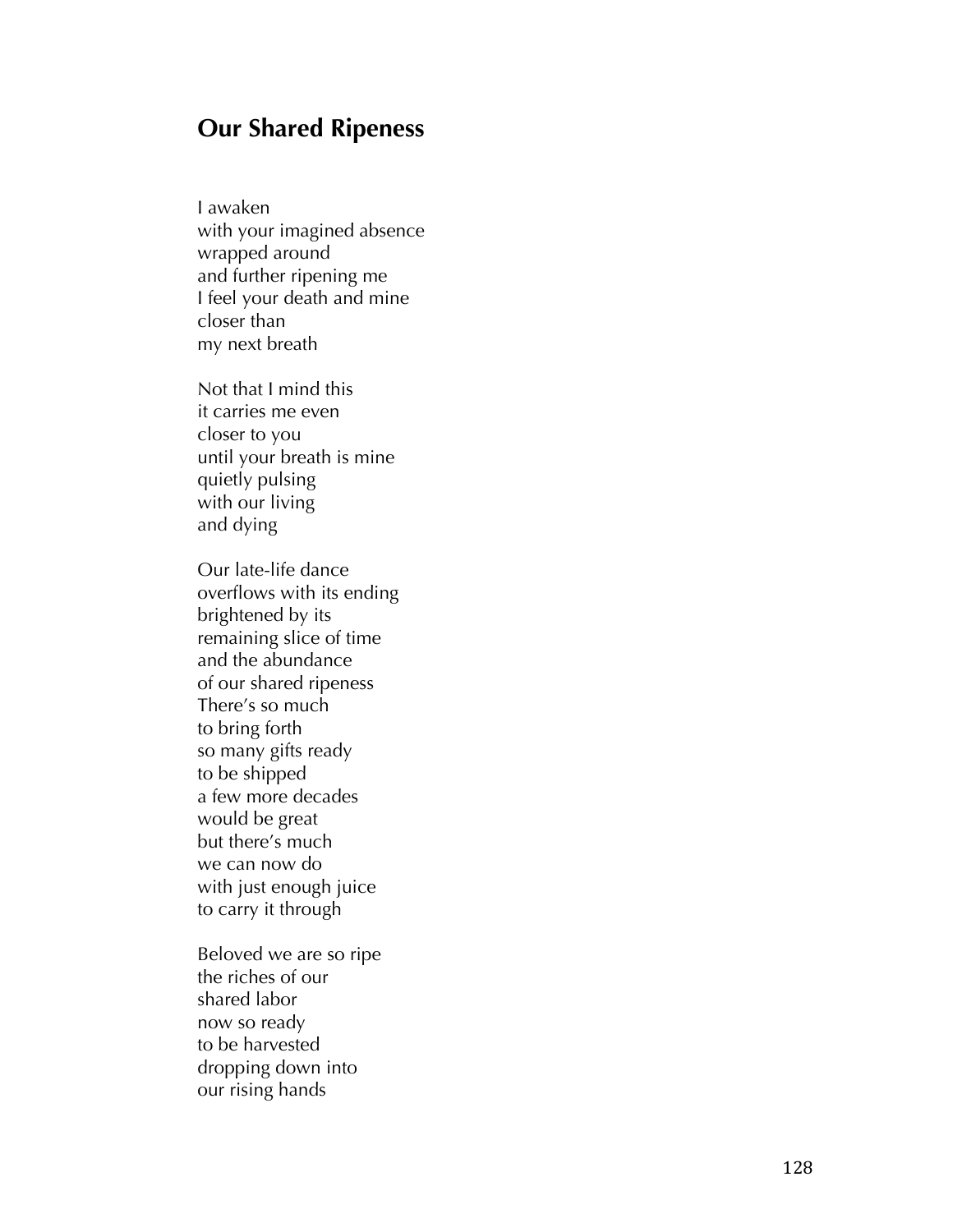## Our Shared Ripeness

I awaken  
with your imagined absence  
wrapped around  
and further ripening me  
I feel your death and mine  
closer than  
my next breath

Not that I mind this  
it carries me even  
closer to you  
until your breath is mine  
quietly pulsing  
with our living  
and dying

Our late-life dance  
overflows with its ending  
brightened by its  
remaining slice of time  
and the abundance  
of our shared ripeness  
There's so much  
to bring forth  
so many gifts ready  
to be shipped  
a few more decades  
would be great  
but there's much  
we can now do  
with just enough juice  
to carry it through

Beloved we are so ripe  
the riches of our  
shared labor  
now so ready  
to be harvested  
dropping down into  
our rising hands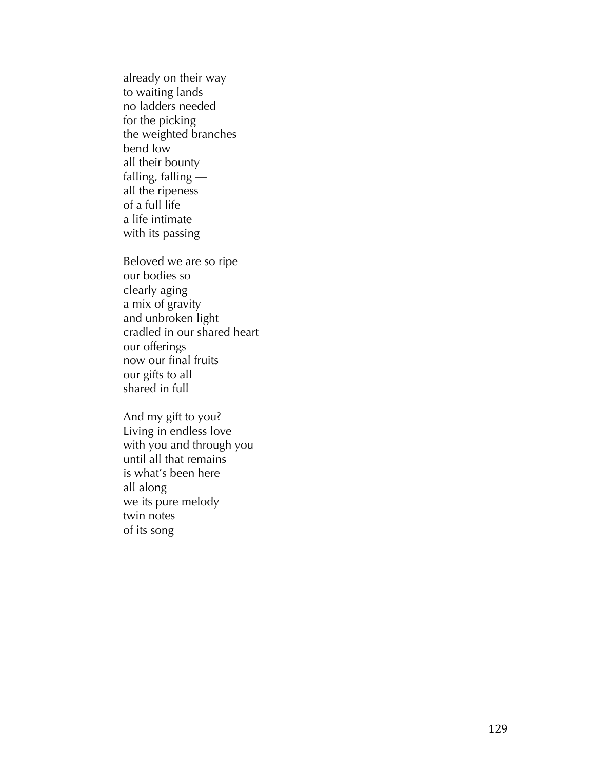already on their way  
to waiting lands  
no ladders needed  
for the picking  
the weighted branches  
bend low  
all their bounty  
falling, falling —  
all the ripeness  
of a full life  
a life intimate  
with its passing

Beloved we are so ripe  
our bodies so  
clearly aging  
a mix of gravity  
and unbroken light  
cradled in our shared heart  
our offerings  
now our final fruits  
our gifts to all  
shared in full

And my gift to you?  
Living in endless love  
with you and through you  
until all that remains  
is what's been here  
all along  
we its pure melody  
twin notes  
of its song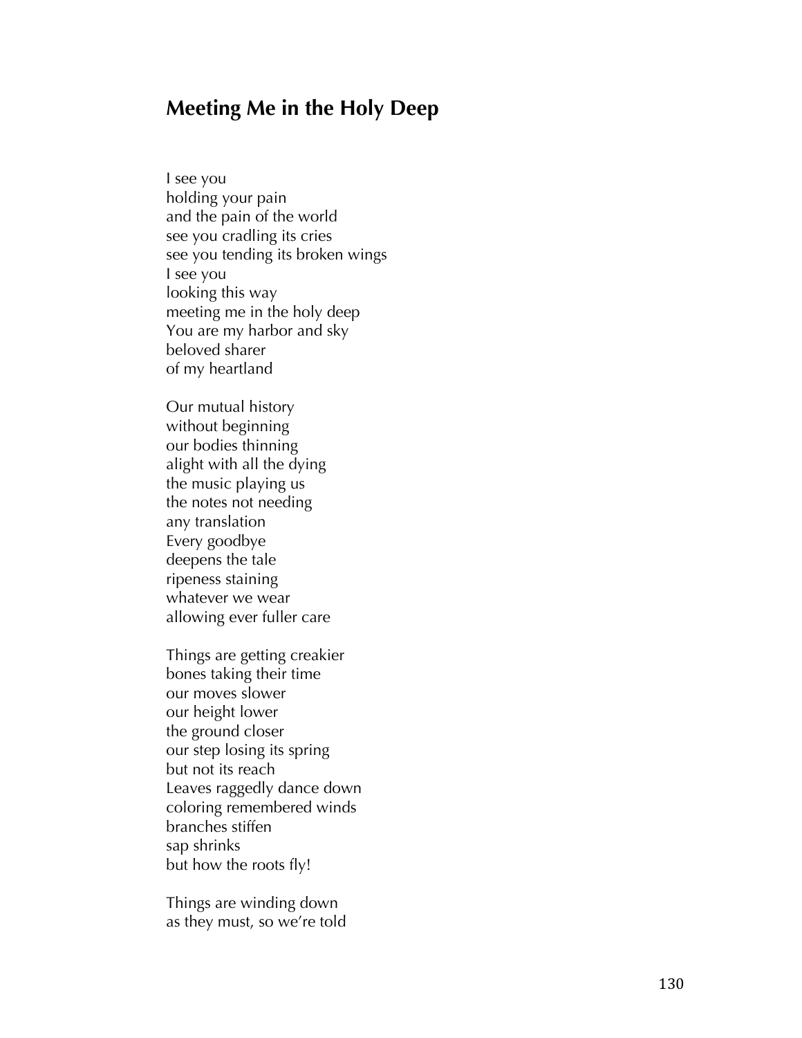## Meeting Me in the Holy Deep

I see you  
holding your pain  
and the pain of the world  
see you cradling its cries  
see you tending its broken wings  
I see you  
looking this way  
meeting me in the holy deep  
You are my harbor and sky  
beloved sharer  
of my heartland

Our mutual history  
without beginning  
our bodies thinning  
alight with all the dying  
the music playing us  
the notes not needing  
any translation  
Every goodbye  
deepens the tale  
ripeness staining  
whatever we wear  
allowing ever fuller care

Things are getting creakier  
bones taking their time  
our moves slower  
our height lower  
the ground closer  
our step losing its spring  
but not its reach  
Leaves raggedly dance down  
coloring remembered winds  
branches stiffen  
sap shrinks  
but how the roots fly!

Things are winding down  
as they must, so we're told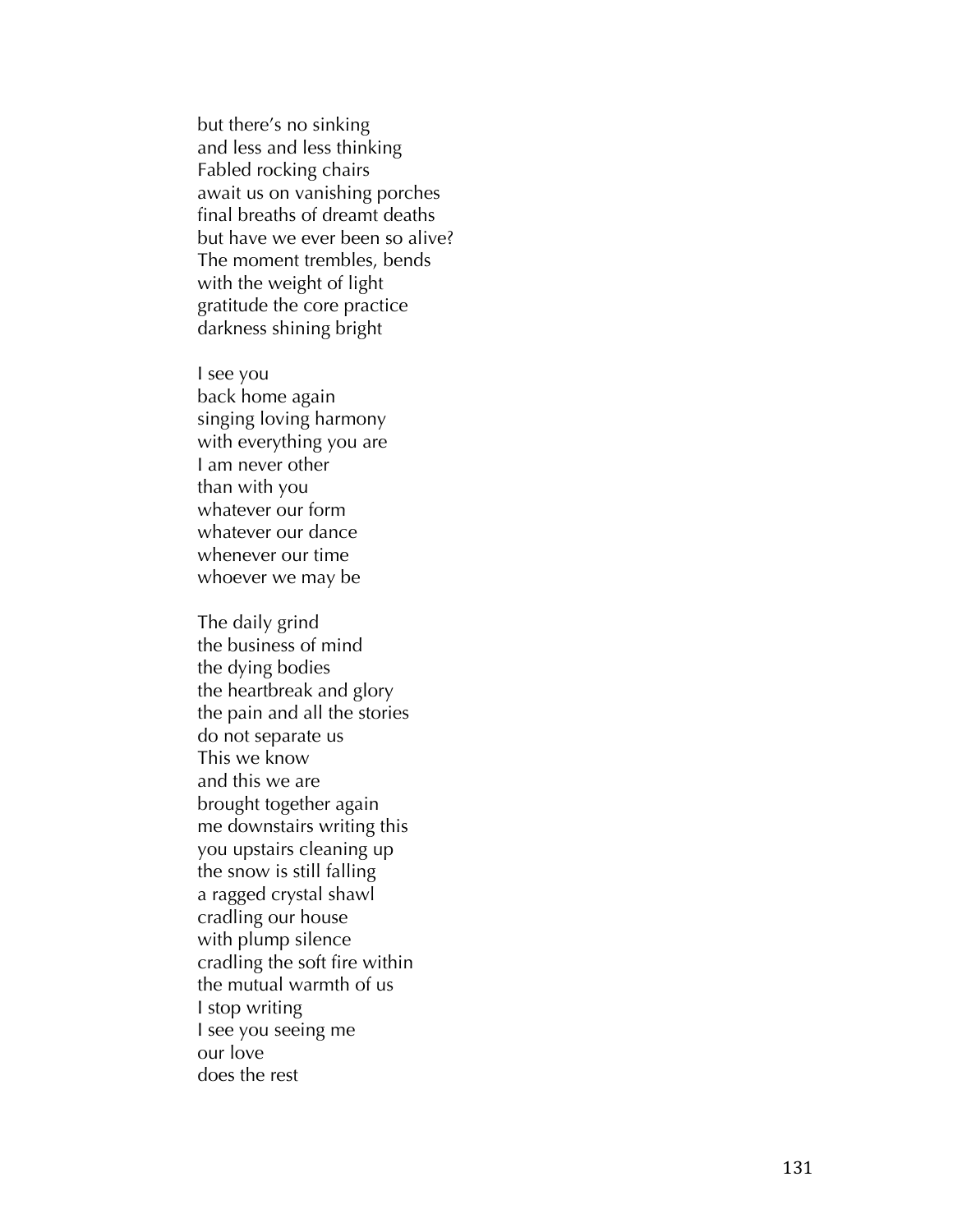but there's no sinking
and less and less thinking
Fabled rocking chairs
await us on vanishing porches
final breaths of dreamt deaths
but have we ever been so alive?
The moment trembles, bends
with the weight of light
gratitude the core practice
darkness shining bright

I see you
back home again
singing loving harmony
with everything you are
I am never other
than with you
whatever our form
whatever our dance
whenever our time
whoever we may be

The daily grind
the business of mind
the dying bodies
the heartbreak and glory
the pain and all the stories
do not separate us
This we know
and this we are
brought together again
me downstairs writing this
you upstairs cleaning up
the snow is still falling
a ragged crystal shawl
cradling our house
with plump silence
cradling the soft fire within
the mutual warmth of us
I stop writing
I see you seeing me
our love
does the rest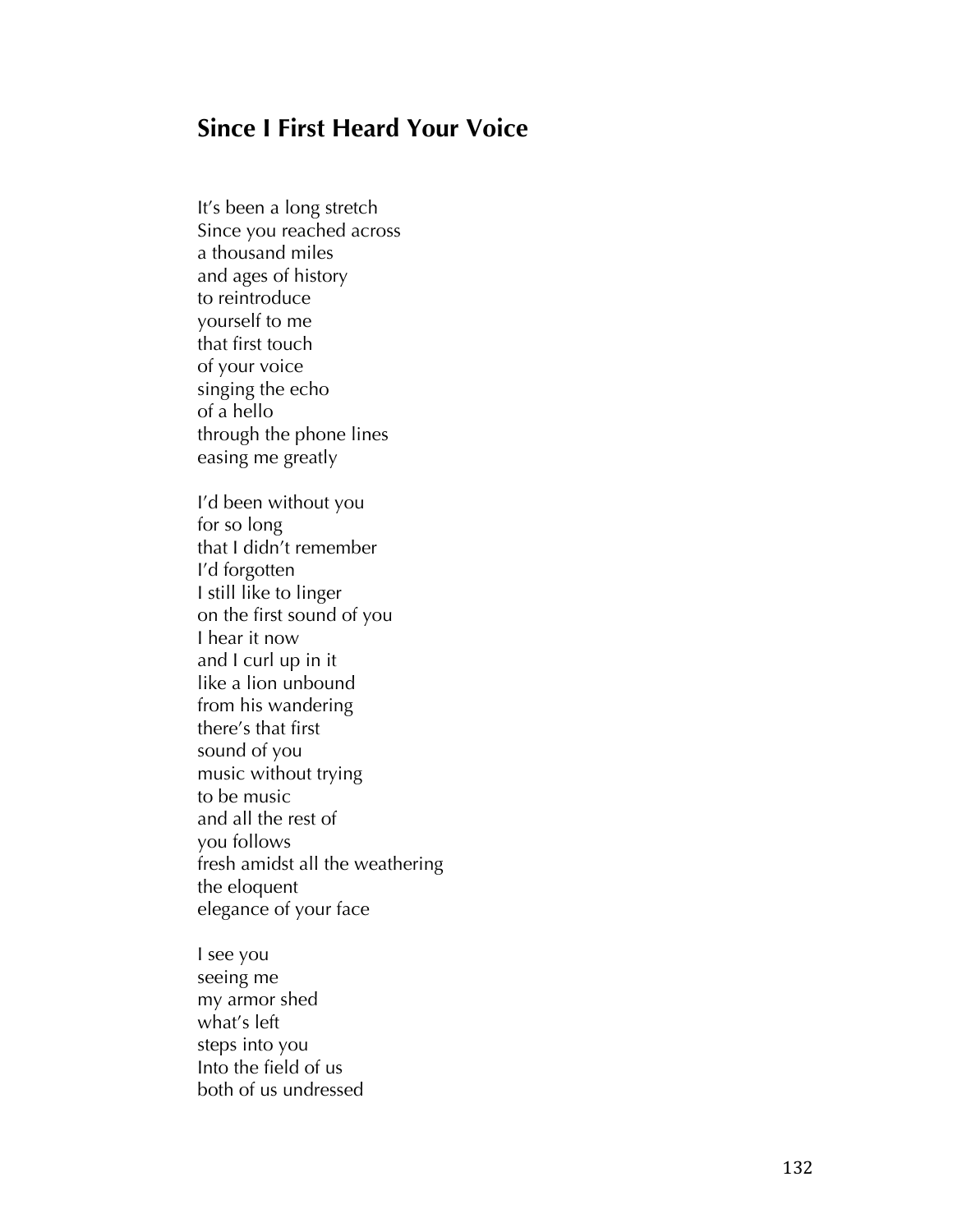## Since I First Heard Your Voice

It's been a long stretch  
Since you reached across  
a thousand miles  
and ages of history  
to reintroduce  
yourself to me  
that first touch  
of your voice  
singing the echo  
of a hello  
through the phone lines  
easing me greatly

I'd been without you  
for so long  
that I didn't remember  
I'd forgotten  
I still like to linger  
on the first sound of you  
I hear it now  
and I curl up in it  
like a lion unbound  
from his wandering  
there's that first  
sound of you  
music without trying  
to be music  
and all the rest of  
you follows  
fresh amidst all the weathering  
the eloquent  
elegance of your face

I see you  
seeing me  
my armor shed  
what's left  
steps into you  
Into the field of us  
both of us undressed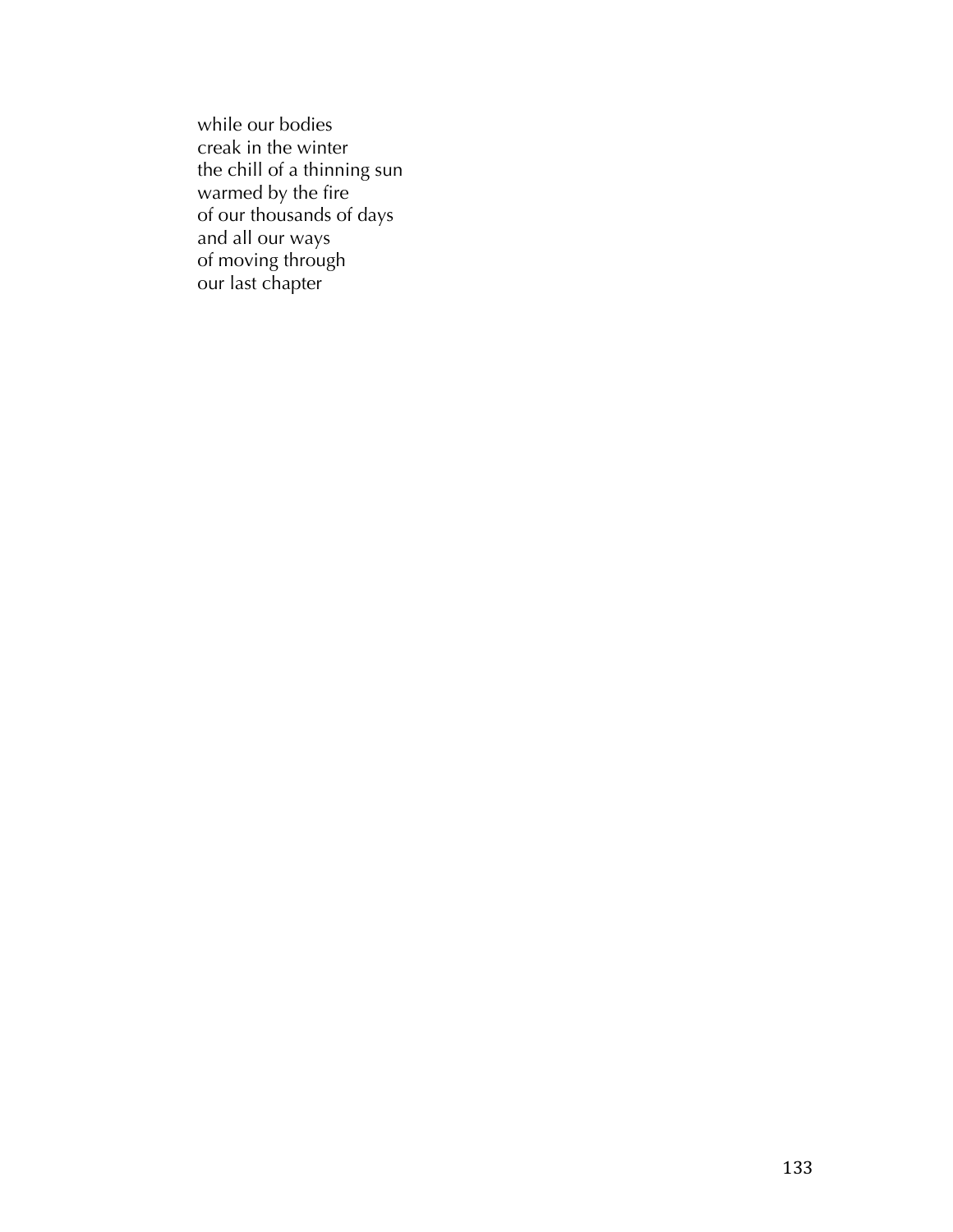while our bodies
creak in the winter
the chill of a thinning sun
warmed by the fire
of our thousands of days
and all our ways
of moving through
our last chapter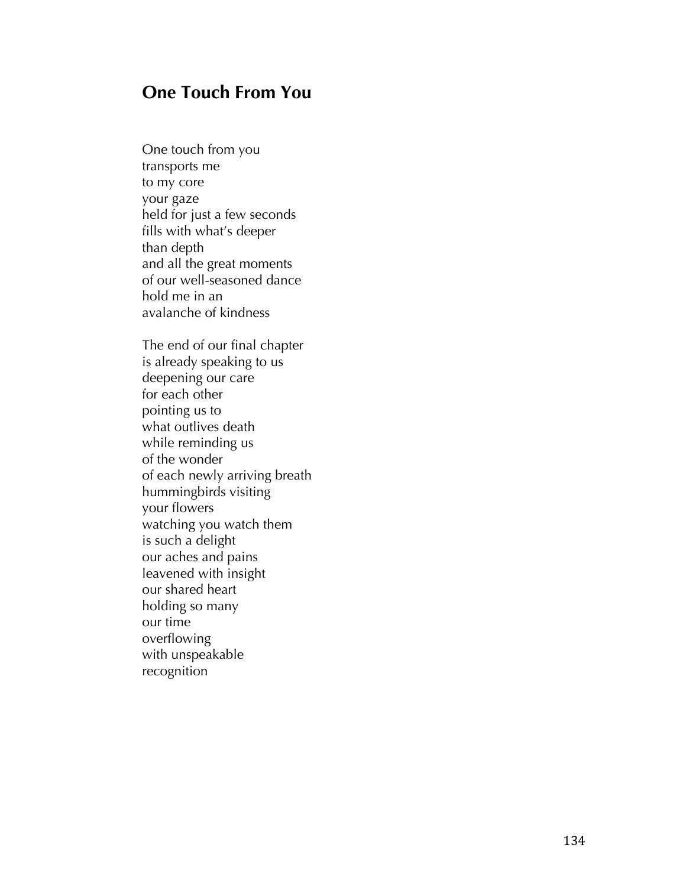## One Touch From You

One touch from you
transports me
to my core
your gaze
held for just a few seconds
fills with what's deeper
than depth
and all the great moments
of our well-seasoned dance
hold me in an
avalanche of kindness

The end of our final chapter
is already speaking to us
deepening our care
for each other
pointing us to
what outlives death
while reminding us
of the wonder
of each newly arriving breath
hummingbirds visiting
your flowers
watching you watch them
is such a delight
our aches and pains
leavened with insight
our shared heart
holding so many
our time
overflowing
with unspeakable
recognition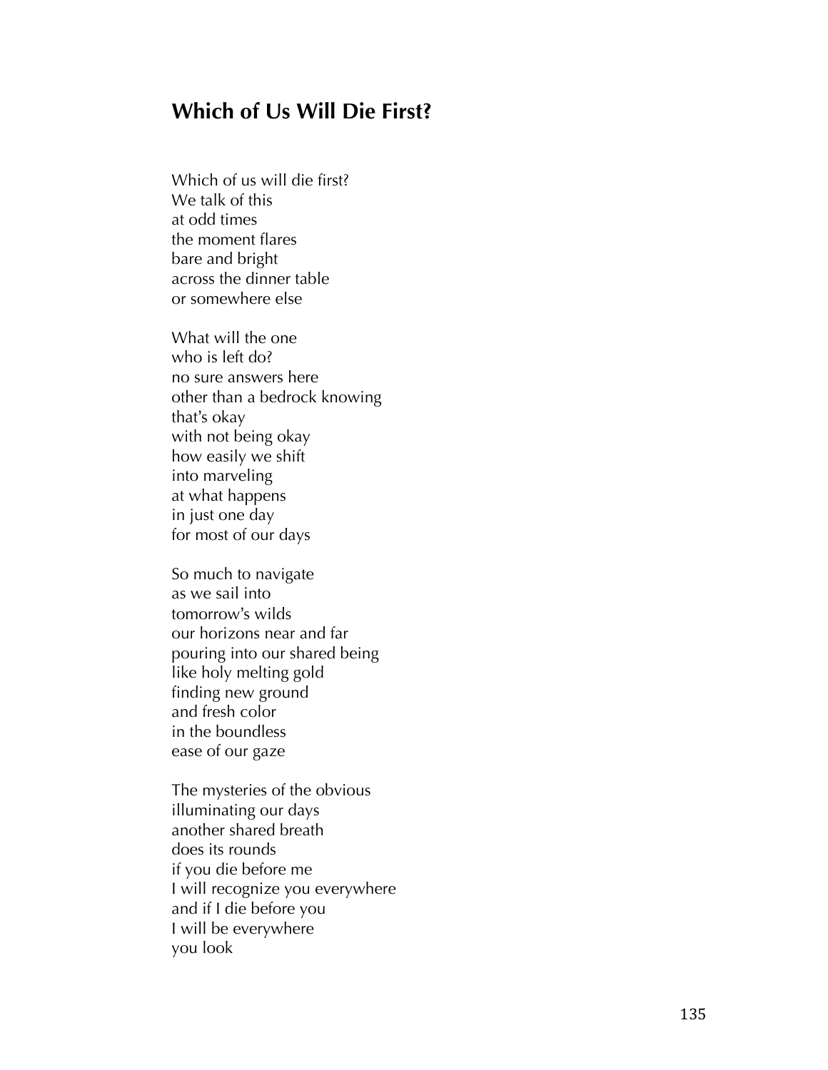## Which of Us Will Die First?

Which of us will die first?  
We talk of this  
at odd times  
the moment flares  
bare and bright  
across the dinner table  
or somewhere else

What will the one  
who is left do?  
no sure answers here  
other than a bedrock knowing  
that's okay  
with not being okay  
how easily we shift  
into marveling  
at what happens  
in just one day  
for most of our days

So much to navigate  
as we sail into  
tomorrow's wilds  
our horizons near and far  
pouring into our shared being  
like holy melting gold  
finding new ground  
and fresh color  
in the boundless  
ease of our gaze

The mysteries of the obvious  
illuminating our days  
another shared breath  
does its rounds  
if you die before me  
I will recognize you everywhere  
and if I die before you  
I will be everywhere  
you look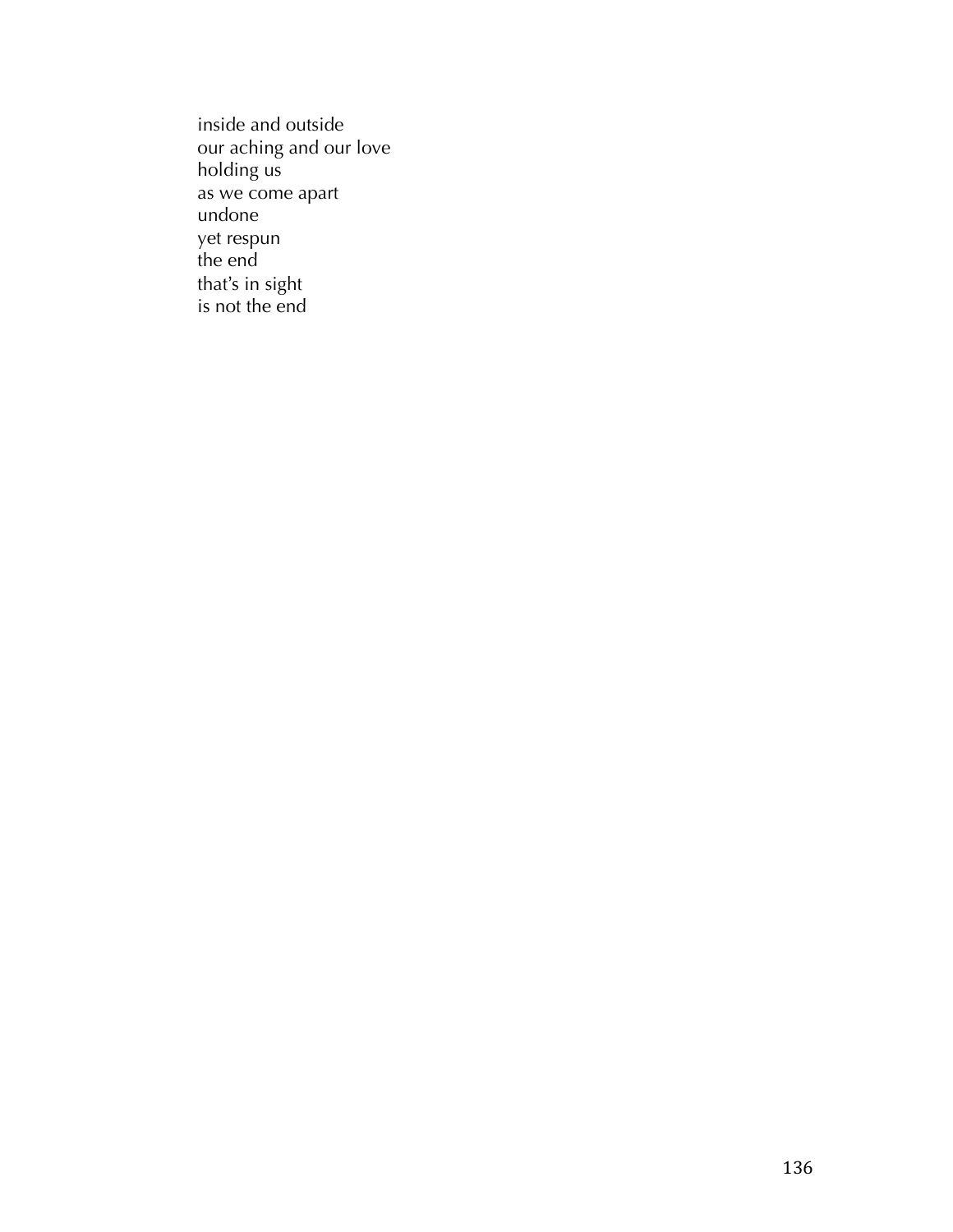inside and outside
our aching and our love
holding us
as we come apart
undone
yet respun
the end
that's in sight
is not the end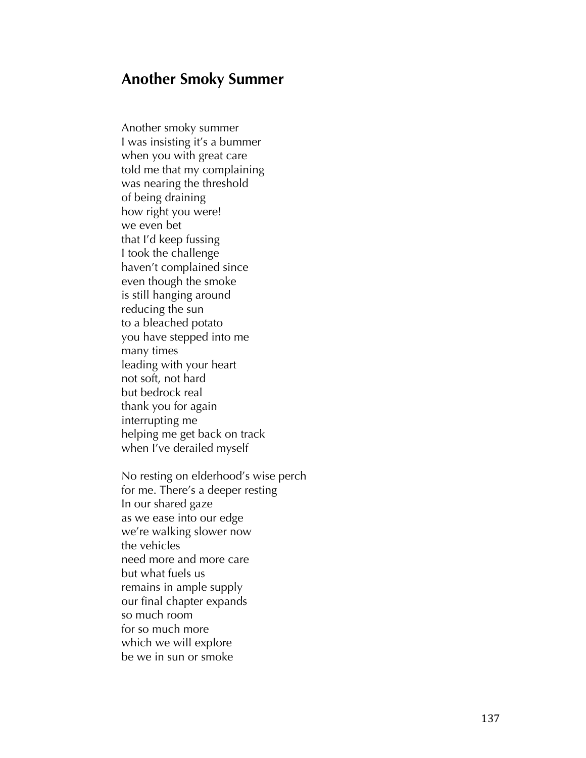## Another Smoky Summer

Another smoky summer  
I was insisting it's a bummer  
when you with great care  
told me that my complaining  
was nearing the threshold  
of being draining  
how right you were!  
we even bet  
that I'd keep fussing  
I took the challenge  
haven't complained since  
even though the smoke  
is still hanging around  
reducing the sun  
to a bleached potato  
you have stepped into me  
many times  
leading with your heart  
not soft, not hard  
but bedrock real  
thank you for again  
interrupting me  
helping me get back on track  
when I've derailed myself

No resting on elderhood's wise perch  
for me. There's a deeper resting  
In our shared gaze  
as we ease into our edge  
we're walking slower now  
the vehicles  
need more and more care  
but what fuels us  
remains in ample supply  
our final chapter expands  
so much room  
for so much more  
which we will explore  
be we in sun or smoke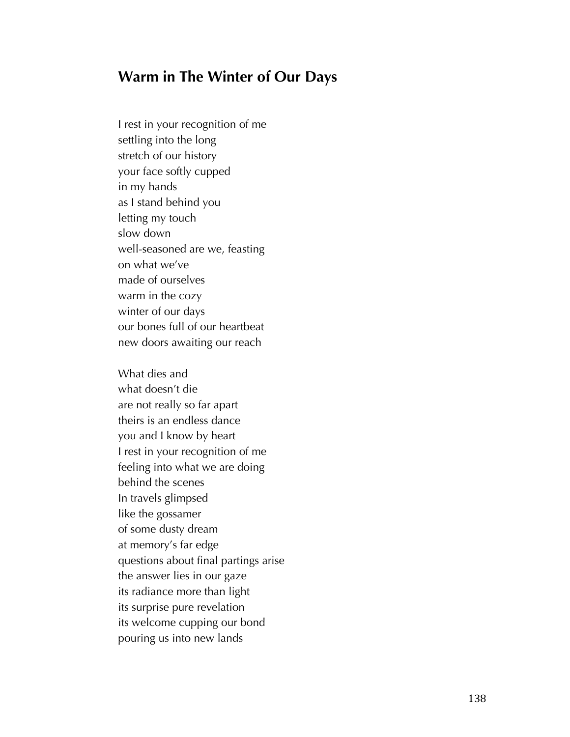## Warm in The Winter of Our Days

I rest in your recognition of me  
settling into the long  
stretch of our history  
your face softly cupped  
in my hands  
as I stand behind you  
letting my touch  
slow down  
well-seasoned are we, feasting  
on what we've  
made of ourselves  
warm in the cozy  
winter of our days  
our bones full of our heartbeat  
new doors awaiting our reach

What dies and  
what doesn't die  
are not really so far apart  
theirs is an endless dance  
you and I know by heart  
I rest in your recognition of me  
feeling into what we are doing  
behind the scenes  
In travels glimpsed  
like the gossamer  
of some dusty dream  
at memory's far edge  
questions about final partings arise  
the answer lies in our gaze  
its radiance more than light  
its surprise pure revelation  
its welcome cupping our bond  
pouring us into new lands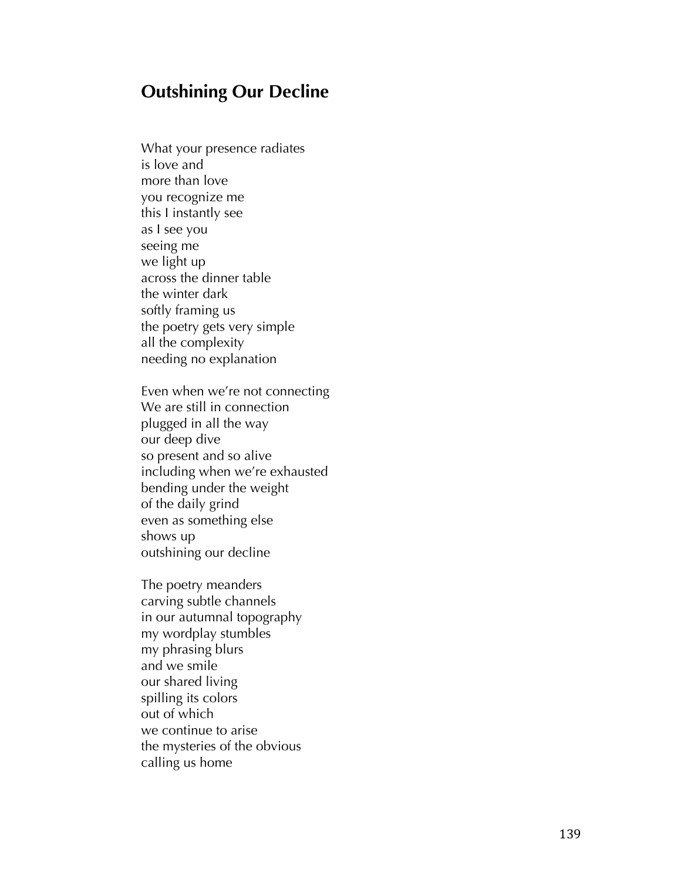## Outshining Our Decline

What your presence radiates  
is love and  
more than love  
you recognize me  
this I instantly see  
as I see you  
seeing me  
we light up  
across the dinner table  
the winter dark  
softly framing us  
the poetry gets very simple  
all the complexity  
needing no explanation

Even when we're not connecting  
We are still in connection  
plugged in all the way  
our deep dive  
so present and so alive  
including when we're exhausted  
bending under the weight  
of the daily grind  
even as something else  
shows up  
outshining our decline

The poetry meanders  
carving subtle channels  
in our autumnal topography  
my wordplay stumbles  
my phrasing blurs  
and we smile  
our shared living  
spilling its colors  
out of which  
we continue to arise  
the mysteries of the obvious  
calling us home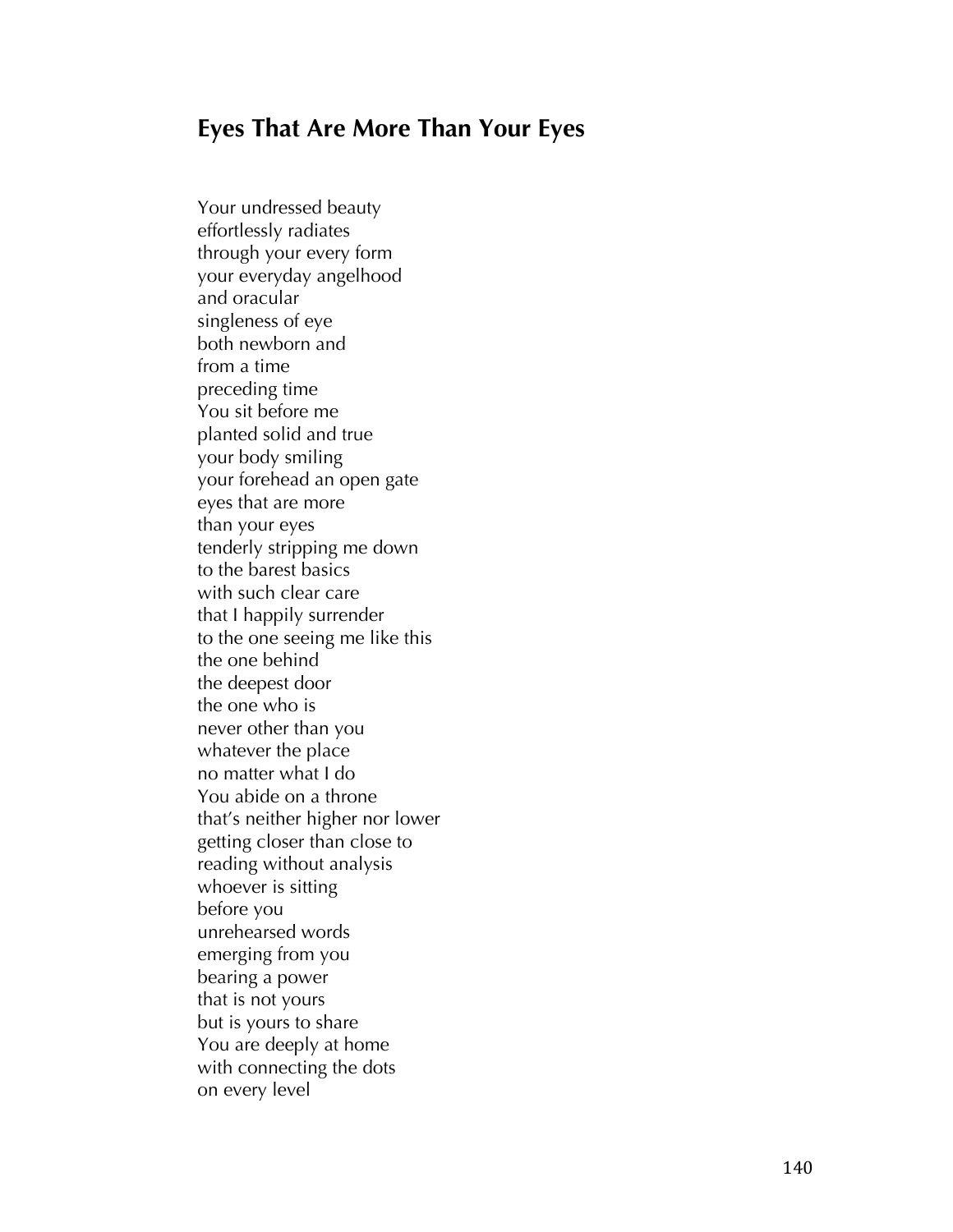## Eyes That Are More Than Your Eyes

Your undressed beauty  
effortlessly radiates  
through your every form  
your everyday angelhood  
and oracular  
singleness of eye  
both newborn and  
from a time  
preceding time  
You sit before me  
planted solid and true  
your body smiling  
your forehead an open gate  
eyes that are more  
than your eyes  
tenderly stripping me down  
to the barest basics  
with such clear care  
that I happily surrender  
to the one seeing me like this  
the one behind  
the deepest door  
the one who is  
never other than you  
whatever the place  
no matter what I do  
You abide on a throne  
that's neither higher nor lower  
getting closer than close to  
reading without analysis  
whoever is sitting  
before you  
unrehearsed words  
emerging from you  
bearing a power  
that is not yours  
but is yours to share  
You are deeply at home  
with connecting the dots  
on every level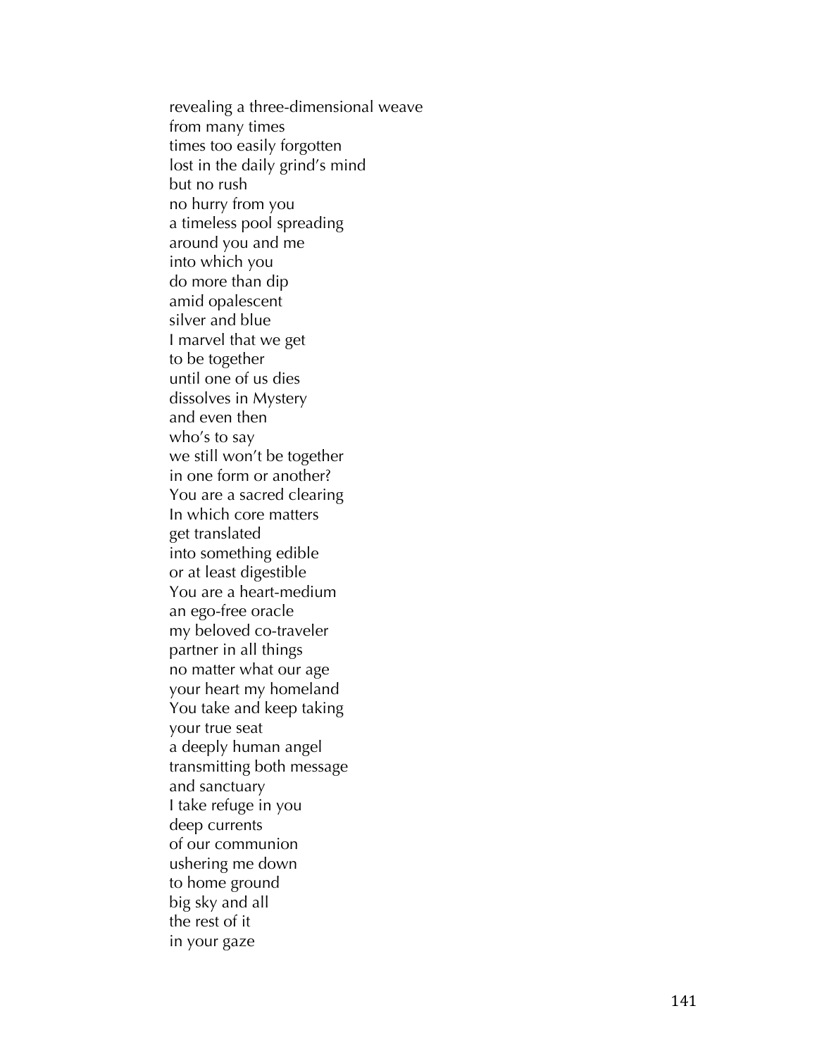revealing a three-dimensional weave  
from many times  
times too easily forgotten  
lost in the daily grind's mind  
but no rush  
no hurry from you  
a timeless pool spreading  
around you and me  
into which you  
do more than dip  
amid opalescent  
silver and blue  
I marvel that we get  
to be together  
until one of us dies  
dissolves in Mystery  
and even then  
who's to say  
we still won't be together  
in one form or another?  
You are a sacred clearing  
In which core matters  
get translated  
into something edible  
or at least digestible  
You are a heart-medium  
an ego-free oracle  
my beloved co-traveler  
partner in all things  
no matter what our age  
your heart my homeland  
You take and keep taking  
your true seat  
a deeply human angel  
transmitting both message  
and sanctuary  
I take refuge in you  
deep currents  
of our communion  
ushering me down  
to home ground  
big sky and all  
the rest of it  
in your gaze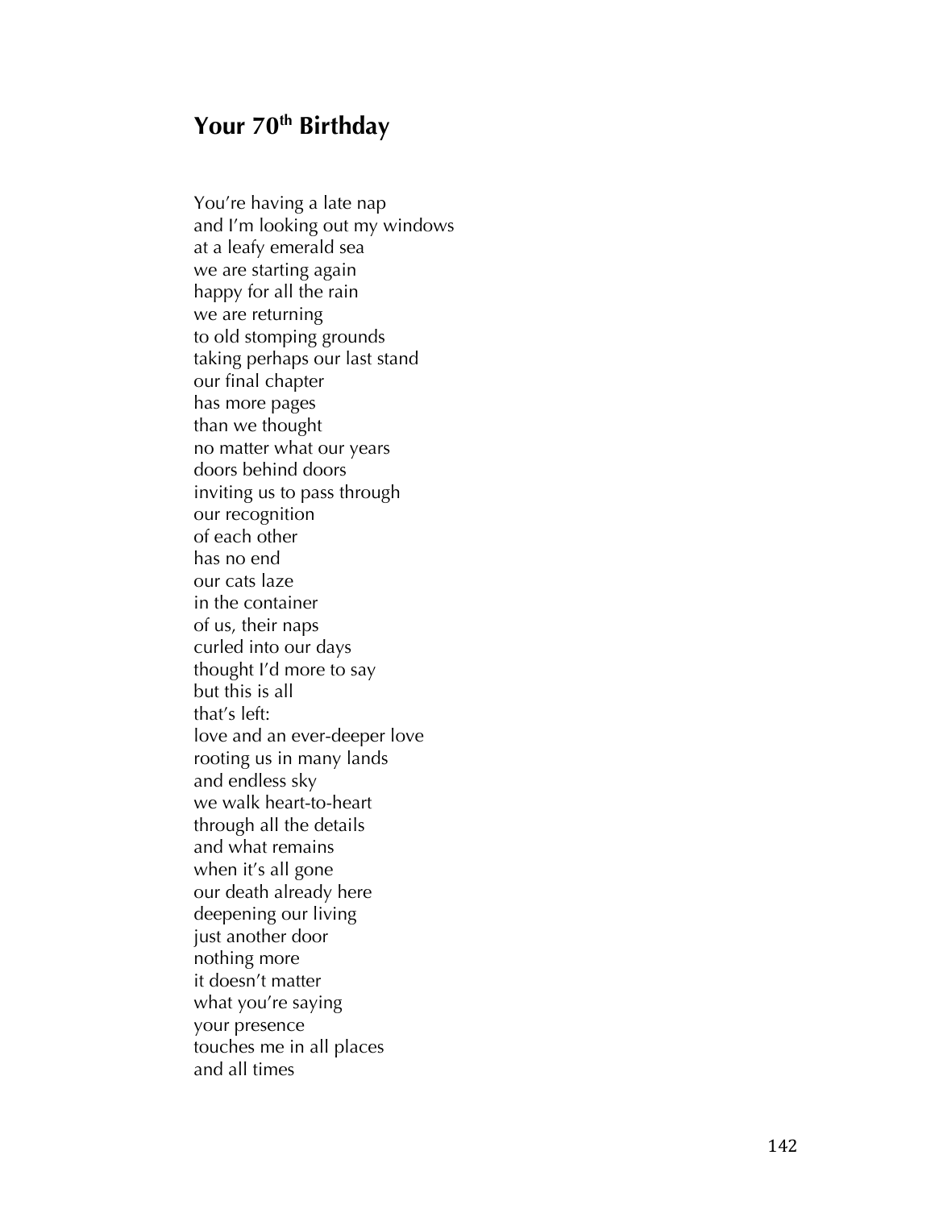## Your 70th Birthday

You're having a late nap  
and I'm looking out my windows  
at a leafy emerald sea  
we are starting again  
happy for all the rain  
we are returning  
to old stomping grounds  
taking perhaps our last stand  
our final chapter  
has more pages  
than we thought  
no matter what our years  
doors behind doors  
inviting us to pass through  
our recognition  
of each other  
has no end  
our cats laze  
in the container  
of us, their naps  
curled into our days  
thought I'd more to say  
but this is all  
that's left:  
love and an ever-deeper love  
rooting us in many lands  
and endless sky  
we walk heart-to-heart  
through all the details  
and what remains  
when it's all gone  
our death already here  
deepening our living  
just another door  
nothing more  
it doesn't matter  
what you're saying  
your presence  
touches me in all places  
and all times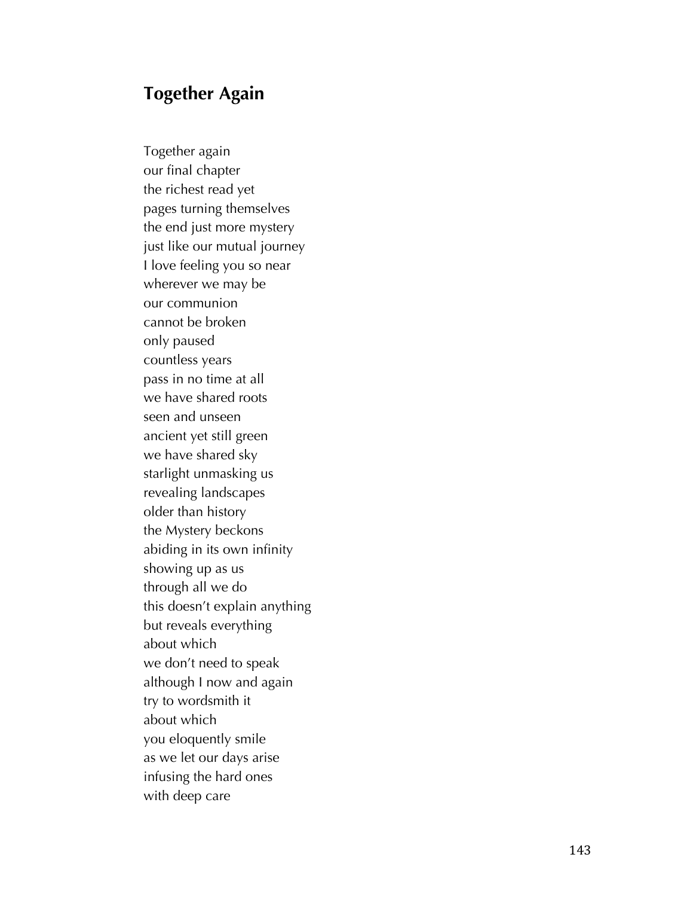## Together Again

Together again  
our final chapter  
the richest read yet  
pages turning themselves  
the end just more mystery  
just like our mutual journey  
I love feeling you so near  
wherever we may be  
our communion  
cannot be broken  
only paused  
countless years  
pass in no time at all  
we have shared roots  
seen and unseen  
ancient yet still green  
we have shared sky  
starlight unmasking us  
revealing landscapes  
older than history  
the Mystery beckons  
abiding in its own infinity  
showing up as us  
through all we do  
this doesn't explain anything  
but reveals everything  
about which  
we don't need to speak  
although I now and again  
try to wordsmith it  
about which  
you eloquently smile  
as we let our days arise  
infusing the hard ones  
with deep care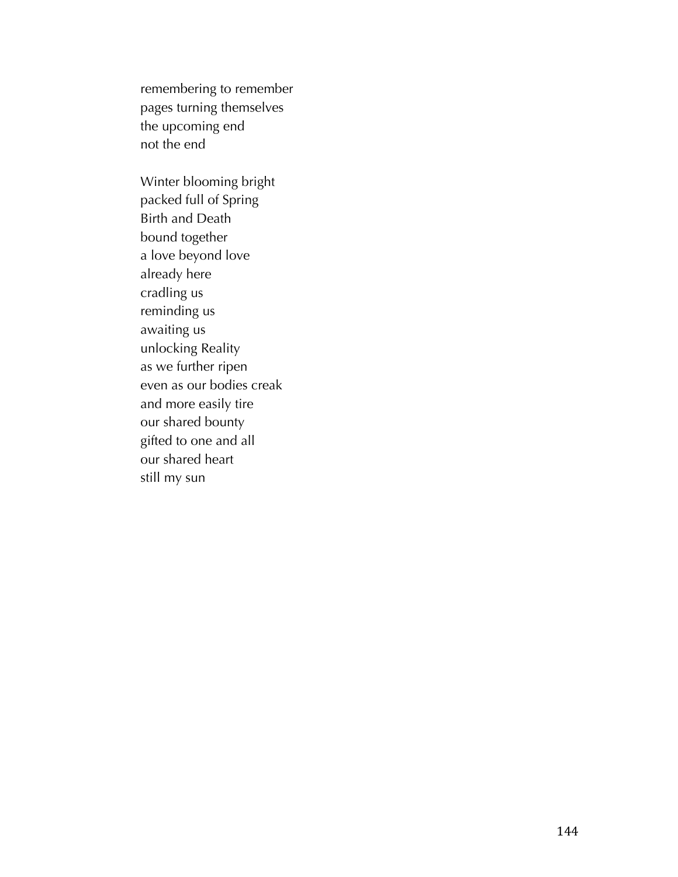remembering to remember
pages turning themselves
the upcoming end
not the end

Winter blooming bright
packed full of Spring
Birth and Death
bound together
a love beyond love
already here
cradling us
reminding us
awaiting us
unlocking Reality
as we further ripen
even as our bodies creak
and more easily tire
our shared bounty
gifted to one and all
our shared heart
still my sun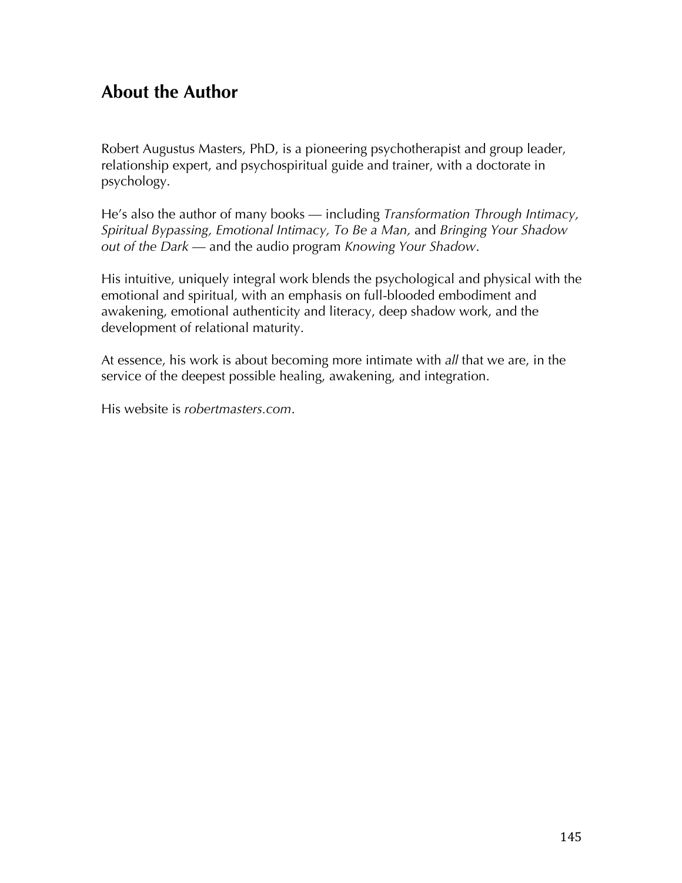## About the Author

Robert Augustus Masters, PhD, is a pioneering psychotherapist and group leader, relationship expert, and psychospiritual guide and trainer, with a doctorate in psychology.

He's also the author of many books — including *Transformation Through Intimacy, Spiritual Bypassing, Emotional Intimacy, To Be a Man,* and *Bringing Your Shadow out of the Dark* — and the audio program *Knowing Your Shadow*.

His intuitive, uniquely integral work blends the psychological and physical with the emotional and spiritual, with an emphasis on full-blooded embodiment and awakening, emotional authenticity and literacy, deep shadow work, and the development of relational maturity.

At essence, his work is about becoming more intimate with *all* that we are, in the service of the deepest possible healing, awakening, and integration.

His website is *robertmasters.com*.